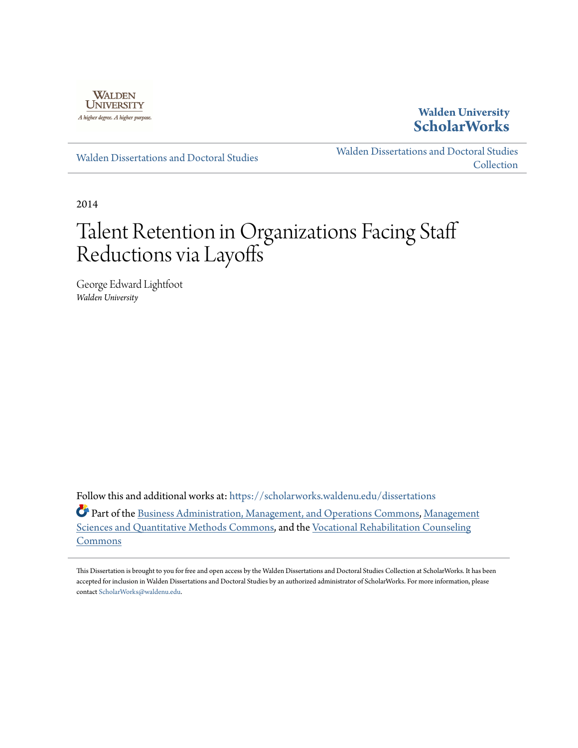Walden University
A higher degree. A higher purpose.

**Walden University ScholarWorks**

Walden Dissertations and Doctoral Studies

Walden Dissertations and Doctoral Studies Collection

2014

# Talent Retention in Organizations Facing Staff Reductions via Layoffs

George Edward Lightfoot
*Walden University*

Follow this and additional works at: https://scholarworks.waldenu.edu/dissertations

Part of the Business Administration, Management, and Operations Commons, Management Sciences and Quantitative Methods Commons, and the Vocational Rehabilitation Counseling Commons

This Dissertation is brought to you for free and open access by the Walden Dissertations and Doctoral Studies Collection at ScholarWorks. It has been accepted for inclusion in Walden Dissertations and Doctoral Studies by an authorized administrator of ScholarWorks. For more information, please contact ScholarWorks@waldenu.edu.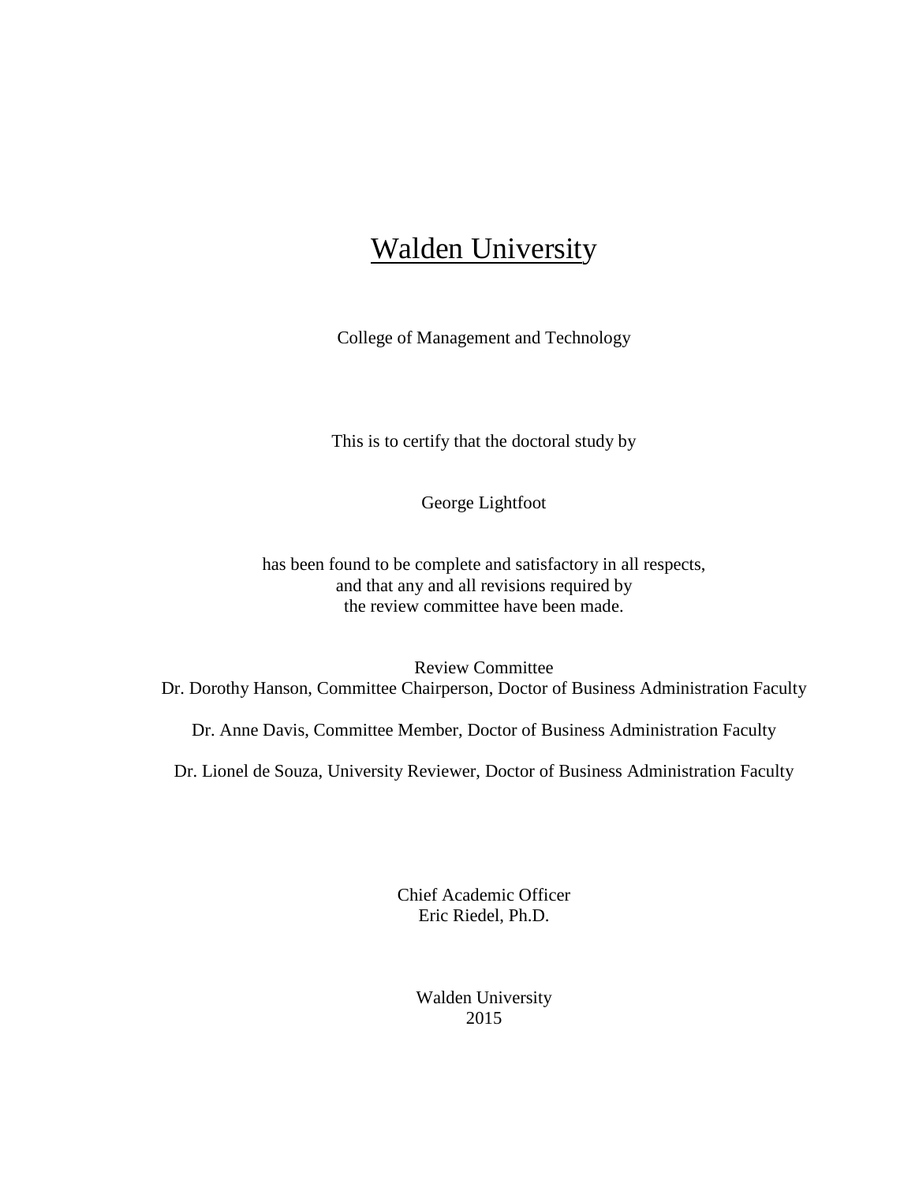# Walden University

College of Management and Technology

This is to certify that the doctoral study by

George Lightfoot

has been found to be complete and satisfactory in all respects,
and that any and all revisions required by
the review committee have been made.

Review Committee
Dr. Dorothy Hanson, Committee Chairperson, Doctor of Business Administration Faculty

Dr. Anne Davis, Committee Member, Doctor of Business Administration Faculty

Dr. Lionel de Souza, University Reviewer, Doctor of Business Administration Faculty

Chief Academic Officer
Eric Riedel, Ph.D.

Walden University
2015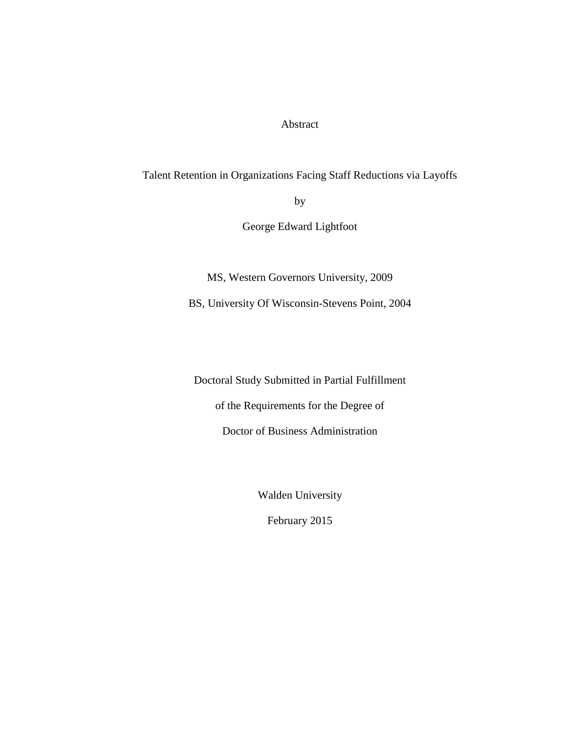Abstract

Talent Retention in Organizations Facing Staff Reductions via Layoffs

by

George Edward Lightfoot

MS, Western Governors University, 2009

BS, University Of Wisconsin-Stevens Point, 2004

Doctoral Study Submitted in Partial Fulfillment

of the Requirements for the Degree of

Doctor of Business Administration

Walden University

February 2015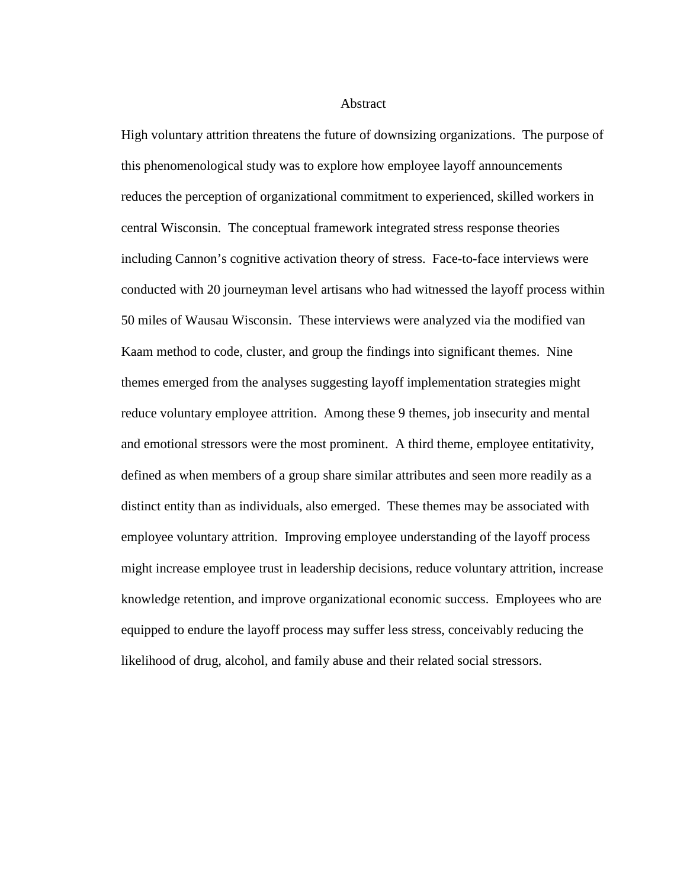# Abstract

High voluntary attrition threatens the future of downsizing organizations. The purpose of this phenomenological study was to explore how employee layoff announcements reduces the perception of organizational commitment to experienced, skilled workers in central Wisconsin. The conceptual framework integrated stress response theories including Cannon's cognitive activation theory of stress. Face-to-face interviews were conducted with 20 journeyman level artisans who had witnessed the layoff process within 50 miles of Wausau Wisconsin. These interviews were analyzed via the modified van Kaam method to code, cluster, and group the findings into significant themes. Nine themes emerged from the analyses suggesting layoff implementation strategies might reduce voluntary employee attrition. Among these 9 themes, job insecurity and mental and emotional stressors were the most prominent. A third theme, employee entitativity, defined as when members of a group share similar attributes and seen more readily as a distinct entity than as individuals, also emerged. These themes may be associated with employee voluntary attrition. Improving employee understanding of the layoff process might increase employee trust in leadership decisions, reduce voluntary attrition, increase knowledge retention, and improve organizational economic success. Employees who are equipped to endure the layoff process may suffer less stress, conceivably reducing the likelihood of drug, alcohol, and family abuse and their related social stressors.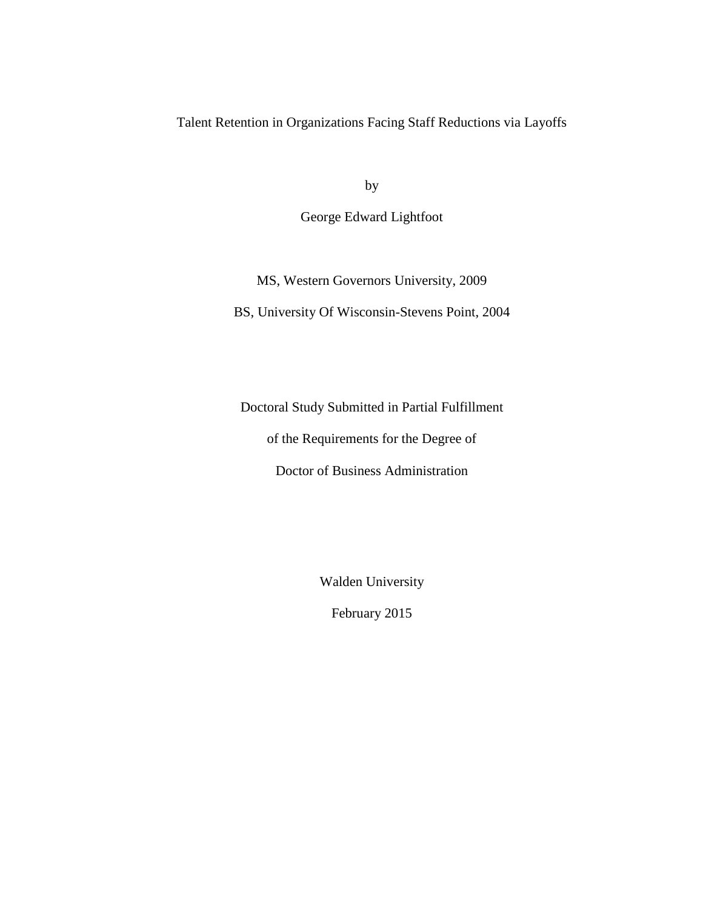Talent Retention in Organizations Facing Staff Reductions via Layoffs

by

George Edward Lightfoot

MS, Western Governors University, 2009

BS, University Of Wisconsin-Stevens Point, 2004

Doctoral Study Submitted in Partial Fulfillment

of the Requirements for the Degree of

Doctor of Business Administration

Walden University

February 2015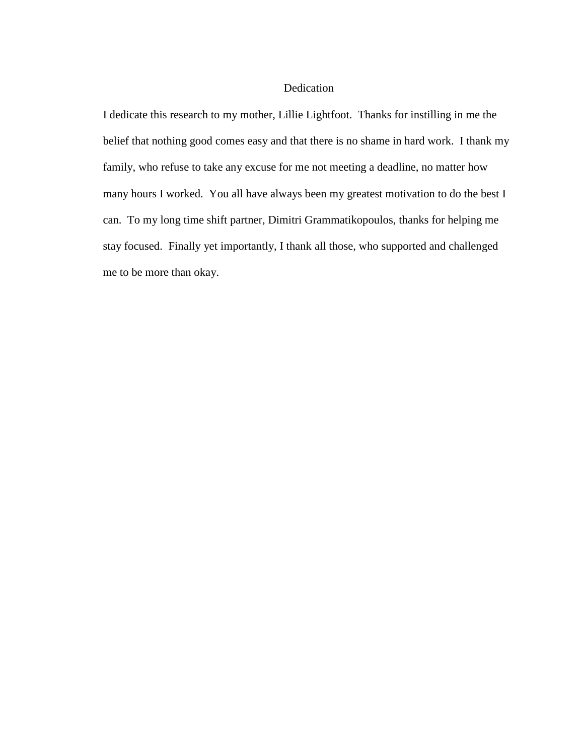# Dedication

I dedicate this research to my mother, Lillie Lightfoot. Thanks for instilling in me the belief that nothing good comes easy and that there is no shame in hard work. I thank my family, who refuse to take any excuse for me not meeting a deadline, no matter how many hours I worked. You all have always been my greatest motivation to do the best I can. To my long time shift partner, Dimitri Grammatikopoulos, thanks for helping me stay focused. Finally yet importantly, I thank all those, who supported and challenged me to be more than okay.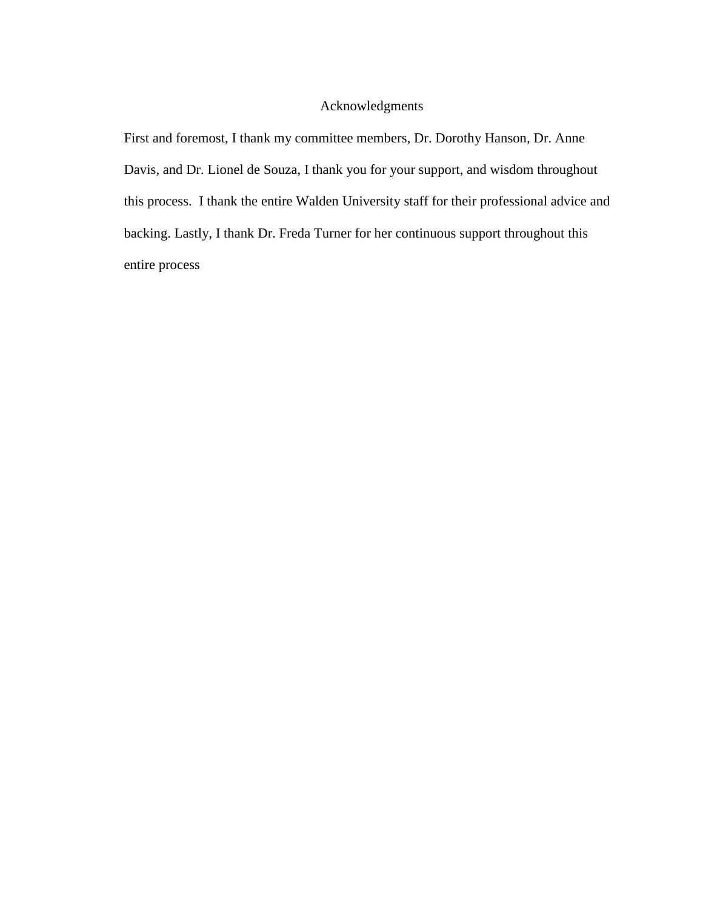# Acknowledgments

First and foremost, I thank my committee members, Dr. Dorothy Hanson, Dr. Anne Davis, and Dr. Lionel de Souza, I thank you for your support, and wisdom throughout this process. I thank the entire Walden University staff for their professional advice and backing. Lastly, I thank Dr. Freda Turner for her continuous support throughout this entire process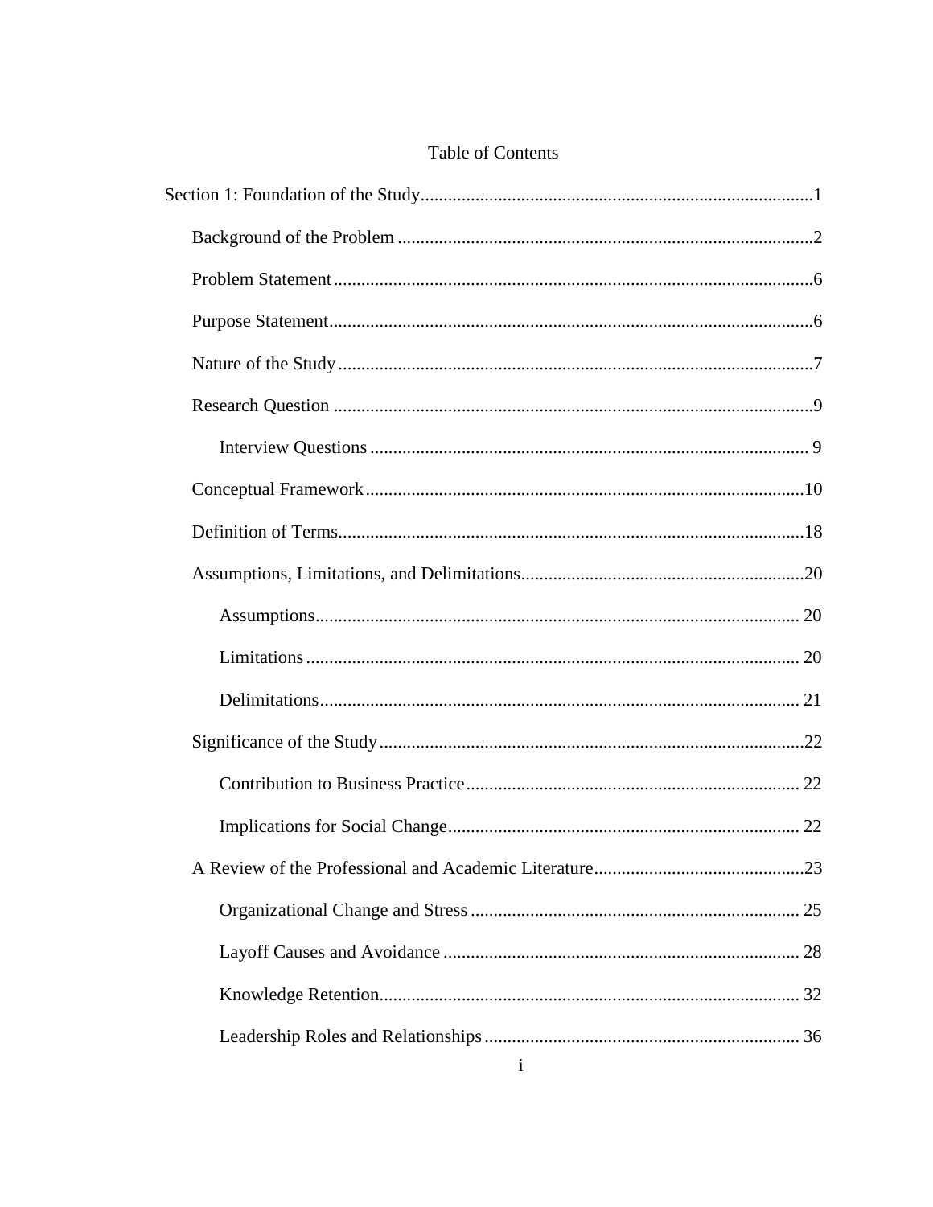# Table of Contents

Section 1: Foundation of the Study....................1

- Background of the Problem....................2
- Problem Statement....................6
- Purpose Statement....................6
- Nature of the Study....................7
- Research Question....................9
  - Interview Questions....................9
- Conceptual Framework....................10
- Definition of Terms....................18
- Assumptions, Limitations, and Delimitations....................20
  - Assumptions....................20
  - Limitations....................20
  - Delimitations....................21
- Significance of the Study....................22
  - Contribution to Business Practice....................22
  - Implications for Social Change....................22
- A Review of the Professional and Academic Literature....................23
  - Organizational Change and Stress....................25
  - Layoff Causes and Avoidance....................28
  - Knowledge Retention....................32
  - Leadership Roles and Relationships....................36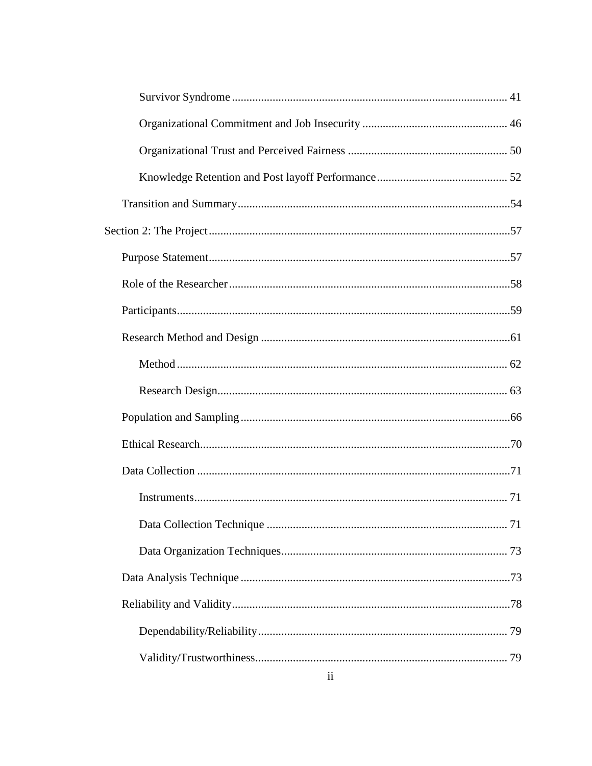Survivor Syndrome ............................................................................................... 41

Organizational Commitment and Job Insecurity .................................................. 46

Organizational Trust and Perceived Fairness ....................................................... 50

Knowledge Retention and Post layoff Performance ............................................ 52

Transition and Summary .............................................................................................54

Section 2: The Project .......................................................................................................57

Purpose Statement .......................................................................................................57

Role of the Researcher ................................................................................................58

Participants ..................................................................................................................59

Research Method and Design .....................................................................................61

Method ................................................................................................................. 62

Research Design .................................................................................................... 63

Population and Sampling ............................................................................................66

Ethical Research ..........................................................................................................70

Data Collection ...........................................................................................................71

Instruments ............................................................................................................ 71

Data Collection Technique ................................................................................... 71

Data Organization Techniques ............................................................................. 73

Data Analysis Technique ............................................................................................73

Reliability and Validity ...............................................................................................78

Dependability/Reliability ...................................................................................... 79

Validity/Trustworthiness ....................................................................................... 79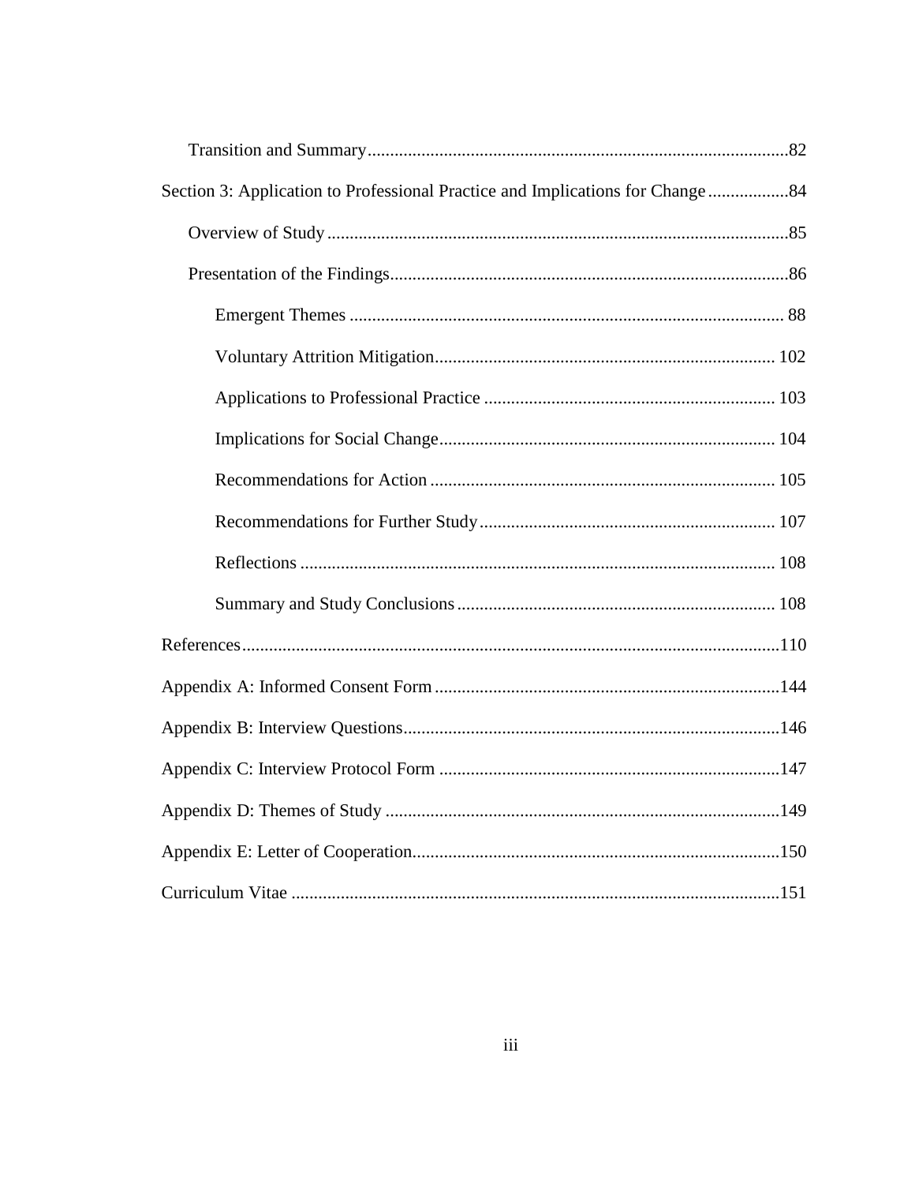Transition and Summary.....82

Section 3: Application to Professional Practice and Implications for Change.....84

Overview of Study.....85

Presentation of the Findings.....86

Emergent Themes.....88

Voluntary Attrition Mitigation.....102

Applications to Professional Practice.....103

Implications for Social Change.....104

Recommendations for Action.....105

Recommendations for Further Study.....107

Reflections.....108

Summary and Study Conclusions.....108

References.....110

Appendix A: Informed Consent Form.....144

Appendix B: Interview Questions.....146

Appendix C: Interview Protocol Form.....147

Appendix D: Themes of Study.....149

Appendix E: Letter of Cooperation.....150

Curriculum Vitae.....151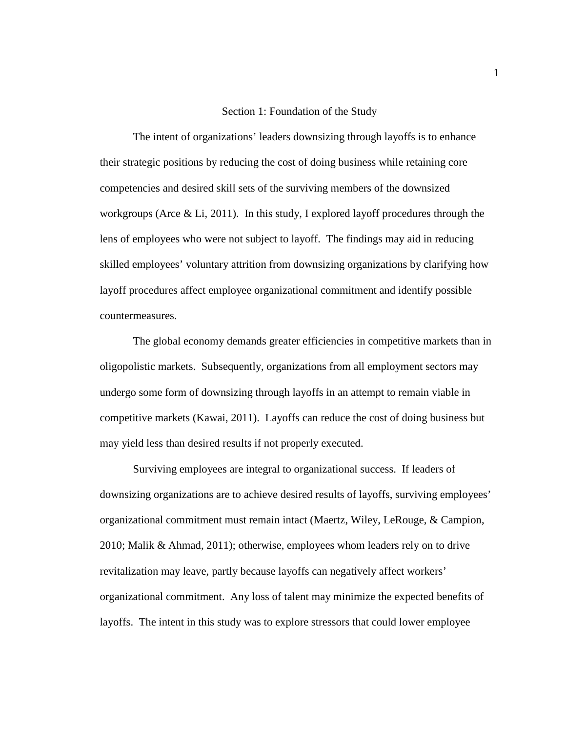# Section 1: Foundation of the Study

The intent of organizations' leaders downsizing through layoffs is to enhance their strategic positions by reducing the cost of doing business while retaining core competencies and desired skill sets of the surviving members of the downsized workgroups (Arce & Li, 2011). In this study, I explored layoff procedures through the lens of employees who were not subject to layoff. The findings may aid in reducing skilled employees' voluntary attrition from downsizing organizations by clarifying how layoff procedures affect employee organizational commitment and identify possible countermeasures.

The global economy demands greater efficiencies in competitive markets than in oligopolistic markets. Subsequently, organizations from all employment sectors may undergo some form of downsizing through layoffs in an attempt to remain viable in competitive markets (Kawai, 2011). Layoffs can reduce the cost of doing business but may yield less than desired results if not properly executed.

Surviving employees are integral to organizational success. If leaders of downsizing organizations are to achieve desired results of layoffs, surviving employees' organizational commitment must remain intact (Maertz, Wiley, LeRouge, & Campion, 2010; Malik & Ahmad, 2011); otherwise, employees whom leaders rely on to drive revitalization may leave, partly because layoffs can negatively affect workers' organizational commitment. Any loss of talent may minimize the expected benefits of layoffs. The intent in this study was to explore stressors that could lower employee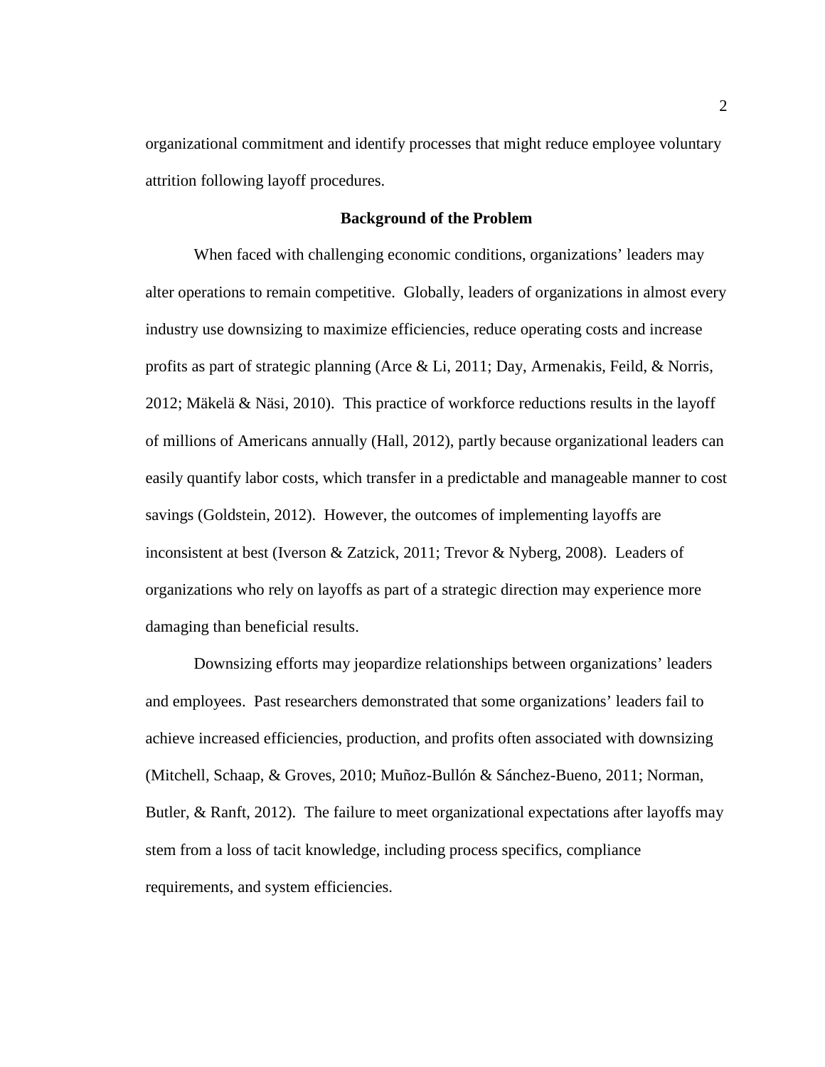organizational commitment and identify processes that might reduce employee voluntary attrition following layoff procedures.

## Background of the Problem

When faced with challenging economic conditions, organizations' leaders may alter operations to remain competitive. Globally, leaders of organizations in almost every industry use downsizing to maximize efficiencies, reduce operating costs and increase profits as part of strategic planning (Arce & Li, 2011; Day, Armenakis, Feild, & Norris, 2012; Mäkelä & Näsi, 2010). This practice of workforce reductions results in the layoff of millions of Americans annually (Hall, 2012), partly because organizational leaders can easily quantify labor costs, which transfer in a predictable and manageable manner to cost savings (Goldstein, 2012). However, the outcomes of implementing layoffs are inconsistent at best (Iverson & Zatzick, 2011; Trevor & Nyberg, 2008). Leaders of organizations who rely on layoffs as part of a strategic direction may experience more damaging than beneficial results.

Downsizing efforts may jeopardize relationships between organizations' leaders and employees. Past researchers demonstrated that some organizations' leaders fail to achieve increased efficiencies, production, and profits often associated with downsizing (Mitchell, Schaap, & Groves, 2010; Muñoz-Bullón & Sánchez-Bueno, 2011; Norman, Butler, & Ranft, 2012). The failure to meet organizational expectations after layoffs may stem from a loss of tacit knowledge, including process specifics, compliance requirements, and system efficiencies.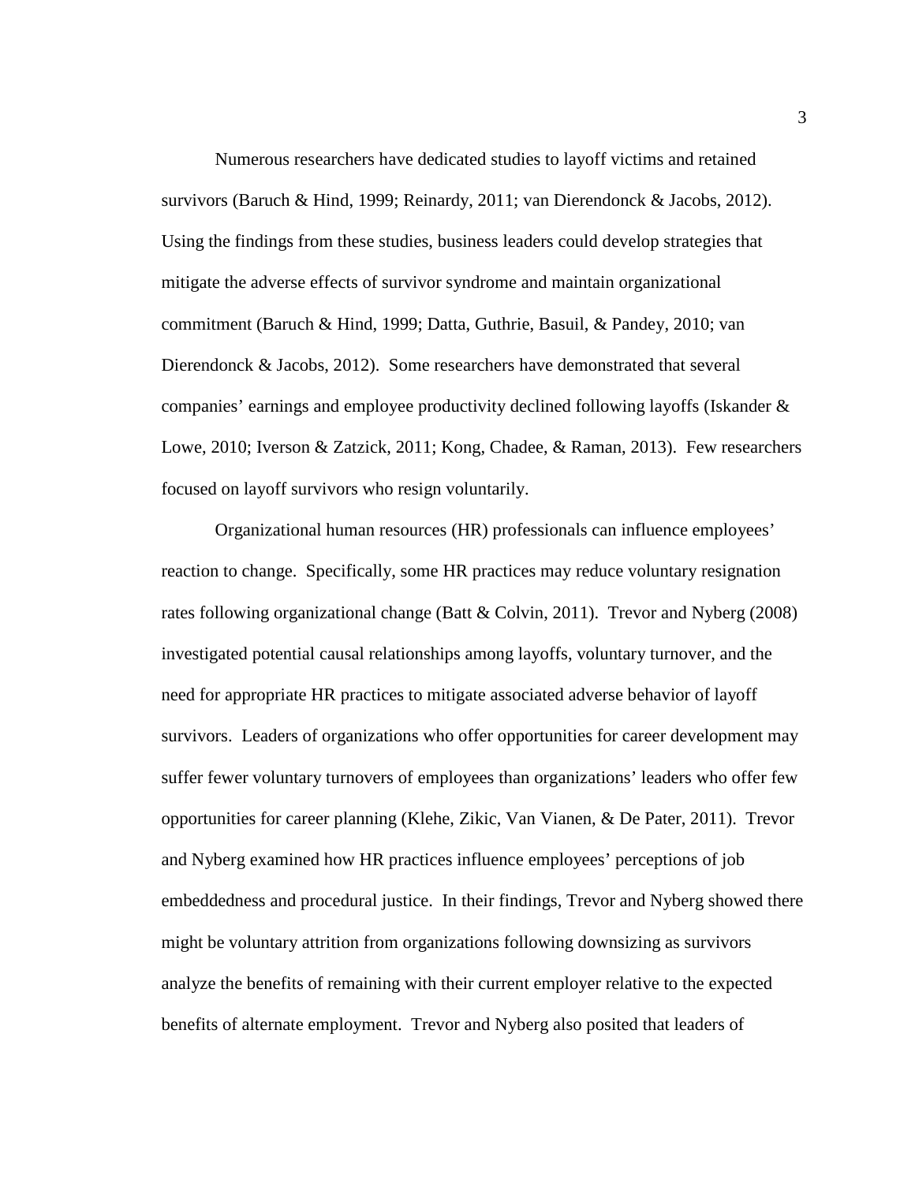Numerous researchers have dedicated studies to layoff victims and retained survivors (Baruch & Hind, 1999; Reinardy, 2011; van Dierendonck & Jacobs, 2012). Using the findings from these studies, business leaders could develop strategies that mitigate the adverse effects of survivor syndrome and maintain organizational commitment (Baruch & Hind, 1999; Datta, Guthrie, Basuil, & Pandey, 2010; van Dierendonck & Jacobs, 2012). Some researchers have demonstrated that several companies' earnings and employee productivity declined following layoffs (Iskander & Lowe, 2010; Iverson & Zatzick, 2011; Kong, Chadee, & Raman, 2013). Few researchers focused on layoff survivors who resign voluntarily.

Organizational human resources (HR) professionals can influence employees' reaction to change. Specifically, some HR practices may reduce voluntary resignation rates following organizational change (Batt & Colvin, 2011). Trevor and Nyberg (2008) investigated potential causal relationships among layoffs, voluntary turnover, and the need for appropriate HR practices to mitigate associated adverse behavior of layoff survivors. Leaders of organizations who offer opportunities for career development may suffer fewer voluntary turnovers of employees than organizations' leaders who offer few opportunities for career planning (Klehe, Zikic, Van Vianen, & De Pater, 2011). Trevor and Nyberg examined how HR practices influence employees' perceptions of job embeddedness and procedural justice. In their findings, Trevor and Nyberg showed there might be voluntary attrition from organizations following downsizing as survivors analyze the benefits of remaining with their current employer relative to the expected benefits of alternate employment. Trevor and Nyberg also posited that leaders of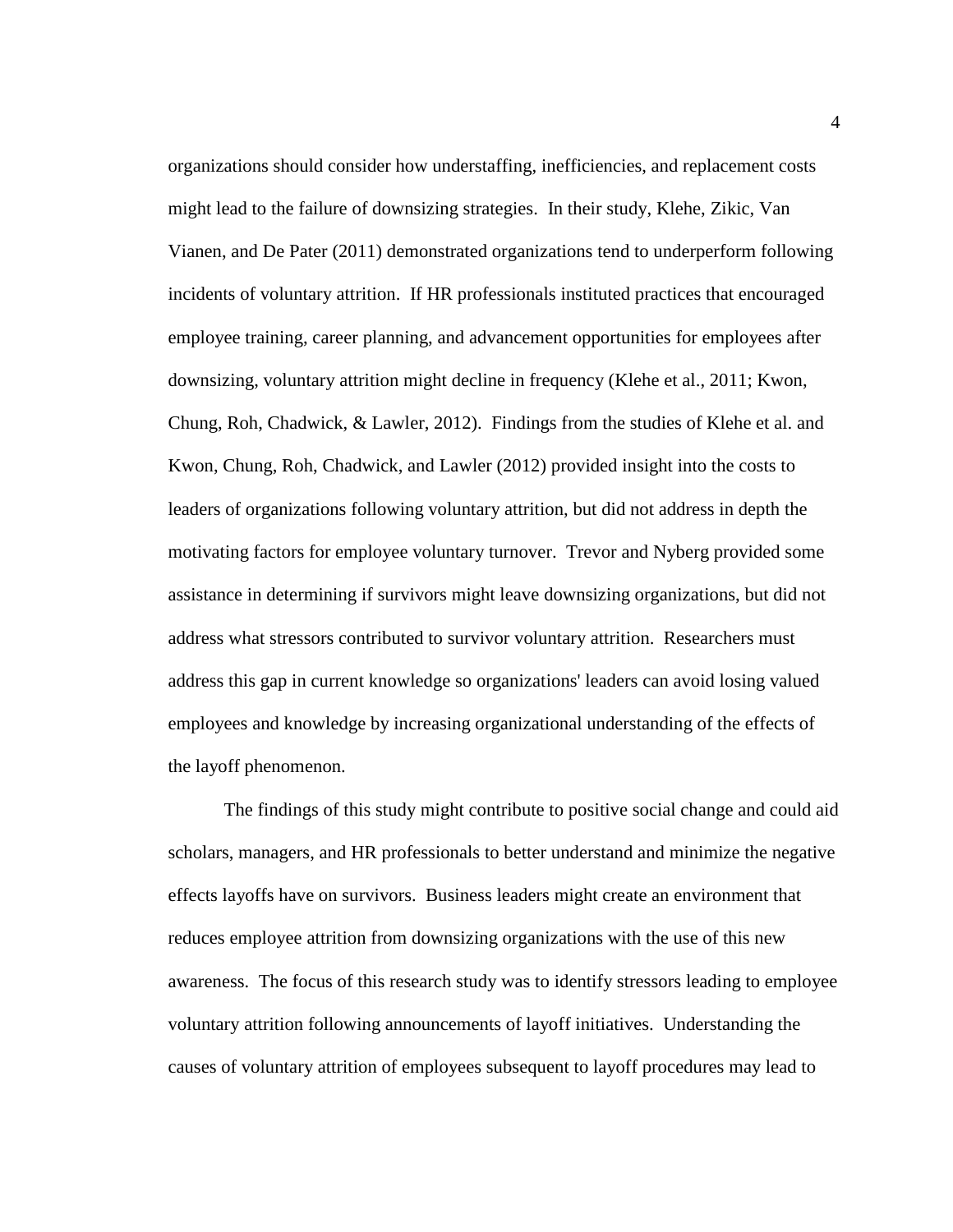organizations should consider how understaffing, inefficiencies, and replacement costs might lead to the failure of downsizing strategies. In their study, Klehe, Zikic, Van Vianen, and De Pater (2011) demonstrated organizations tend to underperform following incidents of voluntary attrition. If HR professionals instituted practices that encouraged employee training, career planning, and advancement opportunities for employees after downsizing, voluntary attrition might decline in frequency (Klehe et al., 2011; Kwon, Chung, Roh, Chadwick, & Lawler, 2012). Findings from the studies of Klehe et al. and Kwon, Chung, Roh, Chadwick, and Lawler (2012) provided insight into the costs to leaders of organizations following voluntary attrition, but did not address in depth the motivating factors for employee voluntary turnover. Trevor and Nyberg provided some assistance in determining if survivors might leave downsizing organizations, but did not address what stressors contributed to survivor voluntary attrition. Researchers must address this gap in current knowledge so organizations' leaders can avoid losing valued employees and knowledge by increasing organizational understanding of the effects of the layoff phenomenon.

The findings of this study might contribute to positive social change and could aid scholars, managers, and HR professionals to better understand and minimize the negative effects layoffs have on survivors. Business leaders might create an environment that reduces employee attrition from downsizing organizations with the use of this new awareness. The focus of this research study was to identify stressors leading to employee voluntary attrition following announcements of layoff initiatives. Understanding the causes of voluntary attrition of employees subsequent to layoff procedures may lead to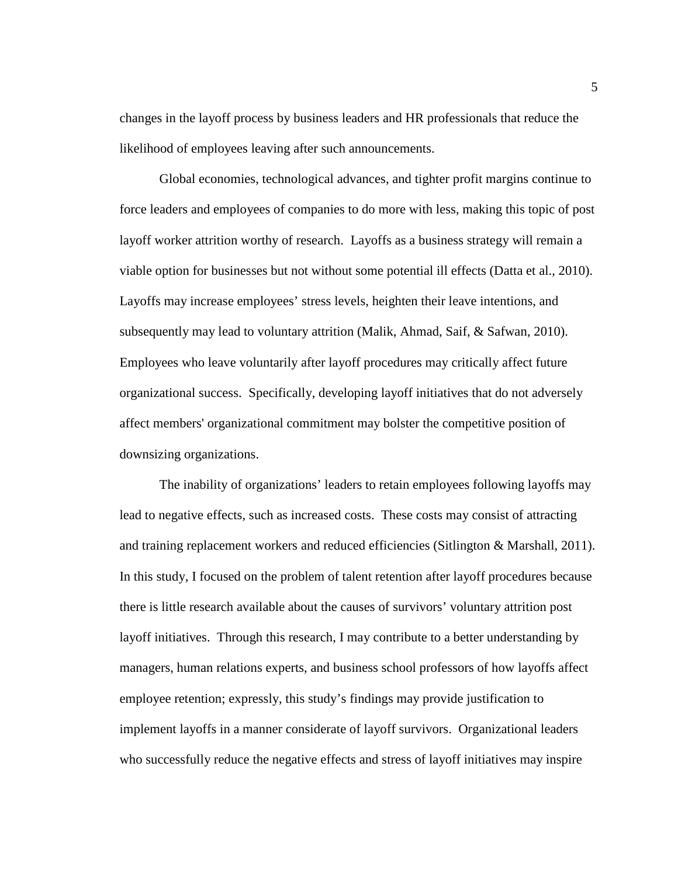changes in the layoff process by business leaders and HR professionals that reduce the likelihood of employees leaving after such announcements.

Global economies, technological advances, and tighter profit margins continue to force leaders and employees of companies to do more with less, making this topic of post layoff worker attrition worthy of research. Layoffs as a business strategy will remain a viable option for businesses but not without some potential ill effects (Datta et al., 2010). Layoffs may increase employees' stress levels, heighten their leave intentions, and subsequently may lead to voluntary attrition (Malik, Ahmad, Saif, & Safwan, 2010). Employees who leave voluntarily after layoff procedures may critically affect future organizational success. Specifically, developing layoff initiatives that do not adversely affect members' organizational commitment may bolster the competitive position of downsizing organizations.

The inability of organizations' leaders to retain employees following layoffs may lead to negative effects, such as increased costs. These costs may consist of attracting and training replacement workers and reduced efficiencies (Sitlington & Marshall, 2011). In this study, I focused on the problem of talent retention after layoff procedures because there is little research available about the causes of survivors' voluntary attrition post layoff initiatives. Through this research, I may contribute to a better understanding by managers, human relations experts, and business school professors of how layoffs affect employee retention; expressly, this study's findings may provide justification to implement layoffs in a manner considerate of layoff survivors. Organizational leaders who successfully reduce the negative effects and stress of layoff initiatives may inspire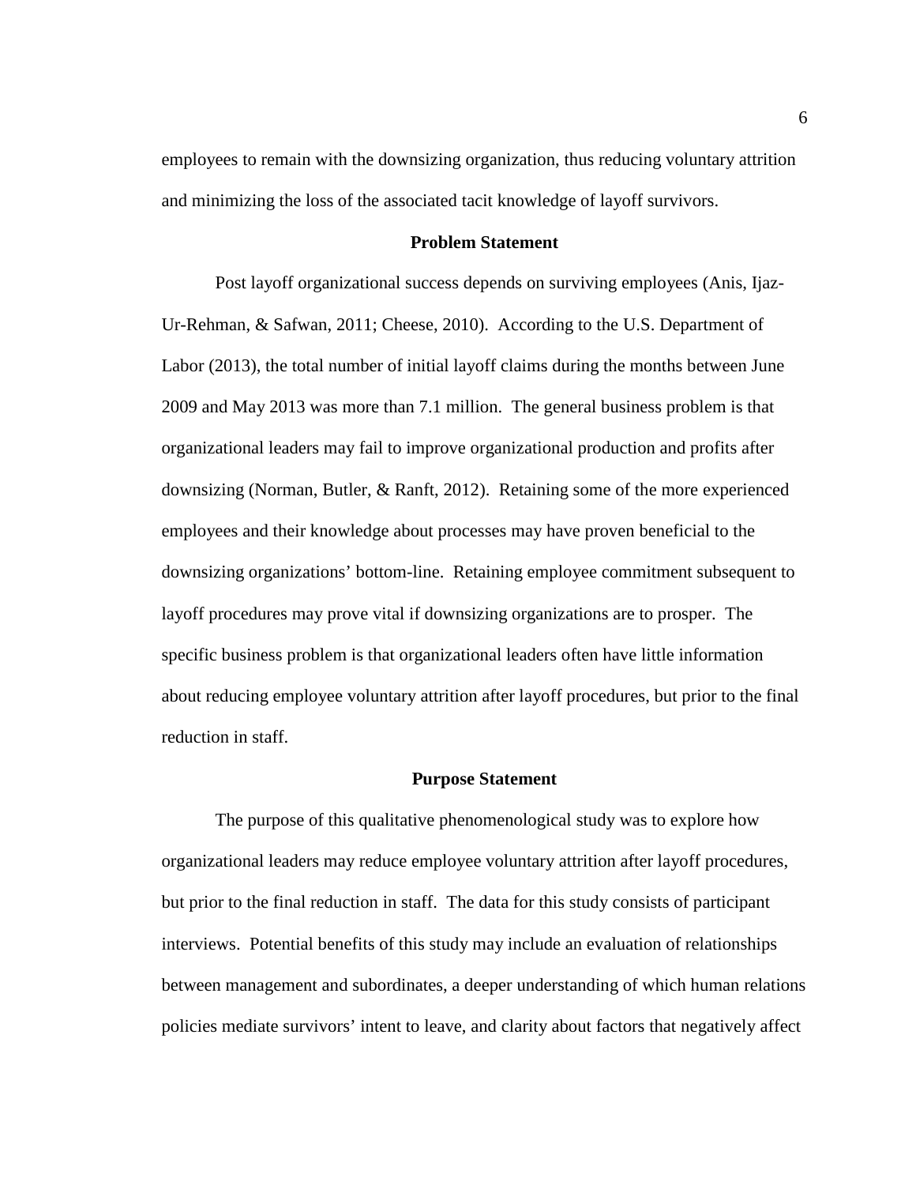employees to remain with the downsizing organization, thus reducing voluntary attrition and minimizing the loss of the associated tacit knowledge of layoff survivors.

## Problem Statement

Post layoff organizational success depends on surviving employees (Anis, Ijaz-Ur-Rehman, & Safwan, 2011; Cheese, 2010). According to the U.S. Department of Labor (2013), the total number of initial layoff claims during the months between June 2009 and May 2013 was more than 7.1 million. The general business problem is that organizational leaders may fail to improve organizational production and profits after downsizing (Norman, Butler, & Ranft, 2012). Retaining some of the more experienced employees and their knowledge about processes may have proven beneficial to the downsizing organizations' bottom-line. Retaining employee commitment subsequent to layoff procedures may prove vital if downsizing organizations are to prosper. The specific business problem is that organizational leaders often have little information about reducing employee voluntary attrition after layoff procedures, but prior to the final reduction in staff.

## Purpose Statement

The purpose of this qualitative phenomenological study was to explore how organizational leaders may reduce employee voluntary attrition after layoff procedures, but prior to the final reduction in staff. The data for this study consists of participant interviews. Potential benefits of this study may include an evaluation of relationships between management and subordinates, a deeper understanding of which human relations policies mediate survivors' intent to leave, and clarity about factors that negatively affect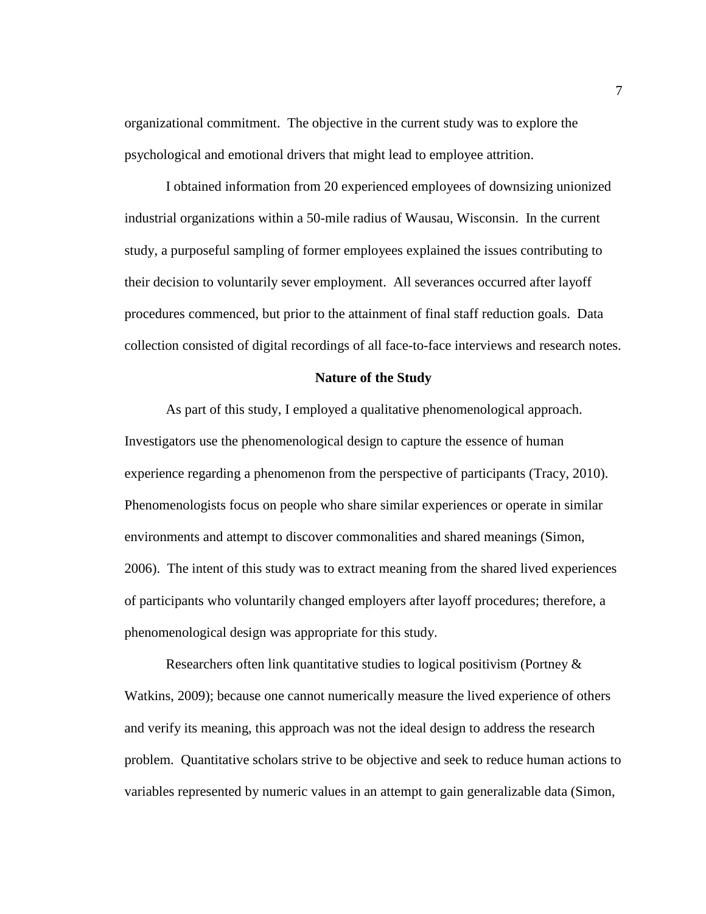organizational commitment. The objective in the current study was to explore the psychological and emotional drivers that might lead to employee attrition.

I obtained information from 20 experienced employees of downsizing unionized industrial organizations within a 50-mile radius of Wausau, Wisconsin. In the current study, a purposeful sampling of former employees explained the issues contributing to their decision to voluntarily sever employment. All severances occurred after layoff procedures commenced, but prior to the attainment of final staff reduction goals. Data collection consisted of digital recordings of all face-to-face interviews and research notes.

## Nature of the Study

As part of this study, I employed a qualitative phenomenological approach. Investigators use the phenomenological design to capture the essence of human experience regarding a phenomenon from the perspective of participants (Tracy, 2010). Phenomenologists focus on people who share similar experiences or operate in similar environments and attempt to discover commonalities and shared meanings (Simon, 2006). The intent of this study was to extract meaning from the shared lived experiences of participants who voluntarily changed employers after layoff procedures; therefore, a phenomenological design was appropriate for this study.

Researchers often link quantitative studies to logical positivism (Portney & Watkins, 2009); because one cannot numerically measure the lived experience of others and verify its meaning, this approach was not the ideal design to address the research problem. Quantitative scholars strive to be objective and seek to reduce human actions to variables represented by numeric values in an attempt to gain generalizable data (Simon,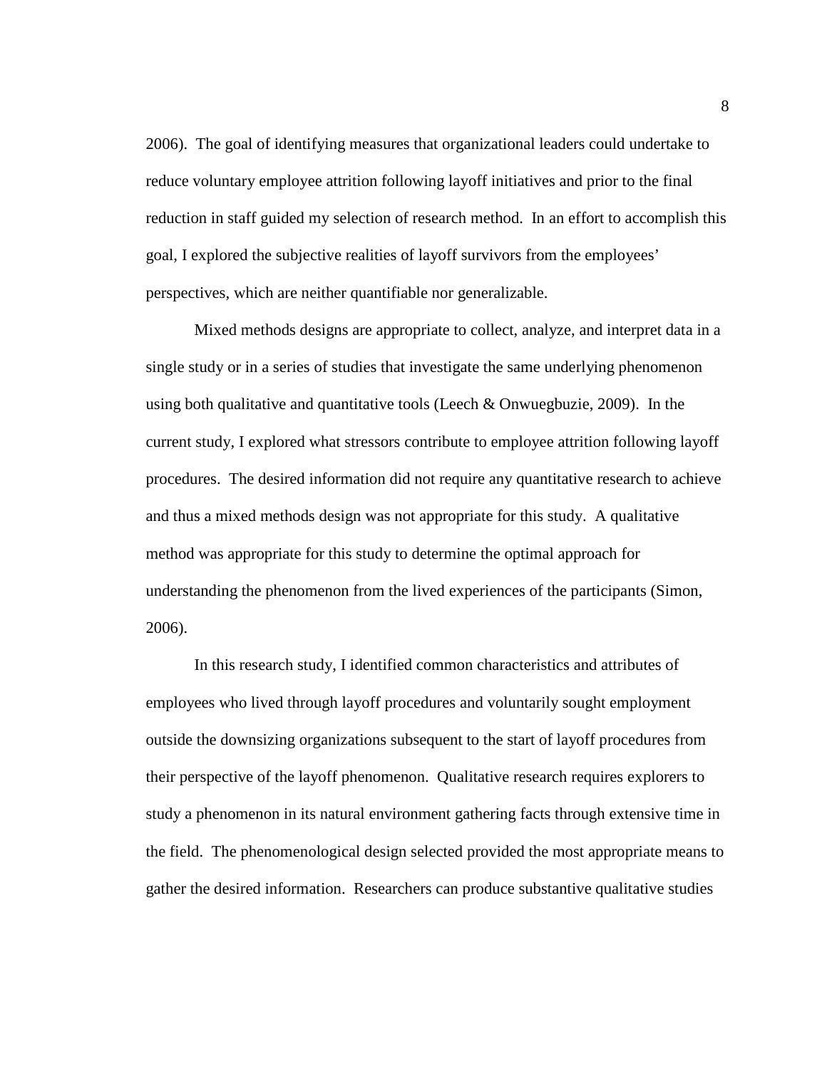2006). The goal of identifying measures that organizational leaders could undertake to reduce voluntary employee attrition following layoff initiatives and prior to the final reduction in staff guided my selection of research method. In an effort to accomplish this goal, I explored the subjective realities of layoff survivors from the employees' perspectives, which are neither quantifiable nor generalizable.

Mixed methods designs are appropriate to collect, analyze, and interpret data in a single study or in a series of studies that investigate the same underlying phenomenon using both qualitative and quantitative tools (Leech & Onwuegbuzie, 2009). In the current study, I explored what stressors contribute to employee attrition following layoff procedures. The desired information did not require any quantitative research to achieve and thus a mixed methods design was not appropriate for this study. A qualitative method was appropriate for this study to determine the optimal approach for understanding the phenomenon from the lived experiences of the participants (Simon, 2006).

In this research study, I identified common characteristics and attributes of employees who lived through layoff procedures and voluntarily sought employment outside the downsizing organizations subsequent to the start of layoff procedures from their perspective of the layoff phenomenon. Qualitative research requires explorers to study a phenomenon in its natural environment gathering facts through extensive time in the field. The phenomenological design selected provided the most appropriate means to gather the desired information. Researchers can produce substantive qualitative studies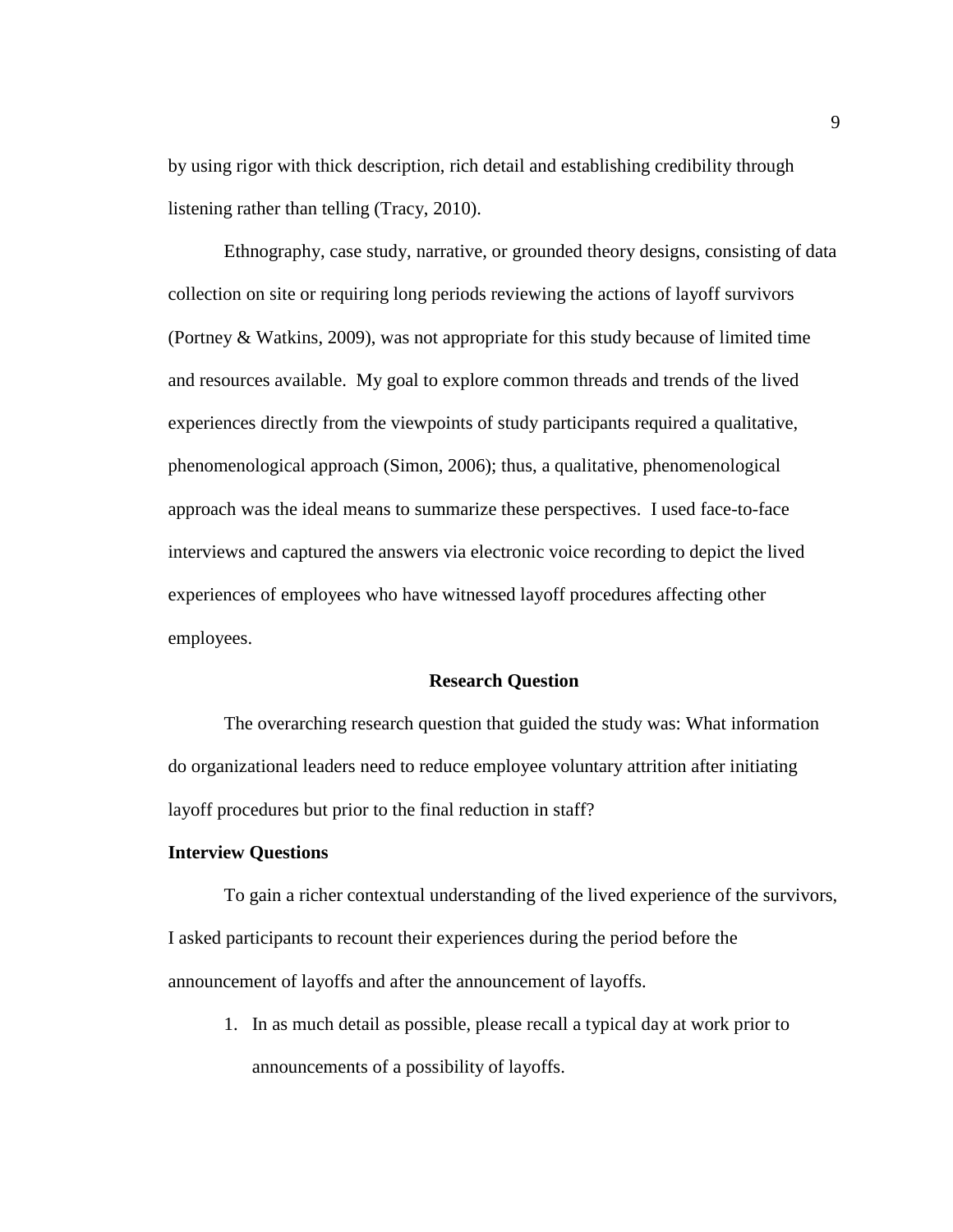by using rigor with thick description, rich detail and establishing credibility through listening rather than telling (Tracy, 2010).

Ethnography, case study, narrative, or grounded theory designs, consisting of data collection on site or requiring long periods reviewing the actions of layoff survivors (Portney & Watkins, 2009), was not appropriate for this study because of limited time and resources available. My goal to explore common threads and trends of the lived experiences directly from the viewpoints of study participants required a qualitative, phenomenological approach (Simon, 2006); thus, a qualitative, phenomenological approach was the ideal means to summarize these perspectives. I used face-to-face interviews and captured the answers via electronic voice recording to depict the lived experiences of employees who have witnessed layoff procedures affecting other employees.

## Research Question

The overarching research question that guided the study was: What information do organizational leaders need to reduce employee voluntary attrition after initiating layoff procedures but prior to the final reduction in staff?

### Interview Questions

To gain a richer contextual understanding of the lived experience of the survivors, I asked participants to recount their experiences during the period before the announcement of layoffs and after the announcement of layoffs.

1. In as much detail as possible, please recall a typical day at work prior to announcements of a possibility of layoffs.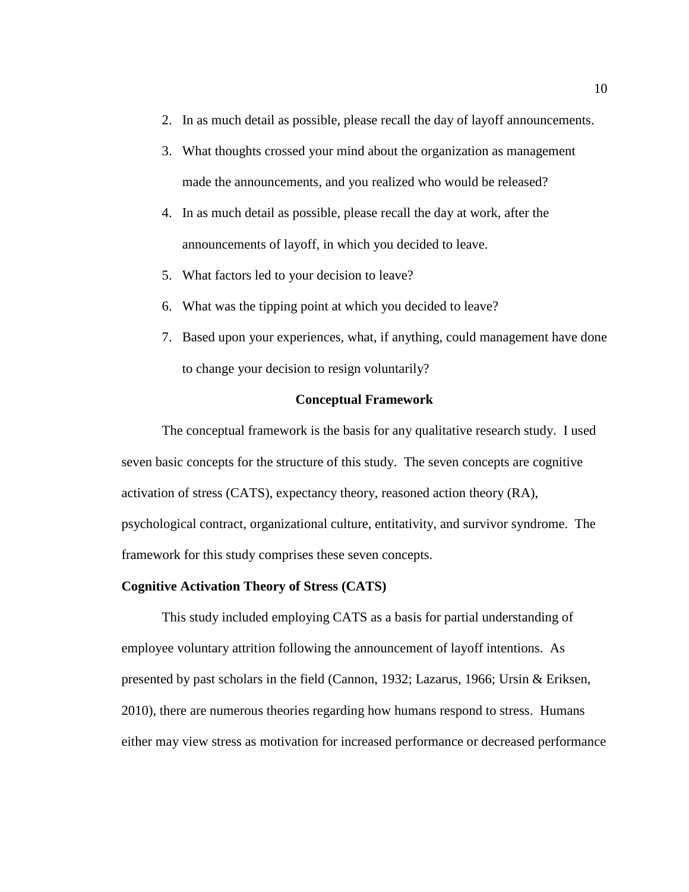2. In as much detail as possible, please recall the day of layoff announcements.
3. What thoughts crossed your mind about the organization as management made the announcements, and you realized who would be released?
4. In as much detail as possible, please recall the day at work, after the announcements of layoff, in which you decided to leave.
5. What factors led to your decision to leave?
6. What was the tipping point at which you decided to leave?
7. Based upon your experiences, what, if anything, could management have done to change your decision to resign voluntarily?

## Conceptual Framework

The conceptual framework is the basis for any qualitative research study. I used seven basic concepts for the structure of this study. The seven concepts are cognitive activation of stress (CATS), expectancy theory, reasoned action theory (RA), psychological contract, organizational culture, entitativity, and survivor syndrome. The framework for this study comprises these seven concepts.

### Cognitive Activation Theory of Stress (CATS)

This study included employing CATS as a basis for partial understanding of employee voluntary attrition following the announcement of layoff intentions. As presented by past scholars in the field (Cannon, 1932; Lazarus, 1966; Ursin & Eriksen, 2010), there are numerous theories regarding how humans respond to stress. Humans either may view stress as motivation for increased performance or decreased performance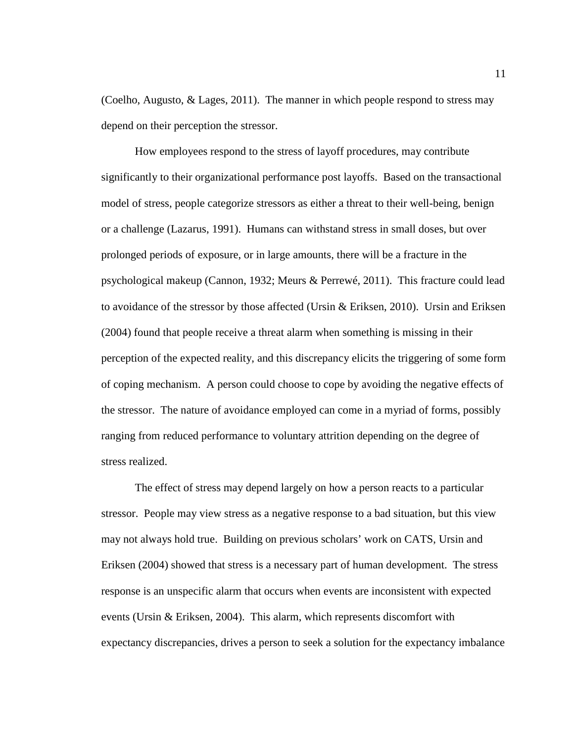(Coelho, Augusto, & Lages, 2011). The manner in which people respond to stress may depend on their perception the stressor.

How employees respond to the stress of layoff procedures, may contribute significantly to their organizational performance post layoffs. Based on the transactional model of stress, people categorize stressors as either a threat to their well-being, benign or a challenge (Lazarus, 1991). Humans can withstand stress in small doses, but over prolonged periods of exposure, or in large amounts, there will be a fracture in the psychological makeup (Cannon, 1932; Meurs & Perrewé, 2011). This fracture could lead to avoidance of the stressor by those affected (Ursin & Eriksen, 2010). Ursin and Eriksen (2004) found that people receive a threat alarm when something is missing in their perception of the expected reality, and this discrepancy elicits the triggering of some form of coping mechanism. A person could choose to cope by avoiding the negative effects of the stressor. The nature of avoidance employed can come in a myriad of forms, possibly ranging from reduced performance to voluntary attrition depending on the degree of stress realized.

The effect of stress may depend largely on how a person reacts to a particular stressor. People may view stress as a negative response to a bad situation, but this view may not always hold true. Building on previous scholars' work on CATS, Ursin and Eriksen (2004) showed that stress is a necessary part of human development. The stress response is an unspecific alarm that occurs when events are inconsistent with expected events (Ursin & Eriksen, 2004). This alarm, which represents discomfort with expectancy discrepancies, drives a person to seek a solution for the expectancy imbalance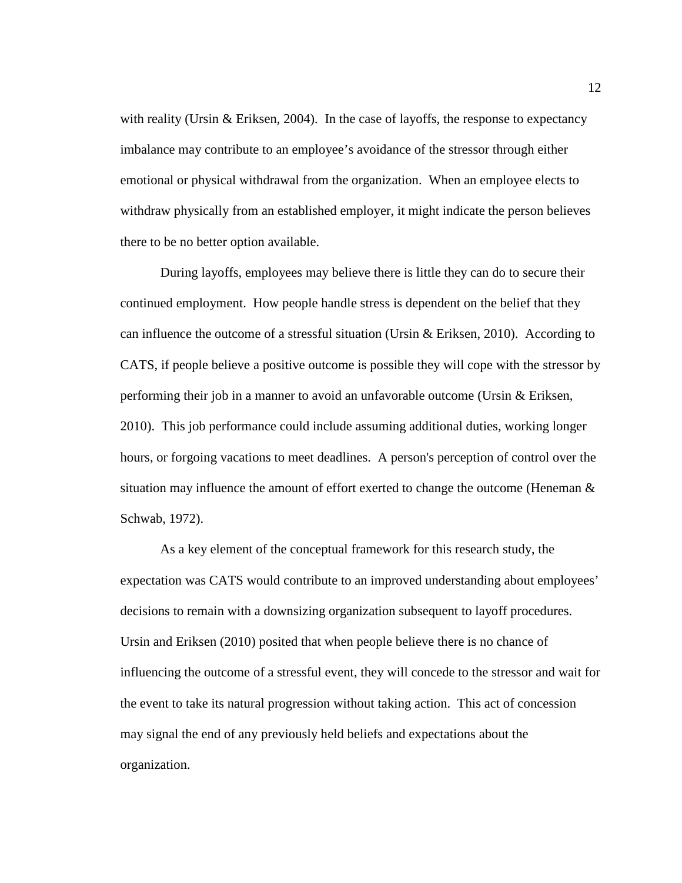with reality (Ursin & Eriksen, 2004). In the case of layoffs, the response to expectancy imbalance may contribute to an employee's avoidance of the stressor through either emotional or physical withdrawal from the organization. When an employee elects to withdraw physically from an established employer, it might indicate the person believes there to be no better option available.

During layoffs, employees may believe there is little they can do to secure their continued employment. How people handle stress is dependent on the belief that they can influence the outcome of a stressful situation (Ursin & Eriksen, 2010). According to CATS, if people believe a positive outcome is possible they will cope with the stressor by performing their job in a manner to avoid an unfavorable outcome (Ursin & Eriksen, 2010). This job performance could include assuming additional duties, working longer hours, or forgoing vacations to meet deadlines. A person's perception of control over the situation may influence the amount of effort exerted to change the outcome (Heneman & Schwab, 1972).

As a key element of the conceptual framework for this research study, the expectation was CATS would contribute to an improved understanding about employees' decisions to remain with a downsizing organization subsequent to layoff procedures. Ursin and Eriksen (2010) posited that when people believe there is no chance of influencing the outcome of a stressful event, they will concede to the stressor and wait for the event to take its natural progression without taking action. This act of concession may signal the end of any previously held beliefs and expectations about the organization.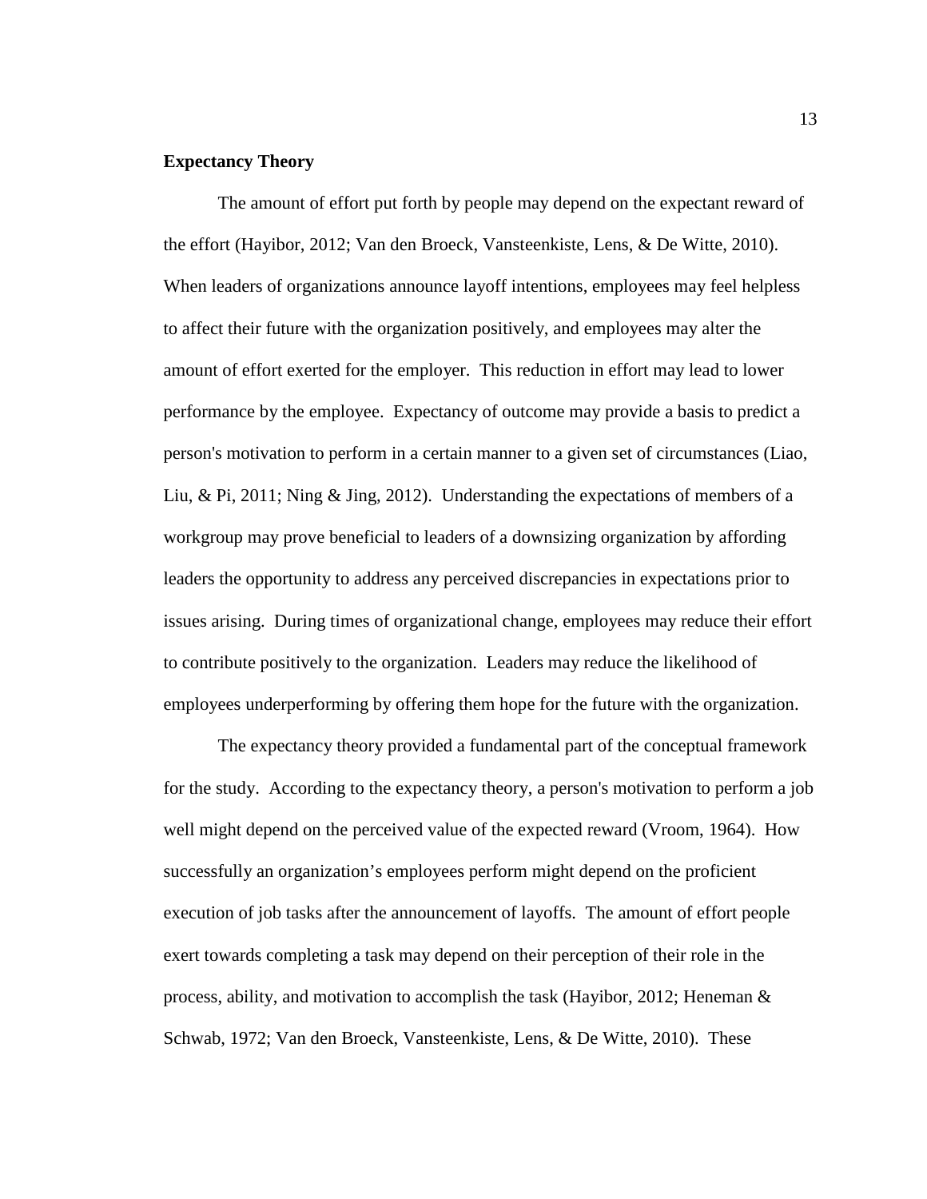**Expectancy Theory**

The amount of effort put forth by people may depend on the expectant reward of the effort (Hayibor, 2012; Van den Broeck, Vansteenkiste, Lens, & De Witte, 2010). When leaders of organizations announce layoff intentions, employees may feel helpless to affect their future with the organization positively, and employees may alter the amount of effort exerted for the employer. This reduction in effort may lead to lower performance by the employee. Expectancy of outcome may provide a basis to predict a person's motivation to perform in a certain manner to a given set of circumstances (Liao, Liu, & Pi, 2011; Ning & Jing, 2012). Understanding the expectations of members of a workgroup may prove beneficial to leaders of a downsizing organization by affording leaders the opportunity to address any perceived discrepancies in expectations prior to issues arising. During times of organizational change, employees may reduce their effort to contribute positively to the organization. Leaders may reduce the likelihood of employees underperforming by offering them hope for the future with the organization.

The expectancy theory provided a fundamental part of the conceptual framework for the study. According to the expectancy theory, a person's motivation to perform a job well might depend on the perceived value of the expected reward (Vroom, 1964). How successfully an organization's employees perform might depend on the proficient execution of job tasks after the announcement of layoffs. The amount of effort people exert towards completing a task may depend on their perception of their role in the process, ability, and motivation to accomplish the task (Hayibor, 2012; Heneman & Schwab, 1972; Van den Broeck, Vansteenkiste, Lens, & De Witte, 2010). These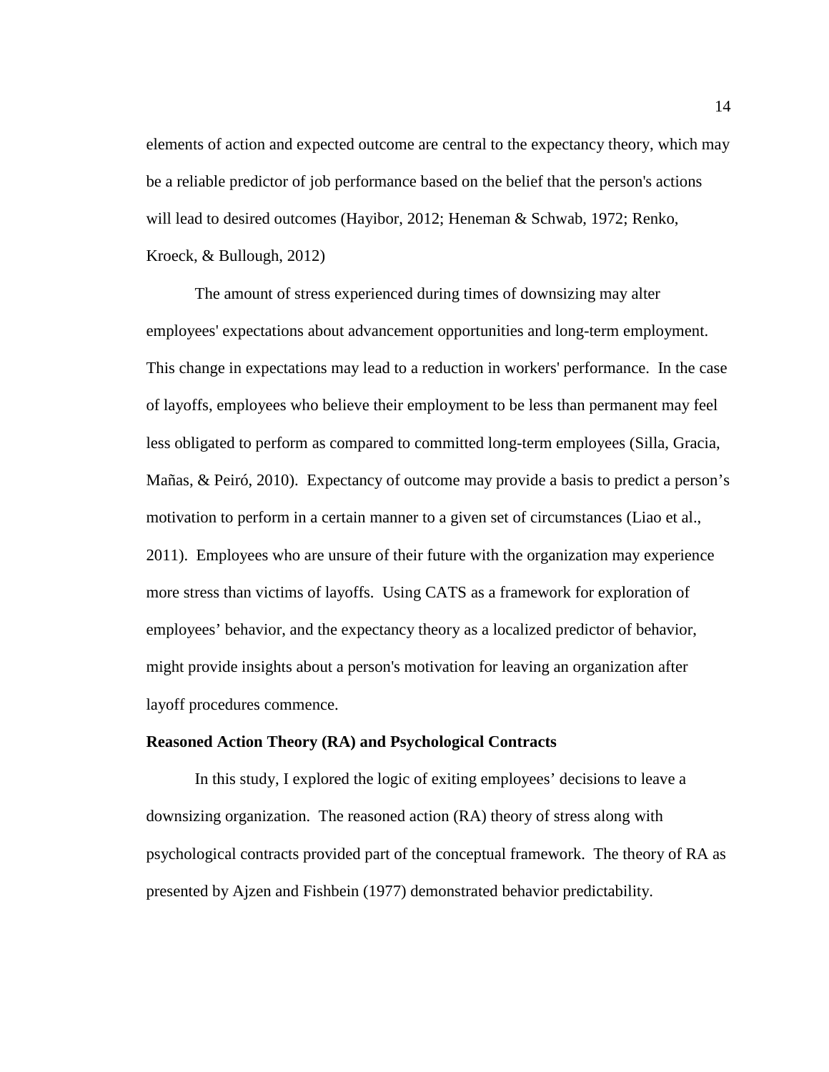elements of action and expected outcome are central to the expectancy theory, which may be a reliable predictor of job performance based on the belief that the person's actions will lead to desired outcomes (Hayibor, 2012; Heneman & Schwab, 1972; Renko, Kroeck, & Bullough, 2012)

The amount of stress experienced during times of downsizing may alter employees' expectations about advancement opportunities and long-term employment. This change in expectations may lead to a reduction in workers' performance. In the case of layoffs, employees who believe their employment to be less than permanent may feel less obligated to perform as compared to committed long-term employees (Silla, Gracia, Mañas, & Peiró, 2010). Expectancy of outcome may provide a basis to predict a person's motivation to perform in a certain manner to a given set of circumstances (Liao et al., 2011). Employees who are unsure of their future with the organization may experience more stress than victims of layoffs. Using CATS as a framework for exploration of employees' behavior, and the expectancy theory as a localized predictor of behavior, might provide insights about a person's motivation for leaving an organization after layoff procedures commence.

**Reasoned Action Theory (RA) and Psychological Contracts**

In this study, I explored the logic of exiting employees' decisions to leave a downsizing organization. The reasoned action (RA) theory of stress along with psychological contracts provided part of the conceptual framework. The theory of RA as presented by Ajzen and Fishbein (1977) demonstrated behavior predictability.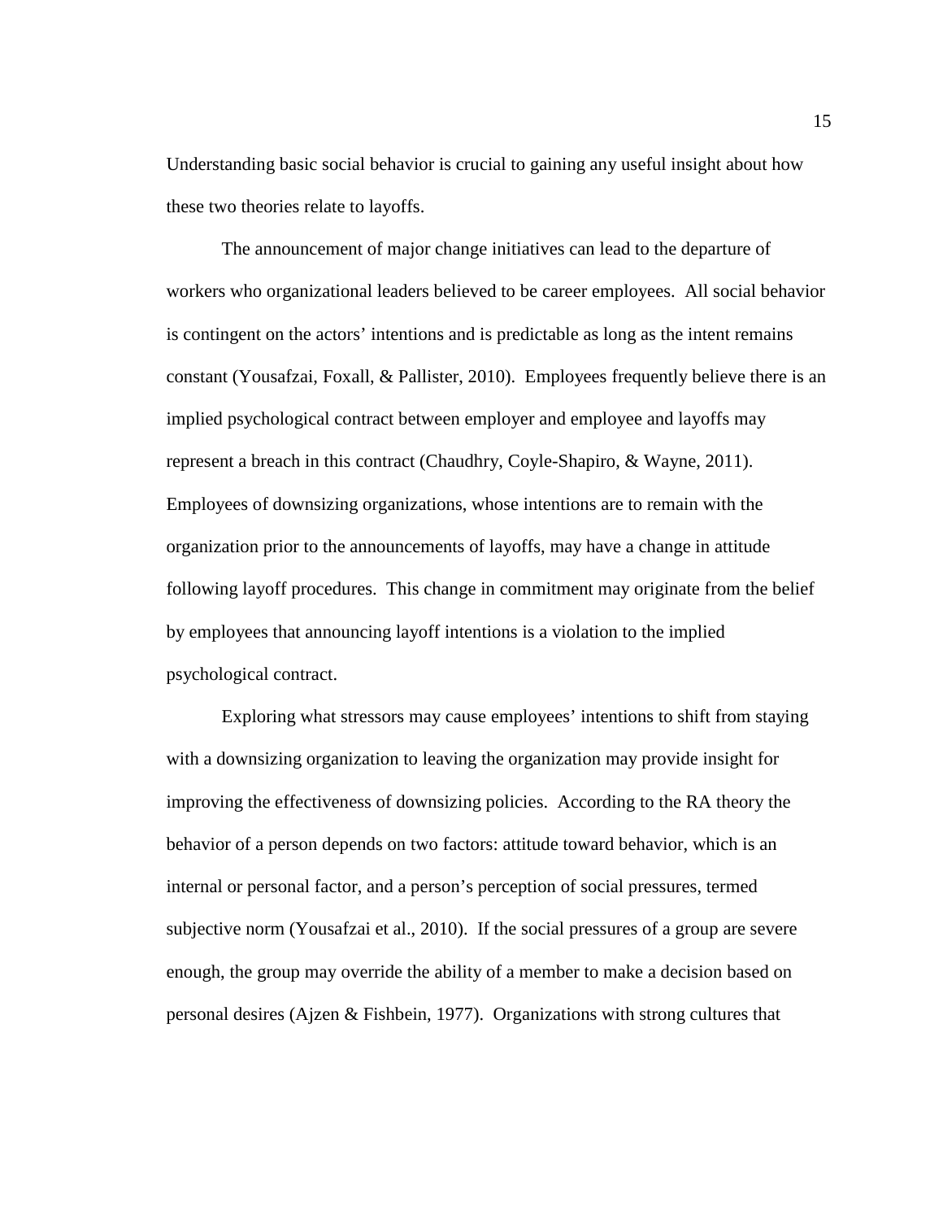Understanding basic social behavior is crucial to gaining any useful insight about how these two theories relate to layoffs.

The announcement of major change initiatives can lead to the departure of workers who organizational leaders believed to be career employees. All social behavior is contingent on the actors' intentions and is predictable as long as the intent remains constant (Yousafzai, Foxall, & Pallister, 2010). Employees frequently believe there is an implied psychological contract between employer and employee and layoffs may represent a breach in this contract (Chaudhry, Coyle-Shapiro, & Wayne, 2011). Employees of downsizing organizations, whose intentions are to remain with the organization prior to the announcements of layoffs, may have a change in attitude following layoff procedures. This change in commitment may originate from the belief by employees that announcing layoff intentions is a violation to the implied psychological contract.

Exploring what stressors may cause employees' intentions to shift from staying with a downsizing organization to leaving the organization may provide insight for improving the effectiveness of downsizing policies. According to the RA theory the behavior of a person depends on two factors: attitude toward behavior, which is an internal or personal factor, and a person's perception of social pressures, termed subjective norm (Yousafzai et al., 2010). If the social pressures of a group are severe enough, the group may override the ability of a member to make a decision based on personal desires (Ajzen & Fishbein, 1977). Organizations with strong cultures that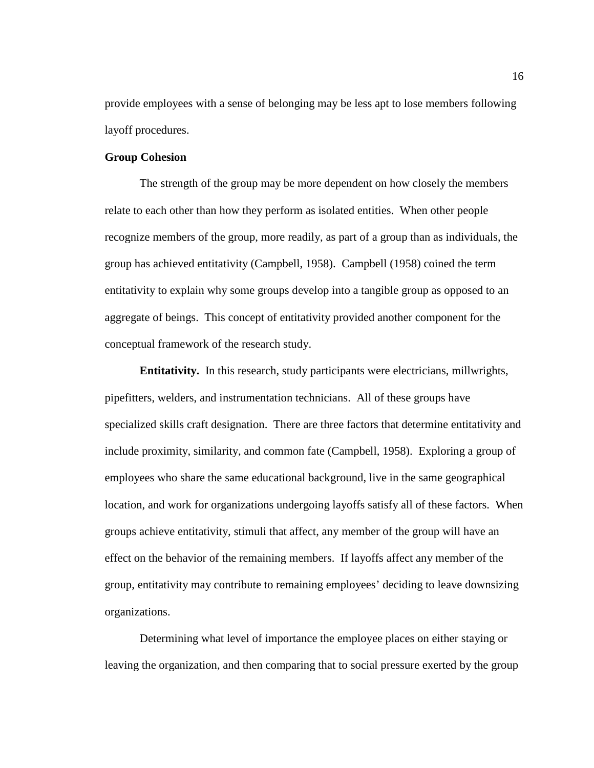provide employees with a sense of belonging may be less apt to lose members following layoff procedures.

## Group Cohesion

The strength of the group may be more dependent on how closely the members relate to each other than how they perform as isolated entities. When other people recognize members of the group, more readily, as part of a group than as individuals, the group has achieved entitativity (Campbell, 1958). Campbell (1958) coined the term entitativity to explain why some groups develop into a tangible group as opposed to an aggregate of beings. This concept of entitativity provided another component for the conceptual framework of the research study.

**Entitativity.** In this research, study participants were electricians, millwrights, pipefitters, welders, and instrumentation technicians. All of these groups have specialized skills craft designation. There are three factors that determine entitativity and include proximity, similarity, and common fate (Campbell, 1958). Exploring a group of employees who share the same educational background, live in the same geographical location, and work for organizations undergoing layoffs satisfy all of these factors. When groups achieve entitativity, stimuli that affect, any member of the group will have an effect on the behavior of the remaining members. If layoffs affect any member of the group, entitativity may contribute to remaining employees' deciding to leave downsizing organizations.

Determining what level of importance the employee places on either staying or leaving the organization, and then comparing that to social pressure exerted by the group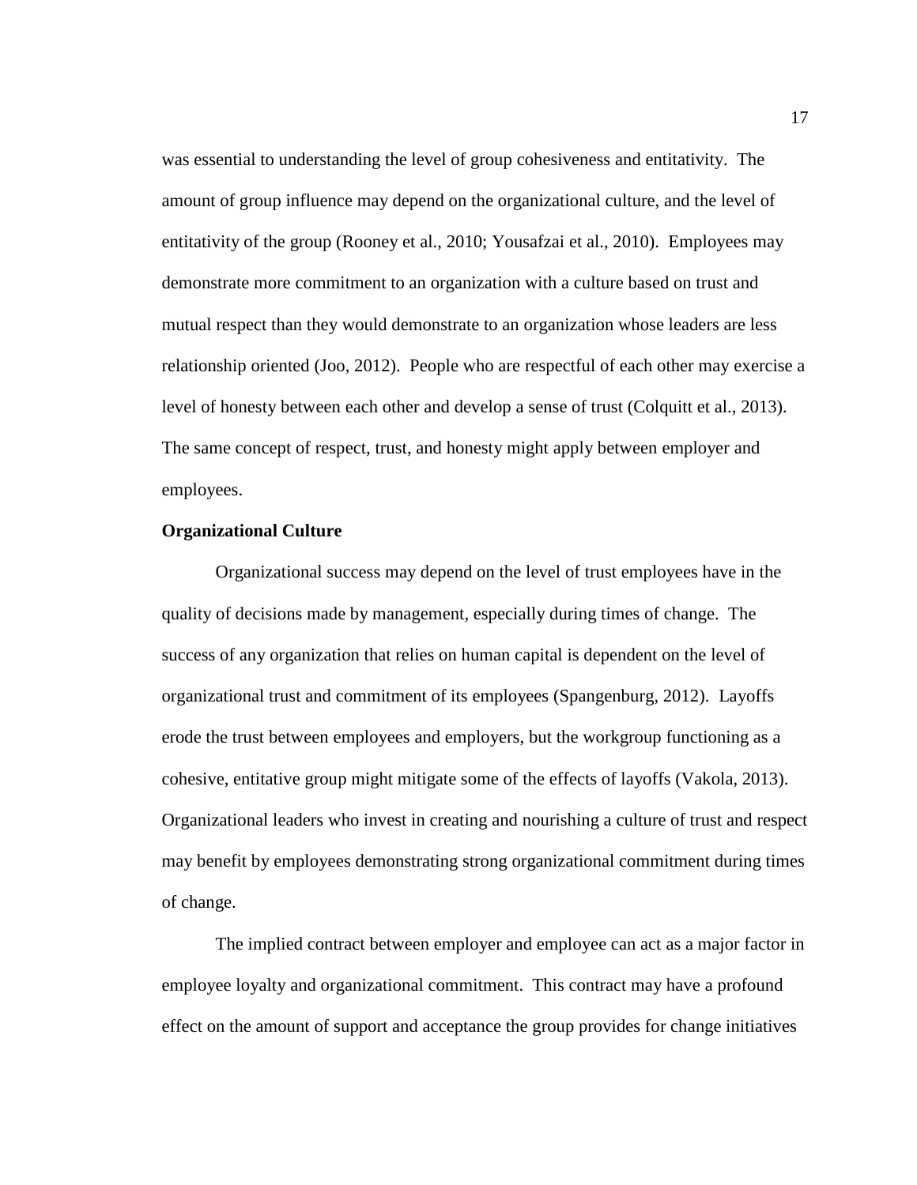was essential to understanding the level of group cohesiveness and entitativity. The amount of group influence may depend on the organizational culture, and the level of entitativity of the group (Rooney et al., 2010; Yousafzai et al., 2010). Employees may demonstrate more commitment to an organization with a culture based on trust and mutual respect than they would demonstrate to an organization whose leaders are less relationship oriented (Joo, 2012). People who are respectful of each other may exercise a level of honesty between each other and develop a sense of trust (Colquitt et al., 2013). The same concept of respect, trust, and honesty might apply between employer and employees.

**Organizational Culture**

Organizational success may depend on the level of trust employees have in the quality of decisions made by management, especially during times of change. The success of any organization that relies on human capital is dependent on the level of organizational trust and commitment of its employees (Spangenburg, 2012). Layoffs erode the trust between employees and employers, but the workgroup functioning as a cohesive, entitative group might mitigate some of the effects of layoffs (Vakola, 2013). Organizational leaders who invest in creating and nourishing a culture of trust and respect may benefit by employees demonstrating strong organizational commitment during times of change.

The implied contract between employer and employee can act as a major factor in employee loyalty and organizational commitment. This contract may have a profound effect on the amount of support and acceptance the group provides for change initiatives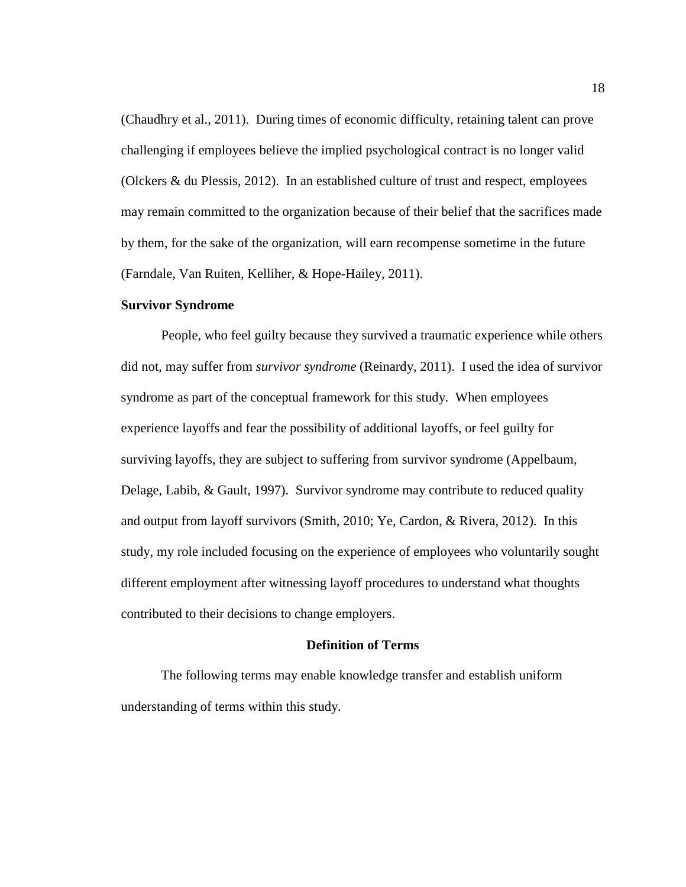(Chaudhry et al., 2011). During times of economic difficulty, retaining talent can prove challenging if employees believe the implied psychological contract is no longer valid (Olckers & du Plessis, 2012). In an established culture of trust and respect, employees may remain committed to the organization because of their belief that the sacrifices made by them, for the sake of the organization, will earn recompense sometime in the future (Farndale, Van Ruiten, Kelliher, & Hope-Hailey, 2011).

**Survivor Syndrome**

People, who feel guilty because they survived a traumatic experience while others did not, may suffer from *survivor syndrome* (Reinardy, 2011). I used the idea of survivor syndrome as part of the conceptual framework for this study. When employees experience layoffs and fear the possibility of additional layoffs, or feel guilty for surviving layoffs, they are subject to suffering from survivor syndrome (Appelbaum, Delage, Labib, & Gault, 1997). Survivor syndrome may contribute to reduced quality and output from layoff survivors (Smith, 2010; Ye, Cardon, & Rivera, 2012). In this study, my role included focusing on the experience of employees who voluntarily sought different employment after witnessing layoff procedures to understand what thoughts contributed to their decisions to change employers.

## Definition of Terms

The following terms may enable knowledge transfer and establish uniform understanding of terms within this study.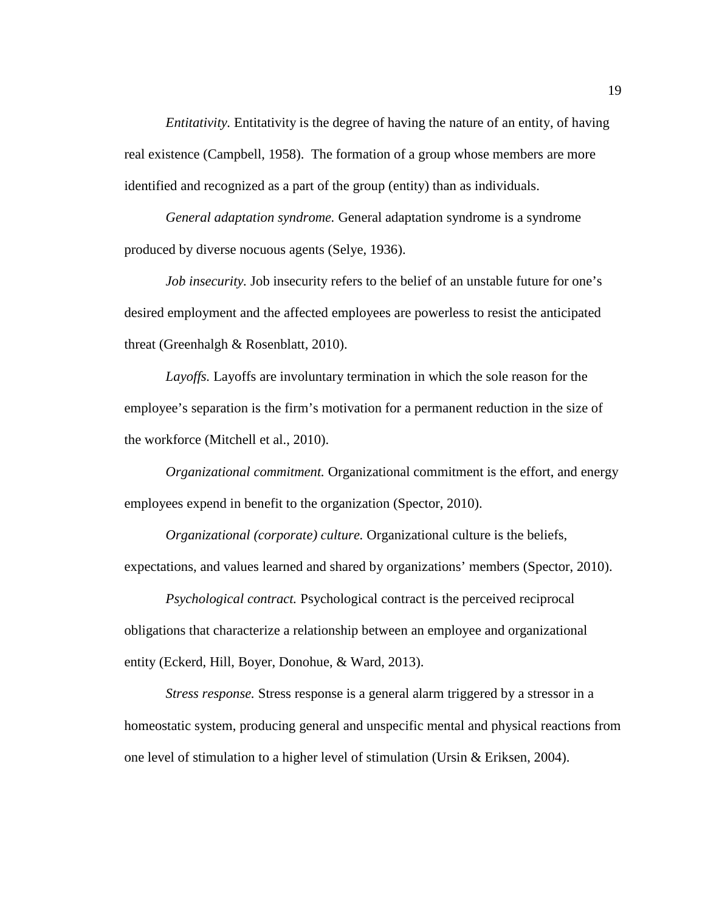*Entitativity.* Entitativity is the degree of having the nature of an entity, of having real existence (Campbell, 1958). The formation of a group whose members are more identified and recognized as a part of the group (entity) than as individuals.

*General adaptation syndrome.* General adaptation syndrome is a syndrome produced by diverse nocuous agents (Selye, 1936).

*Job insecurity.* Job insecurity refers to the belief of an unstable future for one's desired employment and the affected employees are powerless to resist the anticipated threat (Greenhalgh & Rosenblatt, 2010).

*Layoffs.* Layoffs are involuntary termination in which the sole reason for the employee's separation is the firm's motivation for a permanent reduction in the size of the workforce (Mitchell et al., 2010).

*Organizational commitment.* Organizational commitment is the effort, and energy employees expend in benefit to the organization (Spector, 2010).

*Organizational (corporate) culture.* Organizational culture is the beliefs, expectations, and values learned and shared by organizations' members (Spector, 2010).

*Psychological contract.* Psychological contract is the perceived reciprocal obligations that characterize a relationship between an employee and organizational entity (Eckerd, Hill, Boyer, Donohue, & Ward, 2013).

*Stress response.* Stress response is a general alarm triggered by a stressor in a homeostatic system, producing general and unspecific mental and physical reactions from one level of stimulation to a higher level of stimulation (Ursin & Eriksen, 2004).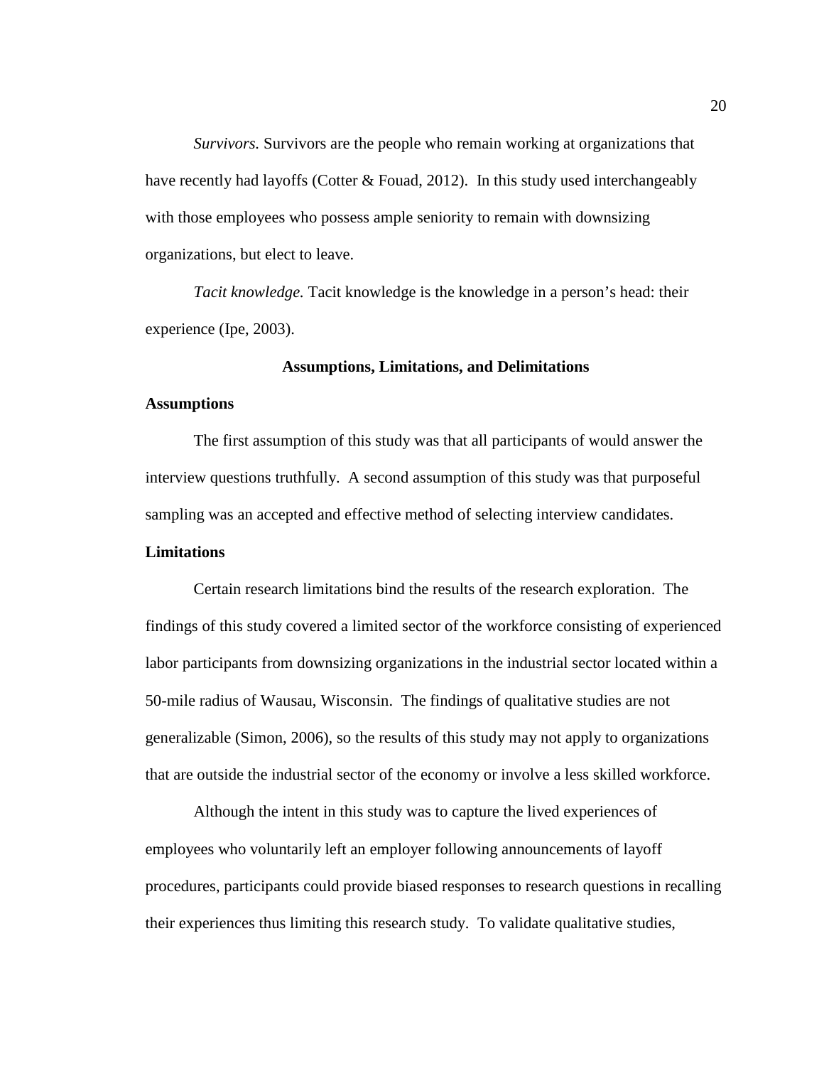*Survivors.* Survivors are the people who remain working at organizations that have recently had layoffs (Cotter & Fouad, 2012). In this study used interchangeably with those employees who possess ample seniority to remain with downsizing organizations, but elect to leave.

*Tacit knowledge.* Tacit knowledge is the knowledge in a person's head: their experience (Ipe, 2003).

## Assumptions, Limitations, and Delimitations

### Assumptions

The first assumption of this study was that all participants of would answer the interview questions truthfully. A second assumption of this study was that purposeful sampling was an accepted and effective method of selecting interview candidates.

### Limitations

Certain research limitations bind the results of the research exploration. The findings of this study covered a limited sector of the workforce consisting of experienced labor participants from downsizing organizations in the industrial sector located within a 50-mile radius of Wausau, Wisconsin. The findings of qualitative studies are not generalizable (Simon, 2006), so the results of this study may not apply to organizations that are outside the industrial sector of the economy or involve a less skilled workforce.

Although the intent in this study was to capture the lived experiences of employees who voluntarily left an employer following announcements of layoff procedures, participants could provide biased responses to research questions in recalling their experiences thus limiting this research study. To validate qualitative studies,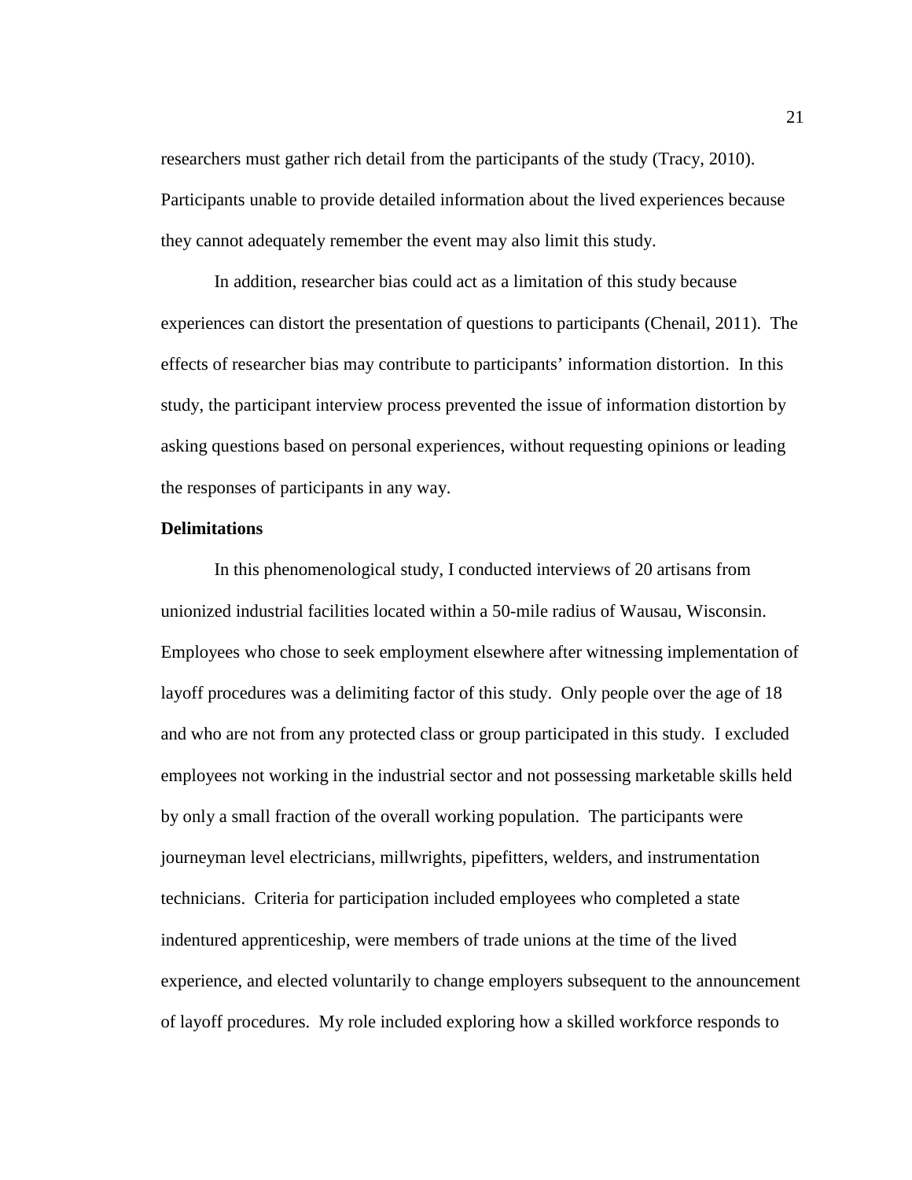researchers must gather rich detail from the participants of the study (Tracy, 2010). Participants unable to provide detailed information about the lived experiences because they cannot adequately remember the event may also limit this study.

In addition, researcher bias could act as a limitation of this study because experiences can distort the presentation of questions to participants (Chenail, 2011). The effects of researcher bias may contribute to participants' information distortion. In this study, the participant interview process prevented the issue of information distortion by asking questions based on personal experiences, without requesting opinions or leading the responses of participants in any way.

**Delimitations**

In this phenomenological study, I conducted interviews of 20 artisans from unionized industrial facilities located within a 50-mile radius of Wausau, Wisconsin. Employees who chose to seek employment elsewhere after witnessing implementation of layoff procedures was a delimiting factor of this study. Only people over the age of 18 and who are not from any protected class or group participated in this study. I excluded employees not working in the industrial sector and not possessing marketable skills held by only a small fraction of the overall working population. The participants were journeyman level electricians, millwrights, pipefitters, welders, and instrumentation technicians. Criteria for participation included employees who completed a state indentured apprenticeship, were members of trade unions at the time of the lived experience, and elected voluntarily to change employers subsequent to the announcement of layoff procedures. My role included exploring how a skilled workforce responds to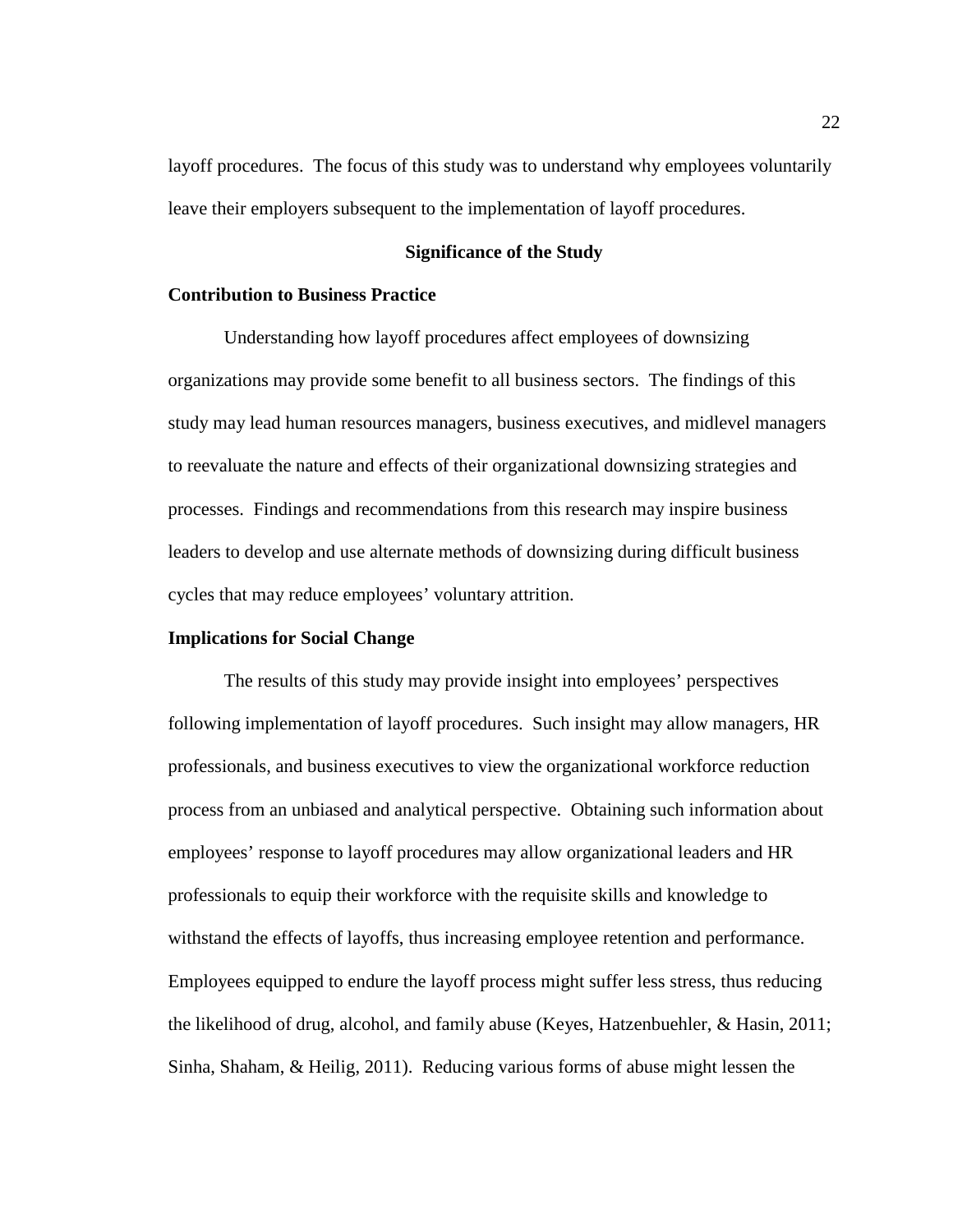layoff procedures. The focus of this study was to understand why employees voluntarily leave their employers subsequent to the implementation of layoff procedures.

## Significance of the Study

### Contribution to Business Practice

Understanding how layoff procedures affect employees of downsizing organizations may provide some benefit to all business sectors. The findings of this study may lead human resources managers, business executives, and midlevel managers to reevaluate the nature and effects of their organizational downsizing strategies and processes. Findings and recommendations from this research may inspire business leaders to develop and use alternate methods of downsizing during difficult business cycles that may reduce employees' voluntary attrition.

### Implications for Social Change

The results of this study may provide insight into employees' perspectives following implementation of layoff procedures. Such insight may allow managers, HR professionals, and business executives to view the organizational workforce reduction process from an unbiased and analytical perspective. Obtaining such information about employees' response to layoff procedures may allow organizational leaders and HR professionals to equip their workforce with the requisite skills and knowledge to withstand the effects of layoffs, thus increasing employee retention and performance. Employees equipped to endure the layoff process might suffer less stress, thus reducing the likelihood of drug, alcohol, and family abuse (Keyes, Hatzenbuehler, & Hasin, 2011; Sinha, Shaham, & Heilig, 2011). Reducing various forms of abuse might lessen the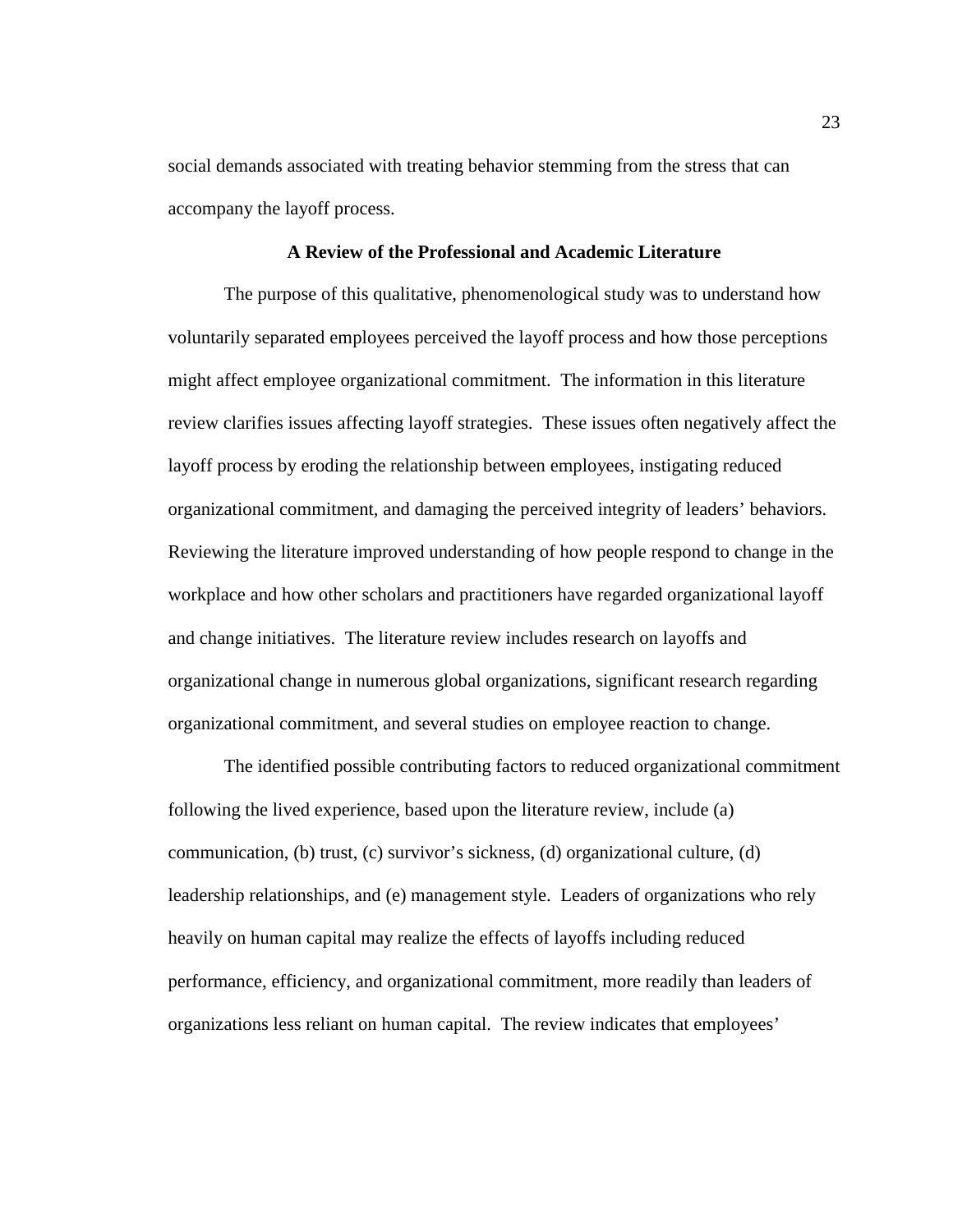social demands associated with treating behavior stemming from the stress that can accompany the layoff process.

## A Review of the Professional and Academic Literature

The purpose of this qualitative, phenomenological study was to understand how voluntarily separated employees perceived the layoff process and how those perceptions might affect employee organizational commitment. The information in this literature review clarifies issues affecting layoff strategies. These issues often negatively affect the layoff process by eroding the relationship between employees, instigating reduced organizational commitment, and damaging the perceived integrity of leaders' behaviors. Reviewing the literature improved understanding of how people respond to change in the workplace and how other scholars and practitioners have regarded organizational layoff and change initiatives. The literature review includes research on layoffs and organizational change in numerous global organizations, significant research regarding organizational commitment, and several studies on employee reaction to change.

The identified possible contributing factors to reduced organizational commitment following the lived experience, based upon the literature review, include (a) communication, (b) trust, (c) survivor's sickness, (d) organizational culture, (d) leadership relationships, and (e) management style. Leaders of organizations who rely heavily on human capital may realize the effects of layoffs including reduced performance, efficiency, and organizational commitment, more readily than leaders of organizations less reliant on human capital. The review indicates that employees'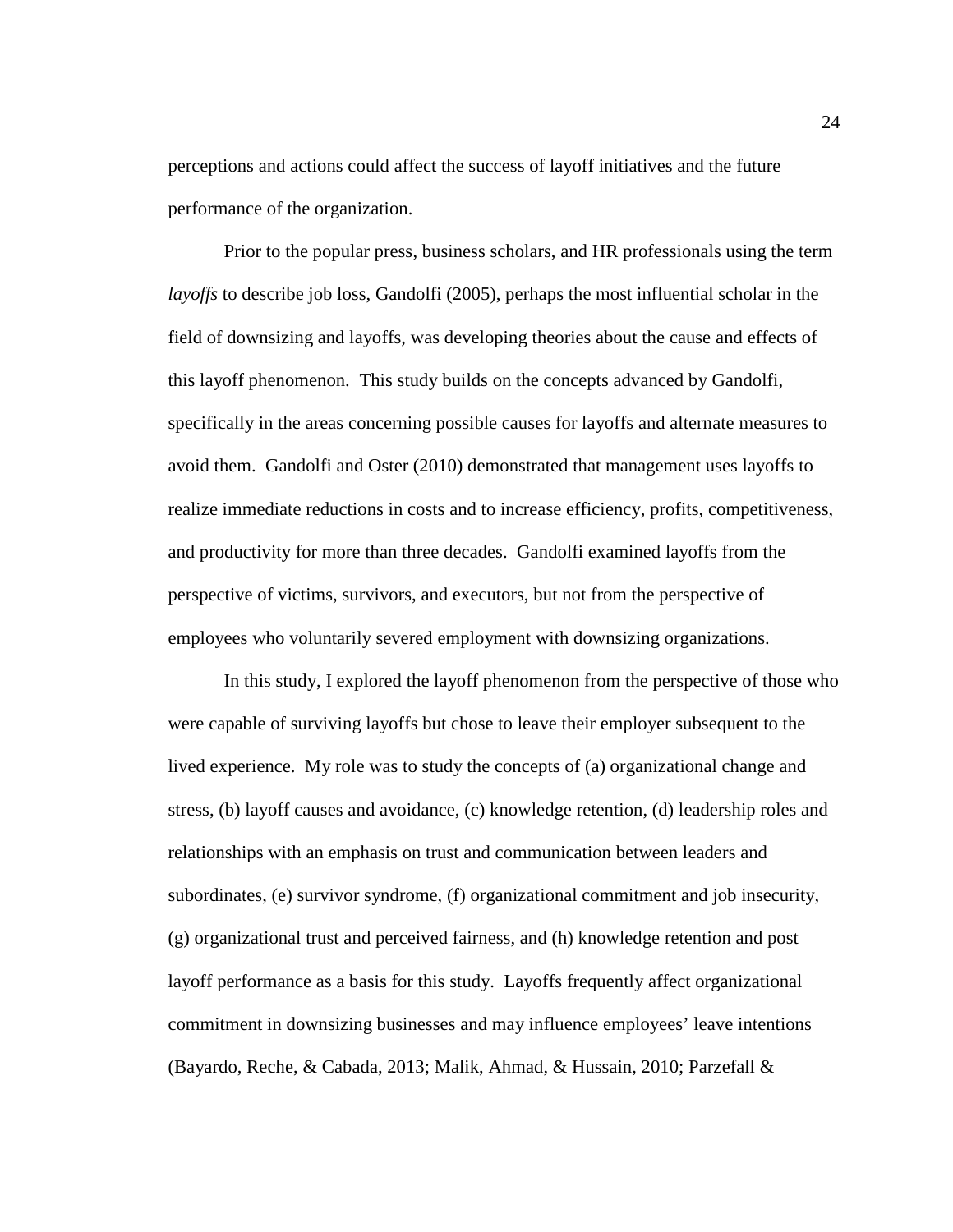perceptions and actions could affect the success of layoff initiatives and the future performance of the organization.

Prior to the popular press, business scholars, and HR professionals using the term *layoffs* to describe job loss, Gandolfi (2005), perhaps the most influential scholar in the field of downsizing and layoffs, was developing theories about the cause and effects of this layoff phenomenon. This study builds on the concepts advanced by Gandolfi, specifically in the areas concerning possible causes for layoffs and alternate measures to avoid them. Gandolfi and Oster (2010) demonstrated that management uses layoffs to realize immediate reductions in costs and to increase efficiency, profits, competitiveness, and productivity for more than three decades. Gandolfi examined layoffs from the perspective of victims, survivors, and executors, but not from the perspective of employees who voluntarily severed employment with downsizing organizations.

In this study, I explored the layoff phenomenon from the perspective of those who were capable of surviving layoffs but chose to leave their employer subsequent to the lived experience. My role was to study the concepts of (a) organizational change and stress, (b) layoff causes and avoidance, (c) knowledge retention, (d) leadership roles and relationships with an emphasis on trust and communication between leaders and subordinates, (e) survivor syndrome, (f) organizational commitment and job insecurity, (g) organizational trust and perceived fairness, and (h) knowledge retention and post layoff performance as a basis for this study. Layoffs frequently affect organizational commitment in downsizing businesses and may influence employees' leave intentions (Bayardo, Reche, & Cabada, 2013; Malik, Ahmad, & Hussain, 2010; Parzefall &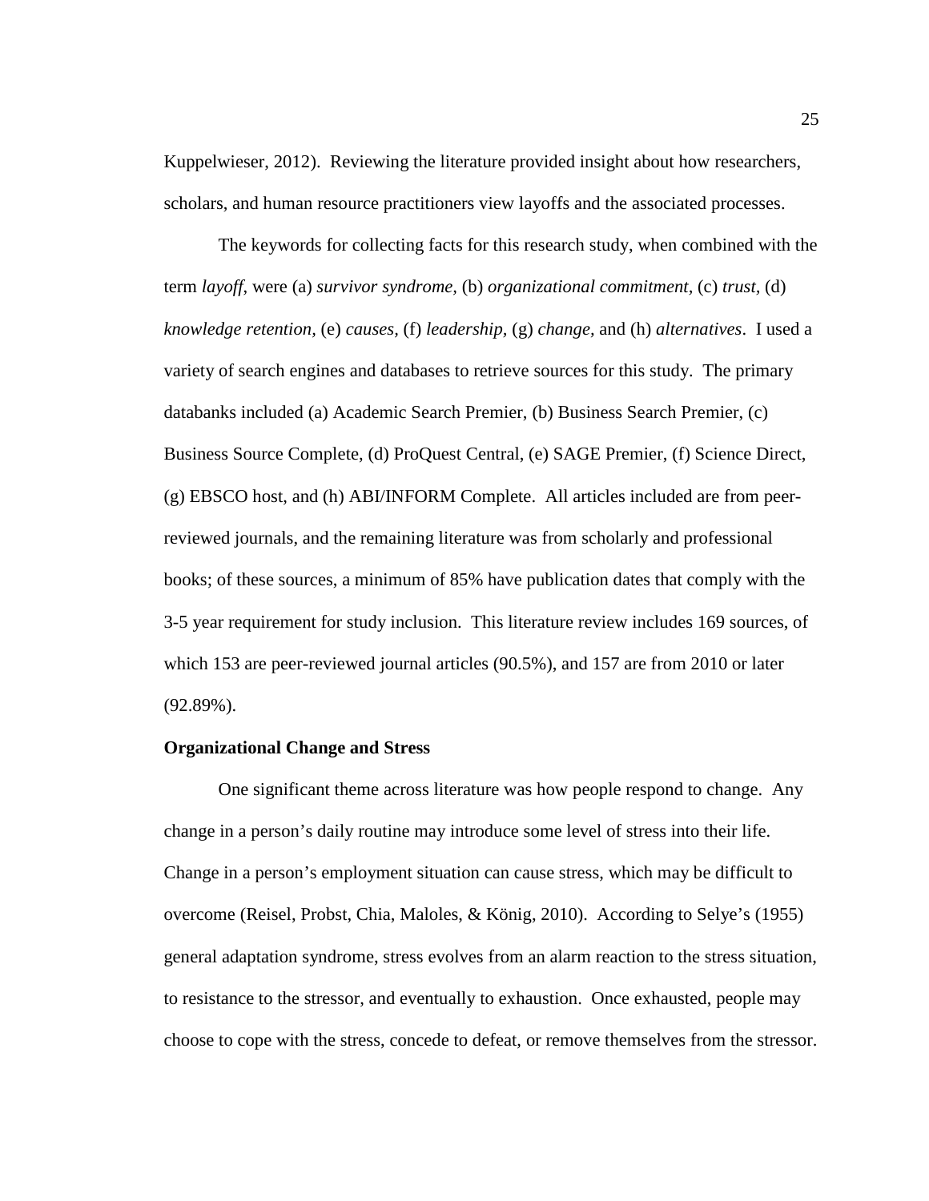Kuppelwieser, 2012). Reviewing the literature provided insight about how researchers, scholars, and human resource practitioners view layoffs and the associated processes.

The keywords for collecting facts for this research study, when combined with the term *layoff*, were (a) *survivor syndrome*, (b) *organizational commitment*, (c) *trust*, (d) *knowledge retention*, (e) *causes*, (f) *leadership*, (g) *change*, and (h) *alternatives*. I used a variety of search engines and databases to retrieve sources for this study. The primary databanks included (a) Academic Search Premier, (b) Business Search Premier, (c) Business Source Complete, (d) ProQuest Central, (e) SAGE Premier, (f) Science Direct, (g) EBSCO host, and (h) ABI/INFORM Complete. All articles included are from peer-reviewed journals, and the remaining literature was from scholarly and professional books; of these sources, a minimum of 85% have publication dates that comply with the 3-5 year requirement for study inclusion. This literature review includes 169 sources, of which 153 are peer-reviewed journal articles (90.5%), and 157 are from 2010 or later (92.89%).

**Organizational Change and Stress**

One significant theme across literature was how people respond to change. Any change in a person's daily routine may introduce some level of stress into their life. Change in a person's employment situation can cause stress, which may be difficult to overcome (Reisel, Probst, Chia, Maloles, & König, 2010). According to Selye's (1955) general adaptation syndrome, stress evolves from an alarm reaction to the stress situation, to resistance to the stressor, and eventually to exhaustion. Once exhausted, people may choose to cope with the stress, concede to defeat, or remove themselves from the stressor.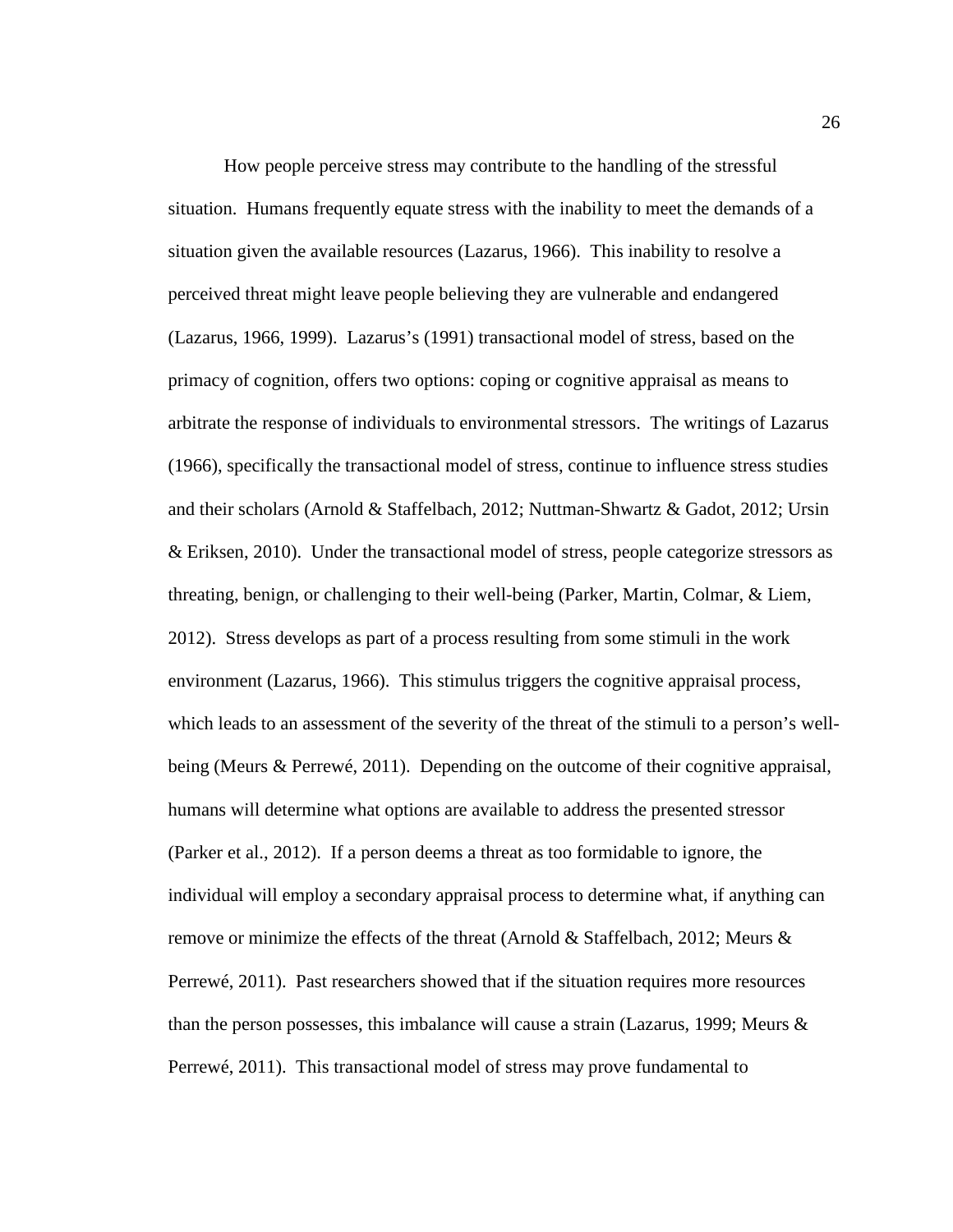How people perceive stress may contribute to the handling of the stressful situation. Humans frequently equate stress with the inability to meet the demands of a situation given the available resources (Lazarus, 1966). This inability to resolve a perceived threat might leave people believing they are vulnerable and endangered (Lazarus, 1966, 1999). Lazarus's (1991) transactional model of stress, based on the primacy of cognition, offers two options: coping or cognitive appraisal as means to arbitrate the response of individuals to environmental stressors. The writings of Lazarus (1966), specifically the transactional model of stress, continue to influence stress studies and their scholars (Arnold & Staffelbach, 2012; Nuttman-Shwartz & Gadot, 2012; Ursin & Eriksen, 2010). Under the transactional model of stress, people categorize stressors as threating, benign, or challenging to their well-being (Parker, Martin, Colmar, & Liem, 2012). Stress develops as part of a process resulting from some stimuli in the work environment (Lazarus, 1966). This stimulus triggers the cognitive appraisal process, which leads to an assessment of the severity of the threat of the stimuli to a person's well-being (Meurs & Perrewé, 2011). Depending on the outcome of their cognitive appraisal, humans will determine what options are available to address the presented stressor (Parker et al., 2012). If a person deems a threat as too formidable to ignore, the individual will employ a secondary appraisal process to determine what, if anything can remove or minimize the effects of the threat (Arnold & Staffelbach, 2012; Meurs & Perrewé, 2011). Past researchers showed that if the situation requires more resources than the person possesses, this imbalance will cause a strain (Lazarus, 1999; Meurs & Perrewé, 2011). This transactional model of stress may prove fundamental to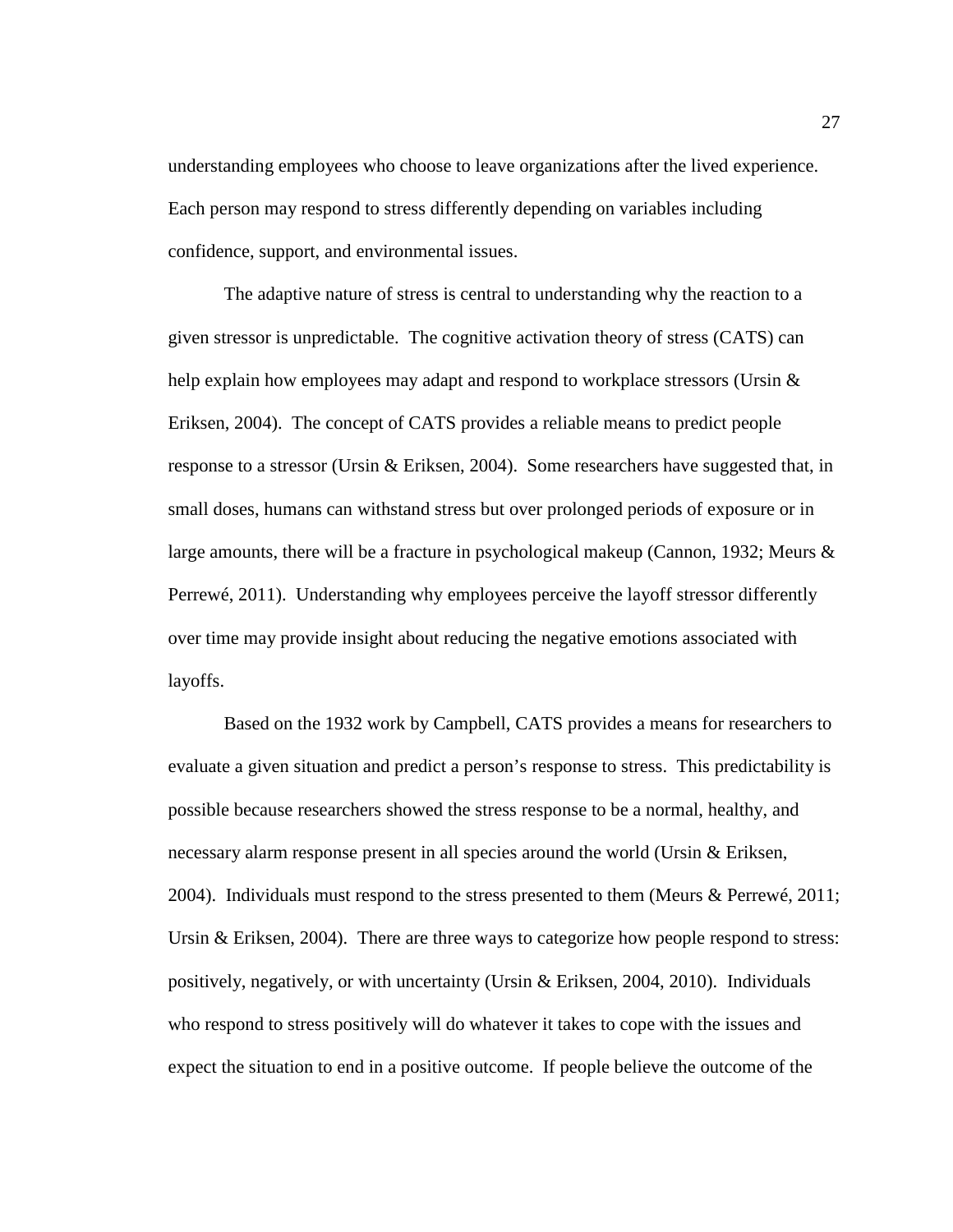understanding employees who choose to leave organizations after the lived experience. Each person may respond to stress differently depending on variables including confidence, support, and environmental issues.

The adaptive nature of stress is central to understanding why the reaction to a given stressor is unpredictable. The cognitive activation theory of stress (CATS) can help explain how employees may adapt and respond to workplace stressors (Ursin & Eriksen, 2004). The concept of CATS provides a reliable means to predict people response to a stressor (Ursin & Eriksen, 2004). Some researchers have suggested that, in small doses, humans can withstand stress but over prolonged periods of exposure or in large amounts, there will be a fracture in psychological makeup (Cannon, 1932; Meurs & Perrewé, 2011). Understanding why employees perceive the layoff stressor differently over time may provide insight about reducing the negative emotions associated with layoffs.

Based on the 1932 work by Campbell, CATS provides a means for researchers to evaluate a given situation and predict a person's response to stress. This predictability is possible because researchers showed the stress response to be a normal, healthy, and necessary alarm response present in all species around the world (Ursin & Eriksen, 2004). Individuals must respond to the stress presented to them (Meurs & Perrewé, 2011; Ursin & Eriksen, 2004). There are three ways to categorize how people respond to stress: positively, negatively, or with uncertainty (Ursin & Eriksen, 2004, 2010). Individuals who respond to stress positively will do whatever it takes to cope with the issues and expect the situation to end in a positive outcome. If people believe the outcome of the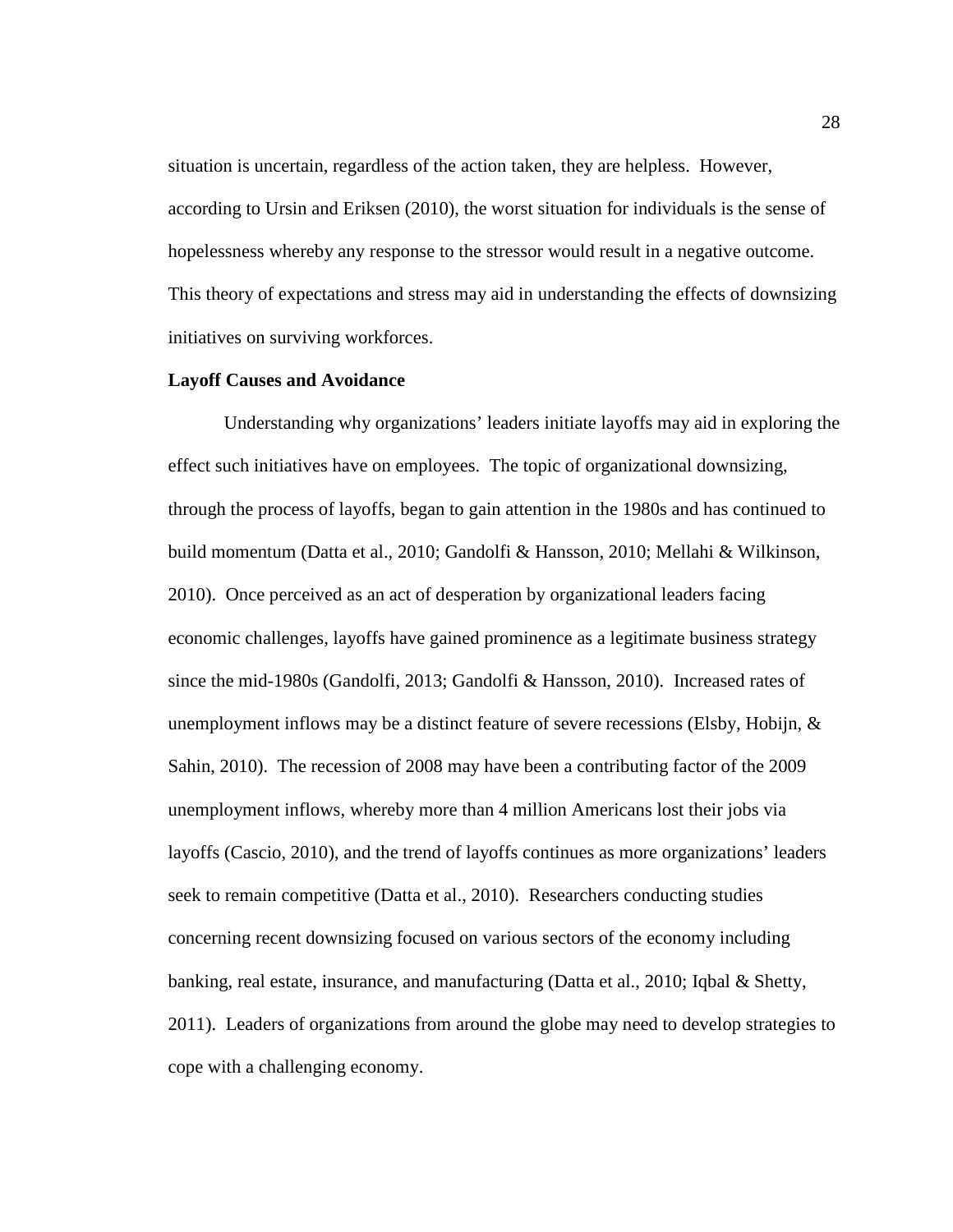situation is uncertain, regardless of the action taken, they are helpless. However, according to Ursin and Eriksen (2010), the worst situation for individuals is the sense of hopelessness whereby any response to the stressor would result in a negative outcome. This theory of expectations and stress may aid in understanding the effects of downsizing initiatives on surviving workforces.

**Layoff Causes and Avoidance**

Understanding why organizations' leaders initiate layoffs may aid in exploring the effect such initiatives have on employees. The topic of organizational downsizing, through the process of layoffs, began to gain attention in the 1980s and has continued to build momentum (Datta et al., 2010; Gandolfi & Hansson, 2010; Mellahi & Wilkinson, 2010). Once perceived as an act of desperation by organizational leaders facing economic challenges, layoffs have gained prominence as a legitimate business strategy since the mid-1980s (Gandolfi, 2013; Gandolfi & Hansson, 2010). Increased rates of unemployment inflows may be a distinct feature of severe recessions (Elsby, Hobijn, & Sahin, 2010). The recession of 2008 may have been a contributing factor of the 2009 unemployment inflows, whereby more than 4 million Americans lost their jobs via layoffs (Cascio, 2010), and the trend of layoffs continues as more organizations' leaders seek to remain competitive (Datta et al., 2010). Researchers conducting studies concerning recent downsizing focused on various sectors of the economy including banking, real estate, insurance, and manufacturing (Datta et al., 2010; Iqbal & Shetty, 2011). Leaders of organizations from around the globe may need to develop strategies to cope with a challenging economy.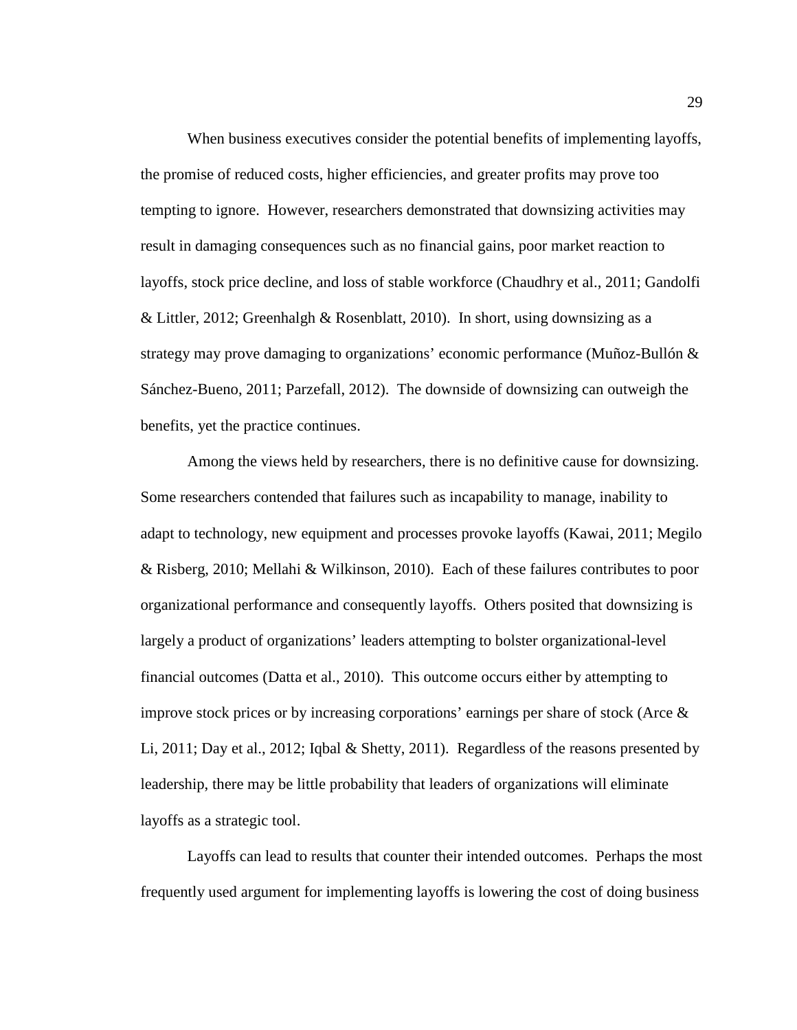When business executives consider the potential benefits of implementing layoffs, the promise of reduced costs, higher efficiencies, and greater profits may prove too tempting to ignore. However, researchers demonstrated that downsizing activities may result in damaging consequences such as no financial gains, poor market reaction to layoffs, stock price decline, and loss of stable workforce (Chaudhry et al., 2011; Gandolfi & Littler, 2012; Greenhalgh & Rosenblatt, 2010). In short, using downsizing as a strategy may prove damaging to organizations' economic performance (Muñoz-Bullón & Sánchez-Bueno, 2011; Parzefall, 2012). The downside of downsizing can outweigh the benefits, yet the practice continues.

Among the views held by researchers, there is no definitive cause for downsizing. Some researchers contended that failures such as incapability to manage, inability to adapt to technology, new equipment and processes provoke layoffs (Kawai, 2011; Megilo & Risberg, 2010; Mellahi & Wilkinson, 2010). Each of these failures contributes to poor organizational performance and consequently layoffs. Others posited that downsizing is largely a product of organizations' leaders attempting to bolster organizational-level financial outcomes (Datta et al., 2010). This outcome occurs either by attempting to improve stock prices or by increasing corporations' earnings per share of stock (Arce & Li, 2011; Day et al., 2012; Iqbal & Shetty, 2011). Regardless of the reasons presented by leadership, there may be little probability that leaders of organizations will eliminate layoffs as a strategic tool.

Layoffs can lead to results that counter their intended outcomes. Perhaps the most frequently used argument for implementing layoffs is lowering the cost of doing business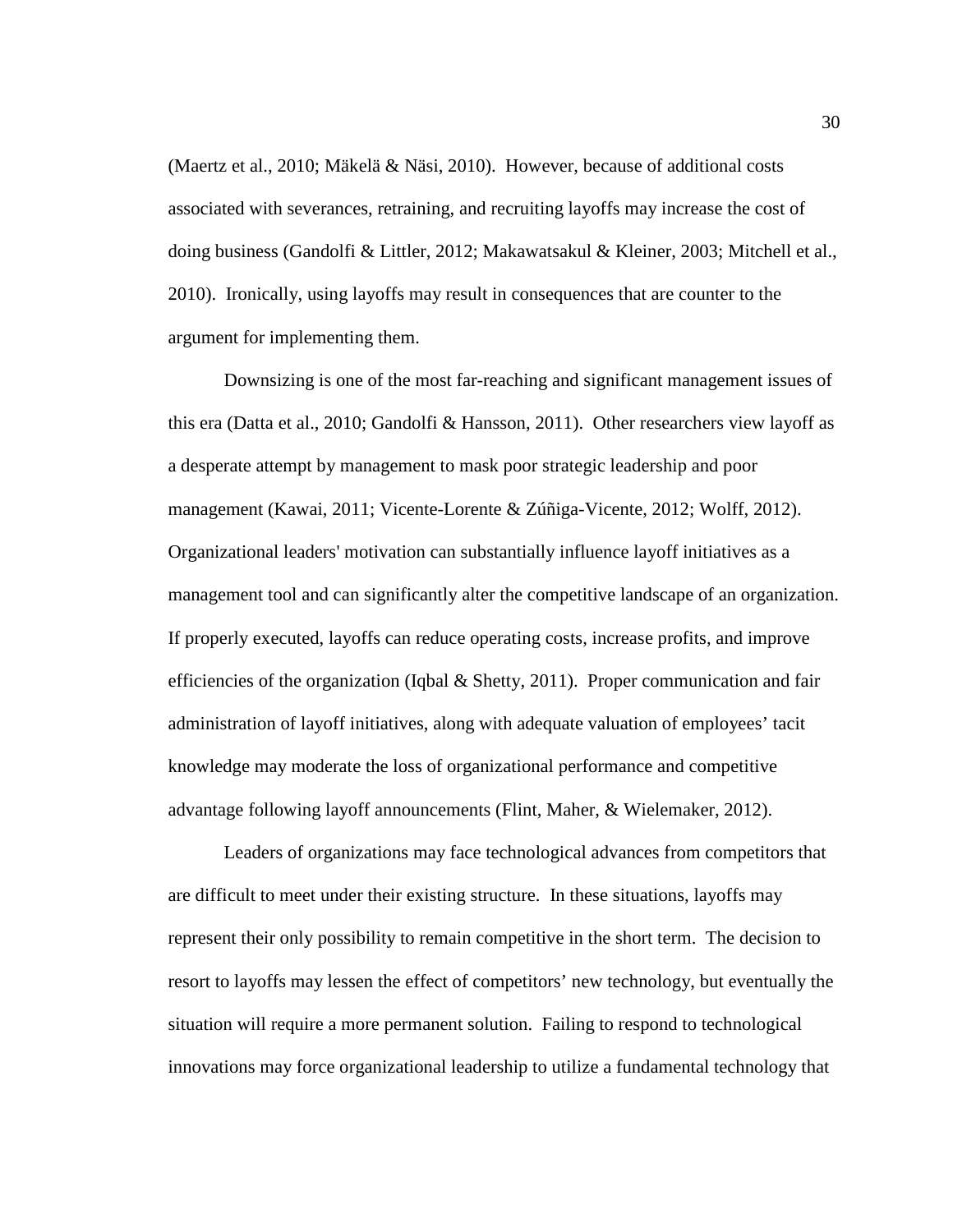(Maertz et al., 2010; Mäkelä & Näsi, 2010). However, because of additional costs associated with severances, retraining, and recruiting layoffs may increase the cost of doing business (Gandolfi & Littler, 2012; Makawatsakul & Kleiner, 2003; Mitchell et al., 2010). Ironically, using layoffs may result in consequences that are counter to the argument for implementing them.

Downsizing is one of the most far-reaching and significant management issues of this era (Datta et al., 2010; Gandolfi & Hansson, 2011). Other researchers view layoff as a desperate attempt by management to mask poor strategic leadership and poor management (Kawai, 2011; Vicente-Lorente & Zúñiga-Vicente, 2012; Wolff, 2012). Organizational leaders' motivation can substantially influence layoff initiatives as a management tool and can significantly alter the competitive landscape of an organization. If properly executed, layoffs can reduce operating costs, increase profits, and improve efficiencies of the organization (Iqbal & Shetty, 2011). Proper communication and fair administration of layoff initiatives, along with adequate valuation of employees' tacit knowledge may moderate the loss of organizational performance and competitive advantage following layoff announcements (Flint, Maher, & Wielemaker, 2012).

Leaders of organizations may face technological advances from competitors that are difficult to meet under their existing structure. In these situations, layoffs may represent their only possibility to remain competitive in the short term. The decision to resort to layoffs may lessen the effect of competitors' new technology, but eventually the situation will require a more permanent solution. Failing to respond to technological innovations may force organizational leadership to utilize a fundamental technology that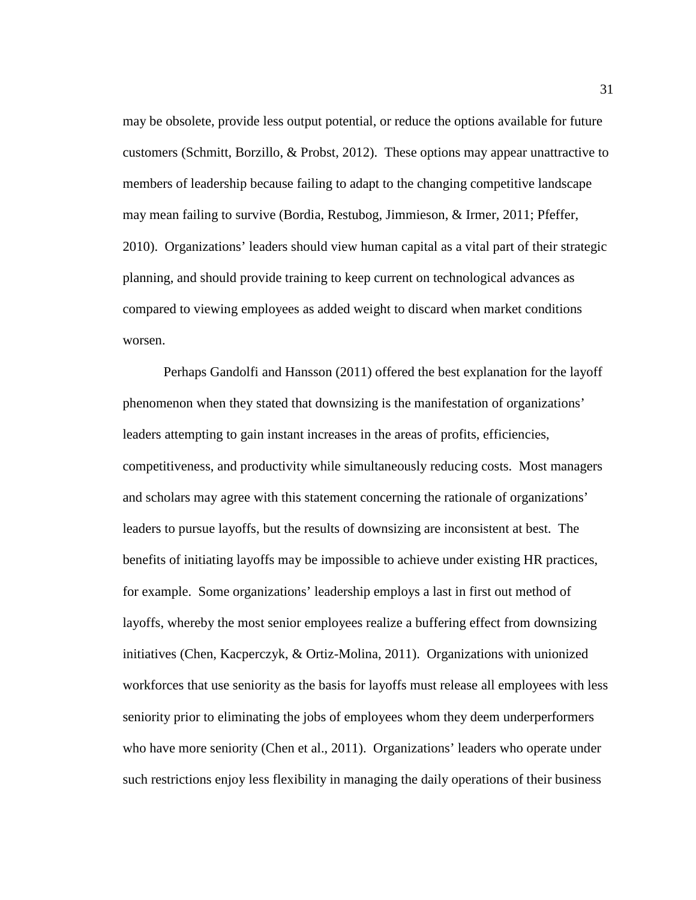may be obsolete, provide less output potential, or reduce the options available for future customers (Schmitt, Borzillo, & Probst, 2012). These options may appear unattractive to members of leadership because failing to adapt to the changing competitive landscape may mean failing to survive (Bordia, Restubog, Jimmieson, & Irmer, 2011; Pfeffer, 2010). Organizations' leaders should view human capital as a vital part of their strategic planning, and should provide training to keep current on technological advances as compared to viewing employees as added weight to discard when market conditions worsen.

Perhaps Gandolfi and Hansson (2011) offered the best explanation for the layoff phenomenon when they stated that downsizing is the manifestation of organizations' leaders attempting to gain instant increases in the areas of profits, efficiencies, competitiveness, and productivity while simultaneously reducing costs. Most managers and scholars may agree with this statement concerning the rationale of organizations' leaders to pursue layoffs, but the results of downsizing are inconsistent at best. The benefits of initiating layoffs may be impossible to achieve under existing HR practices, for example. Some organizations' leadership employs a last in first out method of layoffs, whereby the most senior employees realize a buffering effect from downsizing initiatives (Chen, Kacperczyk, & Ortiz-Molina, 2011). Organizations with unionized workforces that use seniority as the basis for layoffs must release all employees with less seniority prior to eliminating the jobs of employees whom they deem underperformers who have more seniority (Chen et al., 2011). Organizations' leaders who operate under such restrictions enjoy less flexibility in managing the daily operations of their business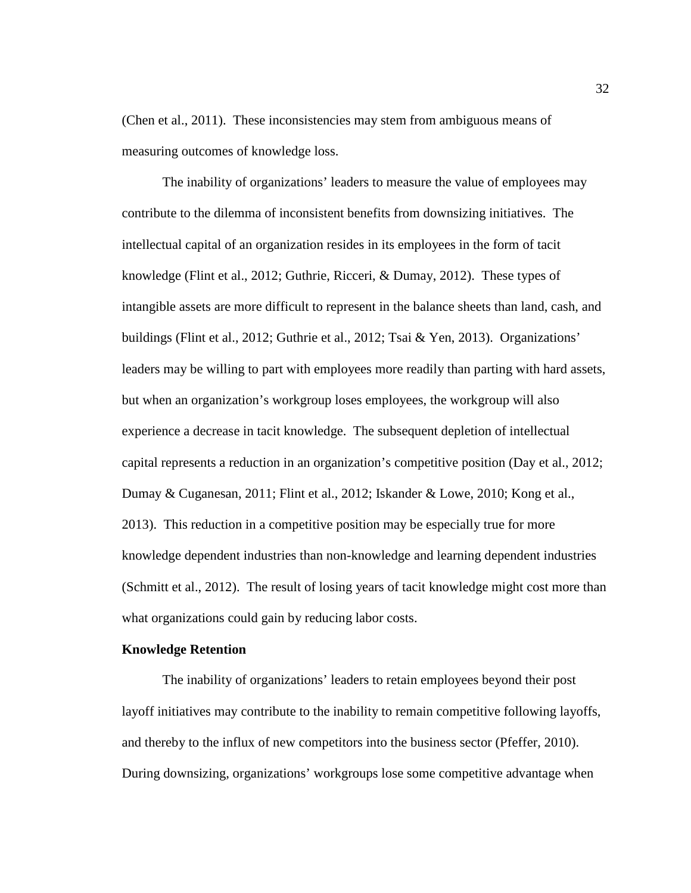(Chen et al., 2011). These inconsistencies may stem from ambiguous means of measuring outcomes of knowledge loss.

The inability of organizations' leaders to measure the value of employees may contribute to the dilemma of inconsistent benefits from downsizing initiatives. The intellectual capital of an organization resides in its employees in the form of tacit knowledge (Flint et al., 2012; Guthrie, Ricceri, & Dumay, 2012). These types of intangible assets are more difficult to represent in the balance sheets than land, cash, and buildings (Flint et al., 2012; Guthrie et al., 2012; Tsai & Yen, 2013). Organizations' leaders may be willing to part with employees more readily than parting with hard assets, but when an organization's workgroup loses employees, the workgroup will also experience a decrease in tacit knowledge. The subsequent depletion of intellectual capital represents a reduction in an organization's competitive position (Day et al., 2012; Dumay & Cuganesan, 2011; Flint et al., 2012; Iskander & Lowe, 2010; Kong et al., 2013). This reduction in a competitive position may be especially true for more knowledge dependent industries than non-knowledge and learning dependent industries (Schmitt et al., 2012). The result of losing years of tacit knowledge might cost more than what organizations could gain by reducing labor costs.

**Knowledge Retention**

The inability of organizations' leaders to retain employees beyond their post layoff initiatives may contribute to the inability to remain competitive following layoffs, and thereby to the influx of new competitors into the business sector (Pfeffer, 2010). During downsizing, organizations' workgroups lose some competitive advantage when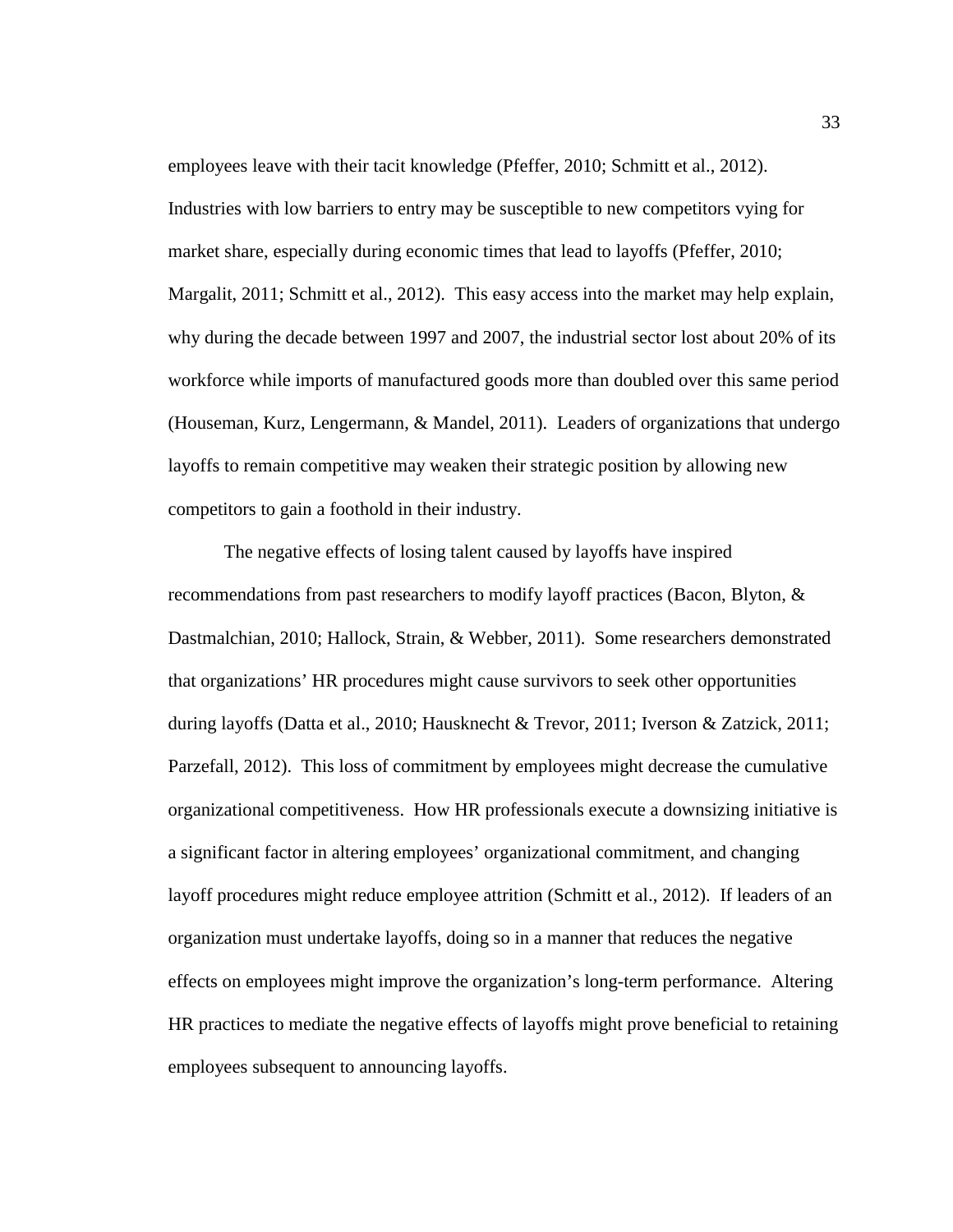employees leave with their tacit knowledge (Pfeffer, 2010; Schmitt et al., 2012). Industries with low barriers to entry may be susceptible to new competitors vying for market share, especially during economic times that lead to layoffs (Pfeffer, 2010; Margalit, 2011; Schmitt et al., 2012). This easy access into the market may help explain, why during the decade between 1997 and 2007, the industrial sector lost about 20% of its workforce while imports of manufactured goods more than doubled over this same period (Houseman, Kurz, Lengermann, & Mandel, 2011). Leaders of organizations that undergo layoffs to remain competitive may weaken their strategic position by allowing new competitors to gain a foothold in their industry.

The negative effects of losing talent caused by layoffs have inspired recommendations from past researchers to modify layoff practices (Bacon, Blyton, & Dastmalchian, 2010; Hallock, Strain, & Webber, 2011). Some researchers demonstrated that organizations' HR procedures might cause survivors to seek other opportunities during layoffs (Datta et al., 2010; Hausknecht & Trevor, 2011; Iverson & Zatzick, 2011; Parzefall, 2012). This loss of commitment by employees might decrease the cumulative organizational competitiveness. How HR professionals execute a downsizing initiative is a significant factor in altering employees' organizational commitment, and changing layoff procedures might reduce employee attrition (Schmitt et al., 2012). If leaders of an organization must undertake layoffs, doing so in a manner that reduces the negative effects on employees might improve the organization's long-term performance. Altering HR practices to mediate the negative effects of layoffs might prove beneficial to retaining employees subsequent to announcing layoffs.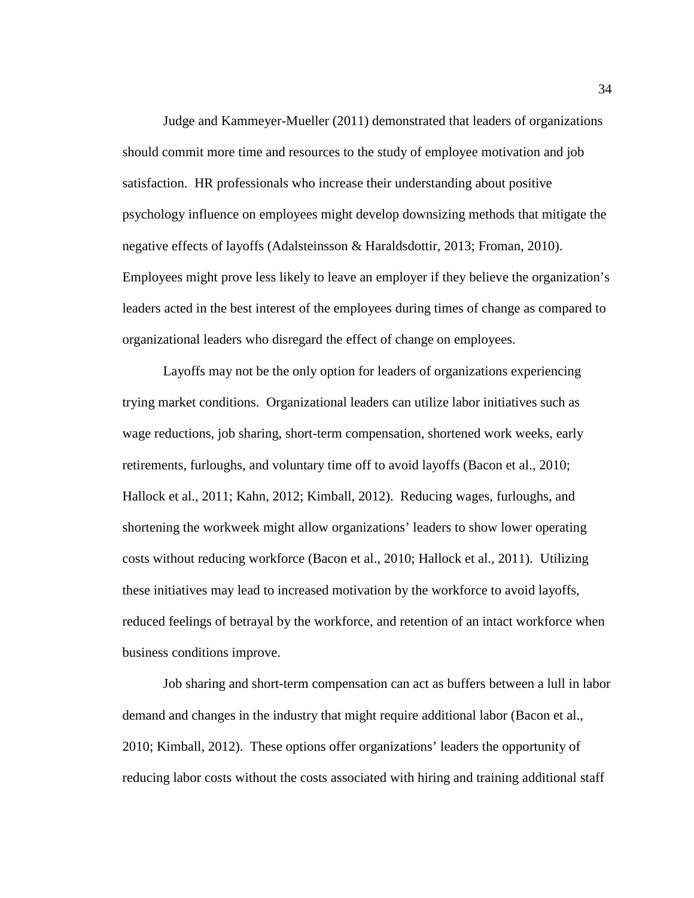Judge and Kammeyer-Mueller (2011) demonstrated that leaders of organizations should commit more time and resources to the study of employee motivation and job satisfaction. HR professionals who increase their understanding about positive psychology influence on employees might develop downsizing methods that mitigate the negative effects of layoffs (Adalsteinsson & Haraldsdottir, 2013; Froman, 2010). Employees might prove less likely to leave an employer if they believe the organization's leaders acted in the best interest of the employees during times of change as compared to organizational leaders who disregard the effect of change on employees.

Layoffs may not be the only option for leaders of organizations experiencing trying market conditions. Organizational leaders can utilize labor initiatives such as wage reductions, job sharing, short-term compensation, shortened work weeks, early retirements, furloughs, and voluntary time off to avoid layoffs (Bacon et al., 2010; Hallock et al., 2011; Kahn, 2012; Kimball, 2012). Reducing wages, furloughs, and shortening the workweek might allow organizations' leaders to show lower operating costs without reducing workforce (Bacon et al., 2010; Hallock et al., 2011). Utilizing these initiatives may lead to increased motivation by the workforce to avoid layoffs, reduced feelings of betrayal by the workforce, and retention of an intact workforce when business conditions improve.

Job sharing and short-term compensation can act as buffers between a lull in labor demand and changes in the industry that might require additional labor (Bacon et al., 2010; Kimball, 2012). These options offer organizations' leaders the opportunity of reducing labor costs without the costs associated with hiring and training additional staff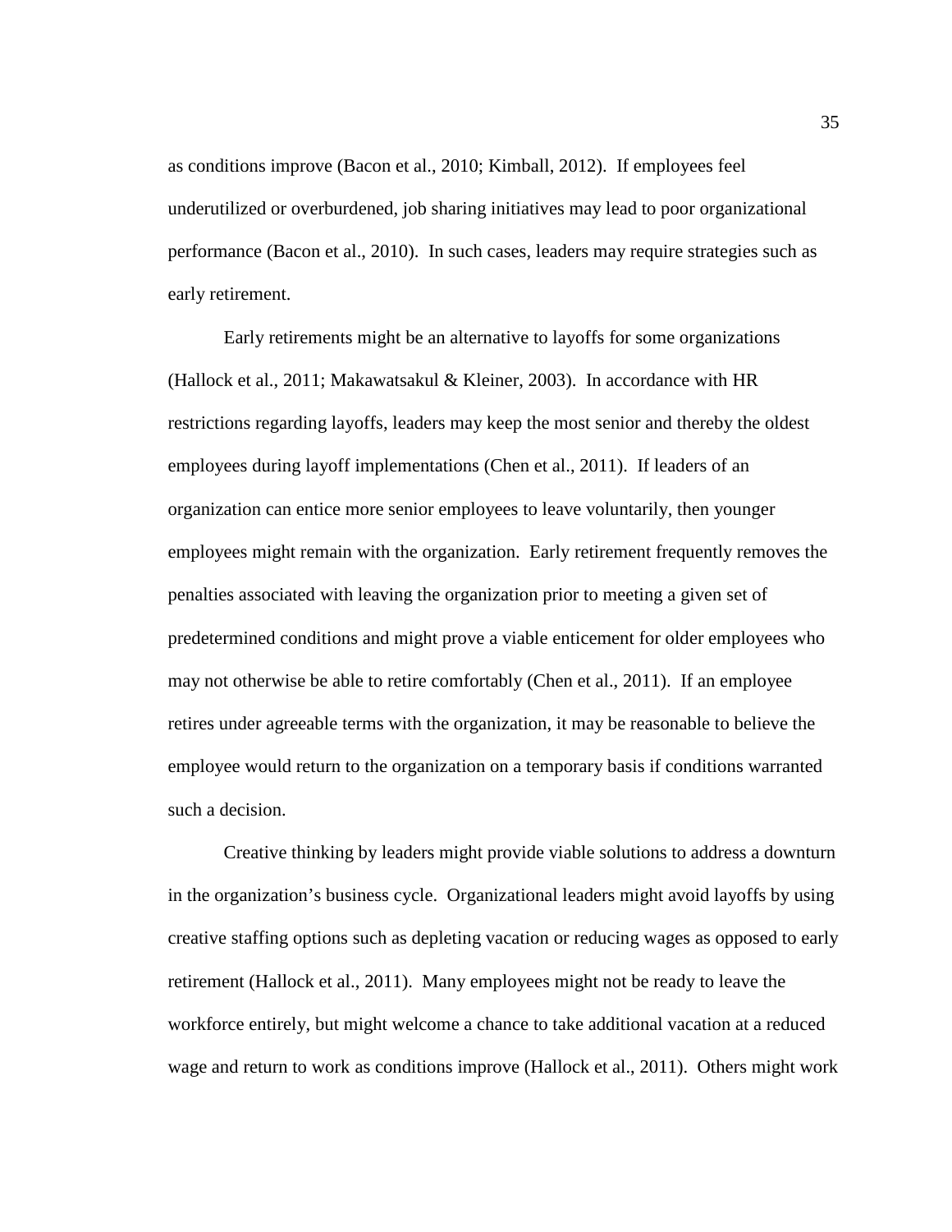as conditions improve (Bacon et al., 2010; Kimball, 2012). If employees feel underutilized or overburdened, job sharing initiatives may lead to poor organizational performance (Bacon et al., 2010). In such cases, leaders may require strategies such as early retirement.

Early retirements might be an alternative to layoffs for some organizations (Hallock et al., 2011; Makawatsakul & Kleiner, 2003). In accordance with HR restrictions regarding layoffs, leaders may keep the most senior and thereby the oldest employees during layoff implementations (Chen et al., 2011). If leaders of an organization can entice more senior employees to leave voluntarily, then younger employees might remain with the organization. Early retirement frequently removes the penalties associated with leaving the organization prior to meeting a given set of predetermined conditions and might prove a viable enticement for older employees who may not otherwise be able to retire comfortably (Chen et al., 2011). If an employee retires under agreeable terms with the organization, it may be reasonable to believe the employee would return to the organization on a temporary basis if conditions warranted such a decision.

Creative thinking by leaders might provide viable solutions to address a downturn in the organization's business cycle. Organizational leaders might avoid layoffs by using creative staffing options such as depleting vacation or reducing wages as opposed to early retirement (Hallock et al., 2011). Many employees might not be ready to leave the workforce entirely, but might welcome a chance to take additional vacation at a reduced wage and return to work as conditions improve (Hallock et al., 2011). Others might work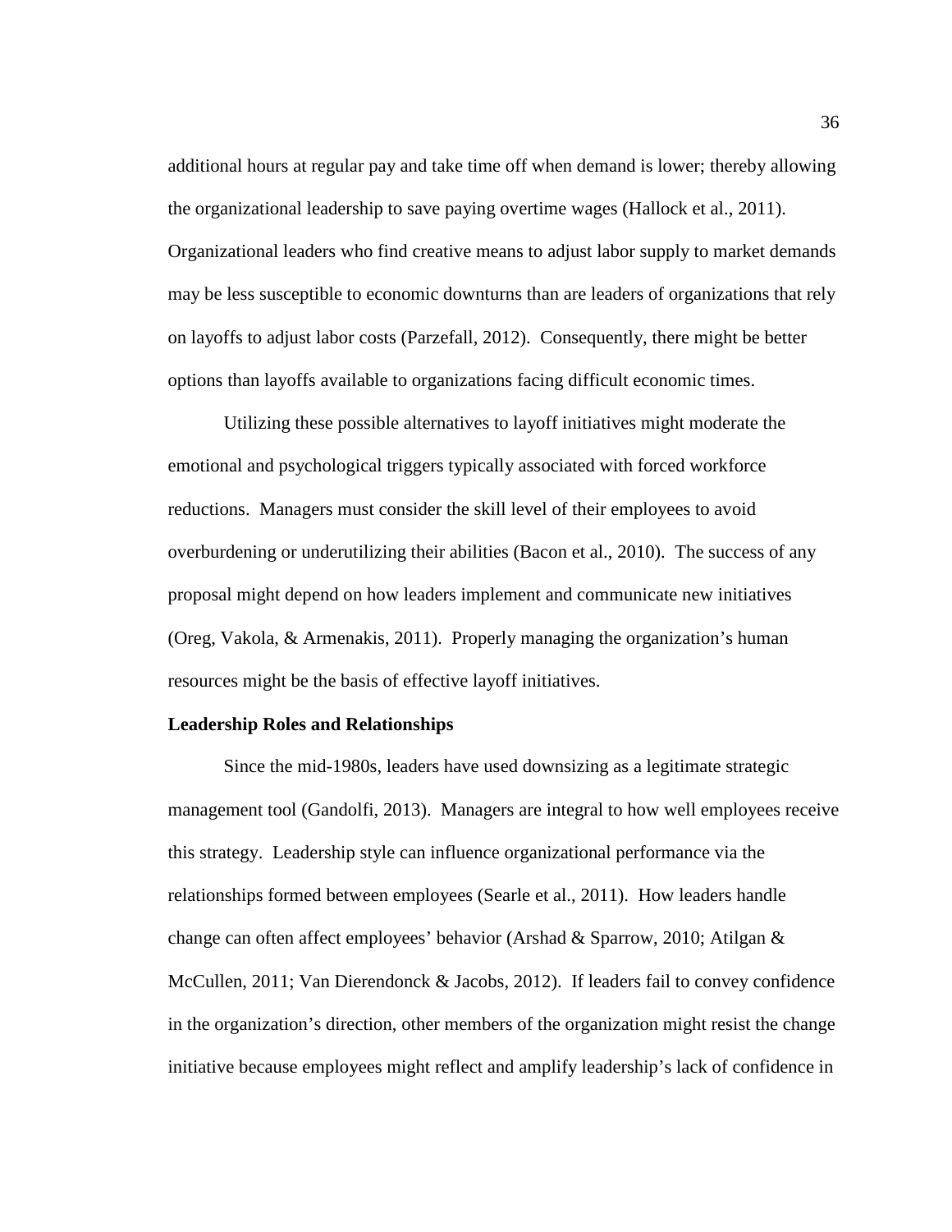additional hours at regular pay and take time off when demand is lower; thereby allowing the organizational leadership to save paying overtime wages (Hallock et al., 2011). Organizational leaders who find creative means to adjust labor supply to market demands may be less susceptible to economic downturns than are leaders of organizations that rely on layoffs to adjust labor costs (Parzefall, 2012). Consequently, there might be better options than layoffs available to organizations facing difficult economic times.

Utilizing these possible alternatives to layoff initiatives might moderate the emotional and psychological triggers typically associated with forced workforce reductions. Managers must consider the skill level of their employees to avoid overburdening or underutilizing their abilities (Bacon et al., 2010). The success of any proposal might depend on how leaders implement and communicate new initiatives (Oreg, Vakola, & Armenakis, 2011). Properly managing the organization's human resources might be the basis of effective layoff initiatives.

**Leadership Roles and Relationships**

Since the mid-1980s, leaders have used downsizing as a legitimate strategic management tool (Gandolfi, 2013). Managers are integral to how well employees receive this strategy. Leadership style can influence organizational performance via the relationships formed between employees (Searle et al., 2011). How leaders handle change can often affect employees' behavior (Arshad & Sparrow, 2010; Atilgan & McCullen, 2011; Van Dierendonck & Jacobs, 2012). If leaders fail to convey confidence in the organization's direction, other members of the organization might resist the change initiative because employees might reflect and amplify leadership's lack of confidence in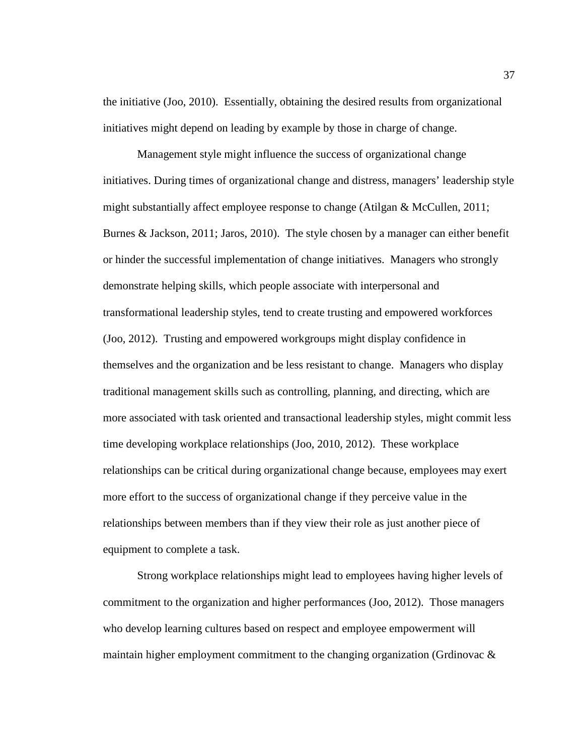the initiative (Joo, 2010). Essentially, obtaining the desired results from organizational initiatives might depend on leading by example by those in charge of change.

Management style might influence the success of organizational change initiatives. During times of organizational change and distress, managers' leadership style might substantially affect employee response to change (Atilgan & McCullen, 2011; Burnes & Jackson, 2011; Jaros, 2010). The style chosen by a manager can either benefit or hinder the successful implementation of change initiatives. Managers who strongly demonstrate helping skills, which people associate with interpersonal and transformational leadership styles, tend to create trusting and empowered workforces (Joo, 2012). Trusting and empowered workgroups might display confidence in themselves and the organization and be less resistant to change. Managers who display traditional management skills such as controlling, planning, and directing, which are more associated with task oriented and transactional leadership styles, might commit less time developing workplace relationships (Joo, 2010, 2012). These workplace relationships can be critical during organizational change because, employees may exert more effort to the success of organizational change if they perceive value in the relationships between members than if they view their role as just another piece of equipment to complete a task.

Strong workplace relationships might lead to employees having higher levels of commitment to the organization and higher performances (Joo, 2012). Those managers who develop learning cultures based on respect and employee empowerment will maintain higher employment commitment to the changing organization (Grdinovac &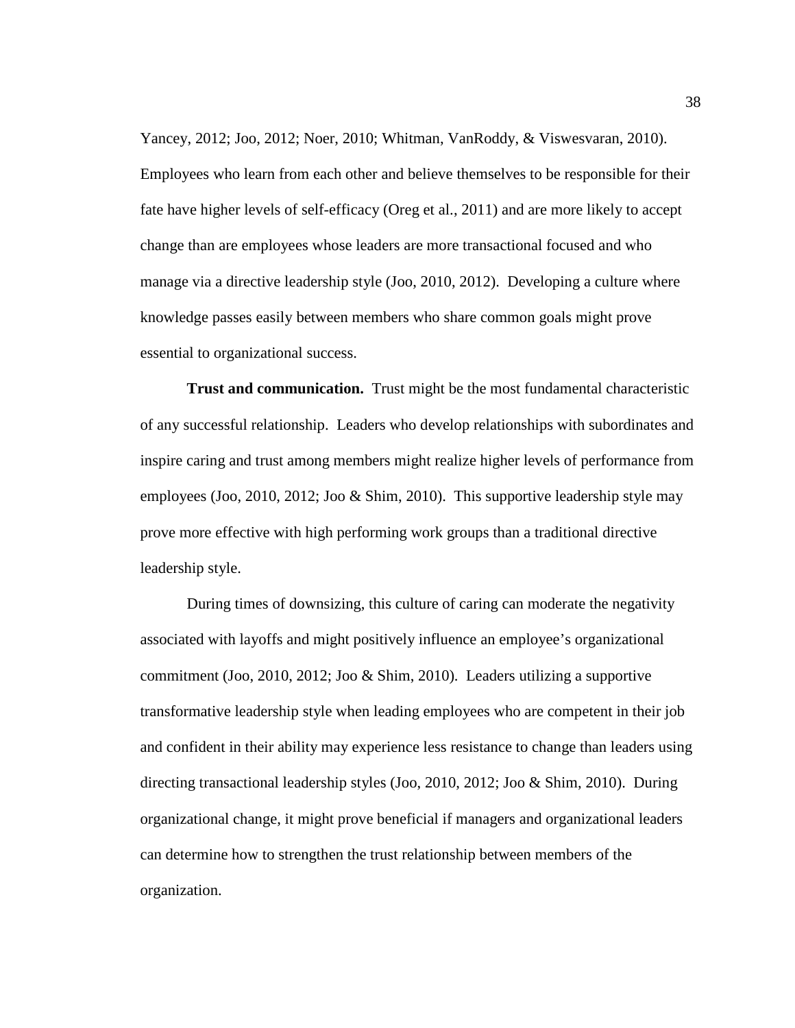Yancey, 2012; Joo, 2012; Noer, 2010; Whitman, VanRoddy, & Viswesvaran, 2010). Employees who learn from each other and believe themselves to be responsible for their fate have higher levels of self-efficacy (Oreg et al., 2011) and are more likely to accept change than are employees whose leaders are more transactional focused and who manage via a directive leadership style (Joo, 2010, 2012). Developing a culture where knowledge passes easily between members who share common goals might prove essential to organizational success.

**Trust and communication.** Trust might be the most fundamental characteristic of any successful relationship. Leaders who develop relationships with subordinates and inspire caring and trust among members might realize higher levels of performance from employees (Joo, 2010, 2012; Joo & Shim, 2010). This supportive leadership style may prove more effective with high performing work groups than a traditional directive leadership style.

During times of downsizing, this culture of caring can moderate the negativity associated with layoffs and might positively influence an employee's organizational commitment (Joo, 2010, 2012; Joo & Shim, 2010). Leaders utilizing a supportive transformative leadership style when leading employees who are competent in their job and confident in their ability may experience less resistance to change than leaders using directing transactional leadership styles (Joo, 2010, 2012; Joo & Shim, 2010). During organizational change, it might prove beneficial if managers and organizational leaders can determine how to strengthen the trust relationship between members of the organization.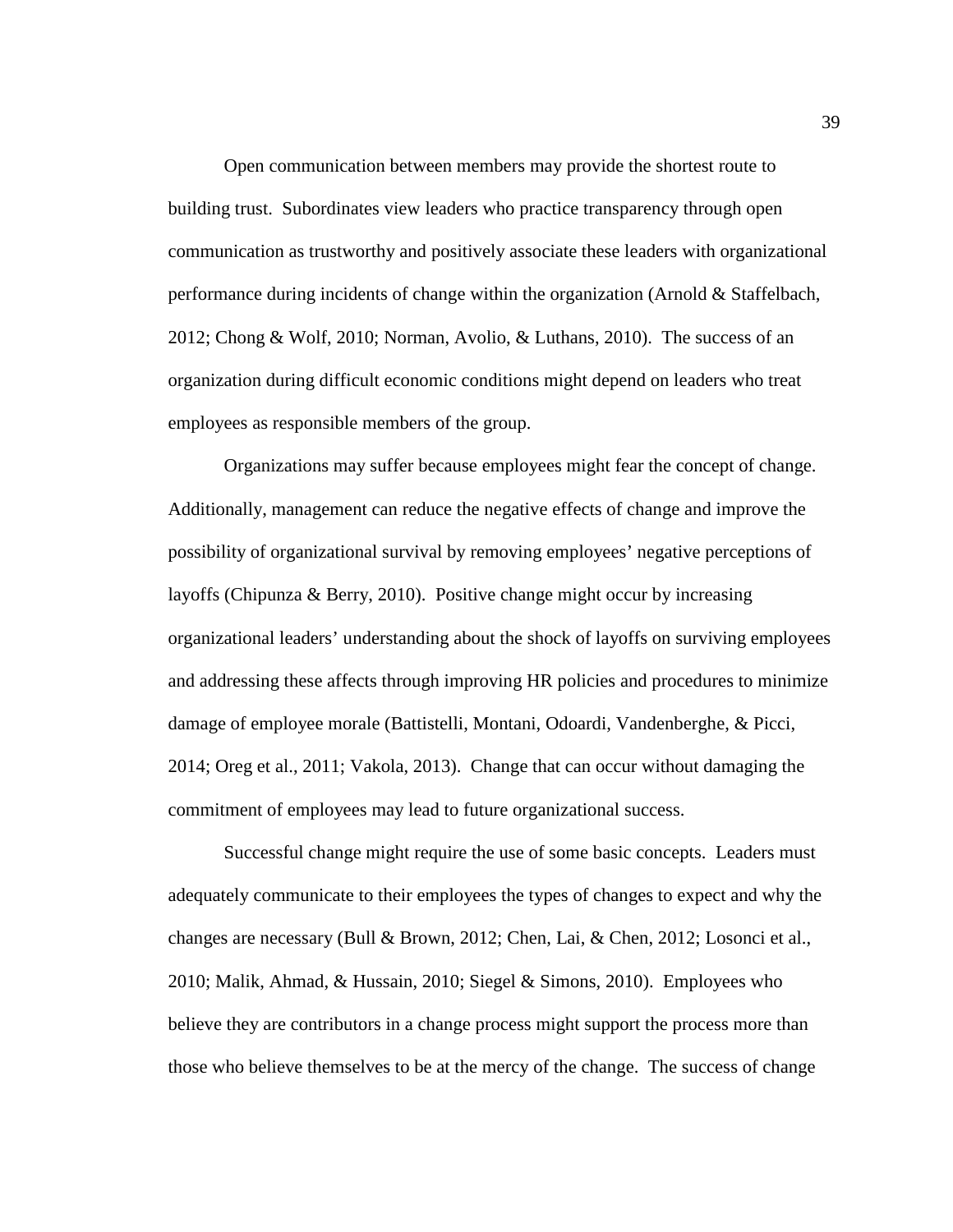Open communication between members may provide the shortest route to building trust. Subordinates view leaders who practice transparency through open communication as trustworthy and positively associate these leaders with organizational performance during incidents of change within the organization (Arnold & Staffelbach, 2012; Chong & Wolf, 2010; Norman, Avolio, & Luthans, 2010). The success of an organization during difficult economic conditions might depend on leaders who treat employees as responsible members of the group.

Organizations may suffer because employees might fear the concept of change. Additionally, management can reduce the negative effects of change and improve the possibility of organizational survival by removing employees' negative perceptions of layoffs (Chipunza & Berry, 2010). Positive change might occur by increasing organizational leaders' understanding about the shock of layoffs on surviving employees and addressing these affects through improving HR policies and procedures to minimize damage of employee morale (Battistelli, Montani, Odoardi, Vandenberghe, & Picci, 2014; Oreg et al., 2011; Vakola, 2013). Change that can occur without damaging the commitment of employees may lead to future organizational success.

Successful change might require the use of some basic concepts. Leaders must adequately communicate to their employees the types of changes to expect and why the changes are necessary (Bull & Brown, 2012; Chen, Lai, & Chen, 2012; Losonci et al., 2010; Malik, Ahmad, & Hussain, 2010; Siegel & Simons, 2010). Employees who believe they are contributors in a change process might support the process more than those who believe themselves to be at the mercy of the change. The success of change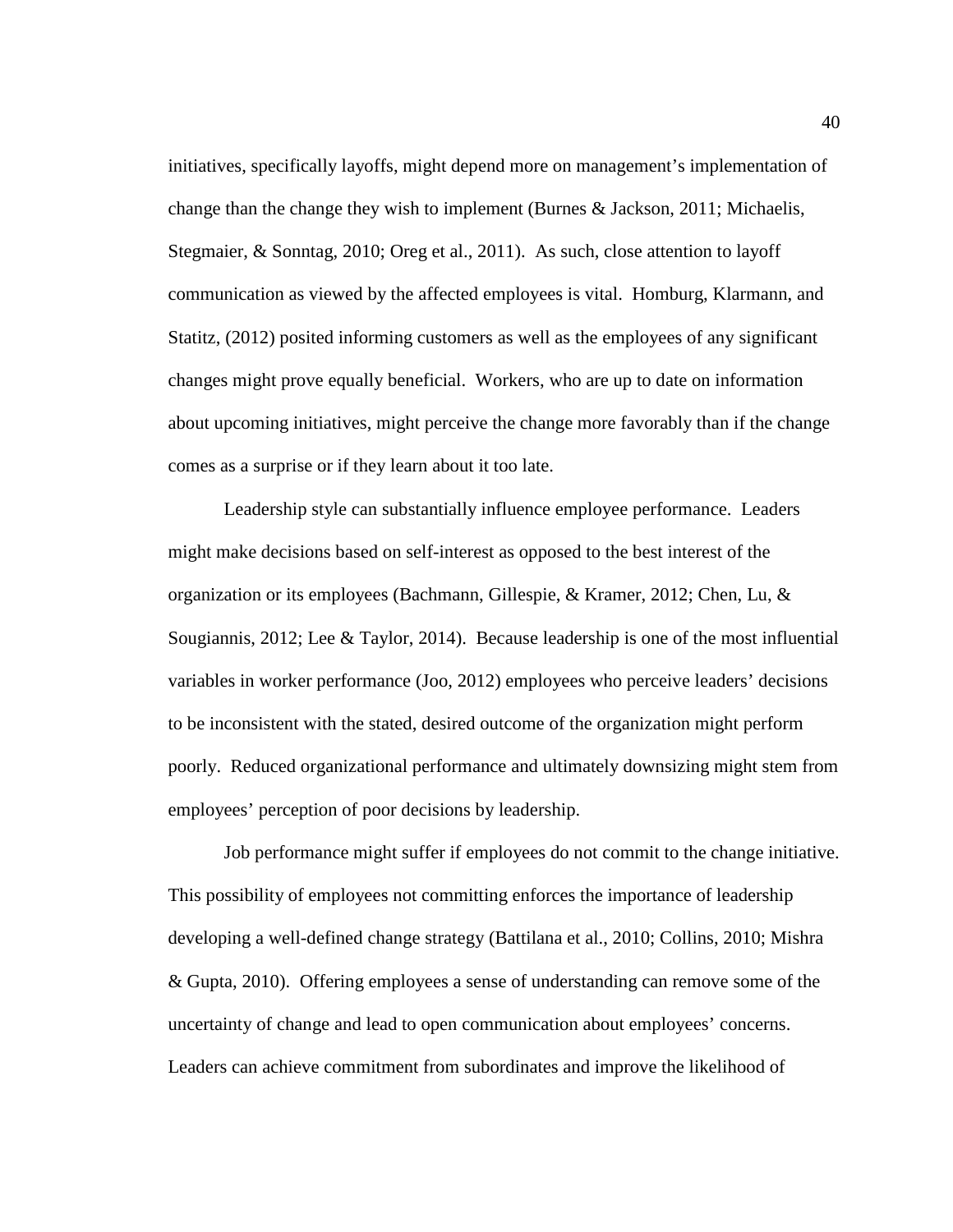initiatives, specifically layoffs, might depend more on management's implementation of change than the change they wish to implement (Burnes & Jackson, 2011; Michaelis, Stegmaier, & Sonntag, 2010; Oreg et al., 2011). As such, close attention to layoff communication as viewed by the affected employees is vital. Homburg, Klarmann, and Statitz, (2012) posited informing customers as well as the employees of any significant changes might prove equally beneficial. Workers, who are up to date on information about upcoming initiatives, might perceive the change more favorably than if the change comes as a surprise or if they learn about it too late.

Leadership style can substantially influence employee performance. Leaders might make decisions based on self-interest as opposed to the best interest of the organization or its employees (Bachmann, Gillespie, & Kramer, 2012; Chen, Lu, & Sougiannis, 2012; Lee & Taylor, 2014). Because leadership is one of the most influential variables in worker performance (Joo, 2012) employees who perceive leaders' decisions to be inconsistent with the stated, desired outcome of the organization might perform poorly. Reduced organizational performance and ultimately downsizing might stem from employees' perception of poor decisions by leadership.

Job performance might suffer if employees do not commit to the change initiative. This possibility of employees not committing enforces the importance of leadership developing a well-defined change strategy (Battilana et al., 2010; Collins, 2010; Mishra & Gupta, 2010). Offering employees a sense of understanding can remove some of the uncertainty of change and lead to open communication about employees' concerns. Leaders can achieve commitment from subordinates and improve the likelihood of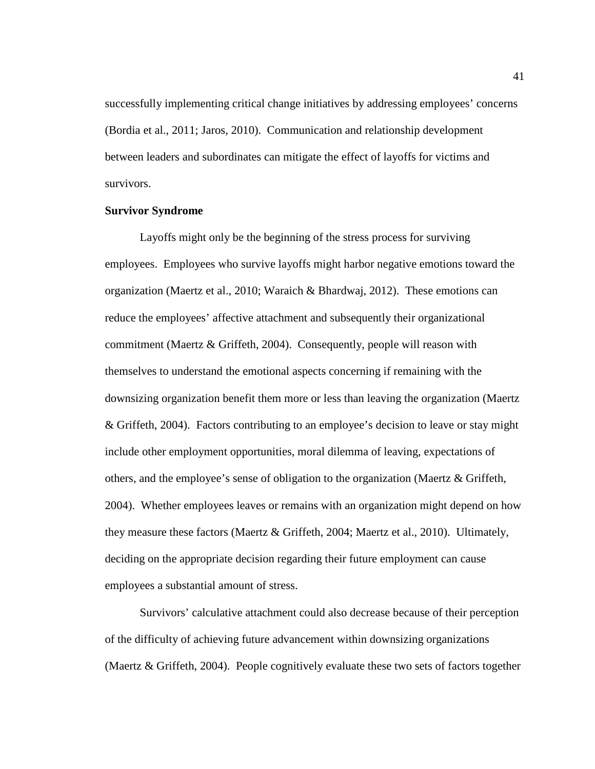successfully implementing critical change initiatives by addressing employees' concerns (Bordia et al., 2011; Jaros, 2010). Communication and relationship development between leaders and subordinates can mitigate the effect of layoffs for victims and survivors.

**Survivor Syndrome**

Layoffs might only be the beginning of the stress process for surviving employees. Employees who survive layoffs might harbor negative emotions toward the organization (Maertz et al., 2010; Waraich & Bhardwaj, 2012). These emotions can reduce the employees' affective attachment and subsequently their organizational commitment (Maertz & Griffeth, 2004). Consequently, people will reason with themselves to understand the emotional aspects concerning if remaining with the downsizing organization benefit them more or less than leaving the organization (Maertz & Griffeth, 2004). Factors contributing to an employee's decision to leave or stay might include other employment opportunities, moral dilemma of leaving, expectations of others, and the employee's sense of obligation to the organization (Maertz & Griffeth, 2004). Whether employees leaves or remains with an organization might depend on how they measure these factors (Maertz & Griffeth, 2004; Maertz et al., 2010). Ultimately, deciding on the appropriate decision regarding their future employment can cause employees a substantial amount of stress.

Survivors' calculative attachment could also decrease because of their perception of the difficulty of achieving future advancement within downsizing organizations (Maertz & Griffeth, 2004). People cognitively evaluate these two sets of factors together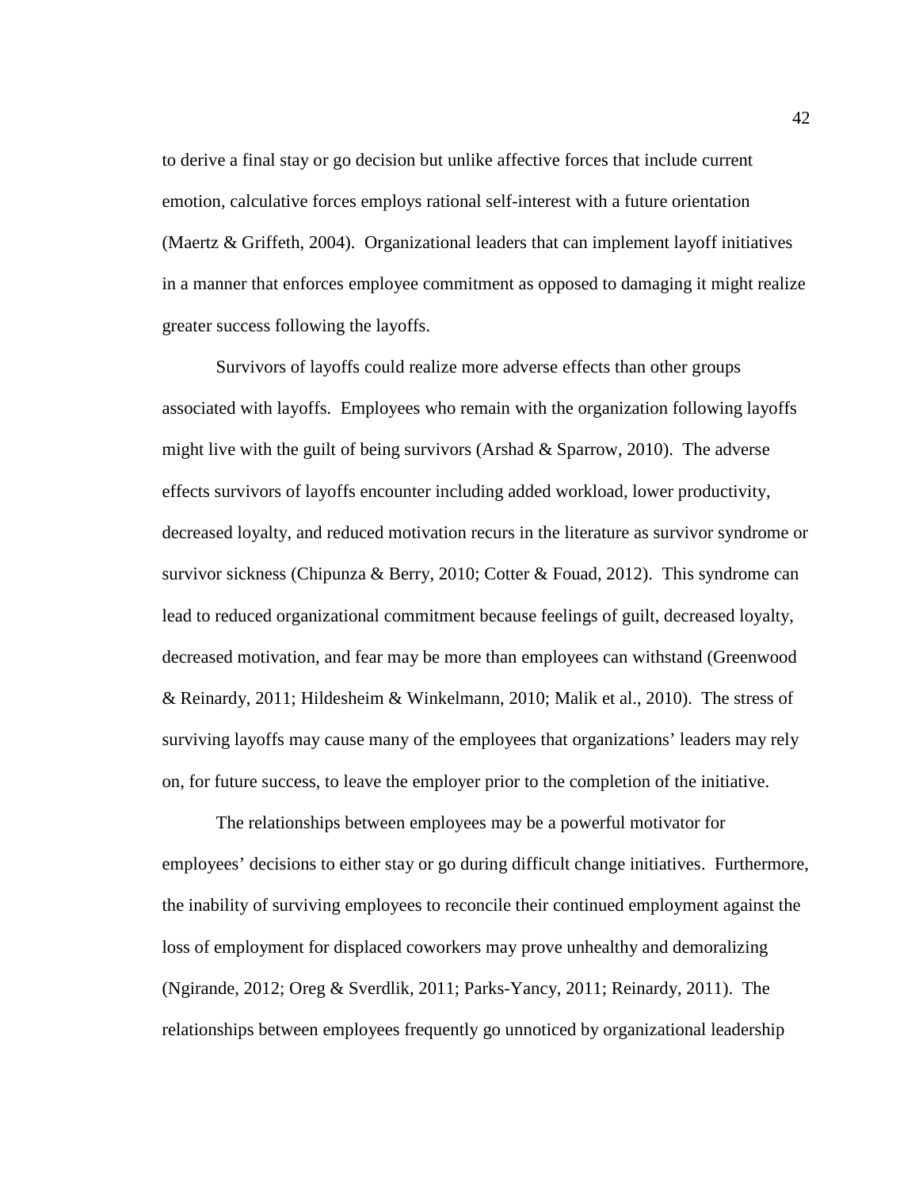to derive a final stay or go decision but unlike affective forces that include current emotion, calculative forces employs rational self-interest with a future orientation (Maertz & Griffeth, 2004). Organizational leaders that can implement layoff initiatives in a manner that enforces employee commitment as opposed to damaging it might realize greater success following the layoffs.

Survivors of layoffs could realize more adverse effects than other groups associated with layoffs. Employees who remain with the organization following layoffs might live with the guilt of being survivors (Arshad & Sparrow, 2010). The adverse effects survivors of layoffs encounter including added workload, lower productivity, decreased loyalty, and reduced motivation recurs in the literature as survivor syndrome or survivor sickness (Chipunza & Berry, 2010; Cotter & Fouad, 2012). This syndrome can lead to reduced organizational commitment because feelings of guilt, decreased loyalty, decreased motivation, and fear may be more than employees can withstand (Greenwood & Reinardy, 2011; Hildesheim & Winkelmann, 2010; Malik et al., 2010). The stress of surviving layoffs may cause many of the employees that organizations' leaders may rely on, for future success, to leave the employer prior to the completion of the initiative.

The relationships between employees may be a powerful motivator for employees' decisions to either stay or go during difficult change initiatives. Furthermore, the inability of surviving employees to reconcile their continued employment against the loss of employment for displaced coworkers may prove unhealthy and demoralizing (Ngirande, 2012; Oreg & Sverdlik, 2011; Parks-Yancy, 2011; Reinardy, 2011). The relationships between employees frequently go unnoticed by organizational leadership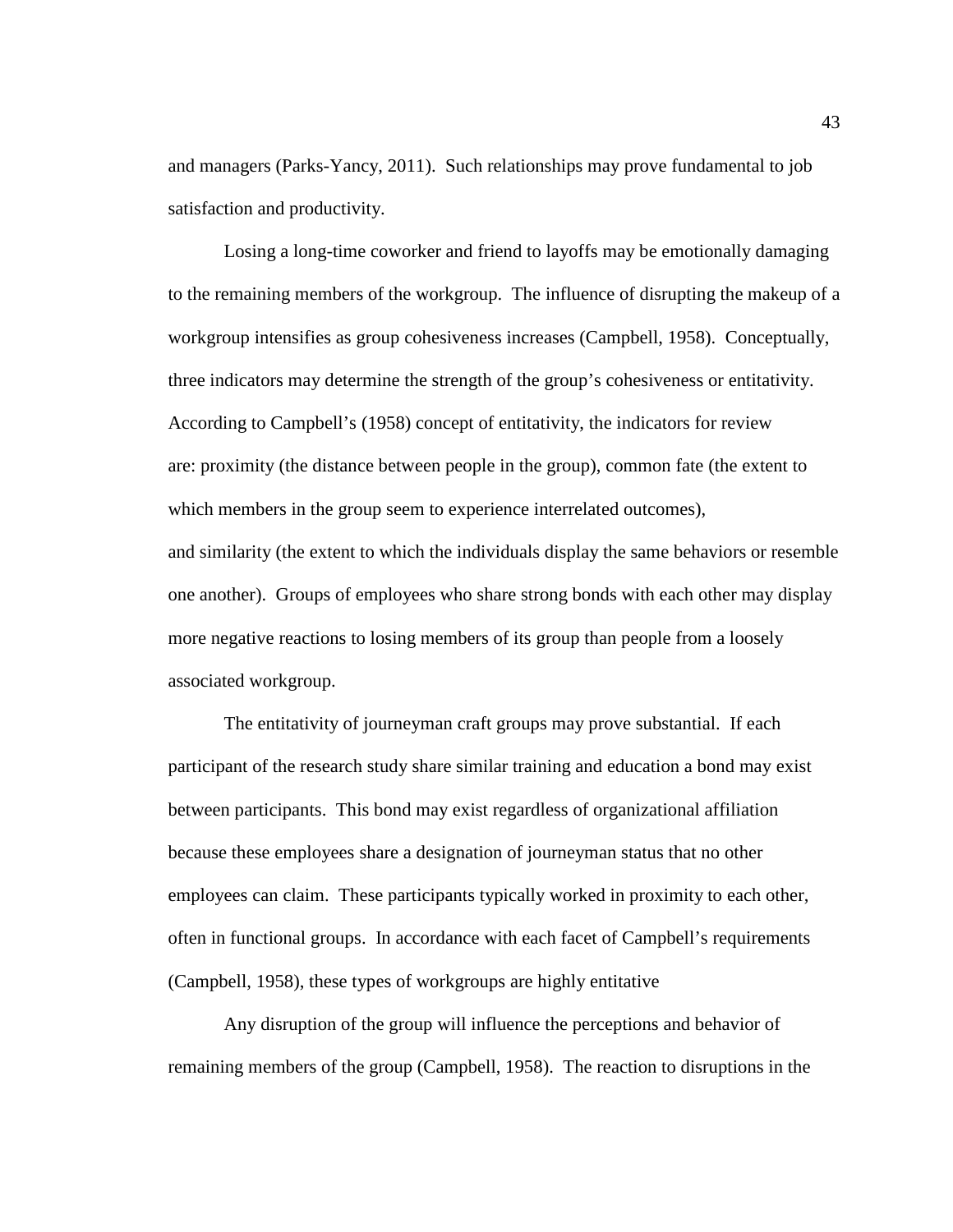and managers (Parks-Yancy, 2011). Such relationships may prove fundamental to job satisfaction and productivity.

Losing a long-time coworker and friend to layoffs may be emotionally damaging to the remaining members of the workgroup. The influence of disrupting the makeup of a workgroup intensifies as group cohesiveness increases (Campbell, 1958). Conceptually, three indicators may determine the strength of the group's cohesiveness or entitativity. According to Campbell's (1958) concept of entitativity, the indicators for review are: proximity (the distance between people in the group), common fate (the extent to which members in the group seem to experience interrelated outcomes), and similarity (the extent to which the individuals display the same behaviors or resemble one another). Groups of employees who share strong bonds with each other may display more negative reactions to losing members of its group than people from a loosely associated workgroup.

The entitativity of journeyman craft groups may prove substantial. If each participant of the research study share similar training and education a bond may exist between participants. This bond may exist regardless of organizational affiliation because these employees share a designation of journeyman status that no other employees can claim. These participants typically worked in proximity to each other, often in functional groups. In accordance with each facet of Campbell's requirements (Campbell, 1958), these types of workgroups are highly entitative

Any disruption of the group will influence the perceptions and behavior of remaining members of the group (Campbell, 1958). The reaction to disruptions in the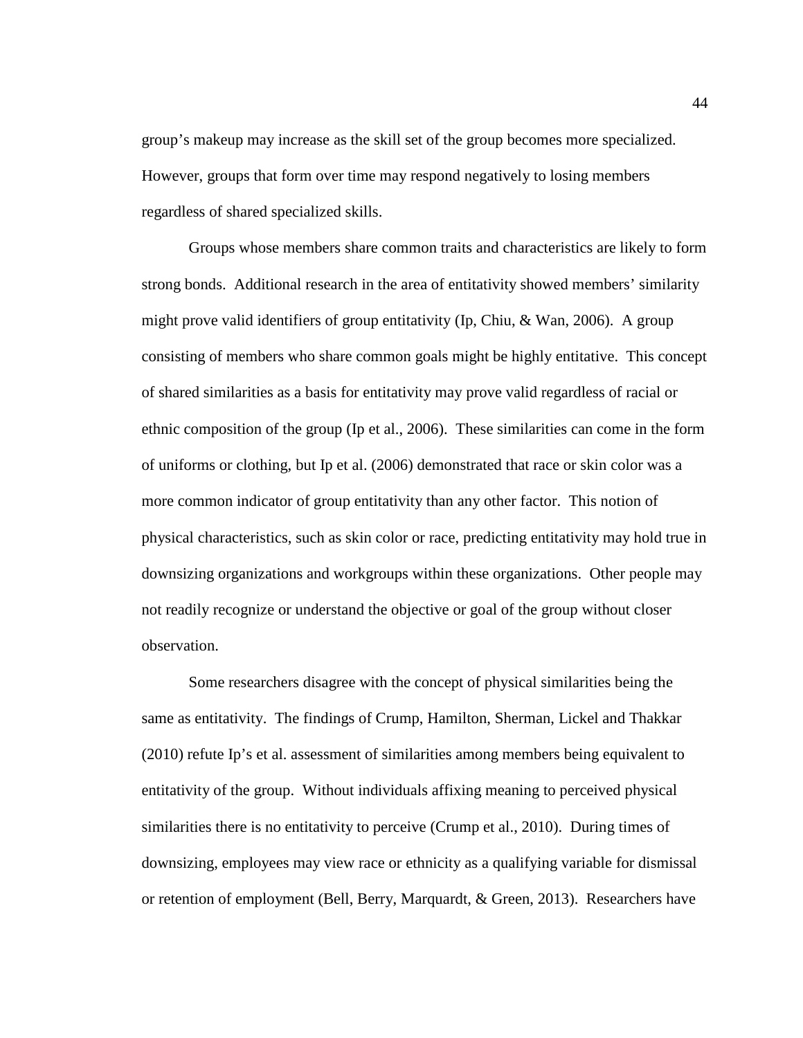group's makeup may increase as the skill set of the group becomes more specialized. However, groups that form over time may respond negatively to losing members regardless of shared specialized skills.

Groups whose members share common traits and characteristics are likely to form strong bonds. Additional research in the area of entitativity showed members' similarity might prove valid identifiers of group entitativity (Ip, Chiu, & Wan, 2006). A group consisting of members who share common goals might be highly entitative. This concept of shared similarities as a basis for entitativity may prove valid regardless of racial or ethnic composition of the group (Ip et al., 2006). These similarities can come in the form of uniforms or clothing, but Ip et al. (2006) demonstrated that race or skin color was a more common indicator of group entitativity than any other factor. This notion of physical characteristics, such as skin color or race, predicting entitativity may hold true in downsizing organizations and workgroups within these organizations. Other people may not readily recognize or understand the objective or goal of the group without closer observation.

Some researchers disagree with the concept of physical similarities being the same as entitativity. The findings of Crump, Hamilton, Sherman, Lickel and Thakkar (2010) refute Ip's et al. assessment of similarities among members being equivalent to entitativity of the group. Without individuals affixing meaning to perceived physical similarities there is no entitativity to perceive (Crump et al., 2010). During times of downsizing, employees may view race or ethnicity as a qualifying variable for dismissal or retention of employment (Bell, Berry, Marquardt, & Green, 2013). Researchers have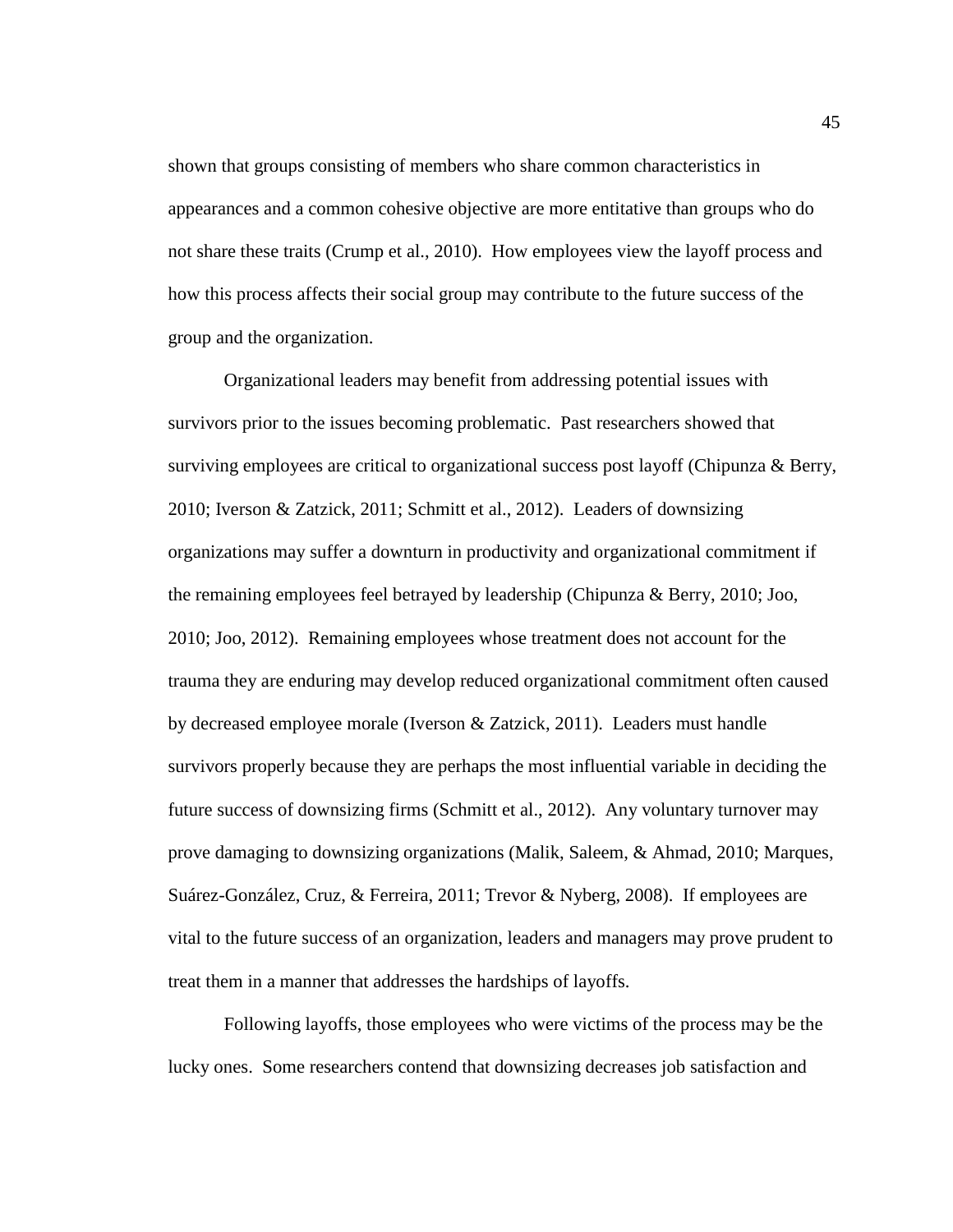shown that groups consisting of members who share common characteristics in appearances and a common cohesive objective are more entitative than groups who do not share these traits (Crump et al., 2010). How employees view the layoff process and how this process affects their social group may contribute to the future success of the group and the organization.

Organizational leaders may benefit from addressing potential issues with survivors prior to the issues becoming problematic. Past researchers showed that surviving employees are critical to organizational success post layoff (Chipunza & Berry, 2010; Iverson & Zatzick, 2011; Schmitt et al., 2012). Leaders of downsizing organizations may suffer a downturn in productivity and organizational commitment if the remaining employees feel betrayed by leadership (Chipunza & Berry, 2010; Joo, 2010; Joo, 2012). Remaining employees whose treatment does not account for the trauma they are enduring may develop reduced organizational commitment often caused by decreased employee morale (Iverson & Zatzick, 2011). Leaders must handle survivors properly because they are perhaps the most influential variable in deciding the future success of downsizing firms (Schmitt et al., 2012). Any voluntary turnover may prove damaging to downsizing organizations (Malik, Saleem, & Ahmad, 2010; Marques, Suárez-González, Cruz, & Ferreira, 2011; Trevor & Nyberg, 2008). If employees are vital to the future success of an organization, leaders and managers may prove prudent to treat them in a manner that addresses the hardships of layoffs.

Following layoffs, those employees who were victims of the process may be the lucky ones. Some researchers contend that downsizing decreases job satisfaction and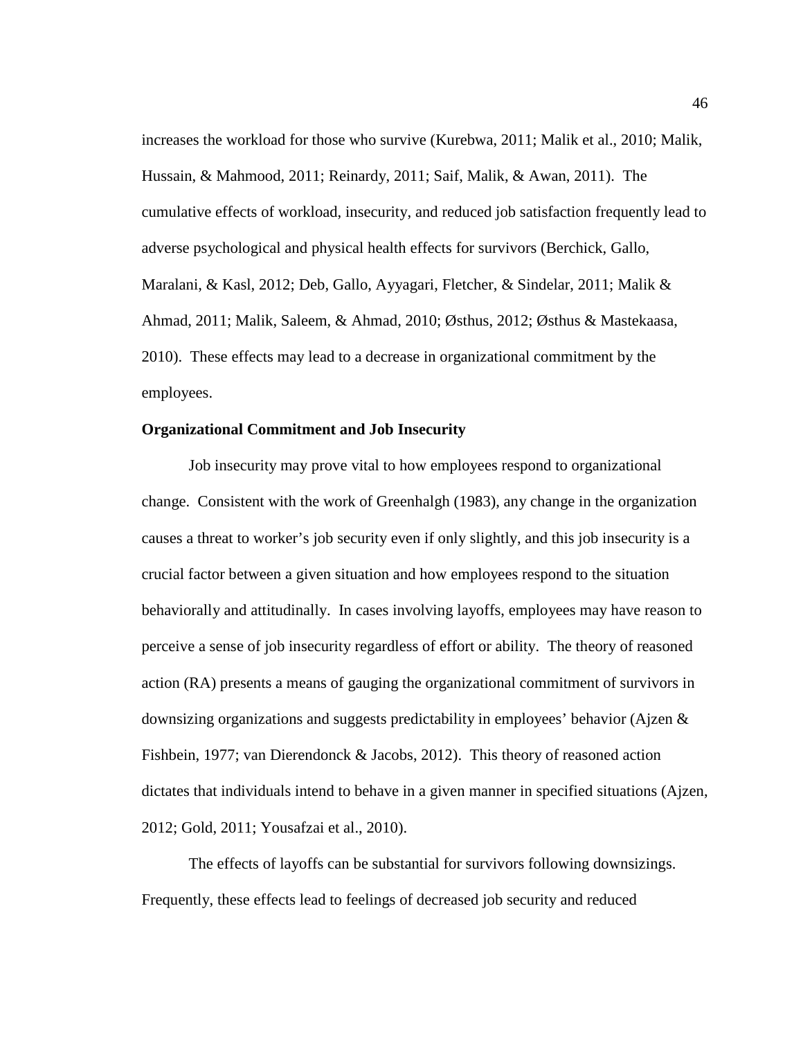increases the workload for those who survive (Kurebwa, 2011; Malik et al., 2010; Malik, Hussain, & Mahmood, 2011; Reinardy, 2011; Saif, Malik, & Awan, 2011). The cumulative effects of workload, insecurity, and reduced job satisfaction frequently lead to adverse psychological and physical health effects for survivors (Berchick, Gallo, Maralani, & Kasl, 2012; Deb, Gallo, Ayyagari, Fletcher, & Sindelar, 2011; Malik & Ahmad, 2011; Malik, Saleem, & Ahmad, 2010; Østhus, 2012; Østhus & Mastekaasa, 2010). These effects may lead to a decrease in organizational commitment by the employees.

**Organizational Commitment and Job Insecurity**

Job insecurity may prove vital to how employees respond to organizational change. Consistent with the work of Greenhalgh (1983), any change in the organization causes a threat to worker's job security even if only slightly, and this job insecurity is a crucial factor between a given situation and how employees respond to the situation behaviorally and attitudinally. In cases involving layoffs, employees may have reason to perceive a sense of job insecurity regardless of effort or ability. The theory of reasoned action (RA) presents a means of gauging the organizational commitment of survivors in downsizing organizations and suggests predictability in employees' behavior (Ajzen & Fishbein, 1977; van Dierendonck & Jacobs, 2012). This theory of reasoned action dictates that individuals intend to behave in a given manner in specified situations (Ajzen, 2012; Gold, 2011; Yousafzai et al., 2010).

The effects of layoffs can be substantial for survivors following downsizings. Frequently, these effects lead to feelings of decreased job security and reduced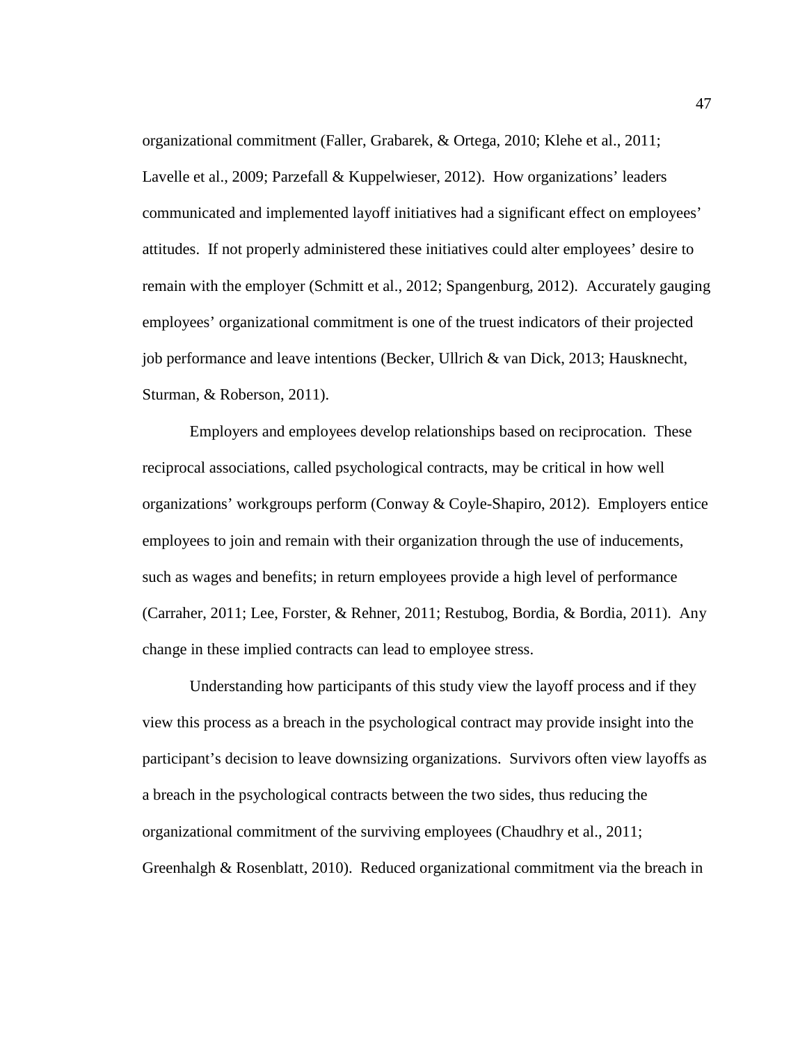organizational commitment (Faller, Grabarek, & Ortega, 2010; Klehe et al., 2011; Lavelle et al., 2009; Parzefall & Kuppelwieser, 2012). How organizations' leaders communicated and implemented layoff initiatives had a significant effect on employees' attitudes. If not properly administered these initiatives could alter employees' desire to remain with the employer (Schmitt et al., 2012; Spangenburg, 2012). Accurately gauging employees' organizational commitment is one of the truest indicators of their projected job performance and leave intentions (Becker, Ullrich & van Dick, 2013; Hausknecht, Sturman, & Roberson, 2011).

Employers and employees develop relationships based on reciprocation. These reciprocal associations, called psychological contracts, may be critical in how well organizations' workgroups perform (Conway & Coyle-Shapiro, 2012). Employers entice employees to join and remain with their organization through the use of inducements, such as wages and benefits; in return employees provide a high level of performance (Carraher, 2011; Lee, Forster, & Rehner, 2011; Restubog, Bordia, & Bordia, 2011). Any change in these implied contracts can lead to employee stress.

Understanding how participants of this study view the layoff process and if they view this process as a breach in the psychological contract may provide insight into the participant's decision to leave downsizing organizations. Survivors often view layoffs as a breach in the psychological contracts between the two sides, thus reducing the organizational commitment of the surviving employees (Chaudhry et al., 2011; Greenhalgh & Rosenblatt, 2010). Reduced organizational commitment via the breach in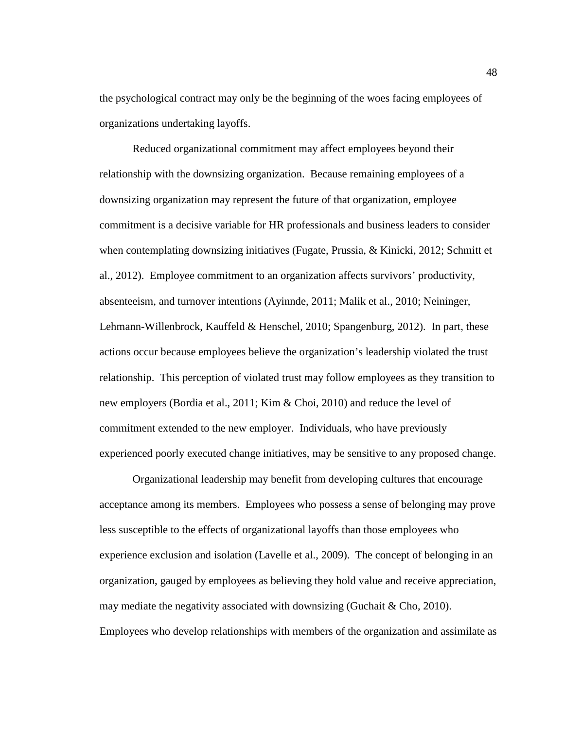the psychological contract may only be the beginning of the woes facing employees of organizations undertaking layoffs.

Reduced organizational commitment may affect employees beyond their relationship with the downsizing organization. Because remaining employees of a downsizing organization may represent the future of that organization, employee commitment is a decisive variable for HR professionals and business leaders to consider when contemplating downsizing initiatives (Fugate, Prussia, & Kinicki, 2012; Schmitt et al., 2012). Employee commitment to an organization affects survivors' productivity, absenteeism, and turnover intentions (Ayinnde, 2011; Malik et al., 2010; Neininger, Lehmann-Willenbrock, Kauffeld & Henschel, 2010; Spangenburg, 2012). In part, these actions occur because employees believe the organization's leadership violated the trust relationship. This perception of violated trust may follow employees as they transition to new employers (Bordia et al., 2011; Kim & Choi, 2010) and reduce the level of commitment extended to the new employer. Individuals, who have previously experienced poorly executed change initiatives, may be sensitive to any proposed change.

Organizational leadership may benefit from developing cultures that encourage acceptance among its members. Employees who possess a sense of belonging may prove less susceptible to the effects of organizational layoffs than those employees who experience exclusion and isolation (Lavelle et al., 2009). The concept of belonging in an organization, gauged by employees as believing they hold value and receive appreciation, may mediate the negativity associated with downsizing (Guchait & Cho, 2010). Employees who develop relationships with members of the organization and assimilate as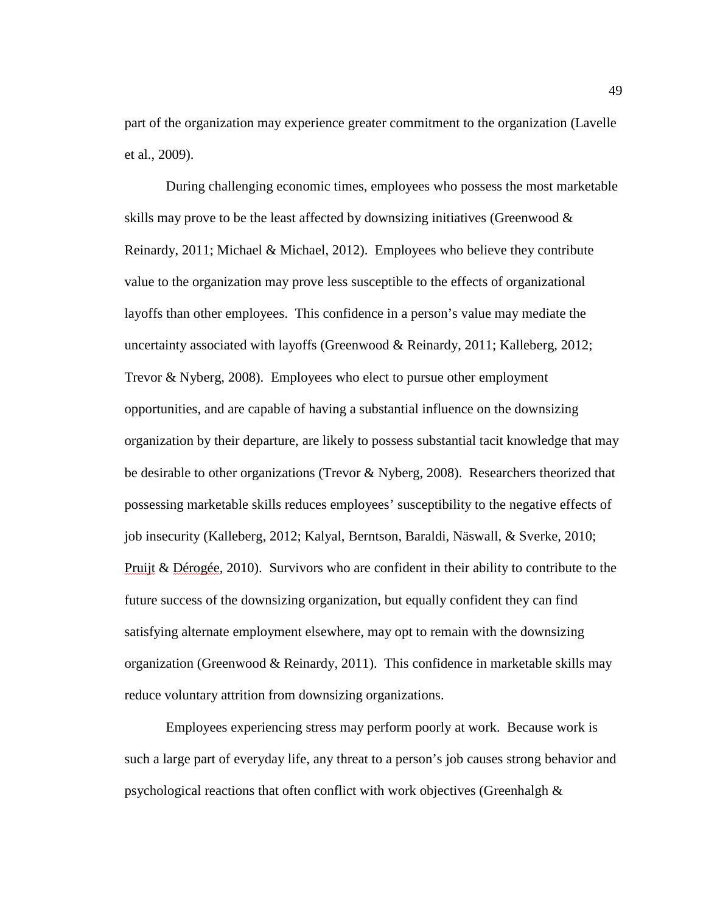part of the organization may experience greater commitment to the organization (Lavelle et al., 2009).

During challenging economic times, employees who possess the most marketable skills may prove to be the least affected by downsizing initiatives (Greenwood & Reinardy, 2011; Michael & Michael, 2012). Employees who believe they contribute value to the organization may prove less susceptible to the effects of organizational layoffs than other employees. This confidence in a person's value may mediate the uncertainty associated with layoffs (Greenwood & Reinardy, 2011; Kalleberg, 2012; Trevor & Nyberg, 2008). Employees who elect to pursue other employment opportunities, and are capable of having a substantial influence on the downsizing organization by their departure, are likely to possess substantial tacit knowledge that may be desirable to other organizations (Trevor & Nyberg, 2008). Researchers theorized that possessing marketable skills reduces employees' susceptibility to the negative effects of job insecurity (Kalleberg, 2012; Kalyal, Berntson, Baraldi, Näswall, & Sverke, 2010; Pruijt & Dérogée, 2010). Survivors who are confident in their ability to contribute to the future success of the downsizing organization, but equally confident they can find satisfying alternate employment elsewhere, may opt to remain with the downsizing organization (Greenwood & Reinardy, 2011). This confidence in marketable skills may reduce voluntary attrition from downsizing organizations.

Employees experiencing stress may perform poorly at work. Because work is such a large part of everyday life, any threat to a person's job causes strong behavior and psychological reactions that often conflict with work objectives (Greenhalgh &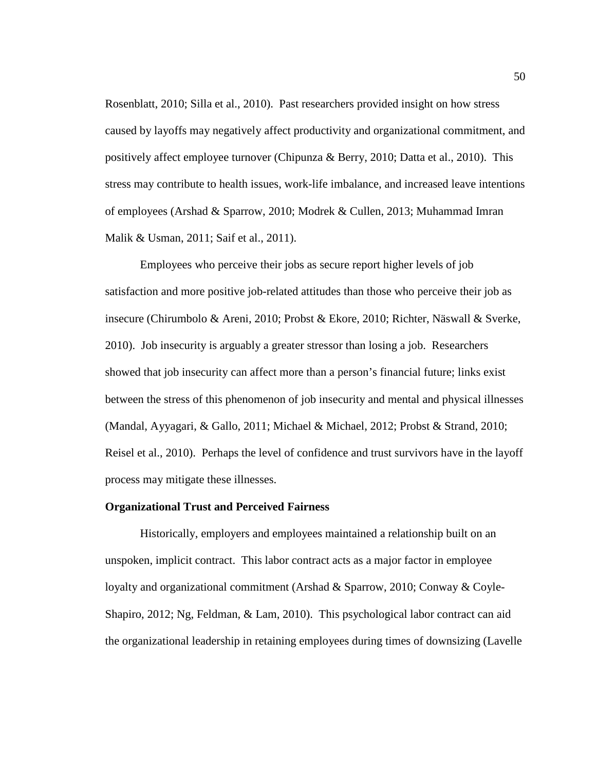Rosenblatt, 2010; Silla et al., 2010). Past researchers provided insight on how stress caused by layoffs may negatively affect productivity and organizational commitment, and positively affect employee turnover (Chipunza & Berry, 2010; Datta et al., 2010). This stress may contribute to health issues, work-life imbalance, and increased leave intentions of employees (Arshad & Sparrow, 2010; Modrek & Cullen, 2013; Muhammad Imran Malik & Usman, 2011; Saif et al., 2011).

Employees who perceive their jobs as secure report higher levels of job satisfaction and more positive job-related attitudes than those who perceive their job as insecure (Chirumbolo & Areni, 2010; Probst & Ekore, 2010; Richter, Näswall & Sverke, 2010). Job insecurity is arguably a greater stressor than losing a job. Researchers showed that job insecurity can affect more than a person's financial future; links exist between the stress of this phenomenon of job insecurity and mental and physical illnesses (Mandal, Ayyagari, & Gallo, 2011; Michael & Michael, 2012; Probst & Strand, 2010; Reisel et al., 2010). Perhaps the level of confidence and trust survivors have in the layoff process may mitigate these illnesses.

**Organizational Trust and Perceived Fairness**

Historically, employers and employees maintained a relationship built on an unspoken, implicit contract. This labor contract acts as a major factor in employee loyalty and organizational commitment (Arshad & Sparrow, 2010; Conway & Coyle-Shapiro, 2012; Ng, Feldman, & Lam, 2010). This psychological labor contract can aid the organizational leadership in retaining employees during times of downsizing (Lavelle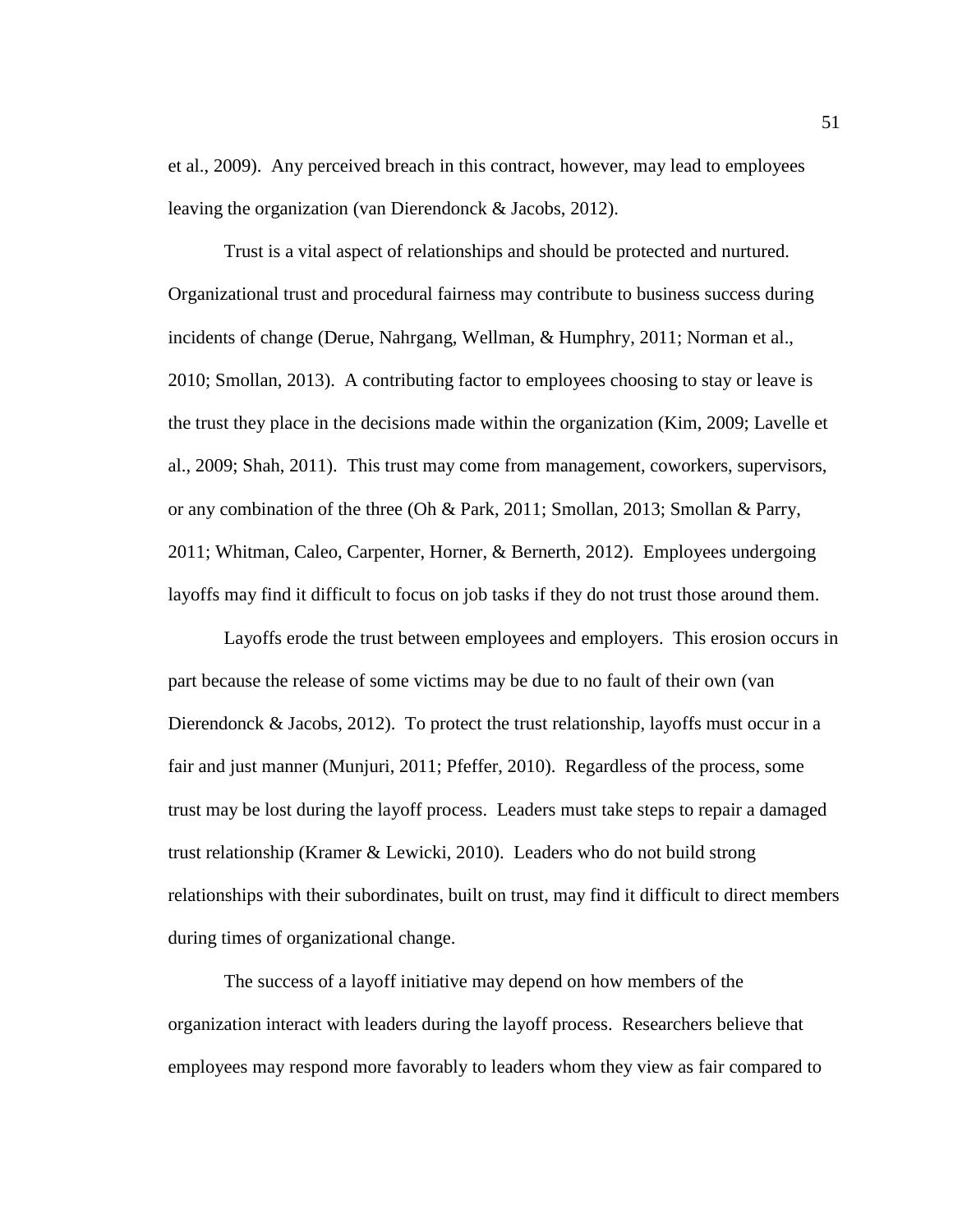et al., 2009). Any perceived breach in this contract, however, may lead to employees leaving the organization (van Dierendonck & Jacobs, 2012).

Trust is a vital aspect of relationships and should be protected and nurtured. Organizational trust and procedural fairness may contribute to business success during incidents of change (Derue, Nahrgang, Wellman, & Humphry, 2011; Norman et al., 2010; Smollan, 2013). A contributing factor to employees choosing to stay or leave is the trust they place in the decisions made within the organization (Kim, 2009; Lavelle et al., 2009; Shah, 2011). This trust may come from management, coworkers, supervisors, or any combination of the three (Oh & Park, 2011; Smollan, 2013; Smollan & Parry, 2011; Whitman, Caleo, Carpenter, Horner, & Bernerth, 2012). Employees undergoing layoffs may find it difficult to focus on job tasks if they do not trust those around them.

Layoffs erode the trust between employees and employers. This erosion occurs in part because the release of some victims may be due to no fault of their own (van Dierendonck & Jacobs, 2012). To protect the trust relationship, layoffs must occur in a fair and just manner (Munjuri, 2011; Pfeffer, 2010). Regardless of the process, some trust may be lost during the layoff process. Leaders must take steps to repair a damaged trust relationship (Kramer & Lewicki, 2010). Leaders who do not build strong relationships with their subordinates, built on trust, may find it difficult to direct members during times of organizational change.

The success of a layoff initiative may depend on how members of the organization interact with leaders during the layoff process. Researchers believe that employees may respond more favorably to leaders whom they view as fair compared to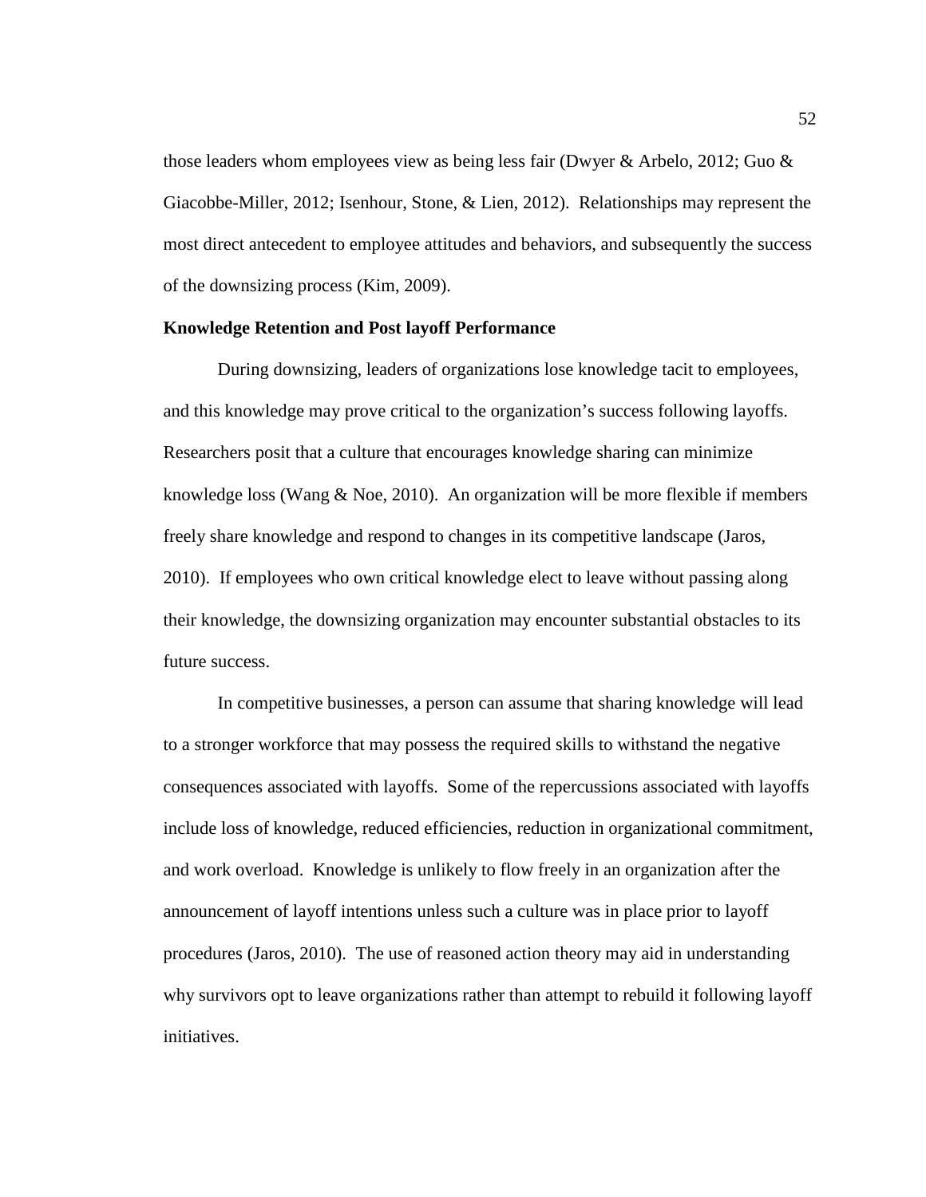those leaders whom employees view as being less fair (Dwyer & Arbelo, 2012; Guo & Giacobbe-Miller, 2012; Isenhour, Stone, & Lien, 2012). Relationships may represent the most direct antecedent to employee attitudes and behaviors, and subsequently the success of the downsizing process (Kim, 2009).

### Knowledge Retention and Post layoff Performance

During downsizing, leaders of organizations lose knowledge tacit to employees, and this knowledge may prove critical to the organization's success following layoffs. Researchers posit that a culture that encourages knowledge sharing can minimize knowledge loss (Wang & Noe, 2010). An organization will be more flexible if members freely share knowledge and respond to changes in its competitive landscape (Jaros, 2010). If employees who own critical knowledge elect to leave without passing along their knowledge, the downsizing organization may encounter substantial obstacles to its future success.

In competitive businesses, a person can assume that sharing knowledge will lead to a stronger workforce that may possess the required skills to withstand the negative consequences associated with layoffs. Some of the repercussions associated with layoffs include loss of knowledge, reduced efficiencies, reduction in organizational commitment, and work overload. Knowledge is unlikely to flow freely in an organization after the announcement of layoff intentions unless such a culture was in place prior to layoff procedures (Jaros, 2010). The use of reasoned action theory may aid in understanding why survivors opt to leave organizations rather than attempt to rebuild it following layoff initiatives.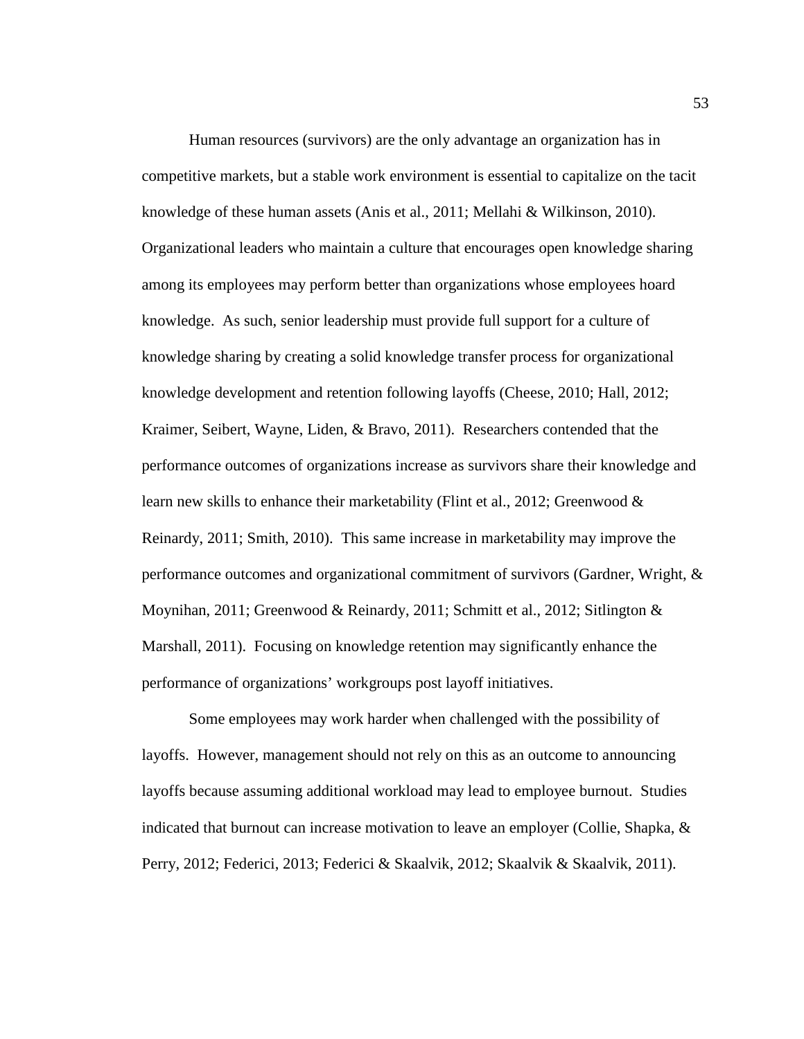Human resources (survivors) are the only advantage an organization has in competitive markets, but a stable work environment is essential to capitalize on the tacit knowledge of these human assets (Anis et al., 2011; Mellahi & Wilkinson, 2010). Organizational leaders who maintain a culture that encourages open knowledge sharing among its employees may perform better than organizations whose employees hoard knowledge. As such, senior leadership must provide full support for a culture of knowledge sharing by creating a solid knowledge transfer process for organizational knowledge development and retention following layoffs (Cheese, 2010; Hall, 2012; Kraimer, Seibert, Wayne, Liden, & Bravo, 2011). Researchers contended that the performance outcomes of organizations increase as survivors share their knowledge and learn new skills to enhance their marketability (Flint et al., 2012; Greenwood & Reinardy, 2011; Smith, 2010). This same increase in marketability may improve the performance outcomes and organizational commitment of survivors (Gardner, Wright, & Moynihan, 2011; Greenwood & Reinardy, 2011; Schmitt et al., 2012; Sitlington & Marshall, 2011). Focusing on knowledge retention may significantly enhance the performance of organizations' workgroups post layoff initiatives.

Some employees may work harder when challenged with the possibility of layoffs. However, management should not rely on this as an outcome to announcing layoffs because assuming additional workload may lead to employee burnout. Studies indicated that burnout can increase motivation to leave an employer (Collie, Shapka, & Perry, 2012; Federici, 2013; Federici & Skaalvik, 2012; Skaalvik & Skaalvik, 2011).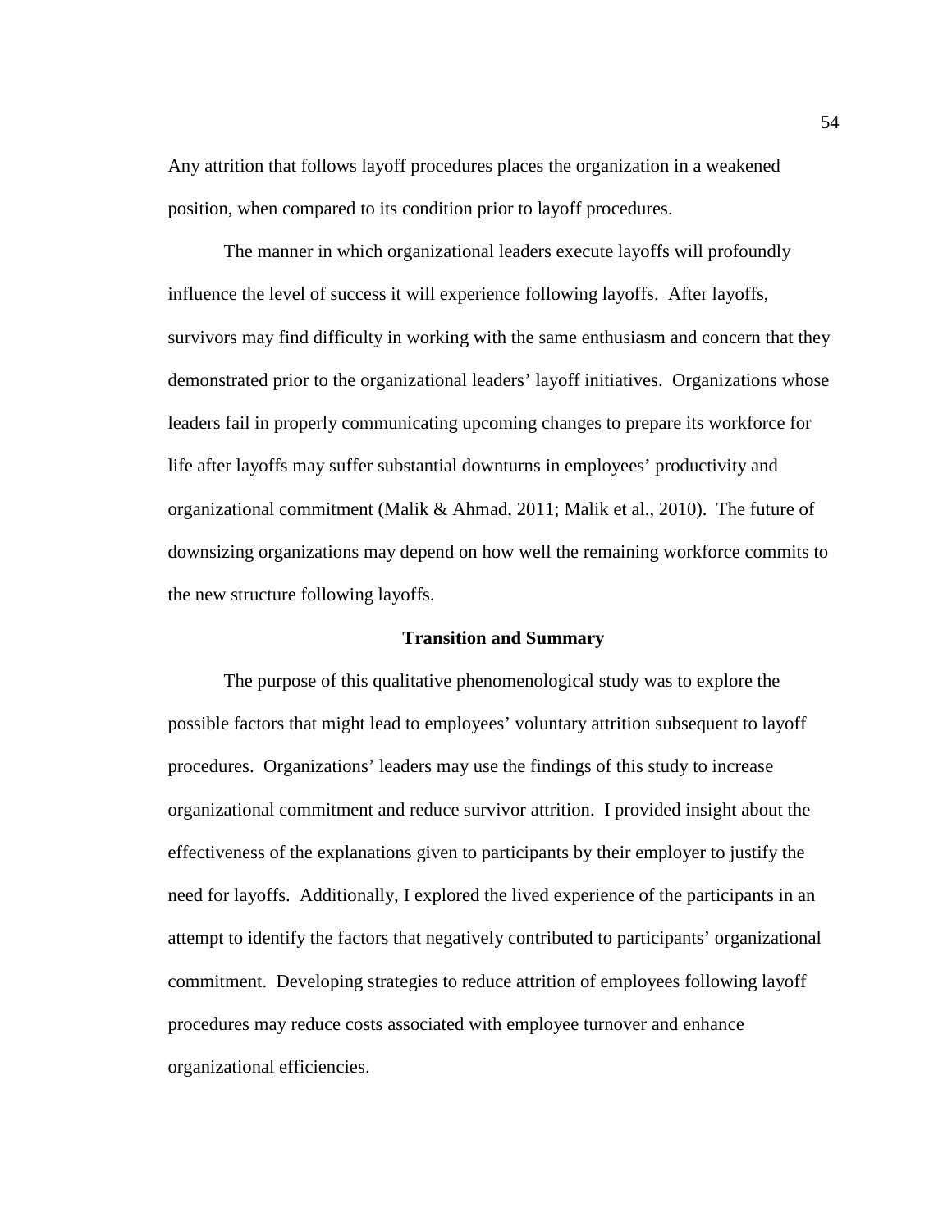Any attrition that follows layoff procedures places the organization in a weakened position, when compared to its condition prior to layoff procedures.

The manner in which organizational leaders execute layoffs will profoundly influence the level of success it will experience following layoffs. After layoffs, survivors may find difficulty in working with the same enthusiasm and concern that they demonstrated prior to the organizational leaders' layoff initiatives. Organizations whose leaders fail in properly communicating upcoming changes to prepare its workforce for life after layoffs may suffer substantial downturns in employees' productivity and organizational commitment (Malik & Ahmad, 2011; Malik et al., 2010). The future of downsizing organizations may depend on how well the remaining workforce commits to the new structure following layoffs.

## Transition and Summary

The purpose of this qualitative phenomenological study was to explore the possible factors that might lead to employees' voluntary attrition subsequent to layoff procedures. Organizations' leaders may use the findings of this study to increase organizational commitment and reduce survivor attrition. I provided insight about the effectiveness of the explanations given to participants by their employer to justify the need for layoffs. Additionally, I explored the lived experience of the participants in an attempt to identify the factors that negatively contributed to participants' organizational commitment. Developing strategies to reduce attrition of employees following layoff procedures may reduce costs associated with employee turnover and enhance organizational efficiencies.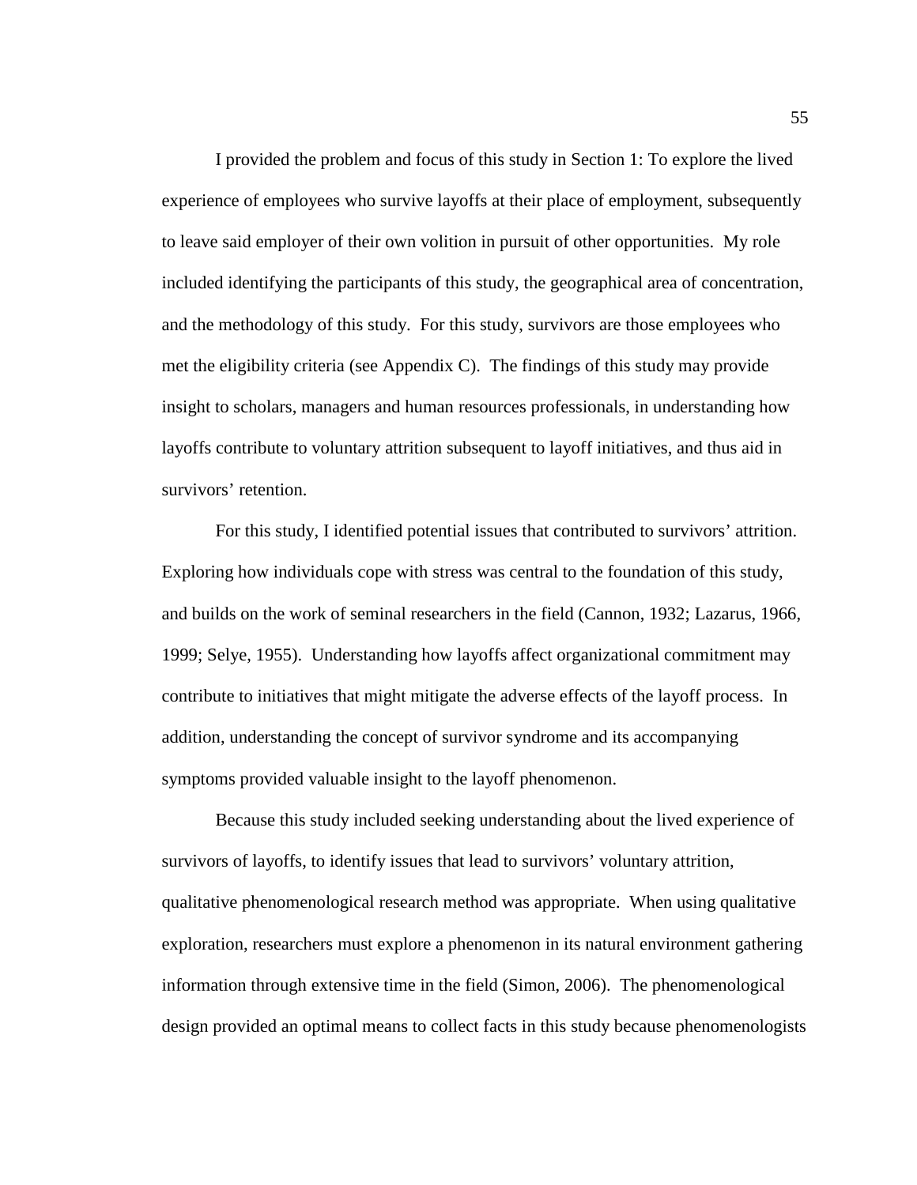I provided the problem and focus of this study in Section 1: To explore the lived experience of employees who survive layoffs at their place of employment, subsequently to leave said employer of their own volition in pursuit of other opportunities. My role included identifying the participants of this study, the geographical area of concentration, and the methodology of this study. For this study, survivors are those employees who met the eligibility criteria (see Appendix C). The findings of this study may provide insight to scholars, managers and human resources professionals, in understanding how layoffs contribute to voluntary attrition subsequent to layoff initiatives, and thus aid in survivors' retention.

For this study, I identified potential issues that contributed to survivors' attrition. Exploring how individuals cope with stress was central to the foundation of this study, and builds on the work of seminal researchers in the field (Cannon, 1932; Lazarus, 1966, 1999; Selye, 1955). Understanding how layoffs affect organizational commitment may contribute to initiatives that might mitigate the adverse effects of the layoff process. In addition, understanding the concept of survivor syndrome and its accompanying symptoms provided valuable insight to the layoff phenomenon.

Because this study included seeking understanding about the lived experience of survivors of layoffs, to identify issues that lead to survivors' voluntary attrition, qualitative phenomenological research method was appropriate. When using qualitative exploration, researchers must explore a phenomenon in its natural environment gathering information through extensive time in the field (Simon, 2006). The phenomenological design provided an optimal means to collect facts in this study because phenomenologists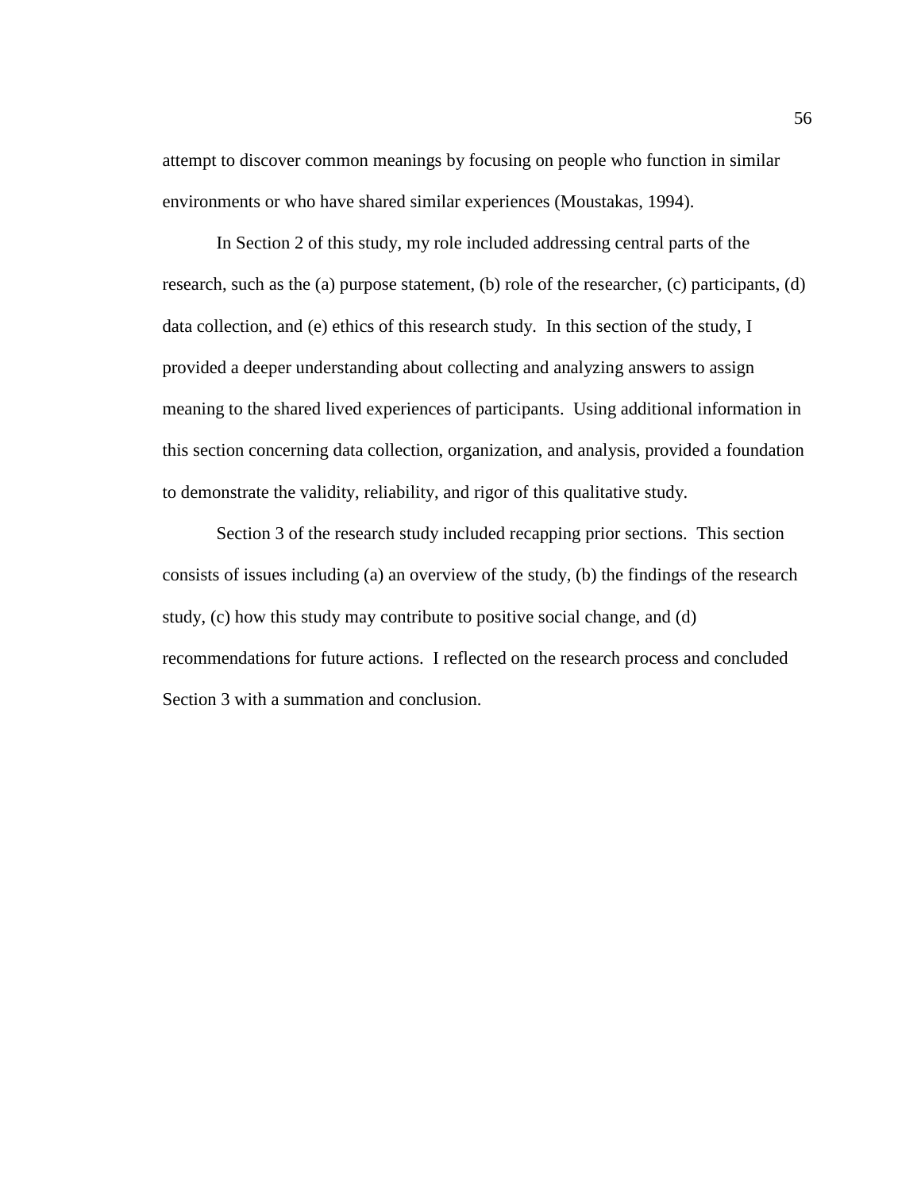attempt to discover common meanings by focusing on people who function in similar environments or who have shared similar experiences (Moustakas, 1994).

In Section 2 of this study, my role included addressing central parts of the research, such as the (a) purpose statement, (b) role of the researcher, (c) participants, (d) data collection, and (e) ethics of this research study. In this section of the study, I provided a deeper understanding about collecting and analyzing answers to assign meaning to the shared lived experiences of participants. Using additional information in this section concerning data collection, organization, and analysis, provided a foundation to demonstrate the validity, reliability, and rigor of this qualitative study.

Section 3 of the research study included recapping prior sections. This section consists of issues including (a) an overview of the study, (b) the findings of the research study, (c) how this study may contribute to positive social change, and (d) recommendations for future actions. I reflected on the research process and concluded Section 3 with a summation and conclusion.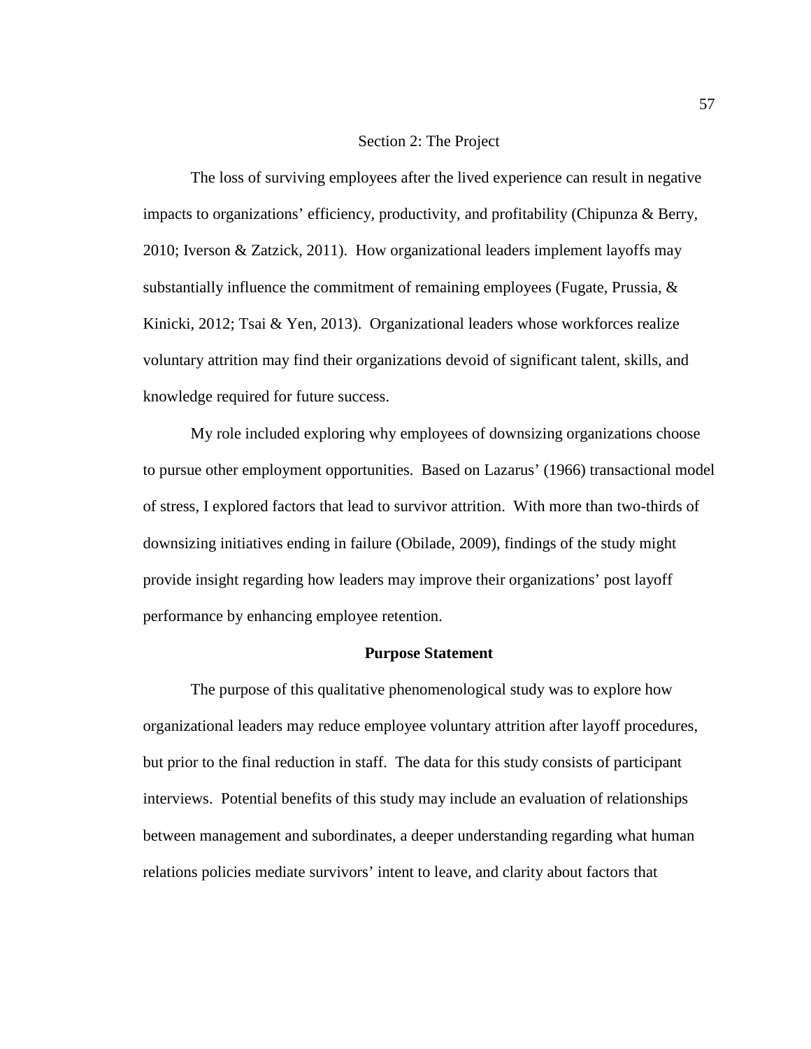# Section 2: The Project

The loss of surviving employees after the lived experience can result in negative impacts to organizations' efficiency, productivity, and profitability (Chipunza & Berry, 2010; Iverson & Zatzick, 2011). How organizational leaders implement layoffs may substantially influence the commitment of remaining employees (Fugate, Prussia, & Kinicki, 2012; Tsai & Yen, 2013). Organizational leaders whose workforces realize voluntary attrition may find their organizations devoid of significant talent, skills, and knowledge required for future success.

My role included exploring why employees of downsizing organizations choose to pursue other employment opportunities. Based on Lazarus' (1966) transactional model of stress, I explored factors that lead to survivor attrition. With more than two-thirds of downsizing initiatives ending in failure (Obilade, 2009), findings of the study might provide insight regarding how leaders may improve their organizations' post layoff performance by enhancing employee retention.

## Purpose Statement

The purpose of this qualitative phenomenological study was to explore how organizational leaders may reduce employee voluntary attrition after layoff procedures, but prior to the final reduction in staff. The data for this study consists of participant interviews. Potential benefits of this study may include an evaluation of relationships between management and subordinates, a deeper understanding regarding what human relations policies mediate survivors' intent to leave, and clarity about factors that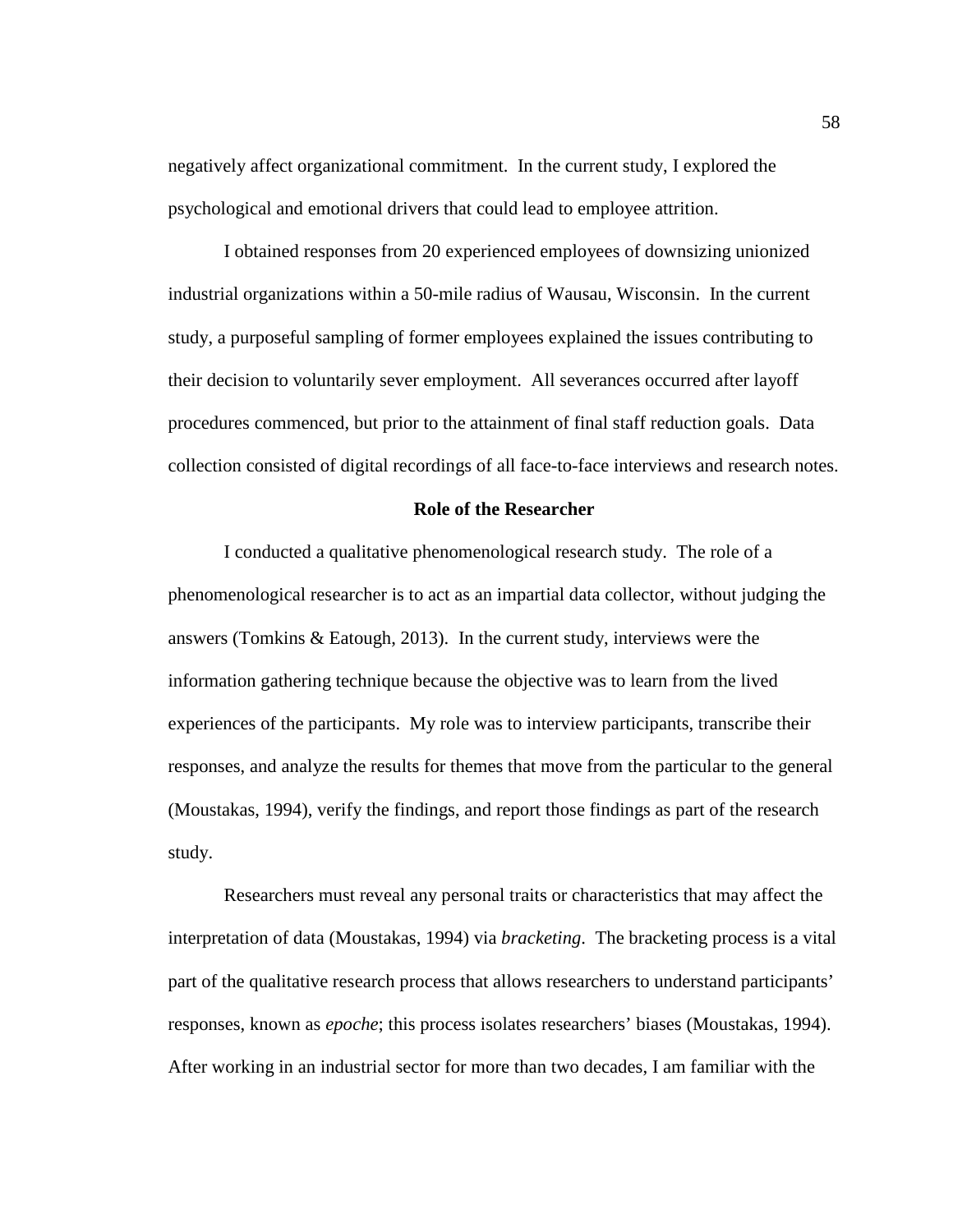negatively affect organizational commitment. In the current study, I explored the psychological and emotional drivers that could lead to employee attrition.

I obtained responses from 20 experienced employees of downsizing unionized industrial organizations within a 50-mile radius of Wausau, Wisconsin. In the current study, a purposeful sampling of former employees explained the issues contributing to their decision to voluntarily sever employment. All severances occurred after layoff procedures commenced, but prior to the attainment of final staff reduction goals. Data collection consisted of digital recordings of all face-to-face interviews and research notes.

## Role of the Researcher

I conducted a qualitative phenomenological research study. The role of a phenomenological researcher is to act as an impartial data collector, without judging the answers (Tomkins & Eatough, 2013). In the current study, interviews were the information gathering technique because the objective was to learn from the lived experiences of the participants. My role was to interview participants, transcribe their responses, and analyze the results for themes that move from the particular to the general (Moustakas, 1994), verify the findings, and report those findings as part of the research study.

Researchers must reveal any personal traits or characteristics that may affect the interpretation of data (Moustakas, 1994) via *bracketing*. The bracketing process is a vital part of the qualitative research process that allows researchers to understand participants' responses, known as *epoche*; this process isolates researchers' biases (Moustakas, 1994). After working in an industrial sector for more than two decades, I am familiar with the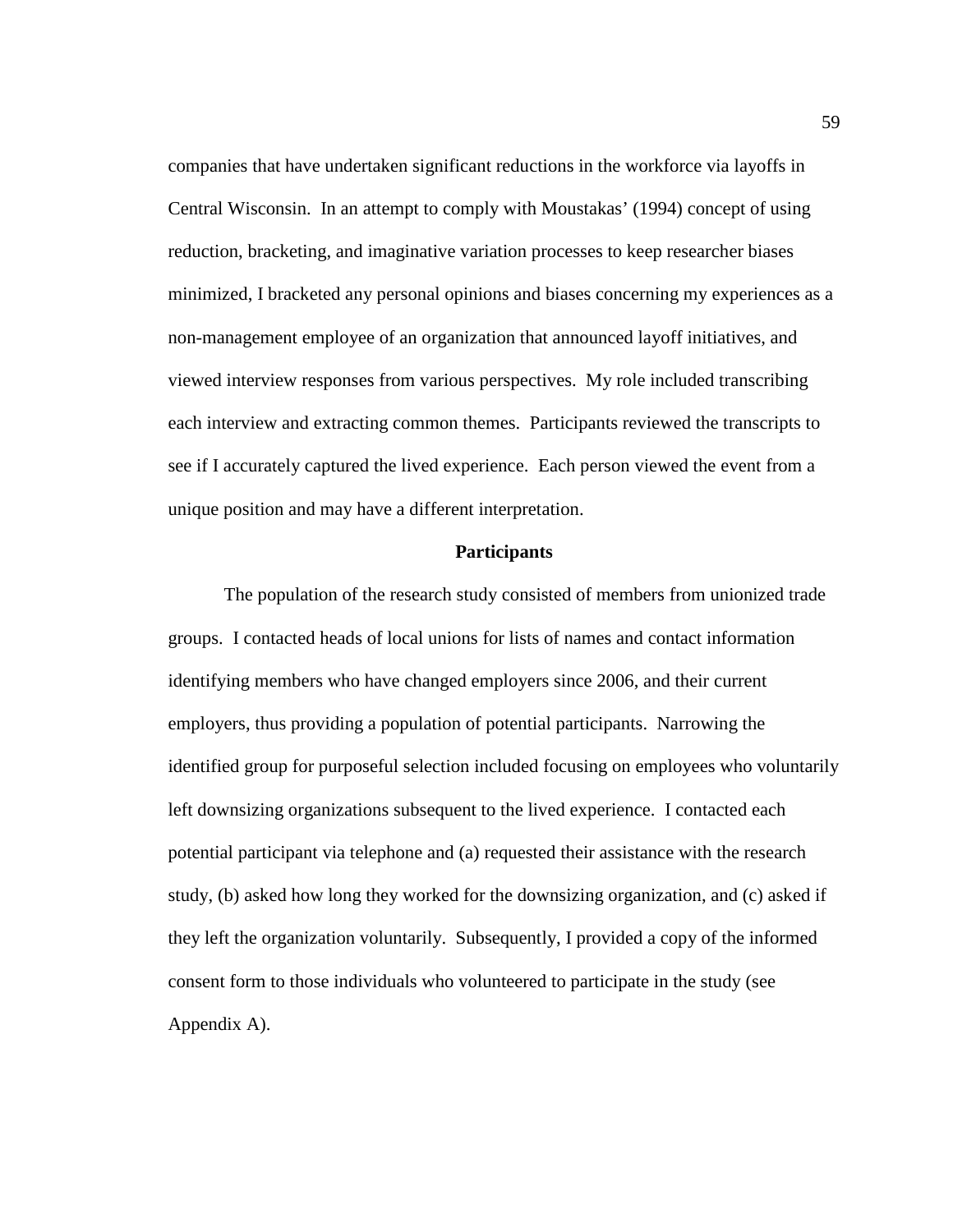companies that have undertaken significant reductions in the workforce via layoffs in Central Wisconsin. In an attempt to comply with Moustakas' (1994) concept of using reduction, bracketing, and imaginative variation processes to keep researcher biases minimized, I bracketed any personal opinions and biases concerning my experiences as a non-management employee of an organization that announced layoff initiatives, and viewed interview responses from various perspectives. My role included transcribing each interview and extracting common themes. Participants reviewed the transcripts to see if I accurately captured the lived experience. Each person viewed the event from a unique position and may have a different interpretation.

## Participants

The population of the research study consisted of members from unionized trade groups. I contacted heads of local unions for lists of names and contact information identifying members who have changed employers since 2006, and their current employers, thus providing a population of potential participants. Narrowing the identified group for purposeful selection included focusing on employees who voluntarily left downsizing organizations subsequent to the lived experience. I contacted each potential participant via telephone and (a) requested their assistance with the research study, (b) asked how long they worked for the downsizing organization, and (c) asked if they left the organization voluntarily. Subsequently, I provided a copy of the informed consent form to those individuals who volunteered to participate in the study (see Appendix A).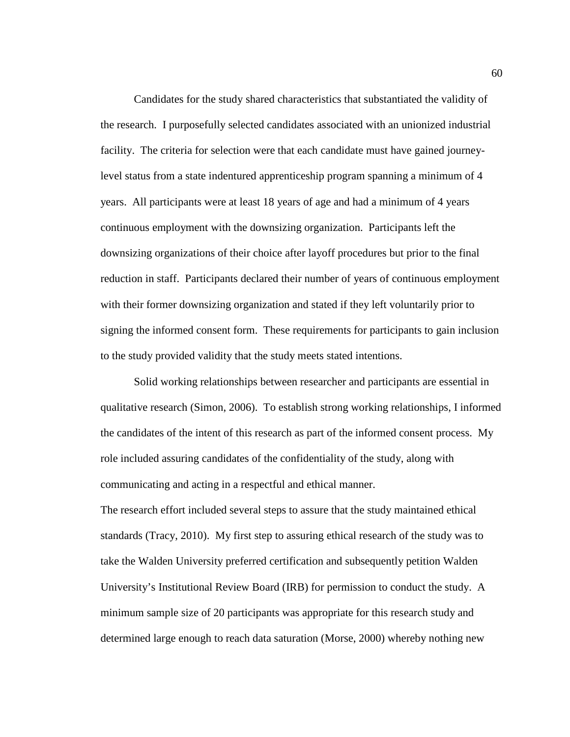Candidates for the study shared characteristics that substantiated the validity of the research. I purposefully selected candidates associated with an unionized industrial facility. The criteria for selection were that each candidate must have gained journey-level status from a state indentured apprenticeship program spanning a minimum of 4 years. All participants were at least 18 years of age and had a minimum of 4 years continuous employment with the downsizing organization. Participants left the downsizing organizations of their choice after layoff procedures but prior to the final reduction in staff. Participants declared their number of years of continuous employment with their former downsizing organization and stated if they left voluntarily prior to signing the informed consent form. These requirements for participants to gain inclusion to the study provided validity that the study meets stated intentions.

Solid working relationships between researcher and participants are essential in qualitative research (Simon, 2006). To establish strong working relationships, I informed the candidates of the intent of this research as part of the informed consent process. My role included assuring candidates of the confidentiality of the study, along with communicating and acting in a respectful and ethical manner.

The research effort included several steps to assure that the study maintained ethical standards (Tracy, 2010). My first step to assuring ethical research of the study was to take the Walden University preferred certification and subsequently petition Walden University's Institutional Review Board (IRB) for permission to conduct the study. A minimum sample size of 20 participants was appropriate for this research study and determined large enough to reach data saturation (Morse, 2000) whereby nothing new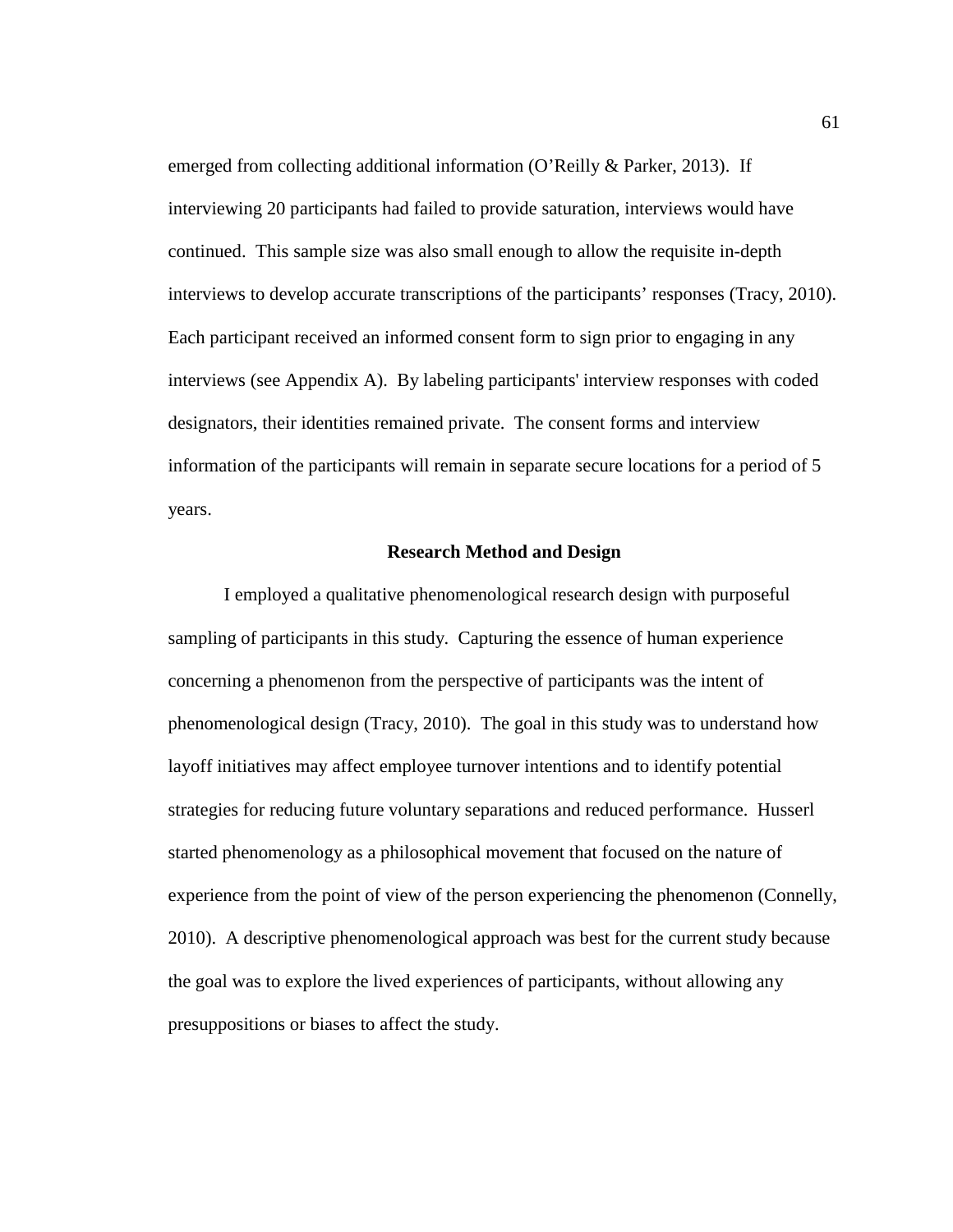emerged from collecting additional information (O'Reilly & Parker, 2013). If interviewing 20 participants had failed to provide saturation, interviews would have continued. This sample size was also small enough to allow the requisite in-depth interviews to develop accurate transcriptions of the participants' responses (Tracy, 2010). Each participant received an informed consent form to sign prior to engaging in any interviews (see Appendix A). By labeling participants' interview responses with coded designators, their identities remained private. The consent forms and interview information of the participants will remain in separate secure locations for a period of 5 years.

## Research Method and Design

I employed a qualitative phenomenological research design with purposeful sampling of participants in this study. Capturing the essence of human experience concerning a phenomenon from the perspective of participants was the intent of phenomenological design (Tracy, 2010). The goal in this study was to understand how layoff initiatives may affect employee turnover intentions and to identify potential strategies for reducing future voluntary separations and reduced performance. Husserl started phenomenology as a philosophical movement that focused on the nature of experience from the point of view of the person experiencing the phenomenon (Connelly, 2010). A descriptive phenomenological approach was best for the current study because the goal was to explore the lived experiences of participants, without allowing any presuppositions or biases to affect the study.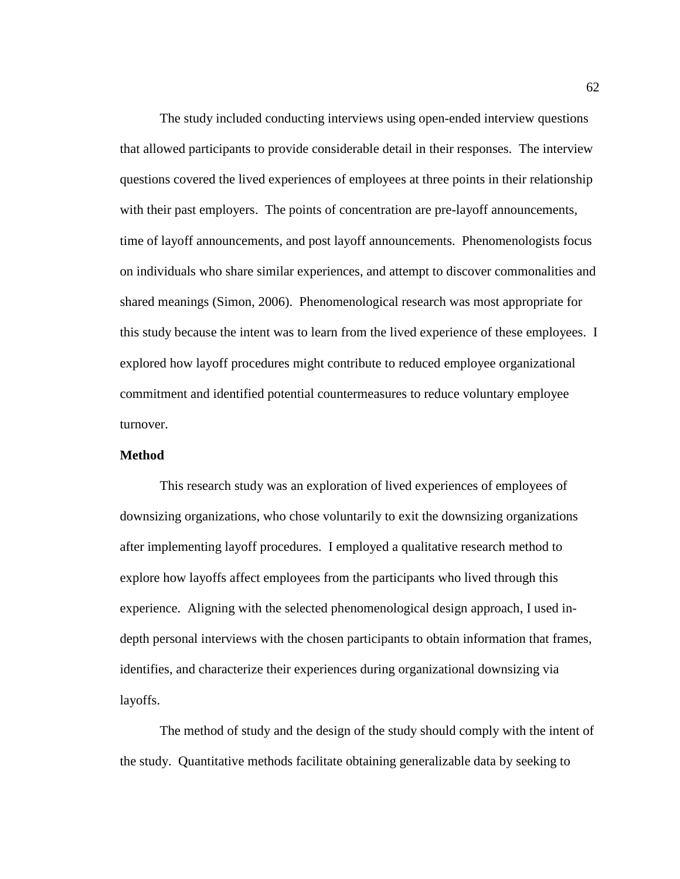The study included conducting interviews using open-ended interview questions that allowed participants to provide considerable detail in their responses. The interview questions covered the lived experiences of employees at three points in their relationship with their past employers. The points of concentration are pre-layoff announcements, time of layoff announcements, and post layoff announcements. Phenomenologists focus on individuals who share similar experiences, and attempt to discover commonalities and shared meanings (Simon, 2006). Phenomenological research was most appropriate for this study because the intent was to learn from the lived experience of these employees. I explored how layoff procedures might contribute to reduced employee organizational commitment and identified potential countermeasures to reduce voluntary employee turnover.

**Method**

This research study was an exploration of lived experiences of employees of downsizing organizations, who chose voluntarily to exit the downsizing organizations after implementing layoff procedures. I employed a qualitative research method to explore how layoffs affect employees from the participants who lived through this experience. Aligning with the selected phenomenological design approach, I used in-depth personal interviews with the chosen participants to obtain information that frames, identifies, and characterize their experiences during organizational downsizing via layoffs.

The method of study and the design of the study should comply with the intent of the study. Quantitative methods facilitate obtaining generalizable data by seeking to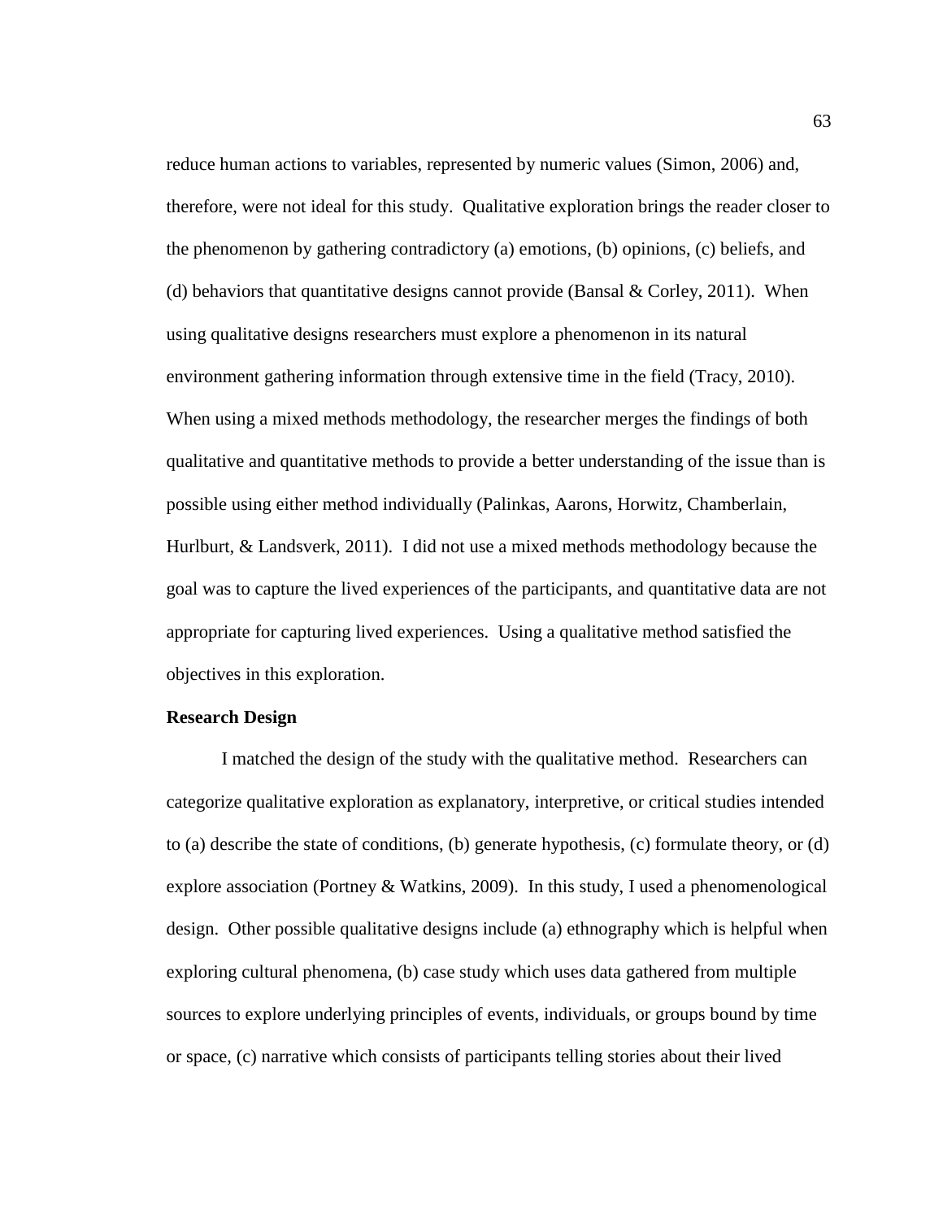reduce human actions to variables, represented by numeric values (Simon, 2006) and, therefore, were not ideal for this study. Qualitative exploration brings the reader closer to the phenomenon by gathering contradictory (a) emotions, (b) opinions, (c) beliefs, and (d) behaviors that quantitative designs cannot provide (Bansal & Corley, 2011). When using qualitative designs researchers must explore a phenomenon in its natural environment gathering information through extensive time in the field (Tracy, 2010). When using a mixed methods methodology, the researcher merges the findings of both qualitative and quantitative methods to provide a better understanding of the issue than is possible using either method individually (Palinkas, Aarons, Horwitz, Chamberlain, Hurlburt, & Landsverk, 2011). I did not use a mixed methods methodology because the goal was to capture the lived experiences of the participants, and quantitative data are not appropriate for capturing lived experiences. Using a qualitative method satisfied the objectives in this exploration.

**Research Design**

I matched the design of the study with the qualitative method. Researchers can categorize qualitative exploration as explanatory, interpretive, or critical studies intended to (a) describe the state of conditions, (b) generate hypothesis, (c) formulate theory, or (d) explore association (Portney & Watkins, 2009). In this study, I used a phenomenological design. Other possible qualitative designs include (a) ethnography which is helpful when exploring cultural phenomena, (b) case study which uses data gathered from multiple sources to explore underlying principles of events, individuals, or groups bound by time or space, (c) narrative which consists of participants telling stories about their lived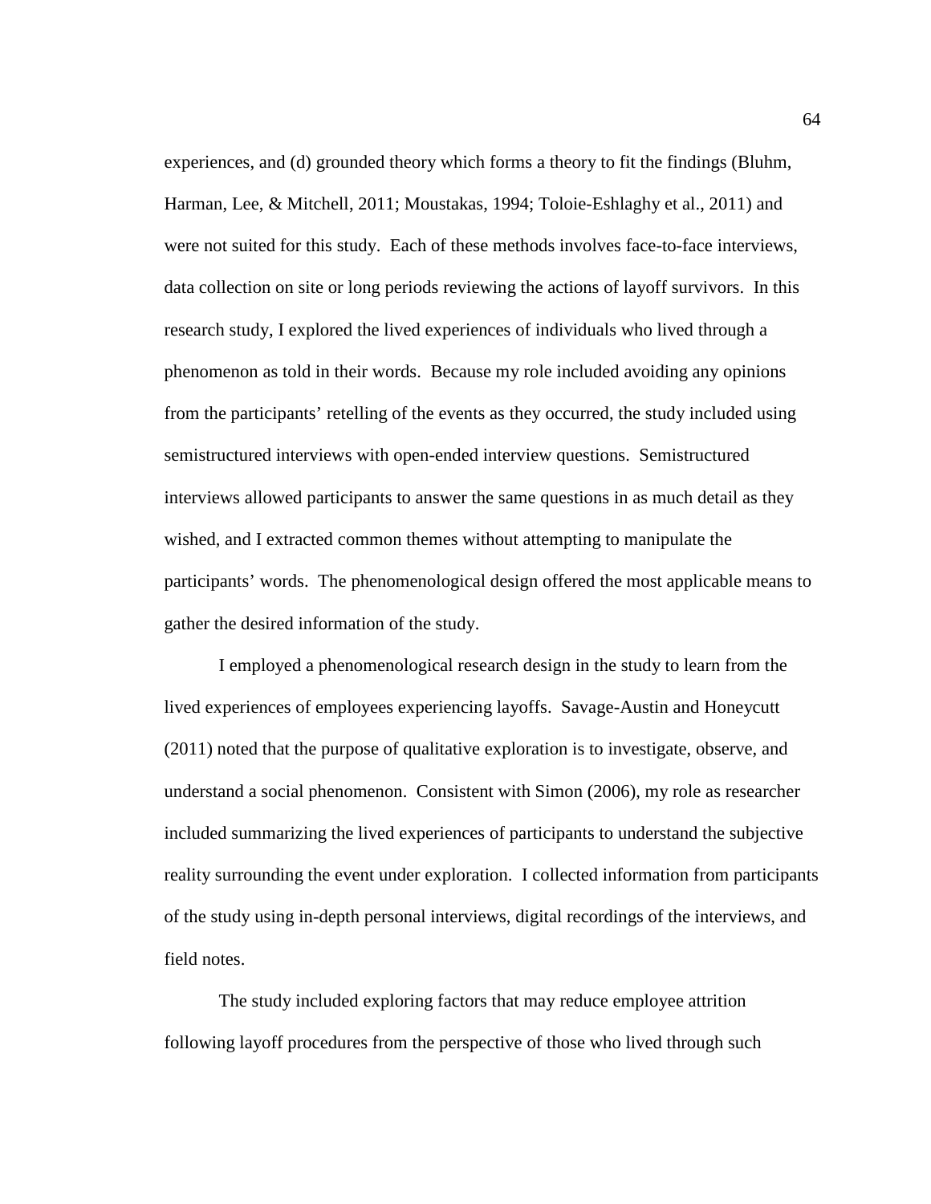experiences, and (d) grounded theory which forms a theory to fit the findings (Bluhm, Harman, Lee, & Mitchell, 2011; Moustakas, 1994; Toloie-Eshlaghy et al., 2011) and were not suited for this study. Each of these methods involves face-to-face interviews, data collection on site or long periods reviewing the actions of layoff survivors. In this research study, I explored the lived experiences of individuals who lived through a phenomenon as told in their words. Because my role included avoiding any opinions from the participants' retelling of the events as they occurred, the study included using semistructured interviews with open-ended interview questions. Semistructured interviews allowed participants to answer the same questions in as much detail as they wished, and I extracted common themes without attempting to manipulate the participants' words. The phenomenological design offered the most applicable means to gather the desired information of the study.

I employed a phenomenological research design in the study to learn from the lived experiences of employees experiencing layoffs. Savage-Austin and Honeycutt (2011) noted that the purpose of qualitative exploration is to investigate, observe, and understand a social phenomenon. Consistent with Simon (2006), my role as researcher included summarizing the lived experiences of participants to understand the subjective reality surrounding the event under exploration. I collected information from participants of the study using in-depth personal interviews, digital recordings of the interviews, and field notes.

The study included exploring factors that may reduce employee attrition following layoff procedures from the perspective of those who lived through such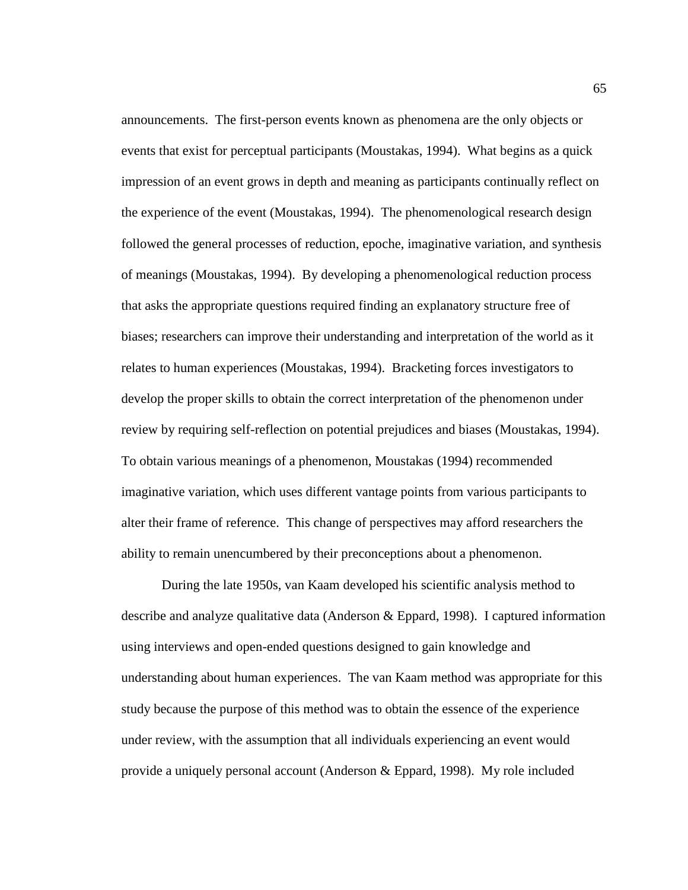announcements. The first-person events known as phenomena are the only objects or events that exist for perceptual participants (Moustakas, 1994). What begins as a quick impression of an event grows in depth and meaning as participants continually reflect on the experience of the event (Moustakas, 1994). The phenomenological research design followed the general processes of reduction, epoche, imaginative variation, and synthesis of meanings (Moustakas, 1994). By developing a phenomenological reduction process that asks the appropriate questions required finding an explanatory structure free of biases; researchers can improve their understanding and interpretation of the world as it relates to human experiences (Moustakas, 1994). Bracketing forces investigators to develop the proper skills to obtain the correct interpretation of the phenomenon under review by requiring self-reflection on potential prejudices and biases (Moustakas, 1994). To obtain various meanings of a phenomenon, Moustakas (1994) recommended imaginative variation, which uses different vantage points from various participants to alter their frame of reference. This change of perspectives may afford researchers the ability to remain unencumbered by their preconceptions about a phenomenon.

During the late 1950s, van Kaam developed his scientific analysis method to describe and analyze qualitative data (Anderson & Eppard, 1998). I captured information using interviews and open-ended questions designed to gain knowledge and understanding about human experiences. The van Kaam method was appropriate for this study because the purpose of this method was to obtain the essence of the experience under review, with the assumption that all individuals experiencing an event would provide a uniquely personal account (Anderson & Eppard, 1998). My role included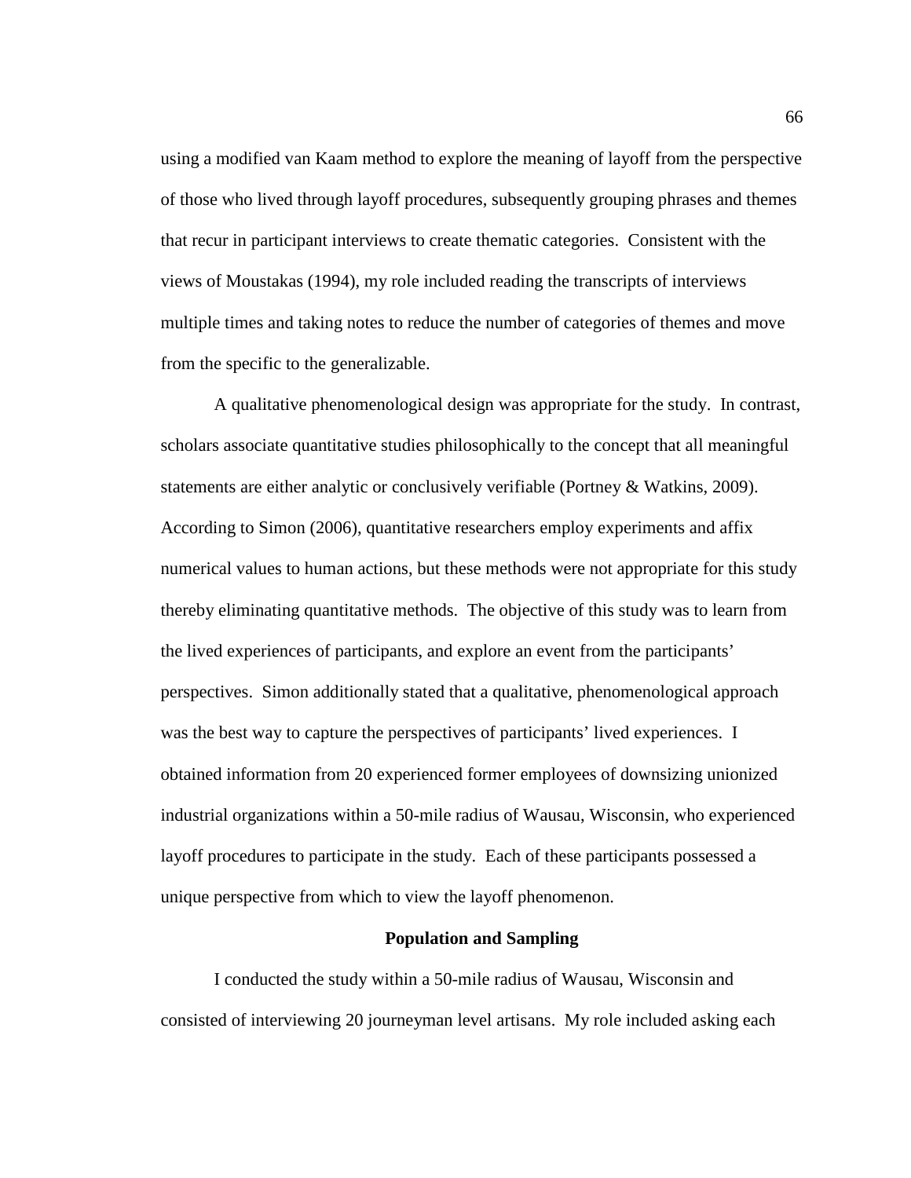using a modified van Kaam method to explore the meaning of layoff from the perspective of those who lived through layoff procedures, subsequently grouping phrases and themes that recur in participant interviews to create thematic categories. Consistent with the views of Moustakas (1994), my role included reading the transcripts of interviews multiple times and taking notes to reduce the number of categories of themes and move from the specific to the generalizable.

A qualitative phenomenological design was appropriate for the study. In contrast, scholars associate quantitative studies philosophically to the concept that all meaningful statements are either analytic or conclusively verifiable (Portney & Watkins, 2009). According to Simon (2006), quantitative researchers employ experiments and affix numerical values to human actions, but these methods were not appropriate for this study thereby eliminating quantitative methods. The objective of this study was to learn from the lived experiences of participants, and explore an event from the participants' perspectives. Simon additionally stated that a qualitative, phenomenological approach was the best way to capture the perspectives of participants' lived experiences. I obtained information from 20 experienced former employees of downsizing unionized industrial organizations within a 50-mile radius of Wausau, Wisconsin, who experienced layoff procedures to participate in the study. Each of these participants possessed a unique perspective from which to view the layoff phenomenon.

## Population and Sampling

I conducted the study within a 50-mile radius of Wausau, Wisconsin and consisted of interviewing 20 journeyman level artisans. My role included asking each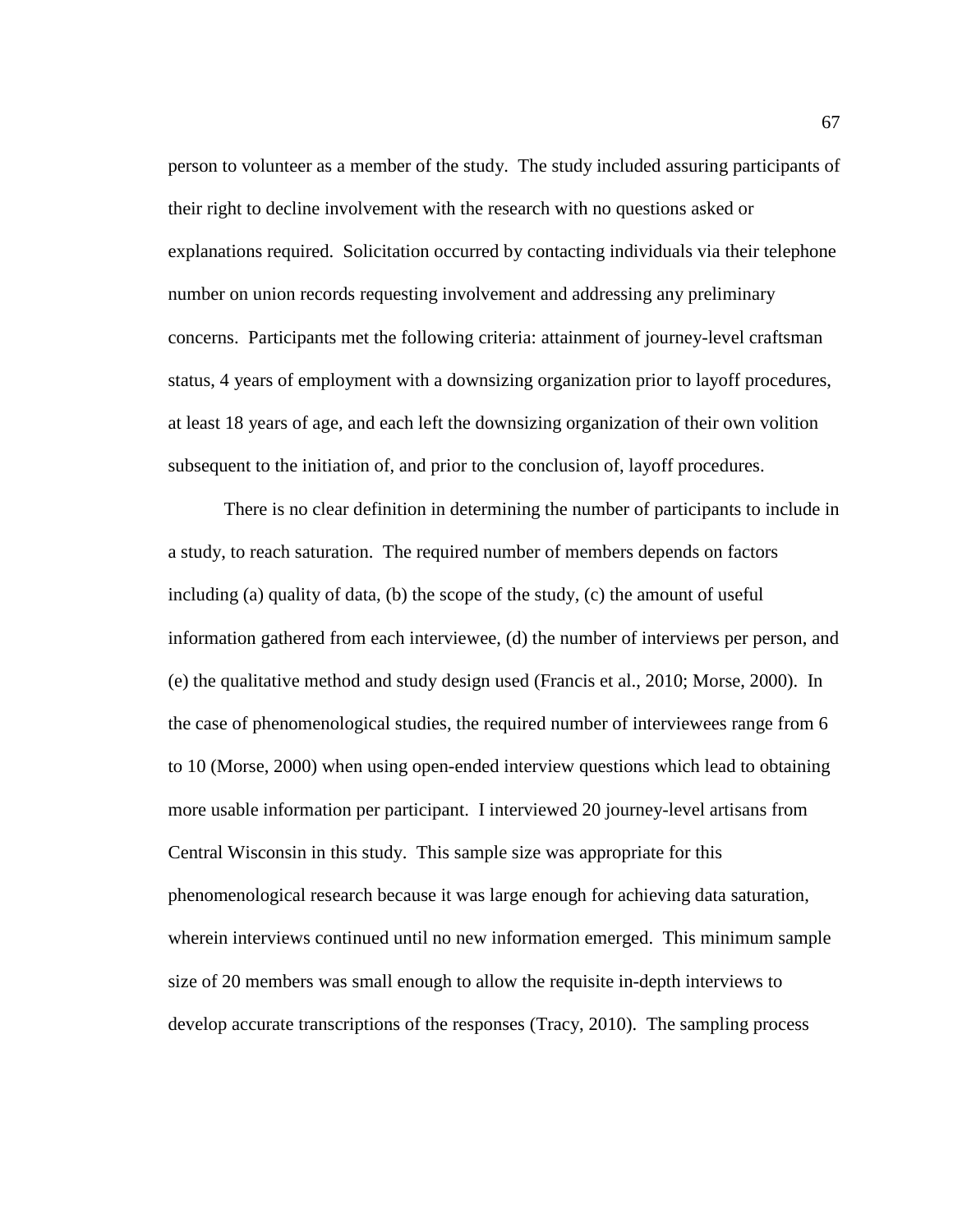person to volunteer as a member of the study. The study included assuring participants of their right to decline involvement with the research with no questions asked or explanations required. Solicitation occurred by contacting individuals via their telephone number on union records requesting involvement and addressing any preliminary concerns. Participants met the following criteria: attainment of journey-level craftsman status, 4 years of employment with a downsizing organization prior to layoff procedures, at least 18 years of age, and each left the downsizing organization of their own volition subsequent to the initiation of, and prior to the conclusion of, layoff procedures.

There is no clear definition in determining the number of participants to include in a study, to reach saturation. The required number of members depends on factors including (a) quality of data, (b) the scope of the study, (c) the amount of useful information gathered from each interviewee, (d) the number of interviews per person, and (e) the qualitative method and study design used (Francis et al., 2010; Morse, 2000). In the case of phenomenological studies, the required number of interviewees range from 6 to 10 (Morse, 2000) when using open-ended interview questions which lead to obtaining more usable information per participant. I interviewed 20 journey-level artisans from Central Wisconsin in this study. This sample size was appropriate for this phenomenological research because it was large enough for achieving data saturation, wherein interviews continued until no new information emerged. This minimum sample size of 20 members was small enough to allow the requisite in-depth interviews to develop accurate transcriptions of the responses (Tracy, 2010). The sampling process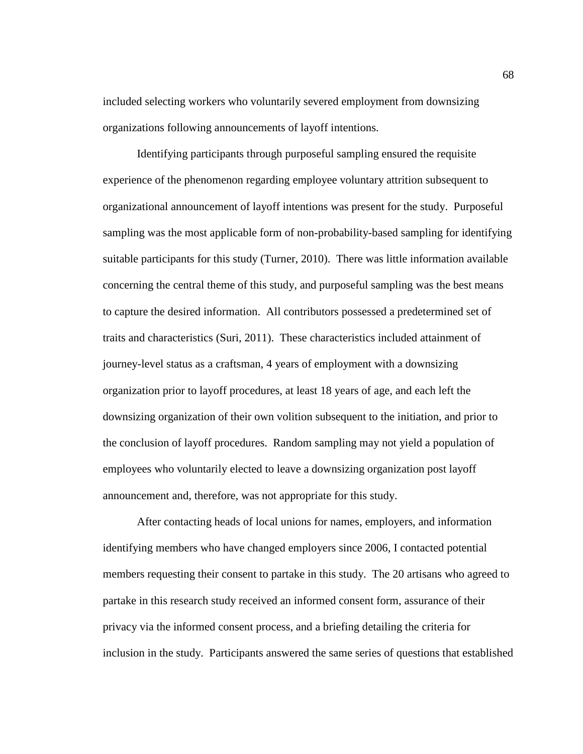included selecting workers who voluntarily severed employment from downsizing organizations following announcements of layoff intentions.

Identifying participants through purposeful sampling ensured the requisite experience of the phenomenon regarding employee voluntary attrition subsequent to organizational announcement of layoff intentions was present for the study. Purposeful sampling was the most applicable form of non-probability-based sampling for identifying suitable participants for this study (Turner, 2010). There was little information available concerning the central theme of this study, and purposeful sampling was the best means to capture the desired information. All contributors possessed a predetermined set of traits and characteristics (Suri, 2011). These characteristics included attainment of journey-level status as a craftsman, 4 years of employment with a downsizing organization prior to layoff procedures, at least 18 years of age, and each left the downsizing organization of their own volition subsequent to the initiation, and prior to the conclusion of layoff procedures. Random sampling may not yield a population of employees who voluntarily elected to leave a downsizing organization post layoff announcement and, therefore, was not appropriate for this study.

After contacting heads of local unions for names, employers, and information identifying members who have changed employers since 2006, I contacted potential members requesting their consent to partake in this study. The 20 artisans who agreed to partake in this research study received an informed consent form, assurance of their privacy via the informed consent process, and a briefing detailing the criteria for inclusion in the study. Participants answered the same series of questions that established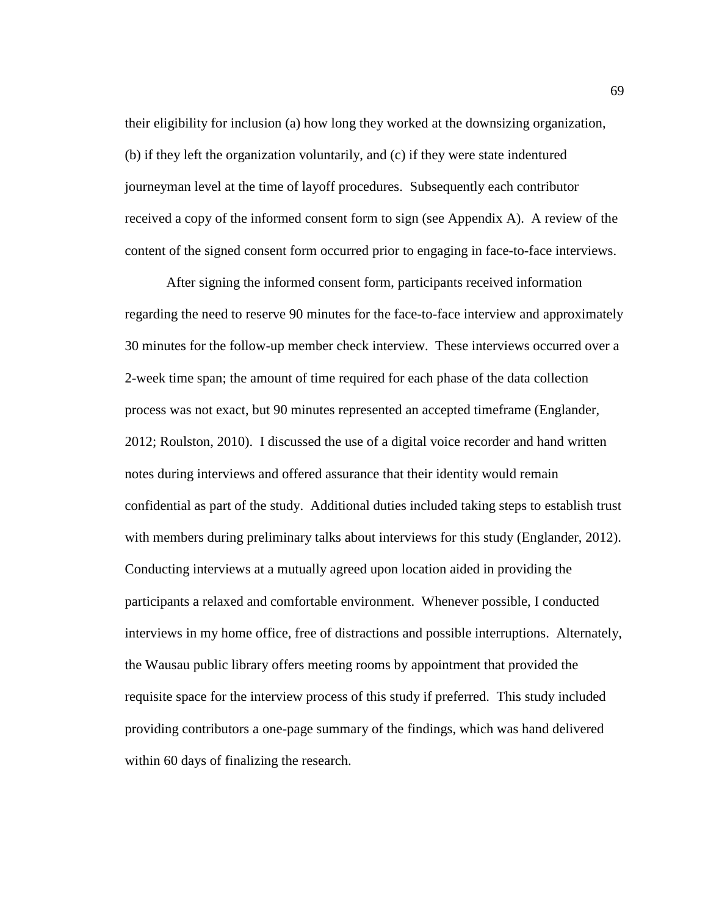their eligibility for inclusion (a) how long they worked at the downsizing organization, (b) if they left the organization voluntarily, and (c) if they were state indentured journeyman level at the time of layoff procedures. Subsequently each contributor received a copy of the informed consent form to sign (see Appendix A). A review of the content of the signed consent form occurred prior to engaging in face-to-face interviews.

After signing the informed consent form, participants received information regarding the need to reserve 90 minutes for the face-to-face interview and approximately 30 minutes for the follow-up member check interview. These interviews occurred over a 2-week time span; the amount of time required for each phase of the data collection process was not exact, but 90 minutes represented an accepted timeframe (Englander, 2012; Roulston, 2010). I discussed the use of a digital voice recorder and hand written notes during interviews and offered assurance that their identity would remain confidential as part of the study. Additional duties included taking steps to establish trust with members during preliminary talks about interviews for this study (Englander, 2012). Conducting interviews at a mutually agreed upon location aided in providing the participants a relaxed and comfortable environment. Whenever possible, I conducted interviews in my home office, free of distractions and possible interruptions. Alternately, the Wausau public library offers meeting rooms by appointment that provided the requisite space for the interview process of this study if preferred. This study included providing contributors a one-page summary of the findings, which was hand delivered within 60 days of finalizing the research.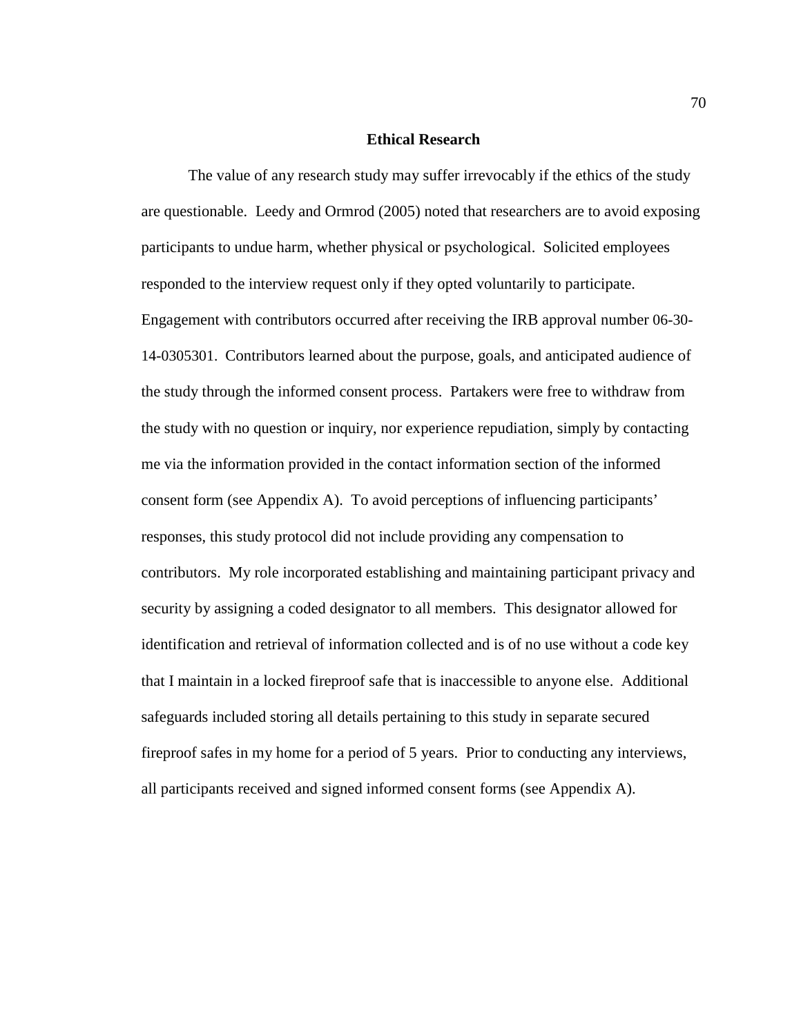## Ethical Research

The value of any research study may suffer irrevocably if the ethics of the study are questionable. Leedy and Ormrod (2005) noted that researchers are to avoid exposing participants to undue harm, whether physical or psychological. Solicited employees responded to the interview request only if they opted voluntarily to participate. Engagement with contributors occurred after receiving the IRB approval number 06-30-14-0305301. Contributors learned about the purpose, goals, and anticipated audience of the study through the informed consent process. Partakers were free to withdraw from the study with no question or inquiry, nor experience repudiation, simply by contacting me via the information provided in the contact information section of the informed consent form (see Appendix A). To avoid perceptions of influencing participants' responses, this study protocol did not include providing any compensation to contributors. My role incorporated establishing and maintaining participant privacy and security by assigning a coded designator to all members. This designator allowed for identification and retrieval of information collected and is of no use without a code key that I maintain in a locked fireproof safe that is inaccessible to anyone else. Additional safeguards included storing all details pertaining to this study in separate secured fireproof safes in my home for a period of 5 years. Prior to conducting any interviews, all participants received and signed informed consent forms (see Appendix A).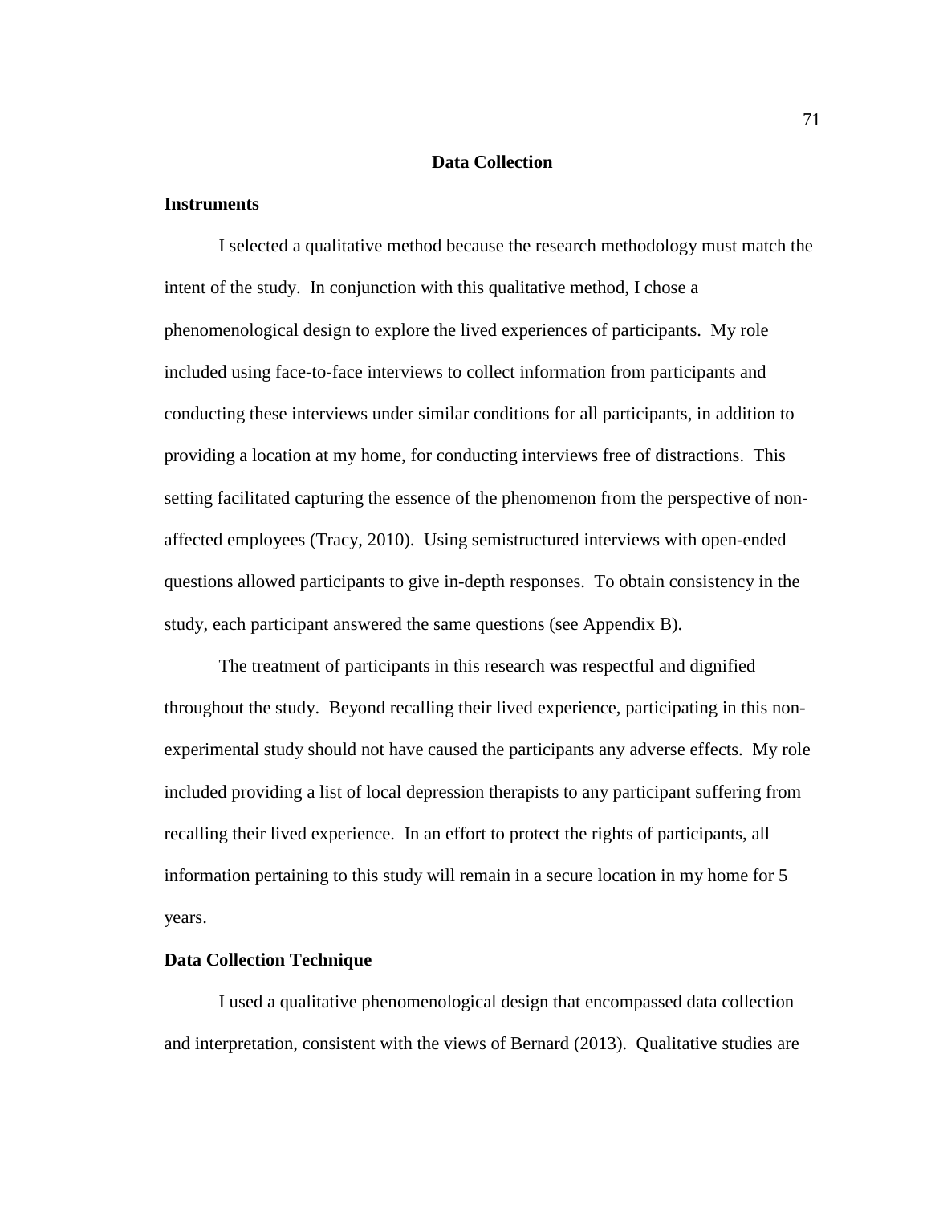## Data Collection

### Instruments

I selected a qualitative method because the research methodology must match the intent of the study. In conjunction with this qualitative method, I chose a phenomenological design to explore the lived experiences of participants. My role included using face-to-face interviews to collect information from participants and conducting these interviews under similar conditions for all participants, in addition to providing a location at my home, for conducting interviews free of distractions. This setting facilitated capturing the essence of the phenomenon from the perspective of non-affected employees (Tracy, 2010). Using semistructured interviews with open-ended questions allowed participants to give in-depth responses. To obtain consistency in the study, each participant answered the same questions (see Appendix B).

The treatment of participants in this research was respectful and dignified throughout the study. Beyond recalling their lived experience, participating in this non-experimental study should not have caused the participants any adverse effects. My role included providing a list of local depression therapists to any participant suffering from recalling their lived experience. In an effort to protect the rights of participants, all information pertaining to this study will remain in a secure location in my home for 5 years.

### Data Collection Technique

I used a qualitative phenomenological design that encompassed data collection and interpretation, consistent with the views of Bernard (2013). Qualitative studies are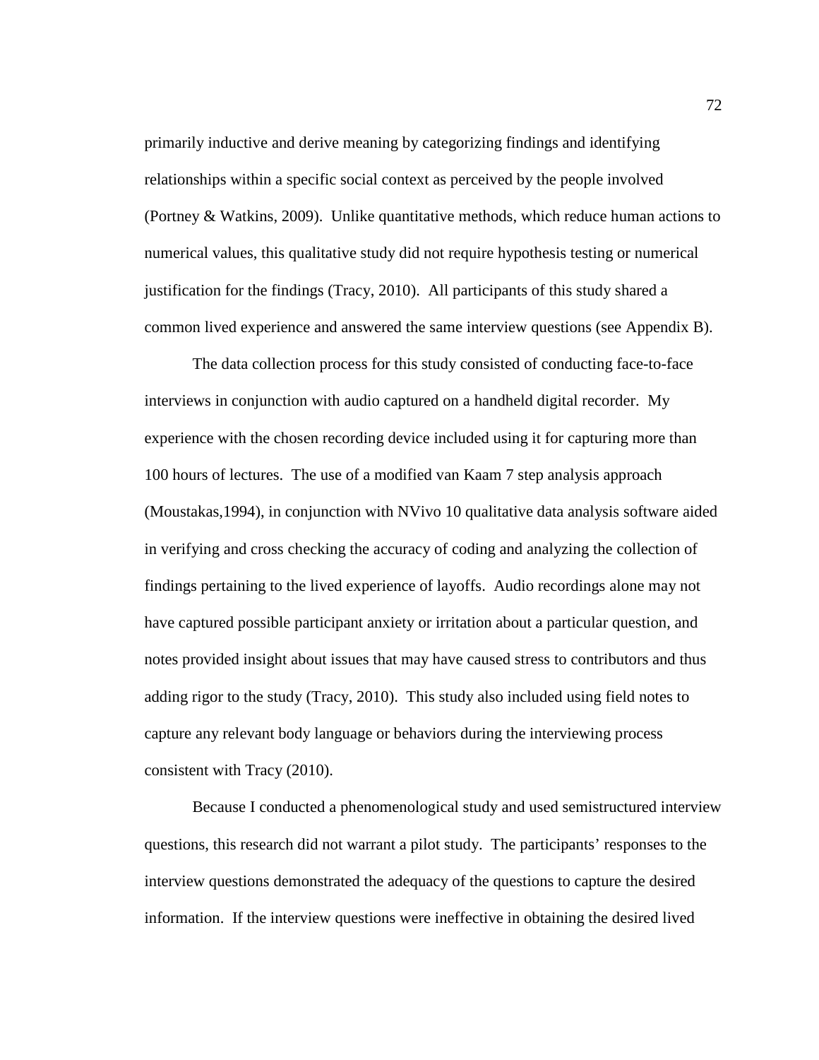primarily inductive and derive meaning by categorizing findings and identifying relationships within a specific social context as perceived by the people involved (Portney & Watkins, 2009). Unlike quantitative methods, which reduce human actions to numerical values, this qualitative study did not require hypothesis testing or numerical justification for the findings (Tracy, 2010). All participants of this study shared a common lived experience and answered the same interview questions (see Appendix B).

The data collection process for this study consisted of conducting face-to-face interviews in conjunction with audio captured on a handheld digital recorder. My experience with the chosen recording device included using it for capturing more than 100 hours of lectures. The use of a modified van Kaam 7 step analysis approach (Moustakas,1994), in conjunction with NVivo 10 qualitative data analysis software aided in verifying and cross checking the accuracy of coding and analyzing the collection of findings pertaining to the lived experience of layoffs. Audio recordings alone may not have captured possible participant anxiety or irritation about a particular question, and notes provided insight about issues that may have caused stress to contributors and thus adding rigor to the study (Tracy, 2010). This study also included using field notes to capture any relevant body language or behaviors during the interviewing process consistent with Tracy (2010).

Because I conducted a phenomenological study and used semistructured interview questions, this research did not warrant a pilot study. The participants' responses to the interview questions demonstrated the adequacy of the questions to capture the desired information. If the interview questions were ineffective in obtaining the desired lived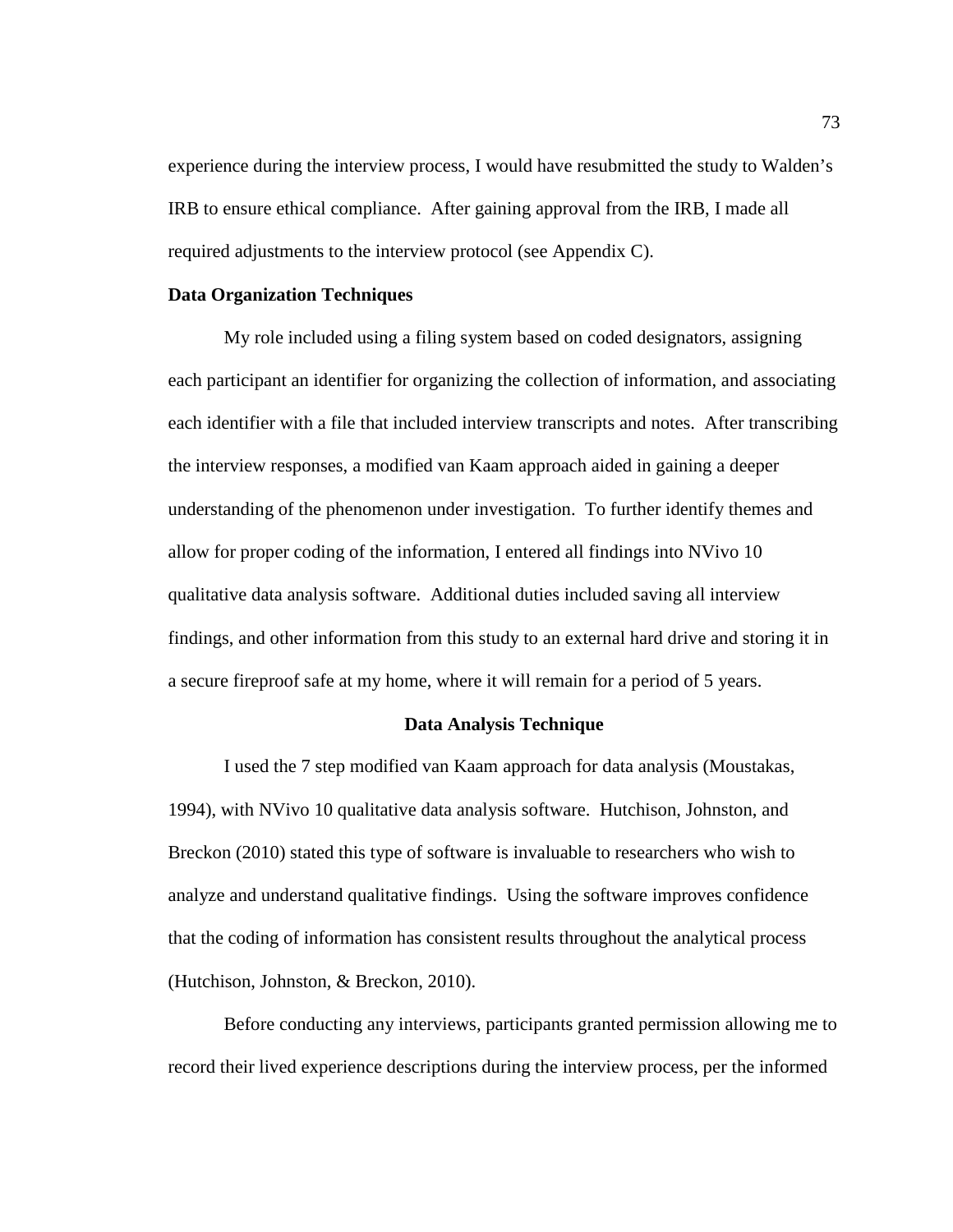experience during the interview process, I would have resubmitted the study to Walden's IRB to ensure ethical compliance. After gaining approval from the IRB, I made all required adjustments to the interview protocol (see Appendix C).

### Data Organization Techniques

My role included using a filing system based on coded designators, assigning each participant an identifier for organizing the collection of information, and associating each identifier with a file that included interview transcripts and notes. After transcribing the interview responses, a modified van Kaam approach aided in gaining a deeper understanding of the phenomenon under investigation. To further identify themes and allow for proper coding of the information, I entered all findings into NVivo 10 qualitative data analysis software. Additional duties included saving all interview findings, and other information from this study to an external hard drive and storing it in a secure fireproof safe at my home, where it will remain for a period of 5 years.

## Data Analysis Technique

I used the 7 step modified van Kaam approach for data analysis (Moustakas, 1994), with NVivo 10 qualitative data analysis software. Hutchison, Johnston, and Breckon (2010) stated this type of software is invaluable to researchers who wish to analyze and understand qualitative findings. Using the software improves confidence that the coding of information has consistent results throughout the analytical process (Hutchison, Johnston, & Breckon, 2010).

Before conducting any interviews, participants granted permission allowing me to record their lived experience descriptions during the interview process, per the informed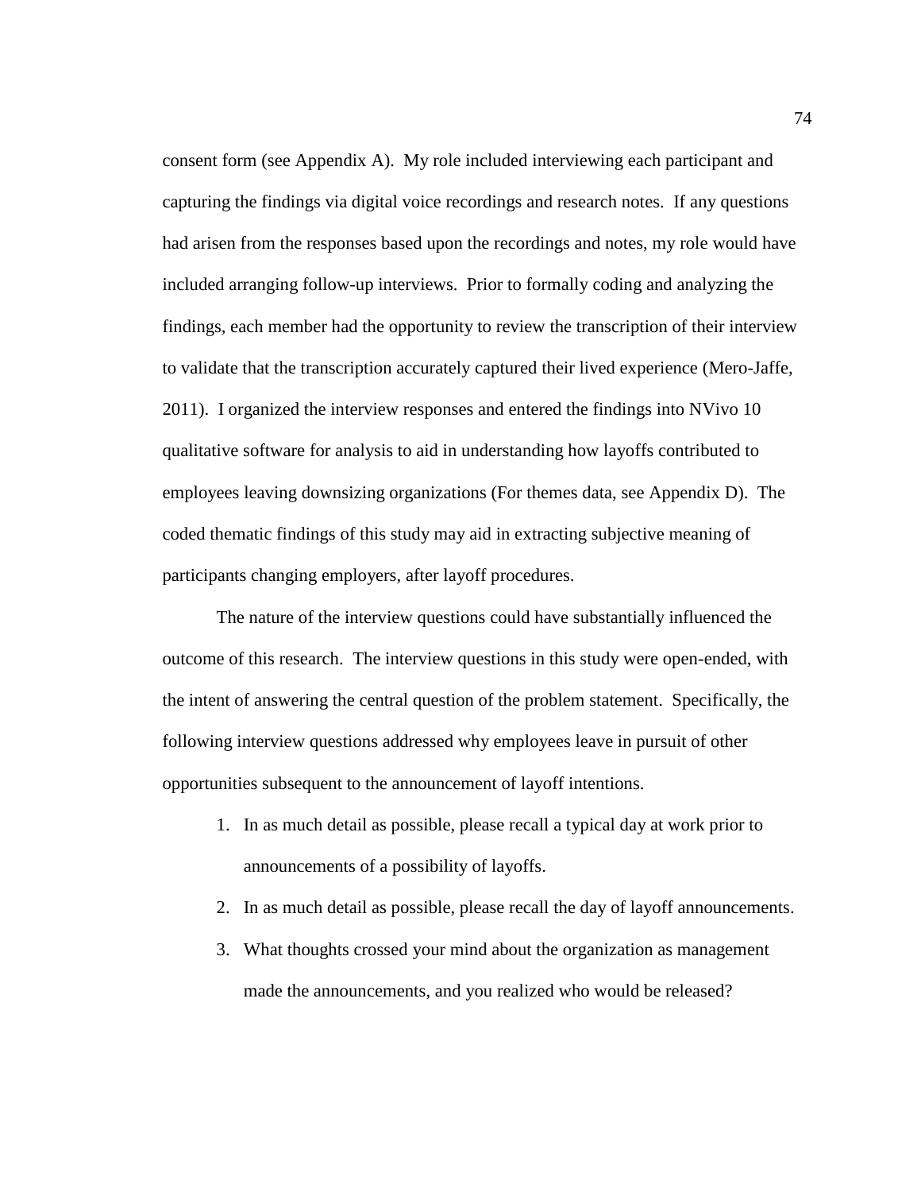consent form (see Appendix A). My role included interviewing each participant and capturing the findings via digital voice recordings and research notes. If any questions had arisen from the responses based upon the recordings and notes, my role would have included arranging follow-up interviews. Prior to formally coding and analyzing the findings, each member had the opportunity to review the transcription of their interview to validate that the transcription accurately captured their lived experience (Mero-Jaffe, 2011). I organized the interview responses and entered the findings into NVivo 10 qualitative software for analysis to aid in understanding how layoffs contributed to employees leaving downsizing organizations (For themes data, see Appendix D). The coded thematic findings of this study may aid in extracting subjective meaning of participants changing employers, after layoff procedures.

The nature of the interview questions could have substantially influenced the outcome of this research. The interview questions in this study were open-ended, with the intent of answering the central question of the problem statement. Specifically, the following interview questions addressed why employees leave in pursuit of other opportunities subsequent to the announcement of layoff intentions.

1. In as much detail as possible, please recall a typical day at work prior to announcements of a possibility of layoffs.
2. In as much detail as possible, please recall the day of layoff announcements.
3. What thoughts crossed your mind about the organization as management made the announcements, and you realized who would be released?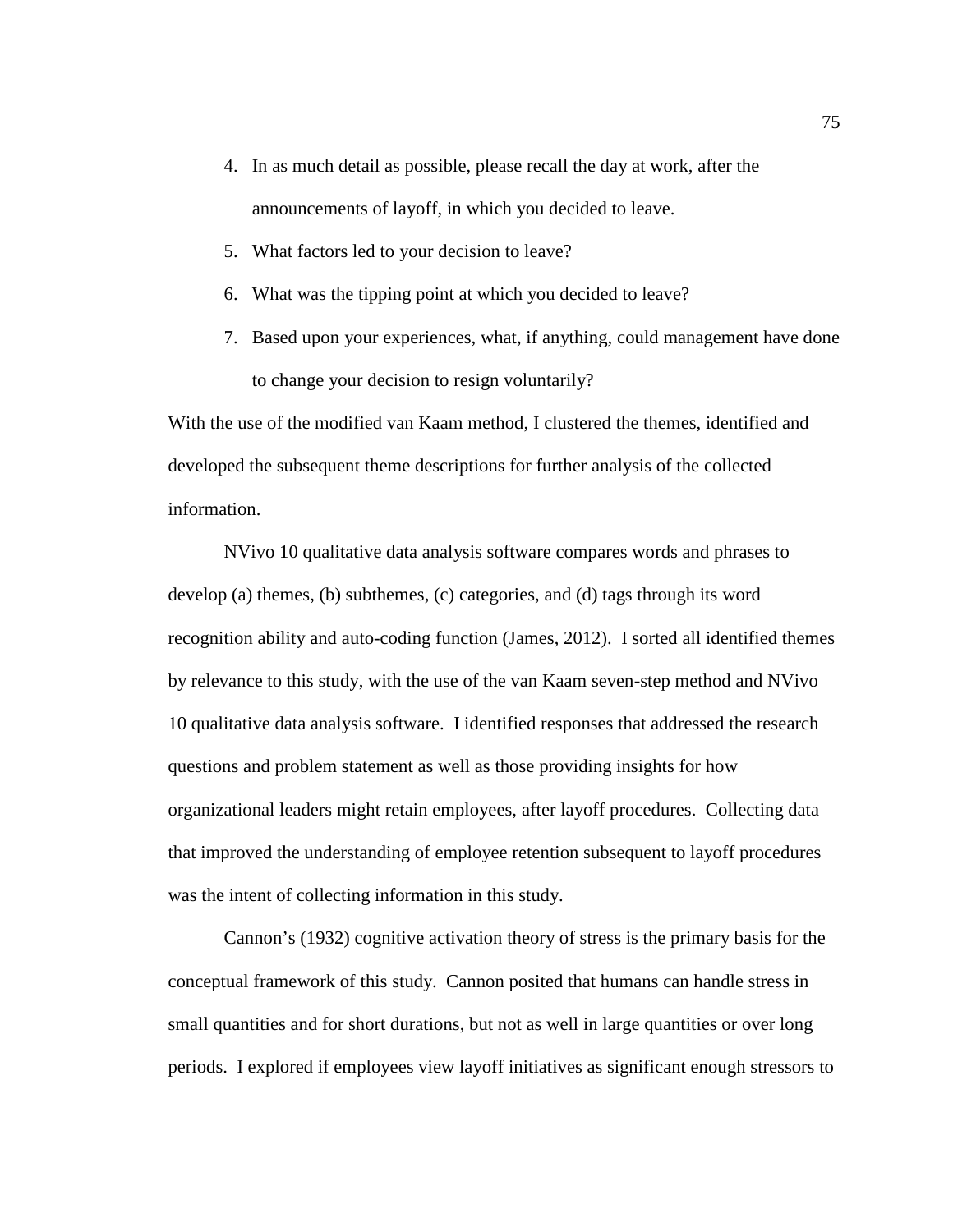4. In as much detail as possible, please recall the day at work, after the announcements of layoff, in which you decided to leave.
5. What factors led to your decision to leave?
6. What was the tipping point at which you decided to leave?
7. Based upon your experiences, what, if anything, could management have done to change your decision to resign voluntarily?

With the use of the modified van Kaam method, I clustered the themes, identified and developed the subsequent theme descriptions for further analysis of the collected information.

NVivo 10 qualitative data analysis software compares words and phrases to develop (a) themes, (b) subthemes, (c) categories, and (d) tags through its word recognition ability and auto-coding function (James, 2012). I sorted all identified themes by relevance to this study, with the use of the van Kaam seven-step method and NVivo 10 qualitative data analysis software. I identified responses that addressed the research questions and problem statement as well as those providing insights for how organizational leaders might retain employees, after layoff procedures. Collecting data that improved the understanding of employee retention subsequent to layoff procedures was the intent of collecting information in this study.

Cannon's (1932) cognitive activation theory of stress is the primary basis for the conceptual framework of this study. Cannon posited that humans can handle stress in small quantities and for short durations, but not as well in large quantities or over long periods. I explored if employees view layoff initiatives as significant enough stressors to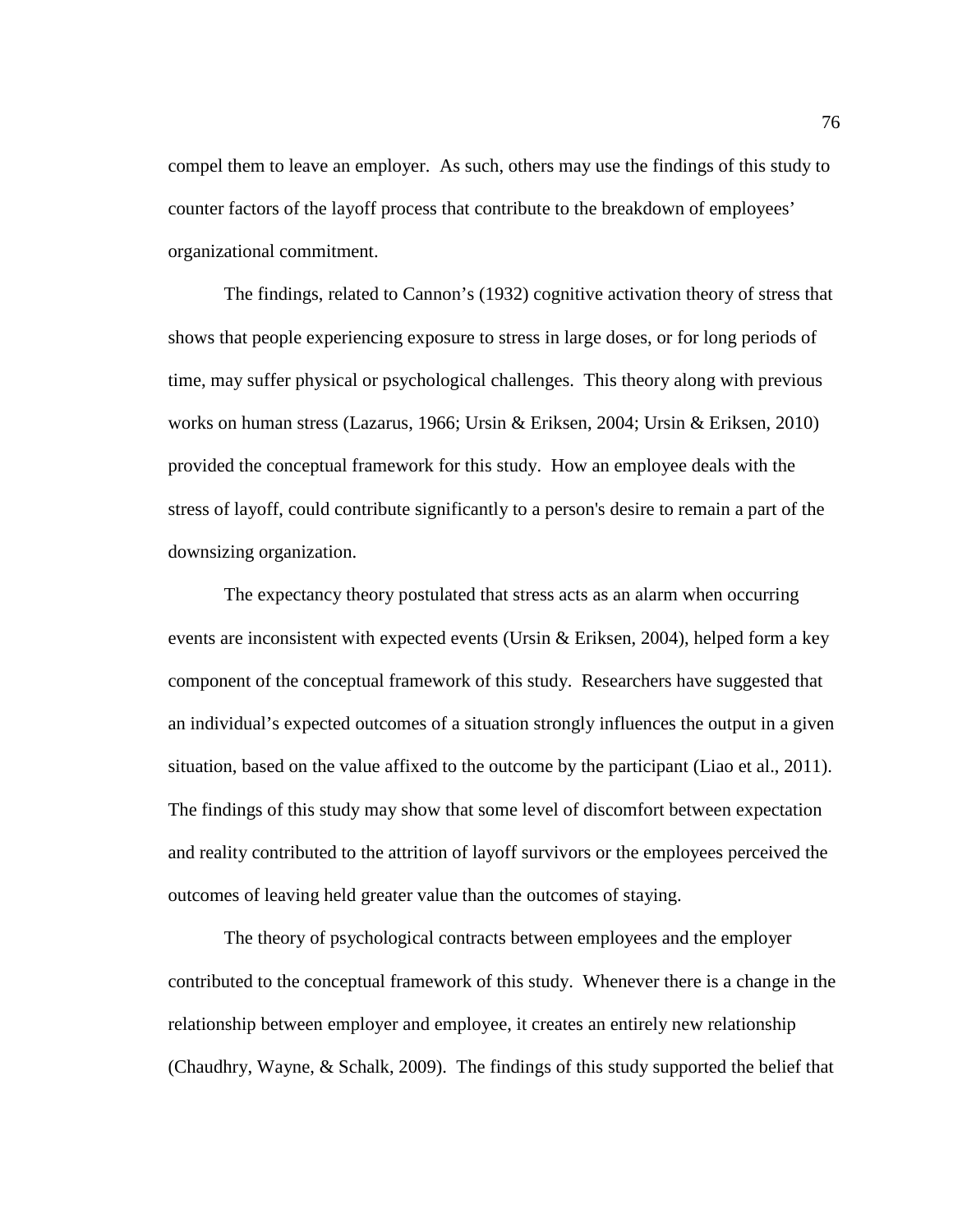compel them to leave an employer. As such, others may use the findings of this study to counter factors of the layoff process that contribute to the breakdown of employees' organizational commitment.

The findings, related to Cannon's (1932) cognitive activation theory of stress that shows that people experiencing exposure to stress in large doses, or for long periods of time, may suffer physical or psychological challenges. This theory along with previous works on human stress (Lazarus, 1966; Ursin & Eriksen, 2004; Ursin & Eriksen, 2010) provided the conceptual framework for this study. How an employee deals with the stress of layoff, could contribute significantly to a person's desire to remain a part of the downsizing organization.

The expectancy theory postulated that stress acts as an alarm when occurring events are inconsistent with expected events (Ursin & Eriksen, 2004), helped form a key component of the conceptual framework of this study. Researchers have suggested that an individual's expected outcomes of a situation strongly influences the output in a given situation, based on the value affixed to the outcome by the participant (Liao et al., 2011). The findings of this study may show that some level of discomfort between expectation and reality contributed to the attrition of layoff survivors or the employees perceived the outcomes of leaving held greater value than the outcomes of staying.

The theory of psychological contracts between employees and the employer contributed to the conceptual framework of this study. Whenever there is a change in the relationship between employer and employee, it creates an entirely new relationship (Chaudhry, Wayne, & Schalk, 2009). The findings of this study supported the belief that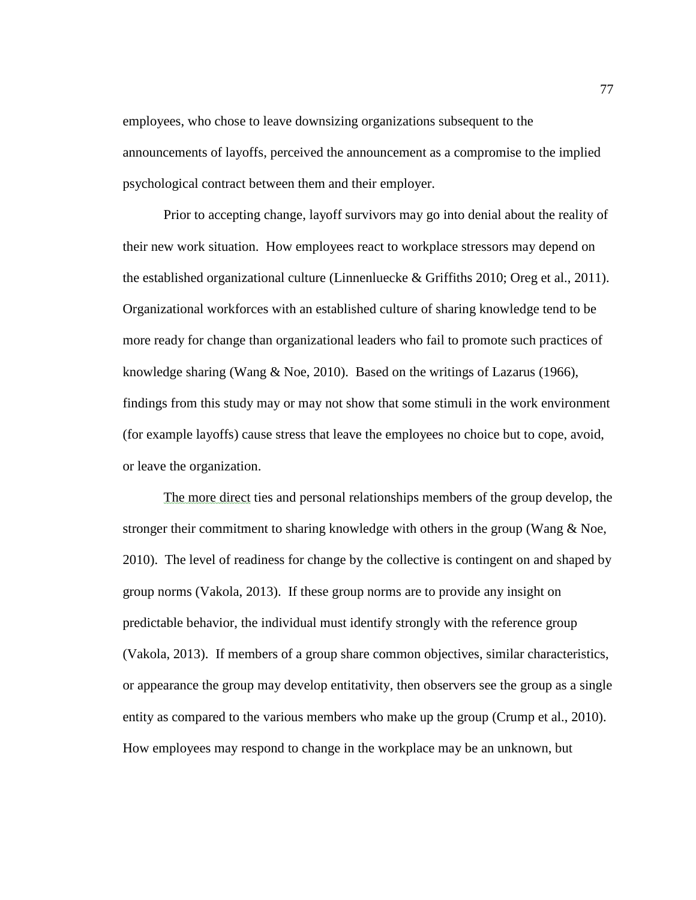employees, who chose to leave downsizing organizations subsequent to the announcements of layoffs, perceived the announcement as a compromise to the implied psychological contract between them and their employer.

Prior to accepting change, layoff survivors may go into denial about the reality of their new work situation. How employees react to workplace stressors may depend on the established organizational culture (Linnenluecke & Griffiths 2010; Oreg et al., 2011). Organizational workforces with an established culture of sharing knowledge tend to be more ready for change than organizational leaders who fail to promote such practices of knowledge sharing (Wang & Noe, 2010). Based on the writings of Lazarus (1966), findings from this study may or may not show that some stimuli in the work environment (for example layoffs) cause stress that leave the employees no choice but to cope, avoid, or leave the organization.

The more direct ties and personal relationships members of the group develop, the stronger their commitment to sharing knowledge with others in the group (Wang & Noe, 2010). The level of readiness for change by the collective is contingent on and shaped by group norms (Vakola, 2013). If these group norms are to provide any insight on predictable behavior, the individual must identify strongly with the reference group (Vakola, 2013). If members of a group share common objectives, similar characteristics, or appearance the group may develop entitativity, then observers see the group as a single entity as compared to the various members who make up the group (Crump et al., 2010). How employees may respond to change in the workplace may be an unknown, but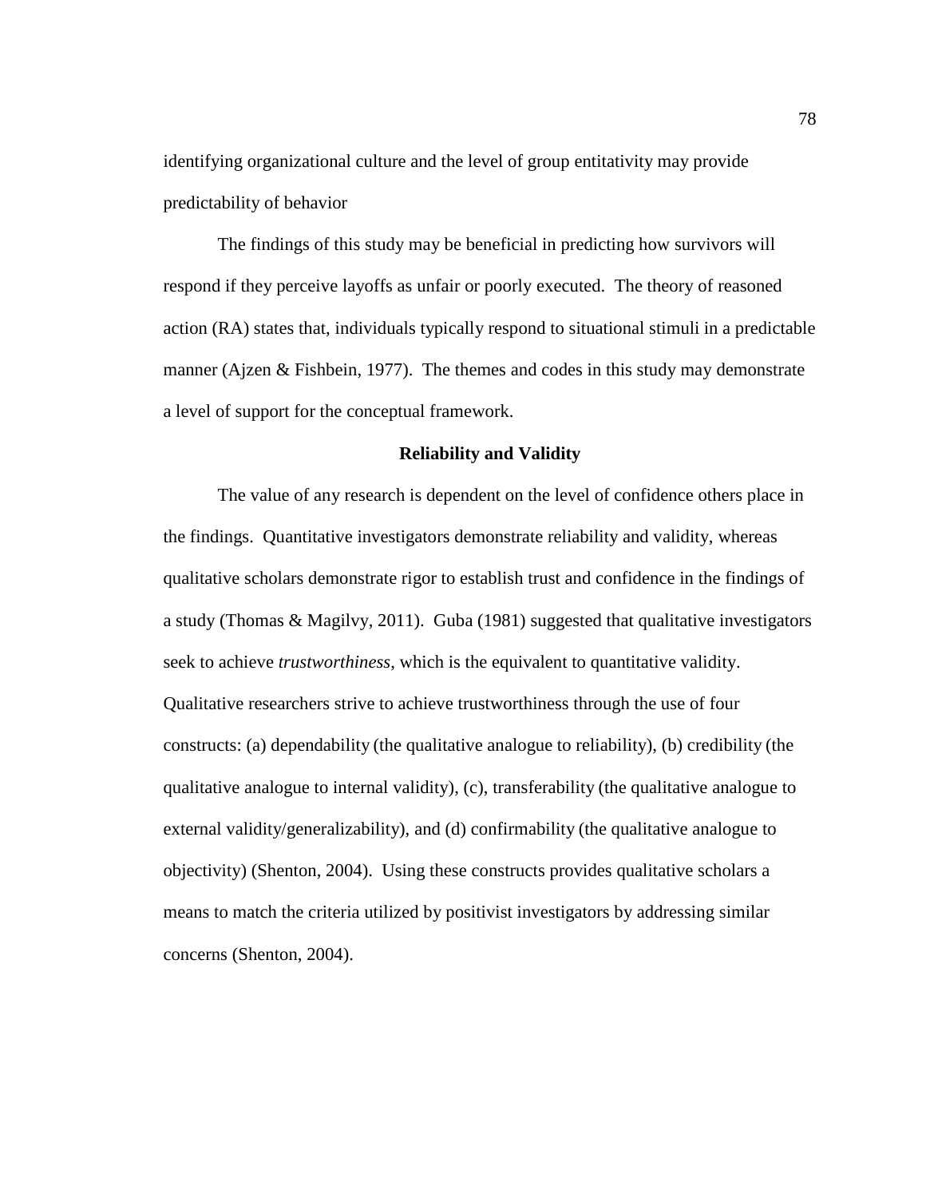identifying organizational culture and the level of group entitativity may provide predictability of behavior

The findings of this study may be beneficial in predicting how survivors will respond if they perceive layoffs as unfair or poorly executed. The theory of reasoned action (RA) states that, individuals typically respond to situational stimuli in a predictable manner (Ajzen & Fishbein, 1977). The themes and codes in this study may demonstrate a level of support for the conceptual framework.

## Reliability and Validity

The value of any research is dependent on the level of confidence others place in the findings. Quantitative investigators demonstrate reliability and validity, whereas qualitative scholars demonstrate rigor to establish trust and confidence in the findings of a study (Thomas & Magilvy, 2011). Guba (1981) suggested that qualitative investigators seek to achieve *trustworthiness*, which is the equivalent to quantitative validity. Qualitative researchers strive to achieve trustworthiness through the use of four constructs: (a) dependability (the qualitative analogue to reliability), (b) credibility (the qualitative analogue to internal validity), (c), transferability (the qualitative analogue to external validity/generalizability), and (d) confirmability (the qualitative analogue to objectivity) (Shenton, 2004). Using these constructs provides qualitative scholars a means to match the criteria utilized by positivist investigators by addressing similar concerns (Shenton, 2004).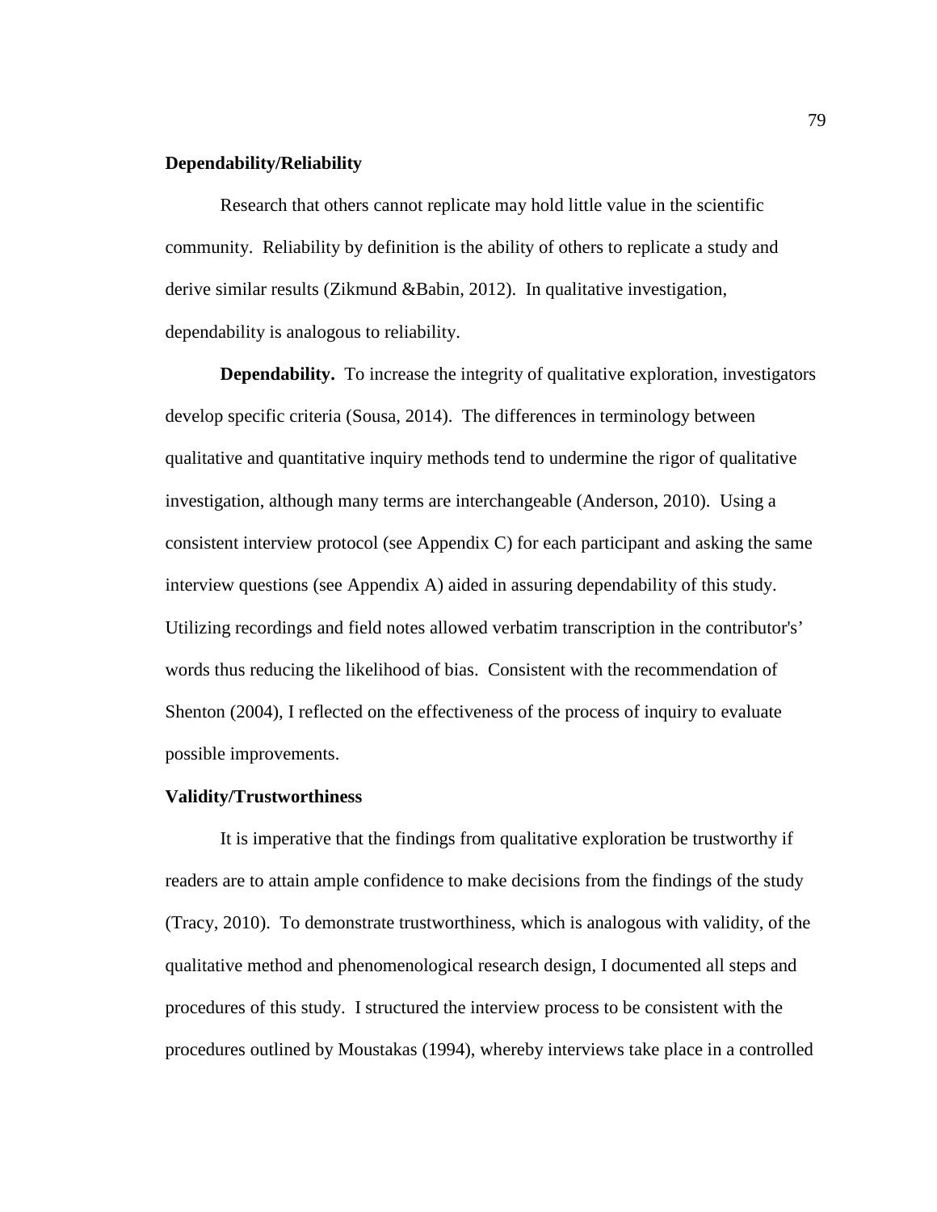### Dependability/Reliability

Research that others cannot replicate may hold little value in the scientific community. Reliability by definition is the ability of others to replicate a study and derive similar results (Zikmund &Babin, 2012). In qualitative investigation, dependability is analogous to reliability.

**Dependability.** To increase the integrity of qualitative exploration, investigators develop specific criteria (Sousa, 2014). The differences in terminology between qualitative and quantitative inquiry methods tend to undermine the rigor of qualitative investigation, although many terms are interchangeable (Anderson, 2010). Using a consistent interview protocol (see Appendix C) for each participant and asking the same interview questions (see Appendix A) aided in assuring dependability of this study. Utilizing recordings and field notes allowed verbatim transcription in the contributor's' words thus reducing the likelihood of bias. Consistent with the recommendation of Shenton (2004), I reflected on the effectiveness of the process of inquiry to evaluate possible improvements.

### Validity/Trustworthiness

It is imperative that the findings from qualitative exploration be trustworthy if readers are to attain ample confidence to make decisions from the findings of the study (Tracy, 2010). To demonstrate trustworthiness, which is analogous with validity, of the qualitative method and phenomenological research design, I documented all steps and procedures of this study. I structured the interview process to be consistent with the procedures outlined by Moustakas (1994), whereby interviews take place in a controlled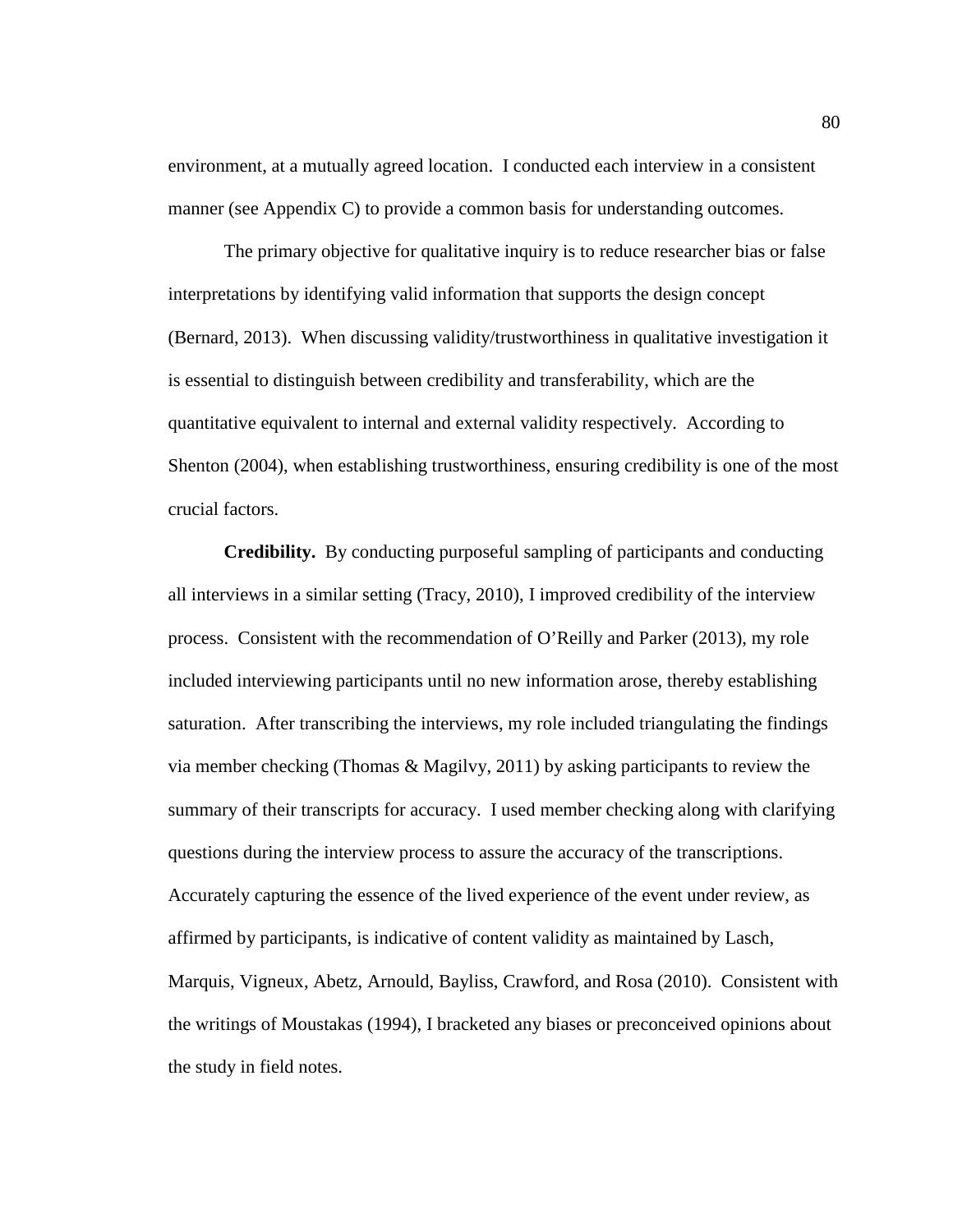environment, at a mutually agreed location. I conducted each interview in a consistent manner (see Appendix C) to provide a common basis for understanding outcomes.

The primary objective for qualitative inquiry is to reduce researcher bias or false interpretations by identifying valid information that supports the design concept (Bernard, 2013). When discussing validity/trustworthiness in qualitative investigation it is essential to distinguish between credibility and transferability, which are the quantitative equivalent to internal and external validity respectively. According to Shenton (2004), when establishing trustworthiness, ensuring credibility is one of the most crucial factors.

**Credibility.** By conducting purposeful sampling of participants and conducting all interviews in a similar setting (Tracy, 2010), I improved credibility of the interview process. Consistent with the recommendation of O'Reilly and Parker (2013), my role included interviewing participants until no new information arose, thereby establishing saturation. After transcribing the interviews, my role included triangulating the findings via member checking (Thomas & Magilvy, 2011) by asking participants to review the summary of their transcripts for accuracy. I used member checking along with clarifying questions during the interview process to assure the accuracy of the transcriptions. Accurately capturing the essence of the lived experience of the event under review, as affirmed by participants, is indicative of content validity as maintained by Lasch, Marquis, Vigneux, Abetz, Arnould, Bayliss, Crawford, and Rosa (2010). Consistent with the writings of Moustakas (1994), I bracketed any biases or preconceived opinions about the study in field notes.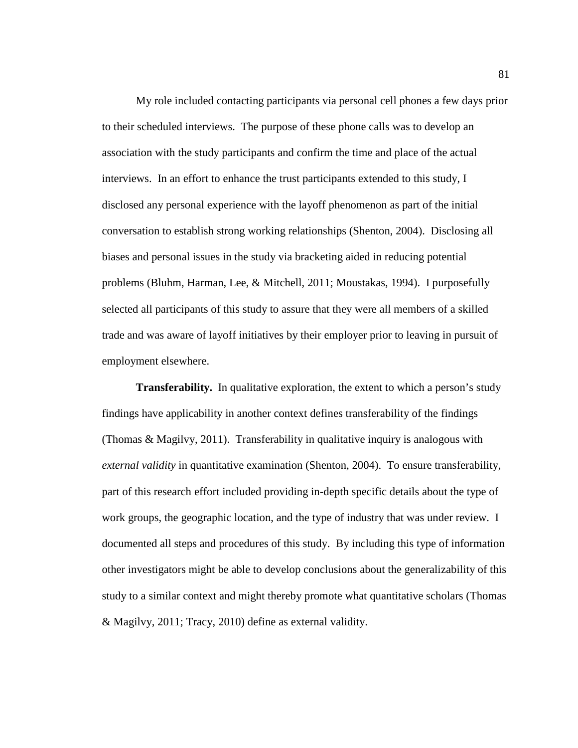My role included contacting participants via personal cell phones a few days prior to their scheduled interviews. The purpose of these phone calls was to develop an association with the study participants and confirm the time and place of the actual interviews. In an effort to enhance the trust participants extended to this study, I disclosed any personal experience with the layoff phenomenon as part of the initial conversation to establish strong working relationships (Shenton, 2004). Disclosing all biases and personal issues in the study via bracketing aided in reducing potential problems (Bluhm, Harman, Lee, & Mitchell, 2011; Moustakas, 1994). I purposefully selected all participants of this study to assure that they were all members of a skilled trade and was aware of layoff initiatives by their employer prior to leaving in pursuit of employment elsewhere.

**Transferability.** In qualitative exploration, the extent to which a person's study findings have applicability in another context defines transferability of the findings (Thomas & Magilvy, 2011). Transferability in qualitative inquiry is analogous with *external validity* in quantitative examination (Shenton, 2004). To ensure transferability, part of this research effort included providing in-depth specific details about the type of work groups, the geographic location, and the type of industry that was under review. I documented all steps and procedures of this study. By including this type of information other investigators might be able to develop conclusions about the generalizability of this study to a similar context and might thereby promote what quantitative scholars (Thomas & Magilvy, 2011; Tracy, 2010) define as external validity.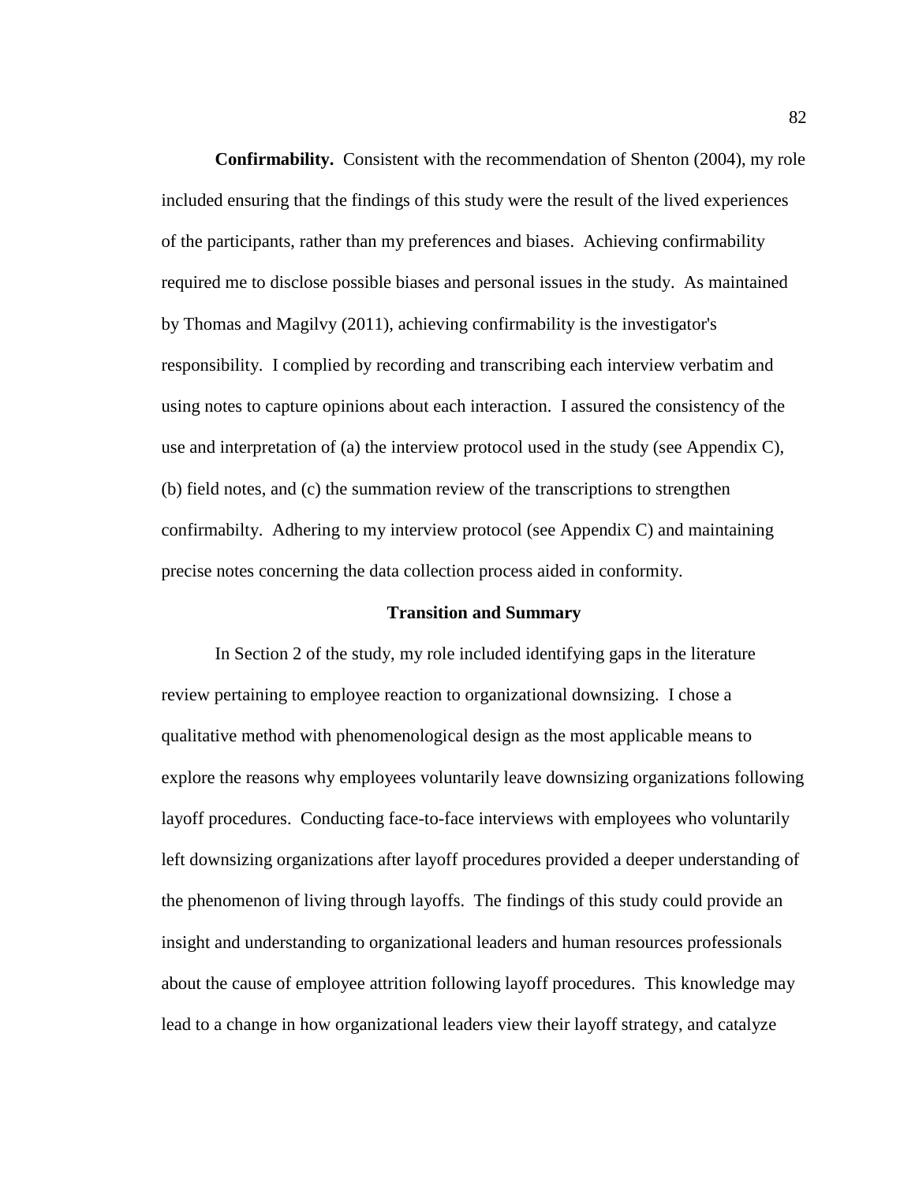**Confirmability.** Consistent with the recommendation of Shenton (2004), my role included ensuring that the findings of this study were the result of the lived experiences of the participants, rather than my preferences and biases. Achieving confirmability required me to disclose possible biases and personal issues in the study. As maintained by Thomas and Magilvy (2011), achieving confirmability is the investigator's responsibility. I complied by recording and transcribing each interview verbatim and using notes to capture opinions about each interaction. I assured the consistency of the use and interpretation of (a) the interview protocol used in the study (see Appendix C), (b) field notes, and (c) the summation review of the transcriptions to strengthen confirmabilty. Adhering to my interview protocol (see Appendix C) and maintaining precise notes concerning the data collection process aided in conformity.

## Transition and Summary

In Section 2 of the study, my role included identifying gaps in the literature review pertaining to employee reaction to organizational downsizing. I chose a qualitative method with phenomenological design as the most applicable means to explore the reasons why employees voluntarily leave downsizing organizations following layoff procedures. Conducting face-to-face interviews with employees who voluntarily left downsizing organizations after layoff procedures provided a deeper understanding of the phenomenon of living through layoffs. The findings of this study could provide an insight and understanding to organizational leaders and human resources professionals about the cause of employee attrition following layoff procedures. This knowledge may lead to a change in how organizational leaders view their layoff strategy, and catalyze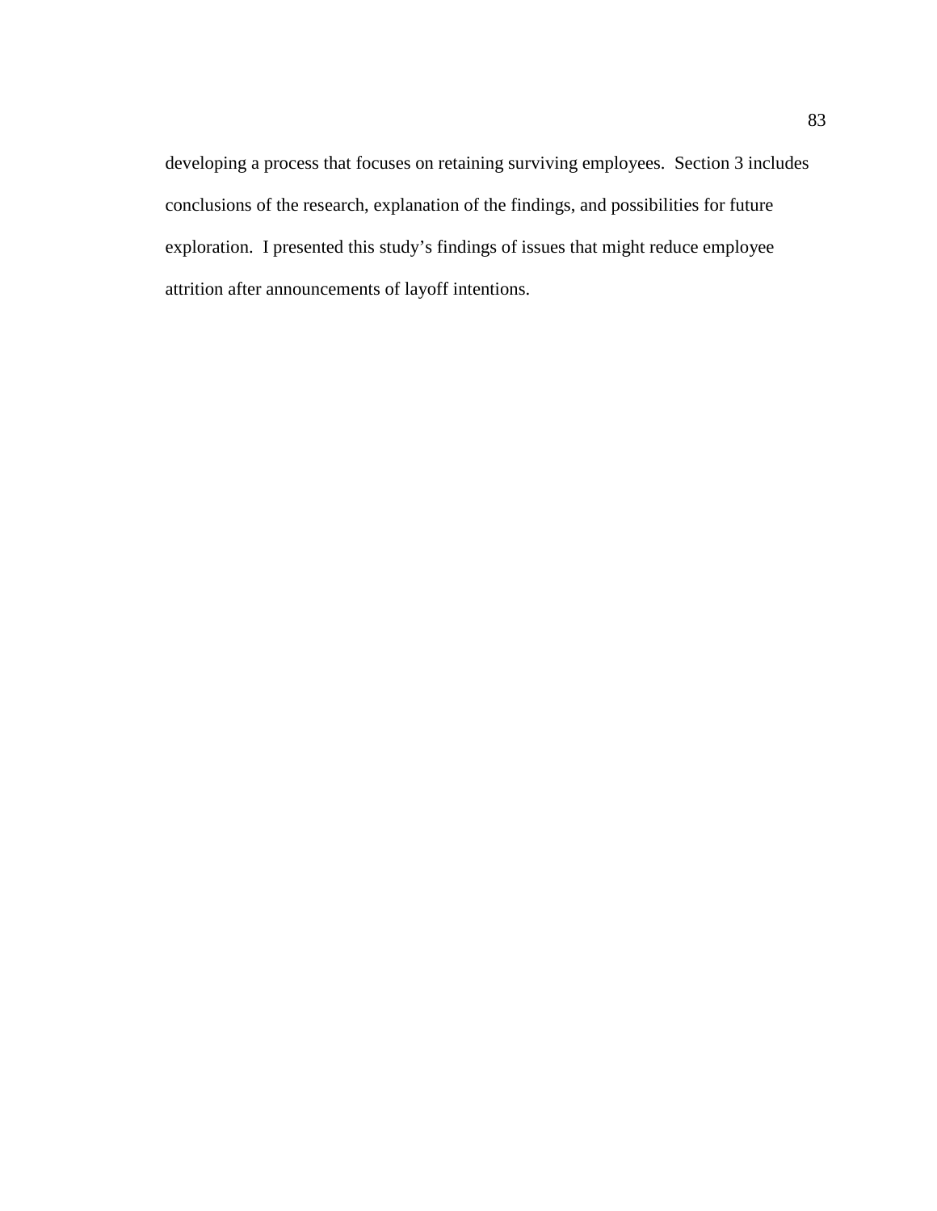developing a process that focuses on retaining surviving employees. Section 3 includes conclusions of the research, explanation of the findings, and possibilities for future exploration. I presented this study's findings of issues that might reduce employee attrition after announcements of layoff intentions.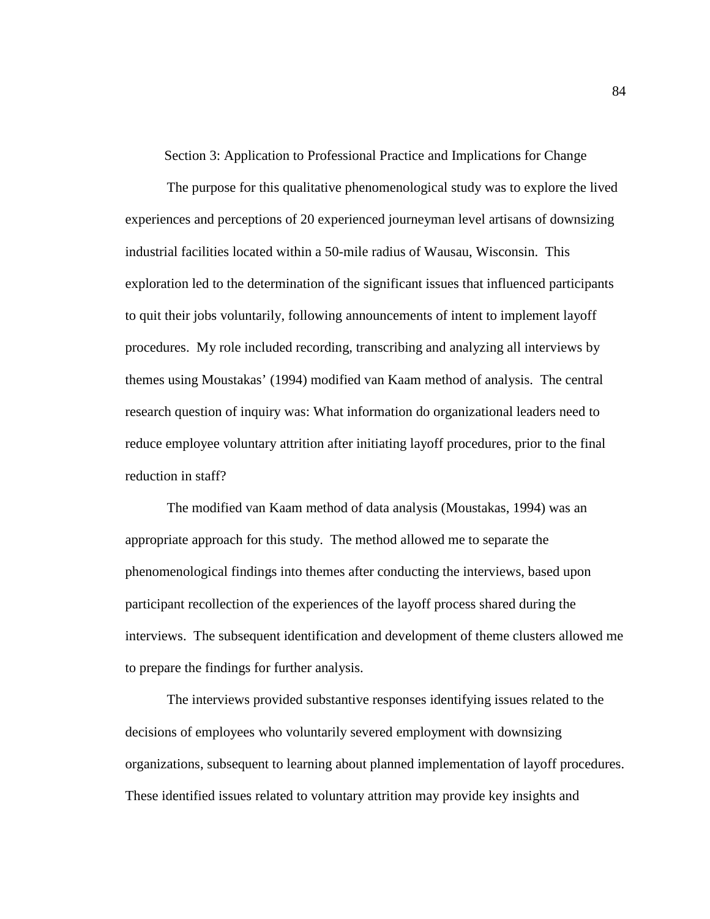## Section 3: Application to Professional Practice and Implications for Change

The purpose for this qualitative phenomenological study was to explore the lived experiences and perceptions of 20 experienced journeyman level artisans of downsizing industrial facilities located within a 50-mile radius of Wausau, Wisconsin. This exploration led to the determination of the significant issues that influenced participants to quit their jobs voluntarily, following announcements of intent to implement layoff procedures. My role included recording, transcribing and analyzing all interviews by themes using Moustakas' (1994) modified van Kaam method of analysis. The central research question of inquiry was: What information do organizational leaders need to reduce employee voluntary attrition after initiating layoff procedures, prior to the final reduction in staff?

The modified van Kaam method of data analysis (Moustakas, 1994) was an appropriate approach for this study. The method allowed me to separate the phenomenological findings into themes after conducting the interviews, based upon participant recollection of the experiences of the layoff process shared during the interviews. The subsequent identification and development of theme clusters allowed me to prepare the findings for further analysis.

The interviews provided substantive responses identifying issues related to the decisions of employees who voluntarily severed employment with downsizing organizations, subsequent to learning about planned implementation of layoff procedures. These identified issues related to voluntary attrition may provide key insights and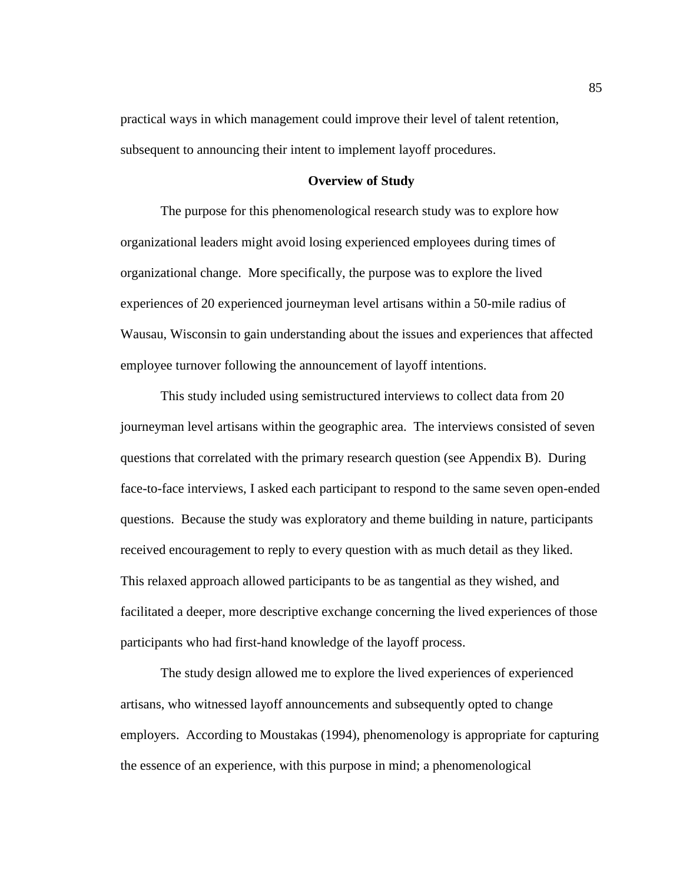practical ways in which management could improve their level of talent retention, subsequent to announcing their intent to implement layoff procedures.

## Overview of Study

The purpose for this phenomenological research study was to explore how organizational leaders might avoid losing experienced employees during times of organizational change. More specifically, the purpose was to explore the lived experiences of 20 experienced journeyman level artisans within a 50-mile radius of Wausau, Wisconsin to gain understanding about the issues and experiences that affected employee turnover following the announcement of layoff intentions.

This study included using semistructured interviews to collect data from 20 journeyman level artisans within the geographic area. The interviews consisted of seven questions that correlated with the primary research question (see Appendix B). During face-to-face interviews, I asked each participant to respond to the same seven open-ended questions. Because the study was exploratory and theme building in nature, participants received encouragement to reply to every question with as much detail as they liked. This relaxed approach allowed participants to be as tangential as they wished, and facilitated a deeper, more descriptive exchange concerning the lived experiences of those participants who had first-hand knowledge of the layoff process.

The study design allowed me to explore the lived experiences of experienced artisans, who witnessed layoff announcements and subsequently opted to change employers. According to Moustakas (1994), phenomenology is appropriate for capturing the essence of an experience, with this purpose in mind; a phenomenological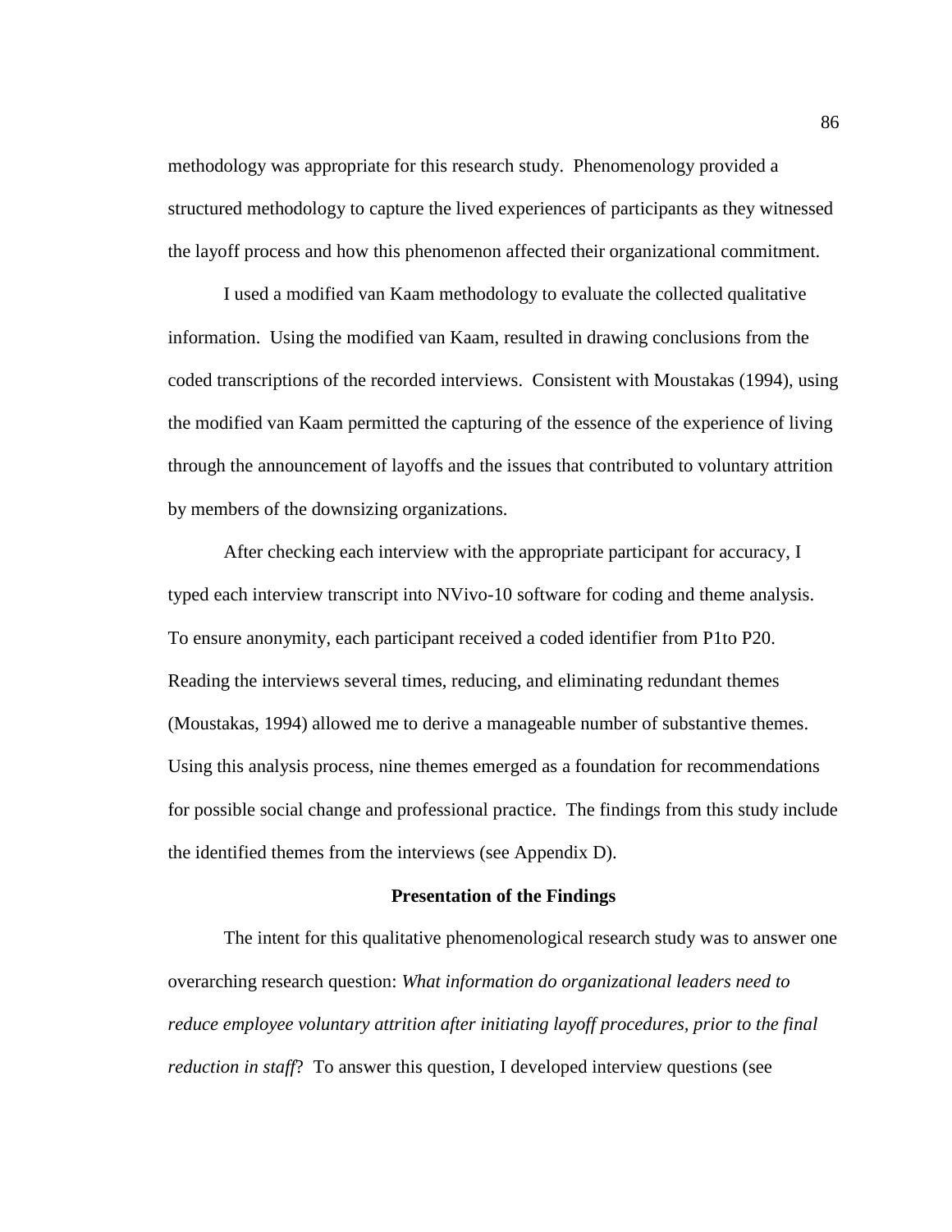methodology was appropriate for this research study. Phenomenology provided a structured methodology to capture the lived experiences of participants as they witnessed the layoff process and how this phenomenon affected their organizational commitment.

I used a modified van Kaam methodology to evaluate the collected qualitative information. Using the modified van Kaam, resulted in drawing conclusions from the coded transcriptions of the recorded interviews. Consistent with Moustakas (1994), using the modified van Kaam permitted the capturing of the essence of the experience of living through the announcement of layoffs and the issues that contributed to voluntary attrition by members of the downsizing organizations.

After checking each interview with the appropriate participant for accuracy, I typed each interview transcript into NVivo-10 software for coding and theme analysis. To ensure anonymity, each participant received a coded identifier from P1to P20. Reading the interviews several times, reducing, and eliminating redundant themes (Moustakas, 1994) allowed me to derive a manageable number of substantive themes. Using this analysis process, nine themes emerged as a foundation for recommendations for possible social change and professional practice. The findings from this study include the identified themes from the interviews (see Appendix D).

## Presentation of the Findings

The intent for this qualitative phenomenological research study was to answer one overarching research question: *What information do organizational leaders need to reduce employee voluntary attrition after initiating layoff procedures, prior to the final reduction in staff*? To answer this question, I developed interview questions (see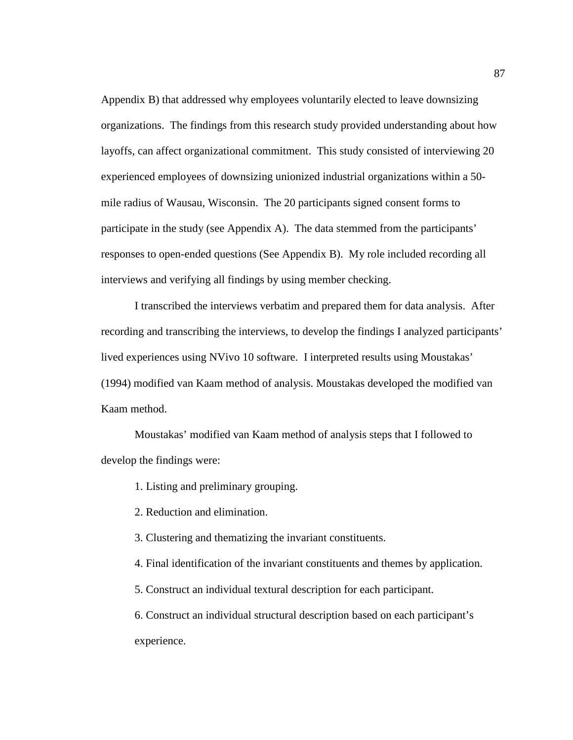Appendix B) that addressed why employees voluntarily elected to leave downsizing organizations. The findings from this research study provided understanding about how layoffs, can affect organizational commitment. This study consisted of interviewing 20 experienced employees of downsizing unionized industrial organizations within a 50-mile radius of Wausau, Wisconsin. The 20 participants signed consent forms to participate in the study (see Appendix A). The data stemmed from the participants' responses to open-ended questions (See Appendix B). My role included recording all interviews and verifying all findings by using member checking.

I transcribed the interviews verbatim and prepared them for data analysis. After recording and transcribing the interviews, to develop the findings I analyzed participants' lived experiences using NVivo 10 software. I interpreted results using Moustakas' (1994) modified van Kaam method of analysis. Moustakas developed the modified van Kaam method.

Moustakas' modified van Kaam method of analysis steps that I followed to develop the findings were:

1. Listing and preliminary grouping.
2. Reduction and elimination.
3. Clustering and thematizing the invariant constituents.
4. Final identification of the invariant constituents and themes by application.
5. Construct an individual textural description for each participant.
6. Construct an individual structural description based on each participant's experience.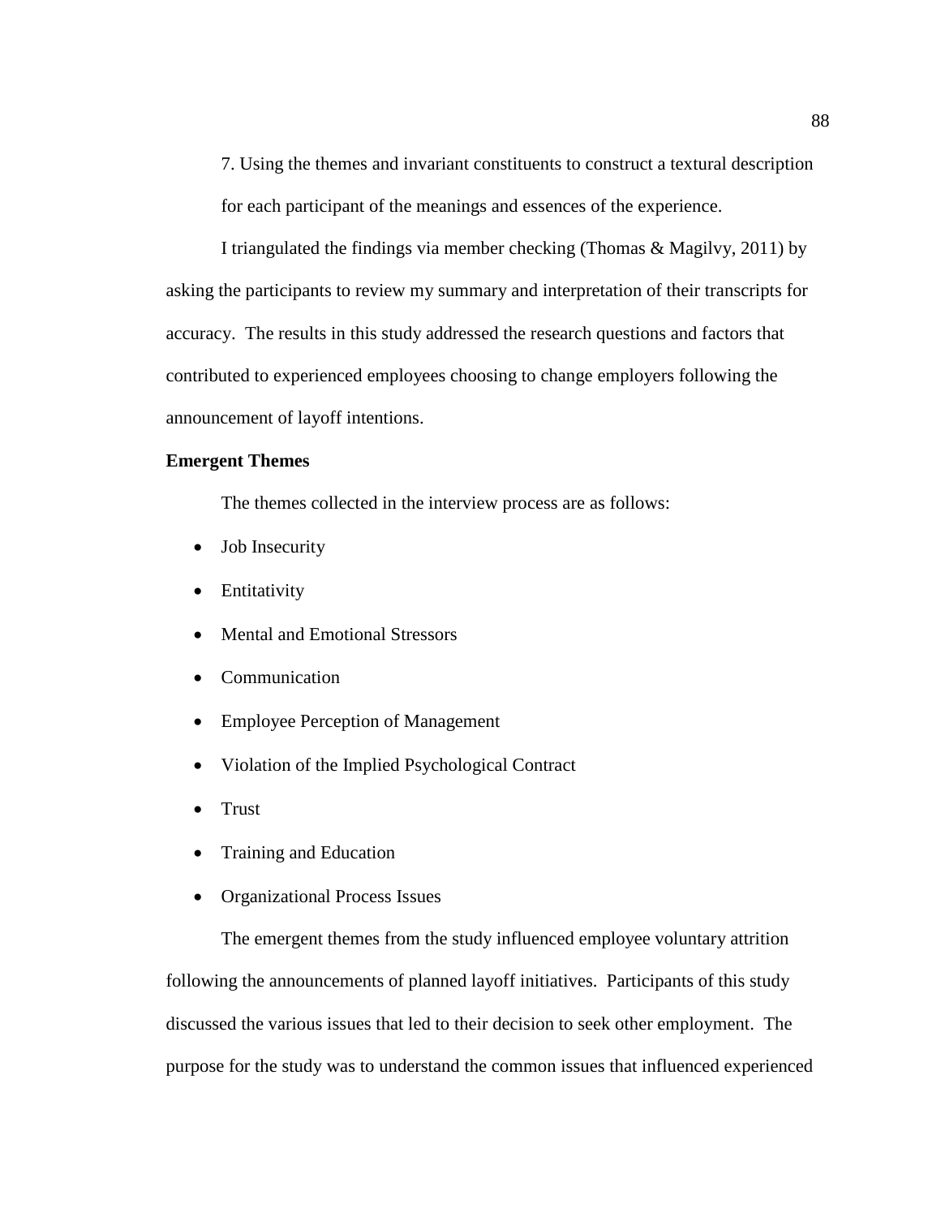7. Using the themes and invariant constituents to construct a textural description for each participant of the meanings and essences of the experience.

I triangulated the findings via member checking (Thomas & Magilvy, 2011) by asking the participants to review my summary and interpretation of their transcripts for accuracy. The results in this study addressed the research questions and factors that contributed to experienced employees choosing to change employers following the announcement of layoff intentions.

**Emergent Themes**

The themes collected in the interview process are as follows:

- Job Insecurity
- Entitativity
- Mental and Emotional Stressors
- Communication
- Employee Perception of Management
- Violation of the Implied Psychological Contract
- Trust
- Training and Education
- Organizational Process Issues

The emergent themes from the study influenced employee voluntary attrition following the announcements of planned layoff initiatives. Participants of this study discussed the various issues that led to their decision to seek other employment. The purpose for the study was to understand the common issues that influenced experienced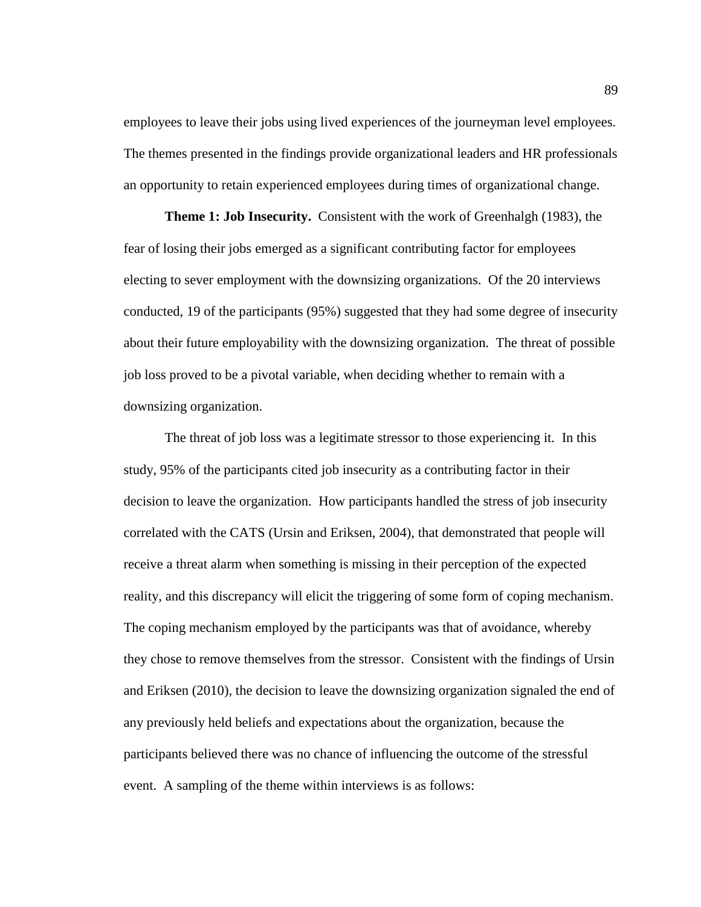employees to leave their jobs using lived experiences of the journeyman level employees. The themes presented in the findings provide organizational leaders and HR professionals an opportunity to retain experienced employees during times of organizational change.

**Theme 1: Job Insecurity.** Consistent with the work of Greenhalgh (1983), the fear of losing their jobs emerged as a significant contributing factor for employees electing to sever employment with the downsizing organizations. Of the 20 interviews conducted, 19 of the participants (95%) suggested that they had some degree of insecurity about their future employability with the downsizing organization. The threat of possible job loss proved to be a pivotal variable, when deciding whether to remain with a downsizing organization.

The threat of job loss was a legitimate stressor to those experiencing it. In this study, 95% of the participants cited job insecurity as a contributing factor in their decision to leave the organization. How participants handled the stress of job insecurity correlated with the CATS (Ursin and Eriksen, 2004), that demonstrated that people will receive a threat alarm when something is missing in their perception of the expected reality, and this discrepancy will elicit the triggering of some form of coping mechanism. The coping mechanism employed by the participants was that of avoidance, whereby they chose to remove themselves from the stressor. Consistent with the findings of Ursin and Eriksen (2010), the decision to leave the downsizing organization signaled the end of any previously held beliefs and expectations about the organization, because the participants believed there was no chance of influencing the outcome of the stressful event. A sampling of the theme within interviews is as follows: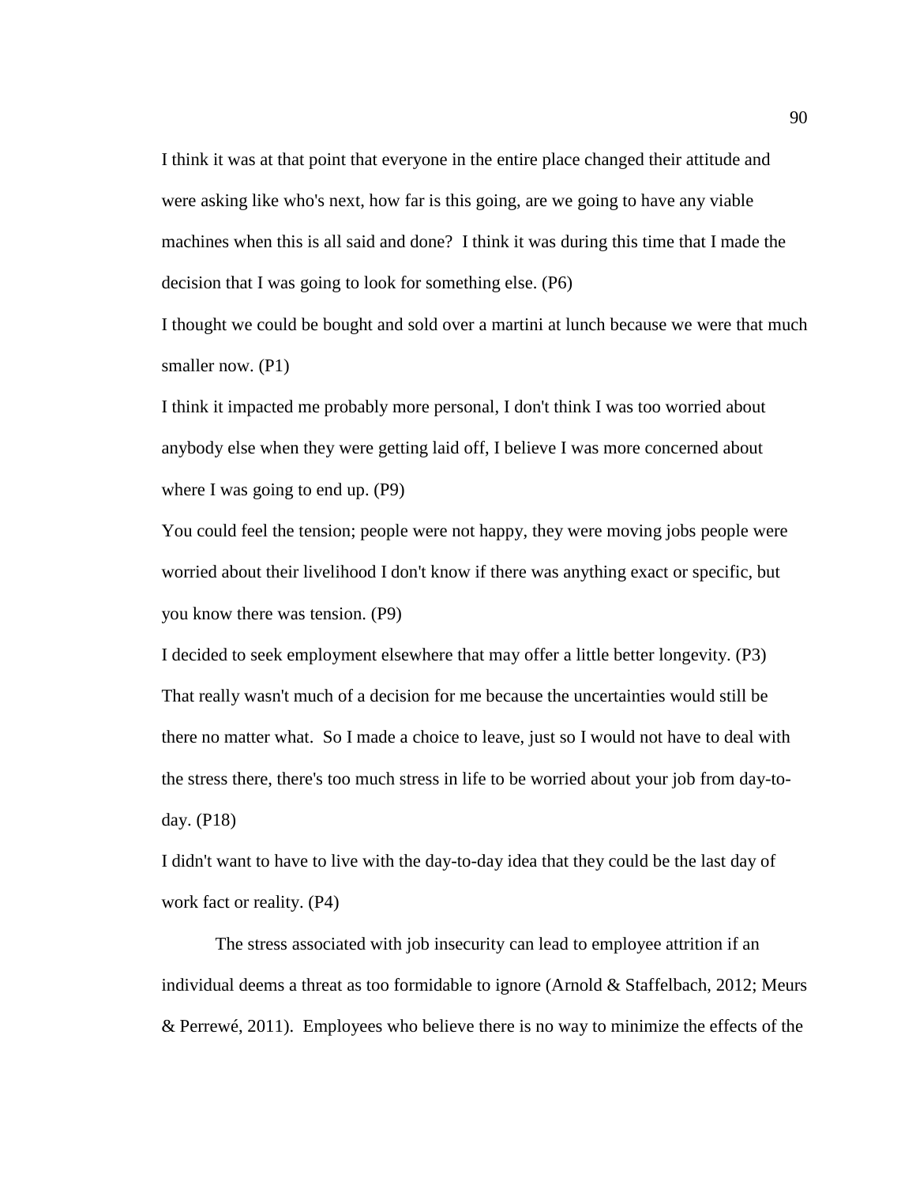I think it was at that point that everyone in the entire place changed their attitude and were asking like who's next, how far is this going, are we going to have any viable machines when this is all said and done? I think it was during this time that I made the decision that I was going to look for something else. (P6)

I thought we could be bought and sold over a martini at lunch because we were that much smaller now. (P1)

I think it impacted me probably more personal, I don't think I was too worried about anybody else when they were getting laid off, I believe I was more concerned about where I was going to end up. (P9)

You could feel the tension; people were not happy, they were moving jobs people were worried about their livelihood I don't know if there was anything exact or specific, but you know there was tension. (P9)

I decided to seek employment elsewhere that may offer a little better longevity. (P3)

That really wasn't much of a decision for me because the uncertainties would still be there no matter what. So I made a choice to leave, just so I would not have to deal with the stress there, there's too much stress in life to be worried about your job from day-to-day. (P18)

I didn't want to have to live with the day-to-day idea that they could be the last day of work fact or reality. (P4)

The stress associated with job insecurity can lead to employee attrition if an individual deems a threat as too formidable to ignore (Arnold & Staffelbach, 2012; Meurs & Perrewé, 2011). Employees who believe there is no way to minimize the effects of the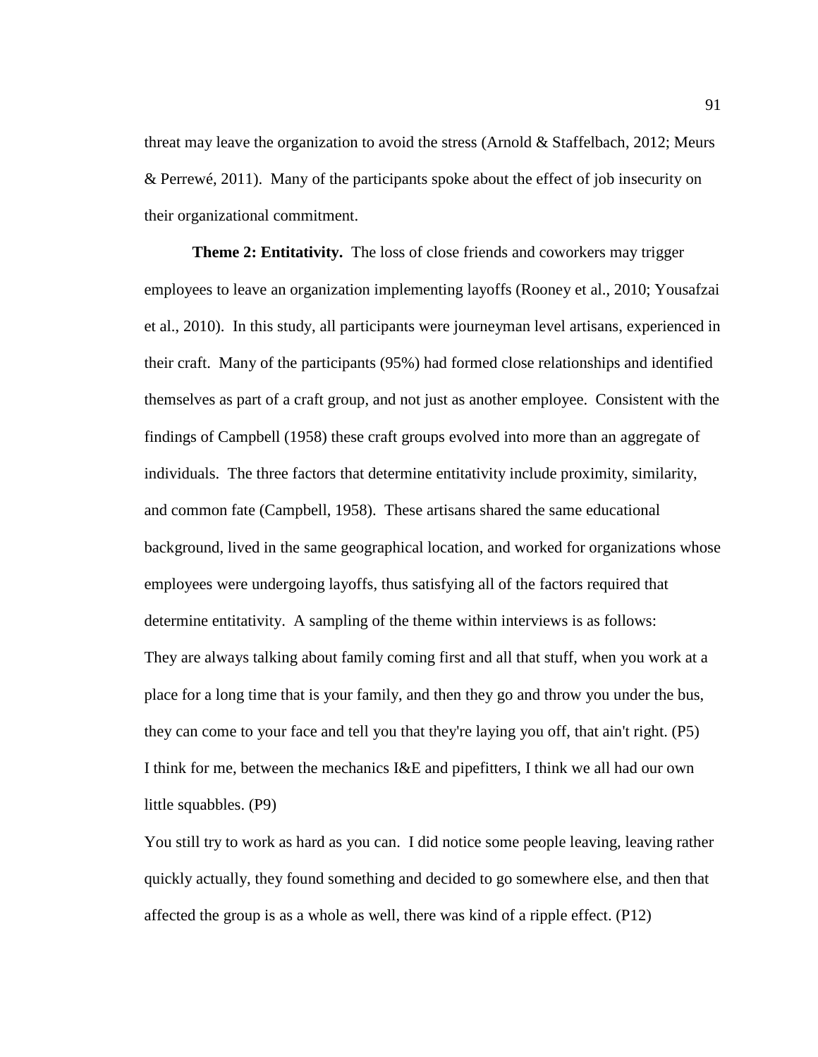threat may leave the organization to avoid the stress (Arnold & Staffelbach, 2012; Meurs & Perrewé, 2011). Many of the participants spoke about the effect of job insecurity on their organizational commitment.

**Theme 2: Entitativity.** The loss of close friends and coworkers may trigger employees to leave an organization implementing layoffs (Rooney et al., 2010; Yousafzai et al., 2010). In this study, all participants were journeyman level artisans, experienced in their craft. Many of the participants (95%) had formed close relationships and identified themselves as part of a craft group, and not just as another employee. Consistent with the findings of Campbell (1958) these craft groups evolved into more than an aggregate of individuals. The three factors that determine entitativity include proximity, similarity, and common fate (Campbell, 1958). These artisans shared the same educational background, lived in the same geographical location, and worked for organizations whose employees were undergoing layoffs, thus satisfying all of the factors required that determine entitativity. A sampling of the theme within interviews is as follows:

They are always talking about family coming first and all that stuff, when you work at a place for a long time that is your family, and then they go and throw you under the bus, they can come to your face and tell you that they're laying you off, that ain't right. (P5)

I think for me, between the mechanics I&E and pipefitters, I think we all had our own little squabbles. (P9)

You still try to work as hard as you can. I did notice some people leaving, leaving rather quickly actually, they found something and decided to go somewhere else, and then that affected the group is as a whole as well, there was kind of a ripple effect. (P12)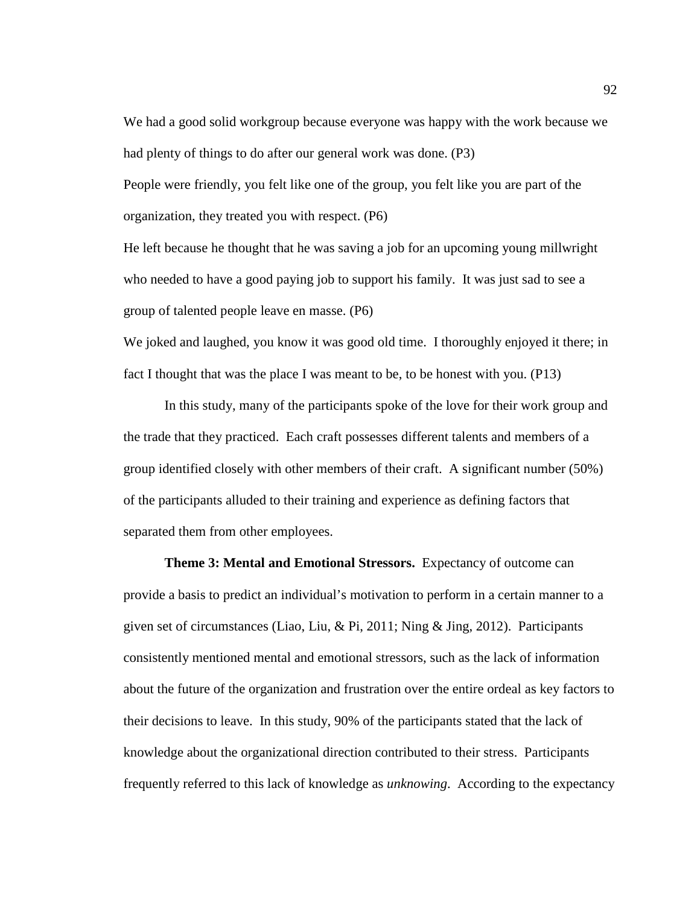We had a good solid workgroup because everyone was happy with the work because we had plenty of things to do after our general work was done. (P3)

People were friendly, you felt like one of the group, you felt like you are part of the organization, they treated you with respect. (P6)

He left because he thought that he was saving a job for an upcoming young millwright who needed to have a good paying job to support his family. It was just sad to see a group of talented people leave en masse. (P6)

We joked and laughed, you know it was good old time. I thoroughly enjoyed it there; in fact I thought that was the place I was meant to be, to be honest with you. (P13)

In this study, many of the participants spoke of the love for their work group and the trade that they practiced. Each craft possesses different talents and members of a group identified closely with other members of their craft. A significant number (50%) of the participants alluded to their training and experience as defining factors that separated them from other employees.

**Theme 3: Mental and Emotional Stressors.** Expectancy of outcome can provide a basis to predict an individual's motivation to perform in a certain manner to a given set of circumstances (Liao, Liu, & Pi, 2011; Ning & Jing, 2012). Participants consistently mentioned mental and emotional stressors, such as the lack of information about the future of the organization and frustration over the entire ordeal as key factors to their decisions to leave. In this study, 90% of the participants stated that the lack of knowledge about the organizational direction contributed to their stress. Participants frequently referred to this lack of knowledge as *unknowing*. According to the expectancy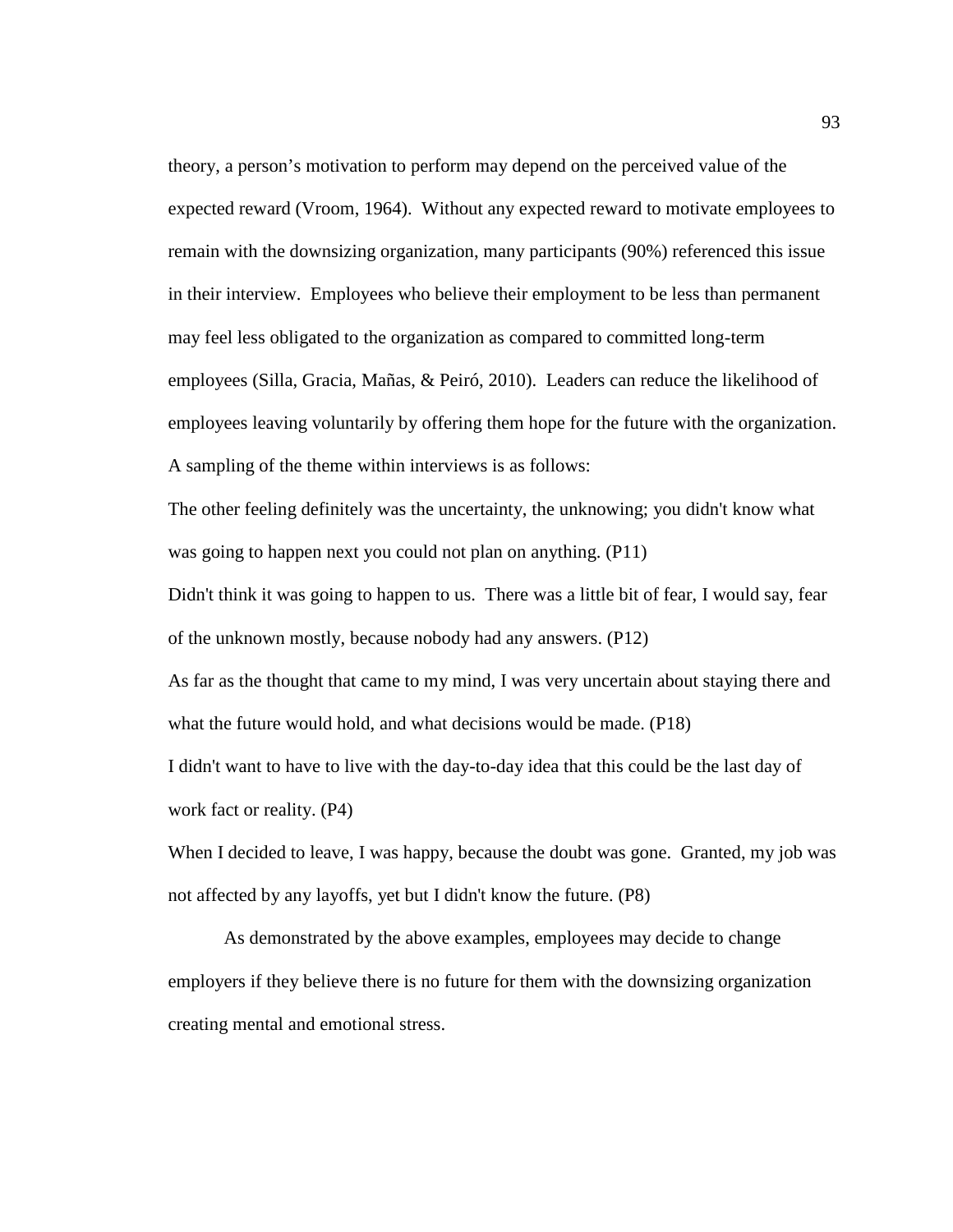theory, a person’s motivation to perform may depend on the perceived value of the expected reward (Vroom, 1964). Without any expected reward to motivate employees to remain with the downsizing organization, many participants (90%) referenced this issue in their interview. Employees who believe their employment to be less than permanent may feel less obligated to the organization as compared to committed long-term employees (Silla, Gracia, Mañas, & Peiró, 2010). Leaders can reduce the likelihood of employees leaving voluntarily by offering them hope for the future with the organization. A sampling of the theme within interviews is as follows:

The other feeling definitely was the uncertainty, the unknowing; you didn't know what was going to happen next you could not plan on anything. (P11)

Didn't think it was going to happen to us. There was a little bit of fear, I would say, fear of the unknown mostly, because nobody had any answers. (P12)

As far as the thought that came to my mind, I was very uncertain about staying there and what the future would hold, and what decisions would be made. (P18)

I didn't want to have to live with the day-to-day idea that this could be the last day of work fact or reality. (P4)

When I decided to leave, I was happy, because the doubt was gone. Granted, my job was not affected by any layoffs, yet but I didn't know the future. (P8)

As demonstrated by the above examples, employees may decide to change employers if they believe there is no future for them with the downsizing organization creating mental and emotional stress.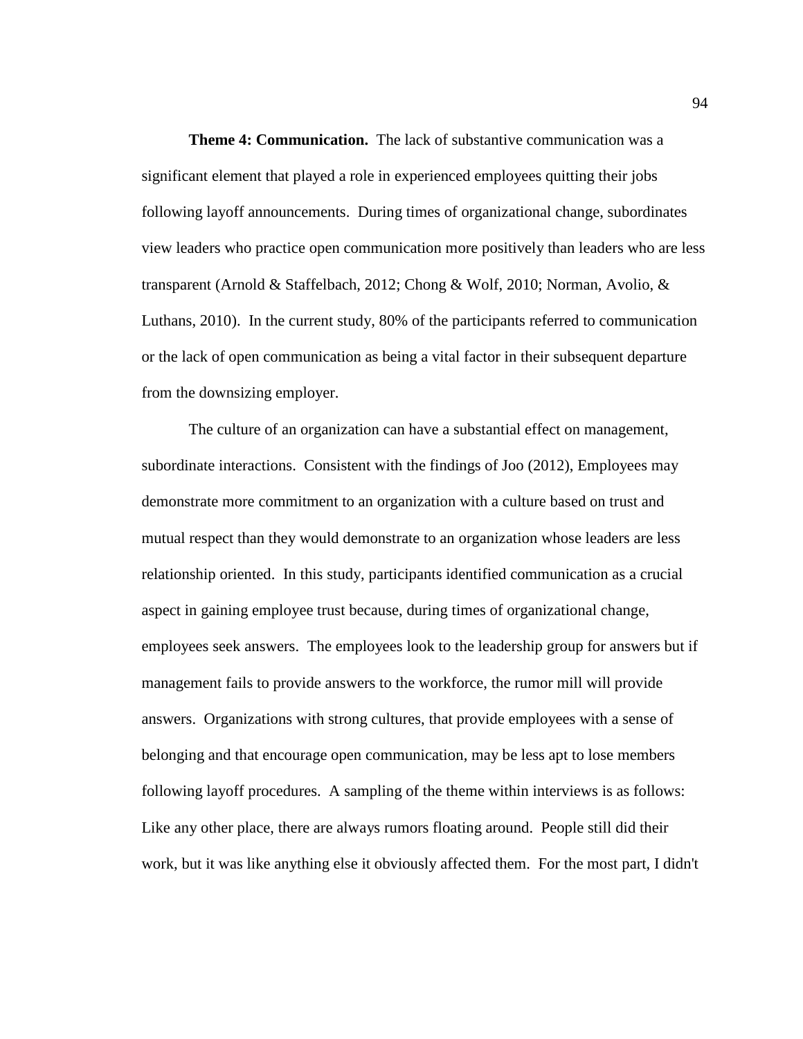**Theme 4: Communication.** The lack of substantive communication was a significant element that played a role in experienced employees quitting their jobs following layoff announcements. During times of organizational change, subordinates view leaders who practice open communication more positively than leaders who are less transparent (Arnold & Staffelbach, 2012; Chong & Wolf, 2010; Norman, Avolio, & Luthans, 2010). In the current study, 80% of the participants referred to communication or the lack of open communication as being a vital factor in their subsequent departure from the downsizing employer.

The culture of an organization can have a substantial effect on management, subordinate interactions. Consistent with the findings of Joo (2012), Employees may demonstrate more commitment to an organization with a culture based on trust and mutual respect than they would demonstrate to an organization whose leaders are less relationship oriented. In this study, participants identified communication as a crucial aspect in gaining employee trust because, during times of organizational change, employees seek answers. The employees look to the leadership group for answers but if management fails to provide answers to the workforce, the rumor mill will provide answers. Organizations with strong cultures, that provide employees with a sense of belonging and that encourage open communication, may be less apt to lose members following layoff procedures. A sampling of the theme within interviews is as follows: Like any other place, there are always rumors floating around. People still did their work, but it was like anything else it obviously affected them. For the most part, I didn't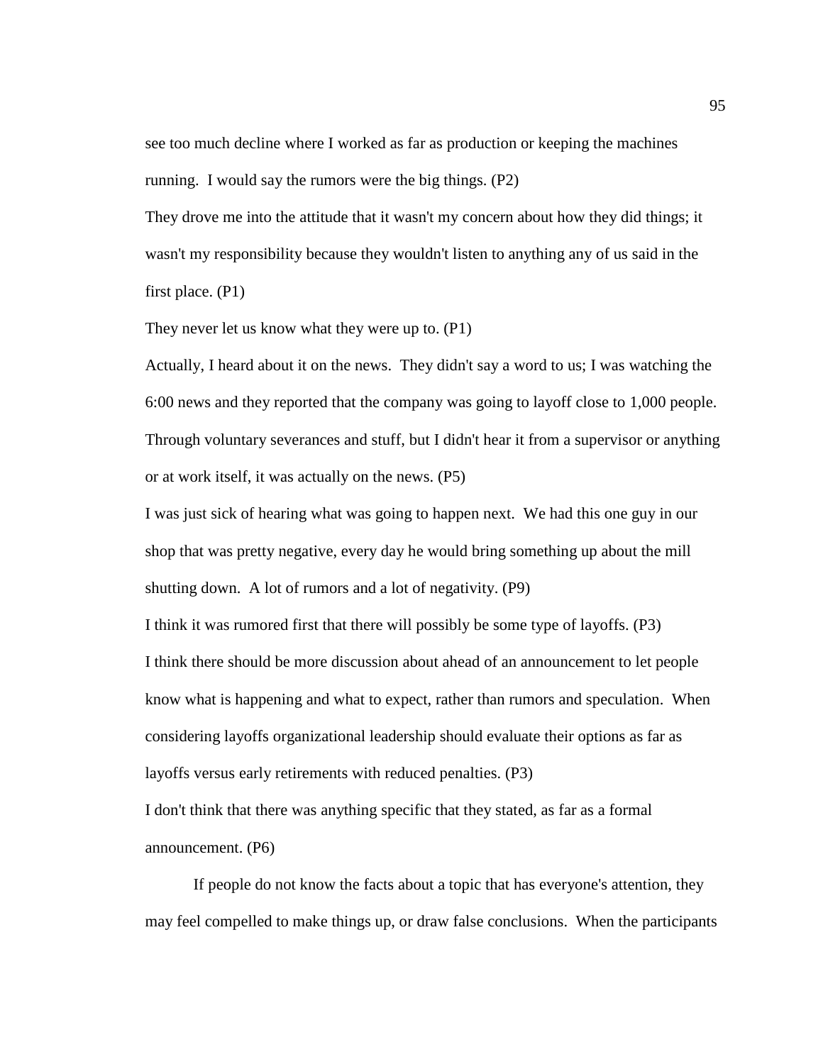see too much decline where I worked as far as production or keeping the machines running. I would say the rumors were the big things. (P2)

They drove me into the attitude that it wasn't my concern about how they did things; it wasn't my responsibility because they wouldn't listen to anything any of us said in the first place. (P1)

They never let us know what they were up to. (P1)

Actually, I heard about it on the news. They didn't say a word to us; I was watching the 6:00 news and they reported that the company was going to layoff close to 1,000 people. Through voluntary severances and stuff, but I didn't hear it from a supervisor or anything or at work itself, it was actually on the news. (P5)

I was just sick of hearing what was going to happen next. We had this one guy in our shop that was pretty negative, every day he would bring something up about the mill shutting down. A lot of rumors and a lot of negativity. (P9)

I think it was rumored first that there will possibly be some type of layoffs. (P3)

I think there should be more discussion about ahead of an announcement to let people know what is happening and what to expect, rather than rumors and speculation. When considering layoffs organizational leadership should evaluate their options as far as layoffs versus early retirements with reduced penalties. (P3)

I don't think that there was anything specific that they stated, as far as a formal announcement. (P6)

If people do not know the facts about a topic that has everyone's attention, they may feel compelled to make things up, or draw false conclusions. When the participants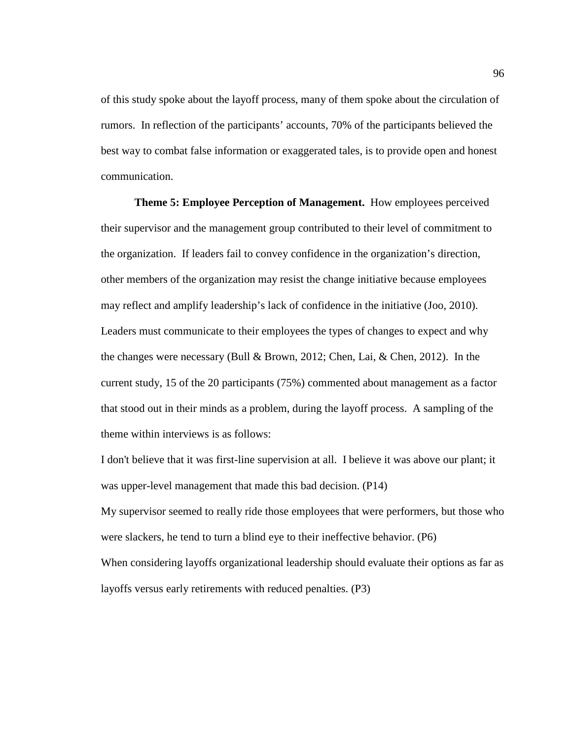of this study spoke about the layoff process, many of them spoke about the circulation of rumors. In reflection of the participants' accounts, 70% of the participants believed the best way to combat false information or exaggerated tales, is to provide open and honest communication.

**Theme 5: Employee Perception of Management.** How employees perceived their supervisor and the management group contributed to their level of commitment to the organization. If leaders fail to convey confidence in the organization's direction, other members of the organization may resist the change initiative because employees may reflect and amplify leadership's lack of confidence in the initiative (Joo, 2010). Leaders must communicate to their employees the types of changes to expect and why the changes were necessary (Bull & Brown, 2012; Chen, Lai, & Chen, 2012). In the current study, 15 of the 20 participants (75%) commented about management as a factor that stood out in their minds as a problem, during the layoff process. A sampling of the theme within interviews is as follows:

I don't believe that it was first-line supervision at all. I believe it was above our plant; it was upper-level management that made this bad decision. (P14)

My supervisor seemed to really ride those employees that were performers, but those who were slackers, he tend to turn a blind eye to their ineffective behavior. (P6)

When considering layoffs organizational leadership should evaluate their options as far as layoffs versus early retirements with reduced penalties. (P3)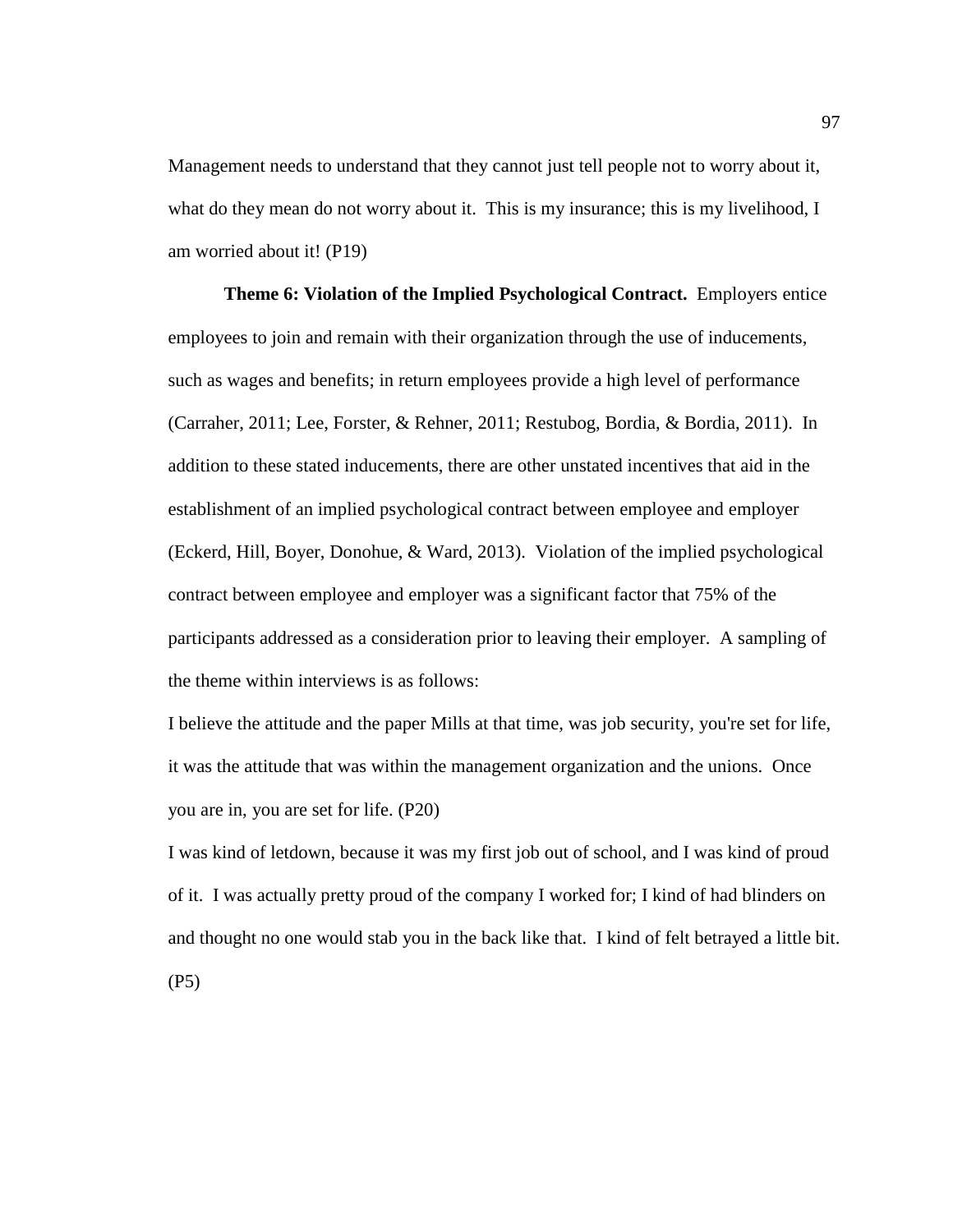Management needs to understand that they cannot just tell people not to worry about it, what do they mean do not worry about it. This is my insurance; this is my livelihood, I am worried about it! (P19)

**Theme 6: Violation of the Implied Psychological Contract.** Employers entice employees to join and remain with their organization through the use of inducements, such as wages and benefits; in return employees provide a high level of performance (Carraher, 2011; Lee, Forster, & Rehner, 2011; Restubog, Bordia, & Bordia, 2011). In addition to these stated inducements, there are other unstated incentives that aid in the establishment of an implied psychological contract between employee and employer (Eckerd, Hill, Boyer, Donohue, & Ward, 2013). Violation of the implied psychological contract between employee and employer was a significant factor that 75% of the participants addressed as a consideration prior to leaving their employer. A sampling of the theme within interviews is as follows:

I believe the attitude and the paper Mills at that time, was job security, you're set for life, it was the attitude that was within the management organization and the unions. Once you are in, you are set for life. (P20)

I was kind of letdown, because it was my first job out of school, and I was kind of proud of it. I was actually pretty proud of the company I worked for; I kind of had blinders on and thought no one would stab you in the back like that. I kind of felt betrayed a little bit. (P5)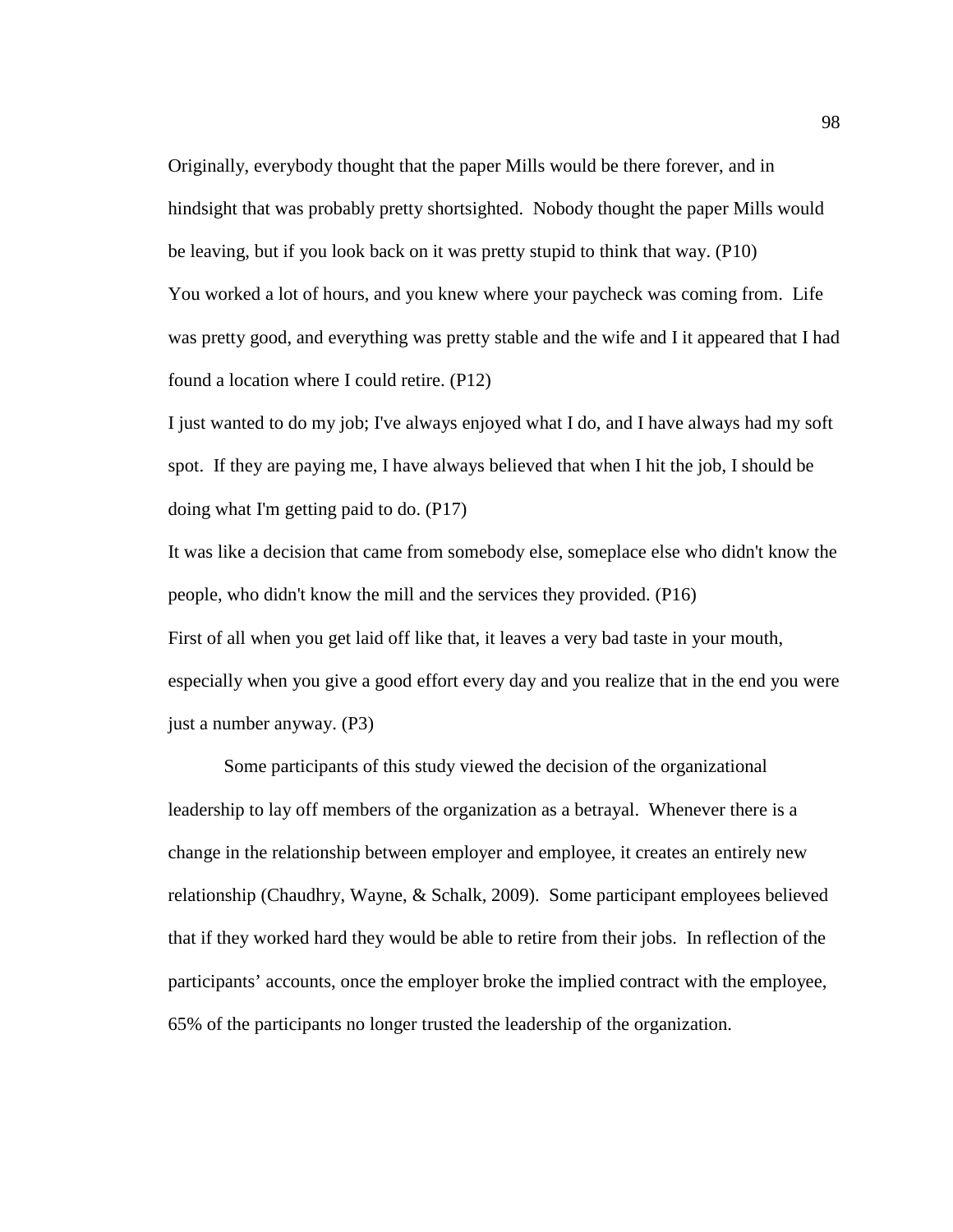Originally, everybody thought that the paper Mills would be there forever, and in hindsight that was probably pretty shortsighted. Nobody thought the paper Mills would be leaving, but if you look back on it was pretty stupid to think that way. (P10)

You worked a lot of hours, and you knew where your paycheck was coming from. Life was pretty good, and everything was pretty stable and the wife and I it appeared that I had found a location where I could retire. (P12)

I just wanted to do my job; I've always enjoyed what I do, and I have always had my soft spot. If they are paying me, I have always believed that when I hit the job, I should be doing what I'm getting paid to do. (P17)

It was like a decision that came from somebody else, someplace else who didn't know the people, who didn't know the mill and the services they provided. (P16)

First of all when you get laid off like that, it leaves a very bad taste in your mouth, especially when you give a good effort every day and you realize that in the end you were just a number anyway. (P3)

Some participants of this study viewed the decision of the organizational leadership to lay off members of the organization as a betrayal. Whenever there is a change in the relationship between employer and employee, it creates an entirely new relationship (Chaudhry, Wayne, & Schalk, 2009). Some participant employees believed that if they worked hard they would be able to retire from their jobs. In reflection of the participants' accounts, once the employer broke the implied contract with the employee, 65% of the participants no longer trusted the leadership of the organization.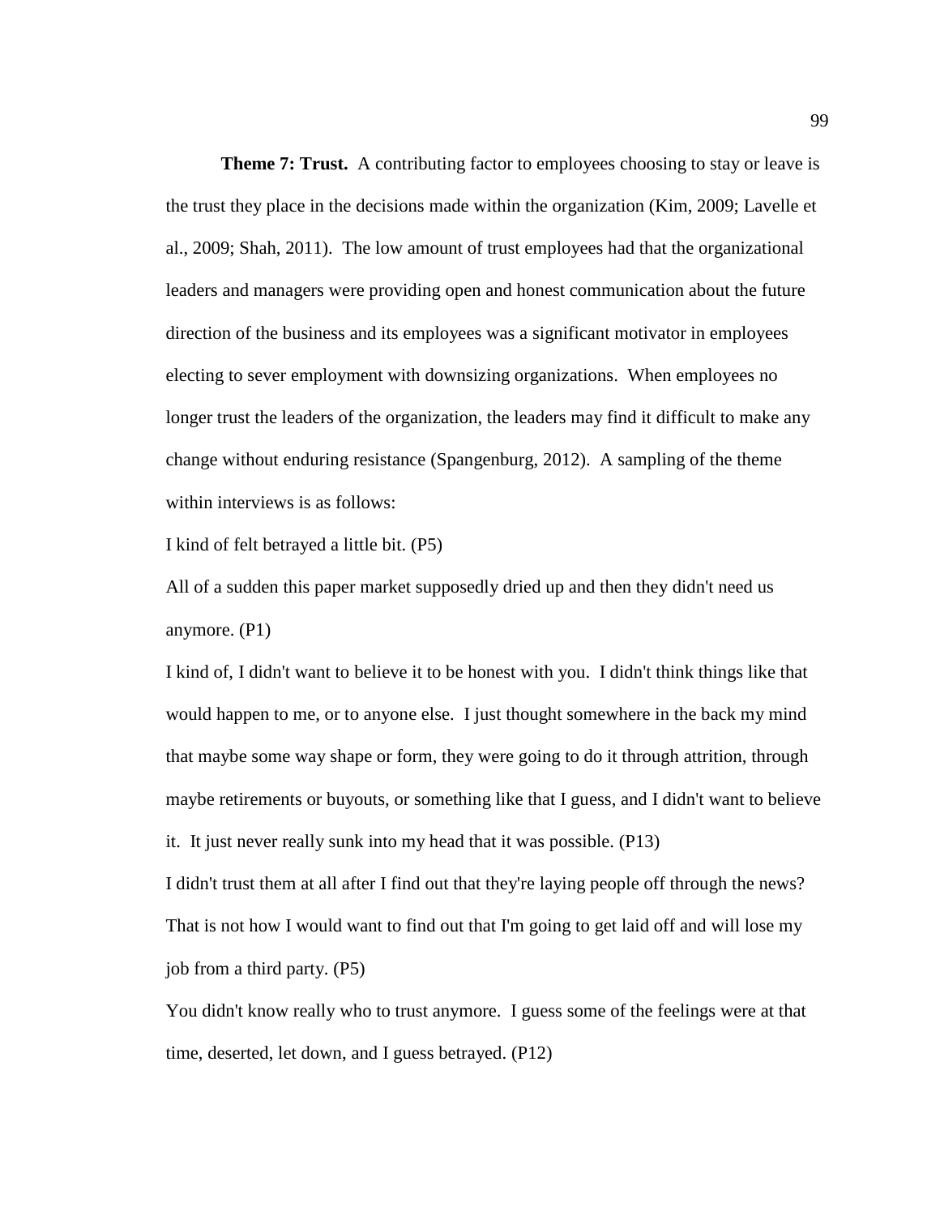**Theme 7: Trust.** A contributing factor to employees choosing to stay or leave is the trust they place in the decisions made within the organization (Kim, 2009; Lavelle et al., 2009; Shah, 2011). The low amount of trust employees had that the organizational leaders and managers were providing open and honest communication about the future direction of the business and its employees was a significant motivator in employees electing to sever employment with downsizing organizations. When employees no longer trust the leaders of the organization, the leaders may find it difficult to make any change without enduring resistance (Spangenburg, 2012). A sampling of the theme within interviews is as follows:

I kind of felt betrayed a little bit. (P5)

All of a sudden this paper market supposedly dried up and then they didn't need us anymore. (P1)

I kind of, I didn't want to believe it to be honest with you. I didn't think things like that would happen to me, or to anyone else. I just thought somewhere in the back my mind that maybe some way shape or form, they were going to do it through attrition, through maybe retirements or buyouts, or something like that I guess, and I didn't want to believe it. It just never really sunk into my head that it was possible. (P13)

I didn't trust them at all after I find out that they're laying people off through the news? That is not how I would want to find out that I'm going to get laid off and will lose my job from a third party. (P5)

You didn't know really who to trust anymore. I guess some of the feelings were at that time, deserted, let down, and I guess betrayed. (P12)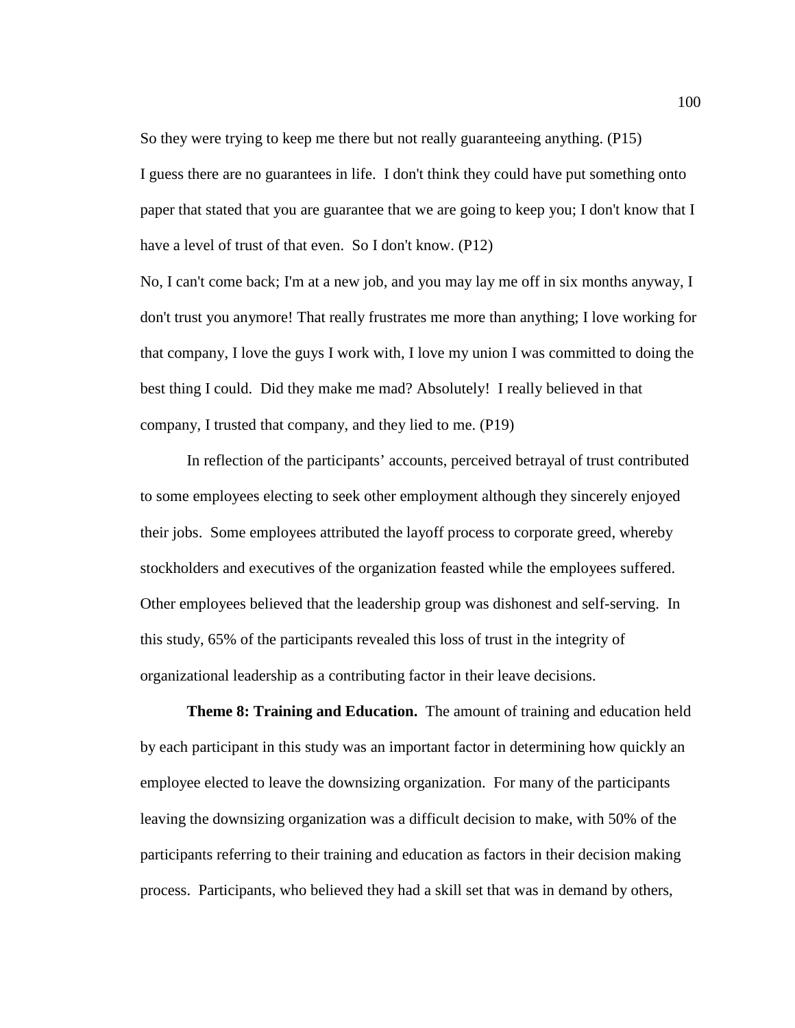So they were trying to keep me there but not really guaranteeing anything. (P15)

I guess there are no guarantees in life. I don't think they could have put something onto paper that stated that you are guarantee that we are going to keep you; I don't know that I have a level of trust of that even. So I don't know. (P12)

No, I can't come back; I'm at a new job, and you may lay me off in six months anyway, I don't trust you anymore! That really frustrates me more than anything; I love working for that company, I love the guys I work with, I love my union I was committed to doing the best thing I could. Did they make me mad? Absolutely! I really believed in that company, I trusted that company, and they lied to me. (P19)

In reflection of the participants' accounts, perceived betrayal of trust contributed to some employees electing to seek other employment although they sincerely enjoyed their jobs. Some employees attributed the layoff process to corporate greed, whereby stockholders and executives of the organization feasted while the employees suffered. Other employees believed that the leadership group was dishonest and self-serving. In this study, 65% of the participants revealed this loss of trust in the integrity of organizational leadership as a contributing factor in their leave decisions.

**Theme 8: Training and Education.** The amount of training and education held by each participant in this study was an important factor in determining how quickly an employee elected to leave the downsizing organization. For many of the participants leaving the downsizing organization was a difficult decision to make, with 50% of the participants referring to their training and education as factors in their decision making process. Participants, who believed they had a skill set that was in demand by others,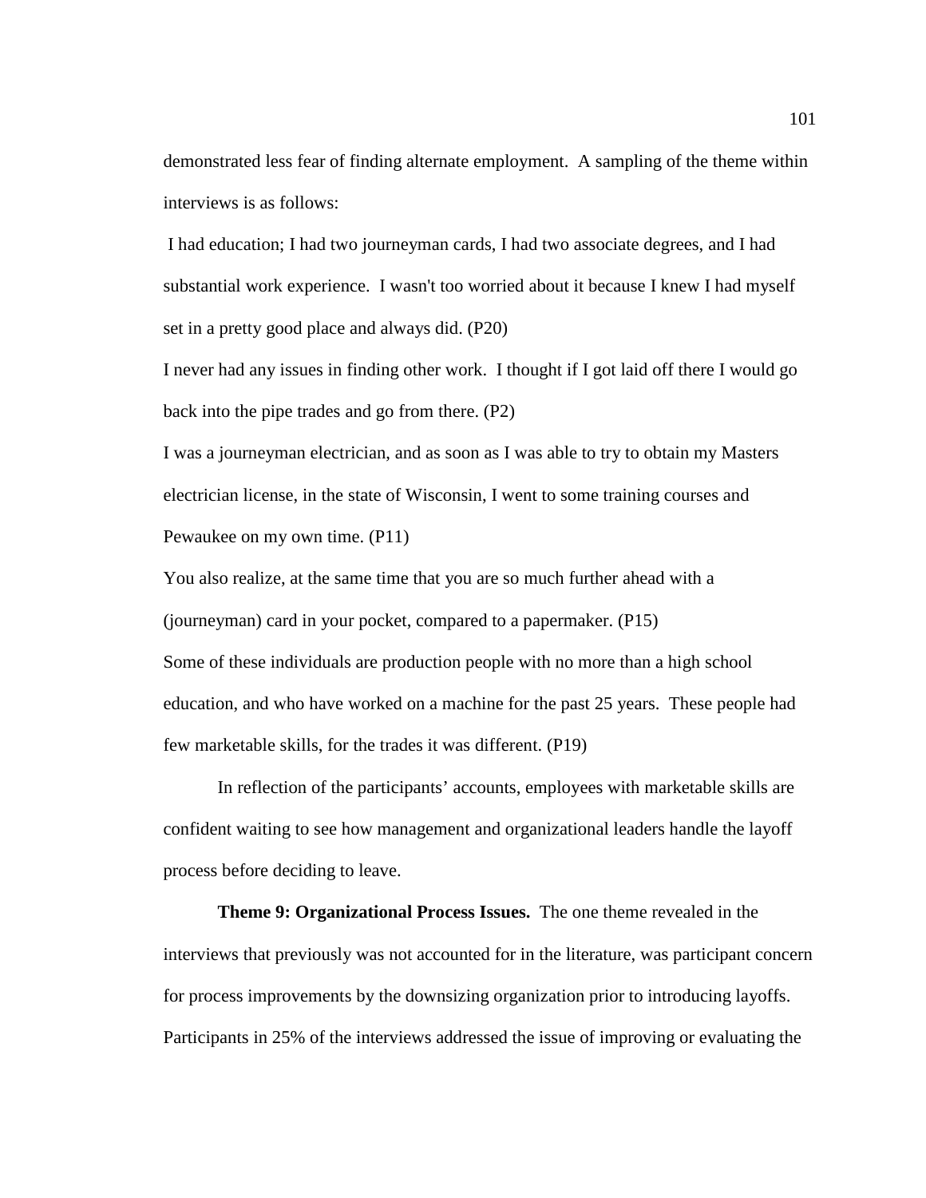demonstrated less fear of finding alternate employment. A sampling of the theme within interviews is as follows:

I had education; I had two journeyman cards, I had two associate degrees, and I had substantial work experience. I wasn't too worried about it because I knew I had myself set in a pretty good place and always did. (P20)

I never had any issues in finding other work. I thought if I got laid off there I would go back into the pipe trades and go from there. (P2)

I was a journeyman electrician, and as soon as I was able to try to obtain my Masters electrician license, in the state of Wisconsin, I went to some training courses and Pewaukee on my own time. (P11)

You also realize, at the same time that you are so much further ahead with a (journeyman) card in your pocket, compared to a papermaker. (P15)

Some of these individuals are production people with no more than a high school education, and who have worked on a machine for the past 25 years. These people had few marketable skills, for the trades it was different. (P19)

In reflection of the participants' accounts, employees with marketable skills are confident waiting to see how management and organizational leaders handle the layoff process before deciding to leave.

**Theme 9: Organizational Process Issues.** The one theme revealed in the interviews that previously was not accounted for in the literature, was participant concern for process improvements by the downsizing organization prior to introducing layoffs. Participants in 25% of the interviews addressed the issue of improving or evaluating the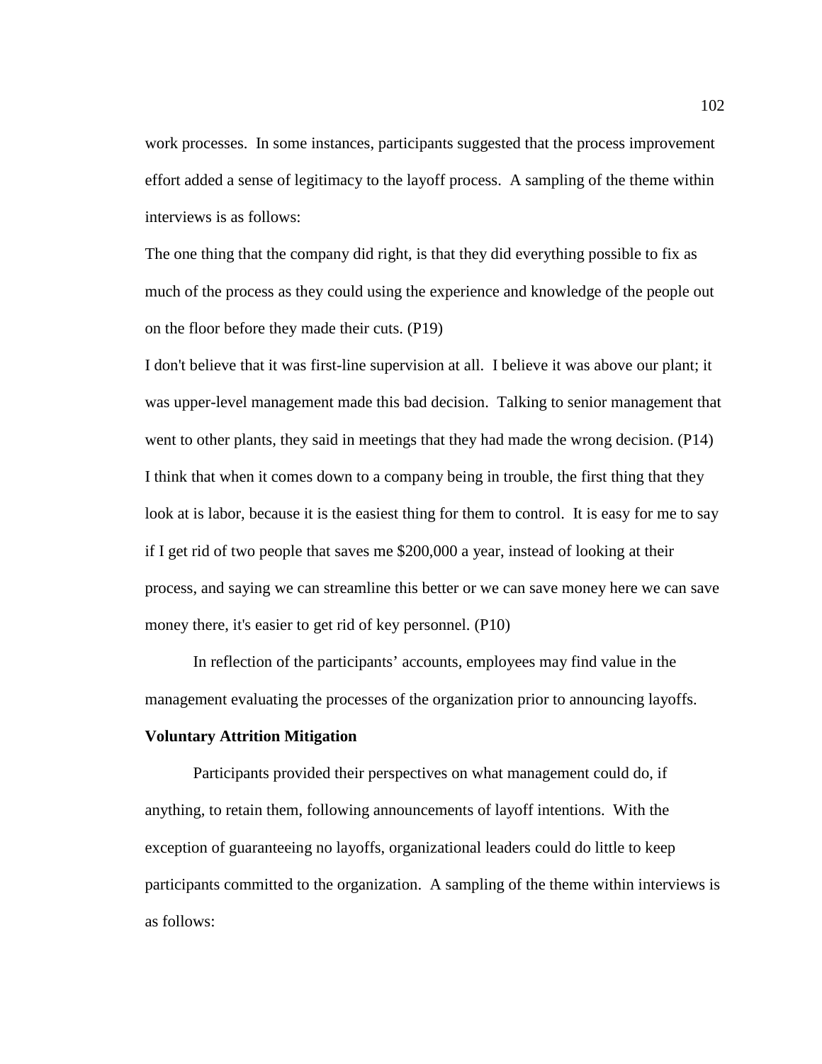work processes. In some instances, participants suggested that the process improvement effort added a sense of legitimacy to the layoff process. A sampling of the theme within interviews is as follows:

The one thing that the company did right, is that they did everything possible to fix as much of the process as they could using the experience and knowledge of the people out on the floor before they made their cuts. (P19)

I don't believe that it was first-line supervision at all. I believe it was above our plant; it was upper-level management made this bad decision. Talking to senior management that went to other plants, they said in meetings that they had made the wrong decision. (P14)

I think that when it comes down to a company being in trouble, the first thing that they look at is labor, because it is the easiest thing for them to control. It is easy for me to say if I get rid of two people that saves me $200,000 a year, instead of looking at their process, and saying we can streamline this better or we can save money here we can save money there, it's easier to get rid of key personnel. (P10)

In reflection of the participants' accounts, employees may find value in the management evaluating the processes of the organization prior to announcing layoffs.

**Voluntary Attrition Mitigation**

Participants provided their perspectives on what management could do, if anything, to retain them, following announcements of layoff intentions. With the exception of guaranteeing no layoffs, organizational leaders could do little to keep participants committed to the organization. A sampling of the theme within interviews is as follows: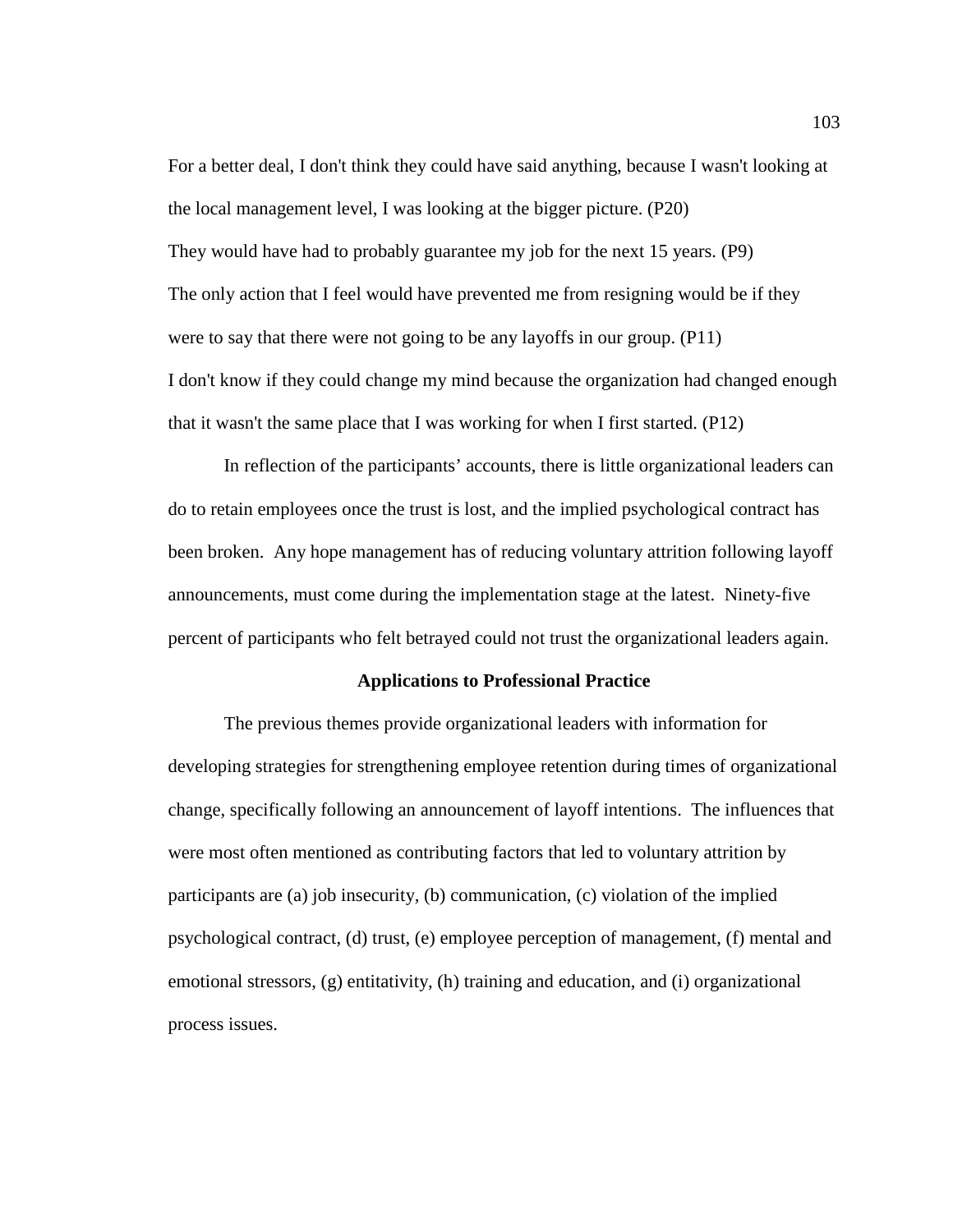For a better deal, I don't think they could have said anything, because I wasn't looking at the local management level, I was looking at the bigger picture. (P20)

They would have had to probably guarantee my job for the next 15 years. (P9)

The only action that I feel would have prevented me from resigning would be if they were to say that there were not going to be any layoffs in our group. (P11)

I don't know if they could change my mind because the organization had changed enough that it wasn't the same place that I was working for when I first started. (P12)

In reflection of the participants' accounts, there is little organizational leaders can do to retain employees once the trust is lost, and the implied psychological contract has been broken. Any hope management has of reducing voluntary attrition following layoff announcements, must come during the implementation stage at the latest. Ninety-five percent of participants who felt betrayed could not trust the organizational leaders again.

## Applications to Professional Practice

The previous themes provide organizational leaders with information for developing strategies for strengthening employee retention during times of organizational change, specifically following an announcement of layoff intentions. The influences that were most often mentioned as contributing factors that led to voluntary attrition by participants are (a) job insecurity, (b) communication, (c) violation of the implied psychological contract, (d) trust, (e) employee perception of management, (f) mental and emotional stressors, (g) entitativity, (h) training and education, and (i) organizational process issues.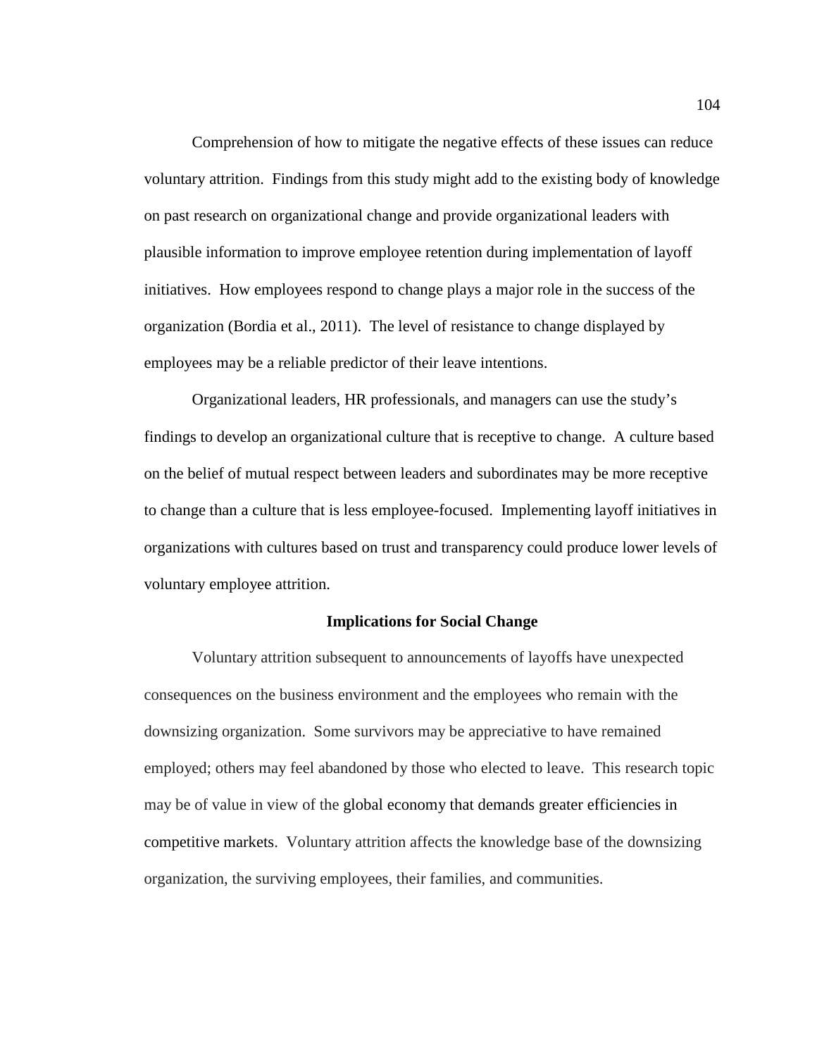Comprehension of how to mitigate the negative effects of these issues can reduce voluntary attrition. Findings from this study might add to the existing body of knowledge on past research on organizational change and provide organizational leaders with plausible information to improve employee retention during implementation of layoff initiatives. How employees respond to change plays a major role in the success of the organization (Bordia et al., 2011). The level of resistance to change displayed by employees may be a reliable predictor of their leave intentions.

Organizational leaders, HR professionals, and managers can use the study's findings to develop an organizational culture that is receptive to change. A culture based on the belief of mutual respect between leaders and subordinates may be more receptive to change than a culture that is less employee-focused. Implementing layoff initiatives in organizations with cultures based on trust and transparency could produce lower levels of voluntary employee attrition.

## Implications for Social Change

Voluntary attrition subsequent to announcements of layoffs have unexpected consequences on the business environment and the employees who remain with the downsizing organization. Some survivors may be appreciative to have remained employed; others may feel abandoned by those who elected to leave. This research topic may be of value in view of the global economy that demands greater efficiencies in competitive markets. Voluntary attrition affects the knowledge base of the downsizing organization, the surviving employees, their families, and communities.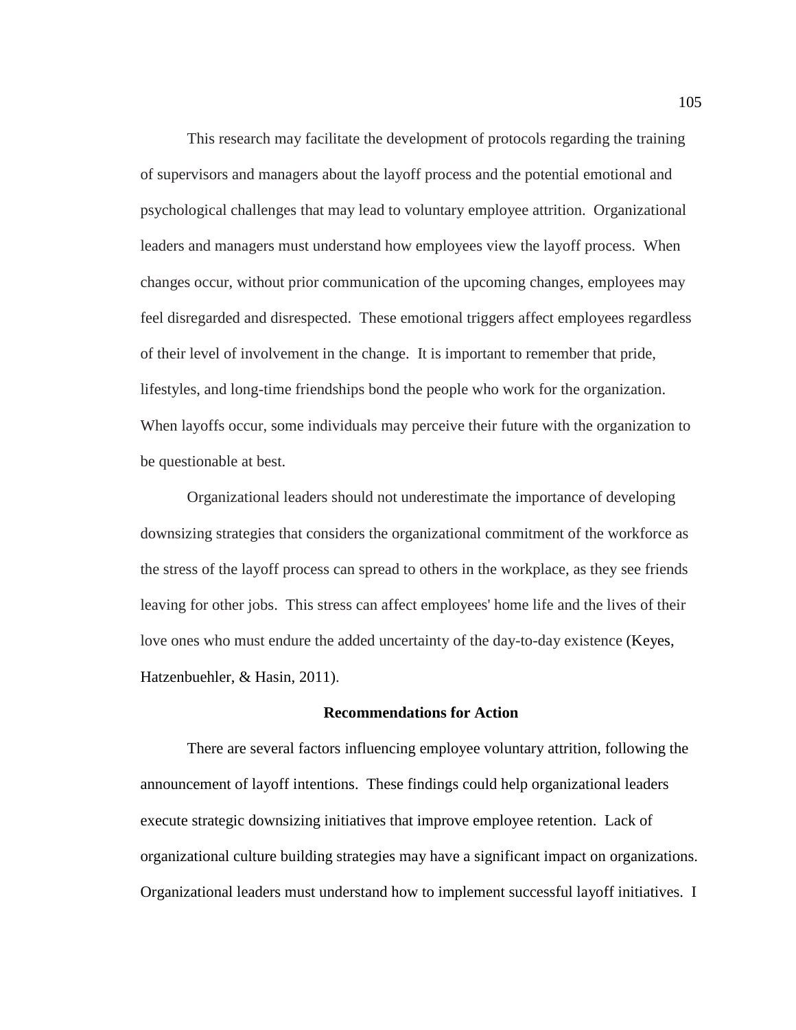This research may facilitate the development of protocols regarding the training of supervisors and managers about the layoff process and the potential emotional and psychological challenges that may lead to voluntary employee attrition. Organizational leaders and managers must understand how employees view the layoff process. When changes occur, without prior communication of the upcoming changes, employees may feel disregarded and disrespected. These emotional triggers affect employees regardless of their level of involvement in the change. It is important to remember that pride, lifestyles, and long-time friendships bond the people who work for the organization. When layoffs occur, some individuals may perceive their future with the organization to be questionable at best.

Organizational leaders should not underestimate the importance of developing downsizing strategies that considers the organizational commitment of the workforce as the stress of the layoff process can spread to others in the workplace, as they see friends leaving for other jobs. This stress can affect employees' home life and the lives of their love ones who must endure the added uncertainty of the day-to-day existence (Keyes, Hatzenbuehler, & Hasin, 2011).

## Recommendations for Action

There are several factors influencing employee voluntary attrition, following the announcement of layoff intentions. These findings could help organizational leaders execute strategic downsizing initiatives that improve employee retention. Lack of organizational culture building strategies may have a significant impact on organizations. Organizational leaders must understand how to implement successful layoff initiatives. I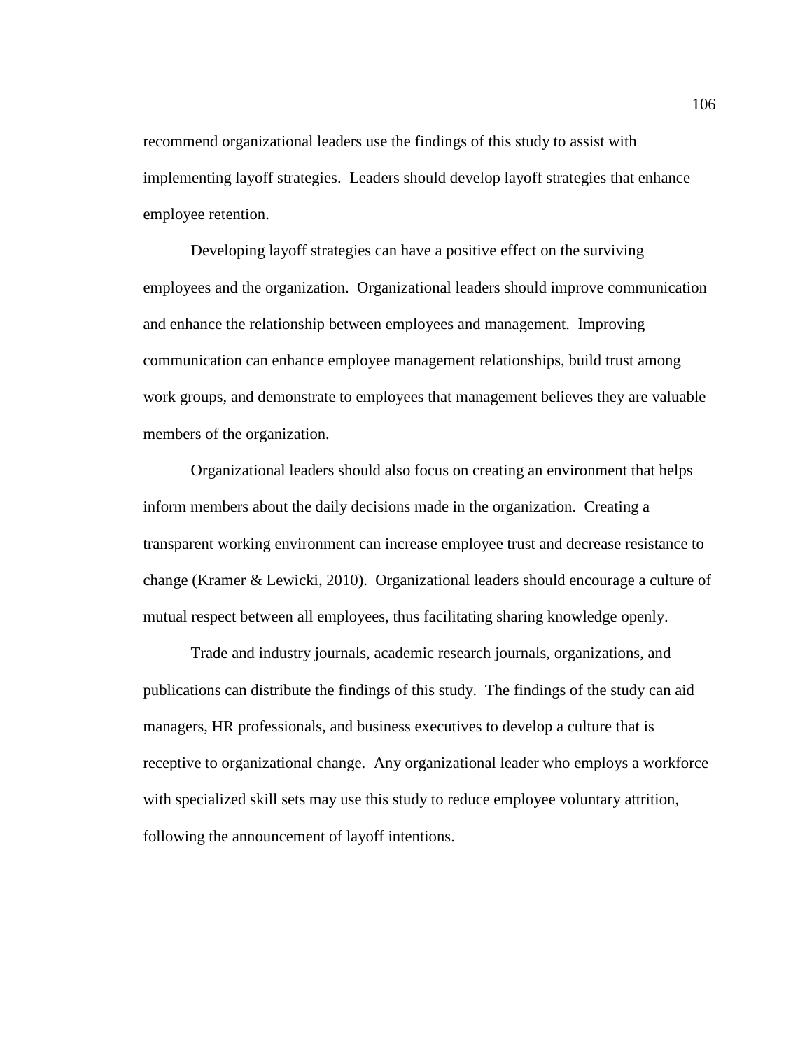recommend organizational leaders use the findings of this study to assist with implementing layoff strategies. Leaders should develop layoff strategies that enhance employee retention.

Developing layoff strategies can have a positive effect on the surviving employees and the organization. Organizational leaders should improve communication and enhance the relationship between employees and management. Improving communication can enhance employee management relationships, build trust among work groups, and demonstrate to employees that management believes they are valuable members of the organization.

Organizational leaders should also focus on creating an environment that helps inform members about the daily decisions made in the organization. Creating a transparent working environment can increase employee trust and decrease resistance to change (Kramer & Lewicki, 2010). Organizational leaders should encourage a culture of mutual respect between all employees, thus facilitating sharing knowledge openly.

Trade and industry journals, academic research journals, organizations, and publications can distribute the findings of this study. The findings of the study can aid managers, HR professionals, and business executives to develop a culture that is receptive to organizational change. Any organizational leader who employs a workforce with specialized skill sets may use this study to reduce employee voluntary attrition, following the announcement of layoff intentions.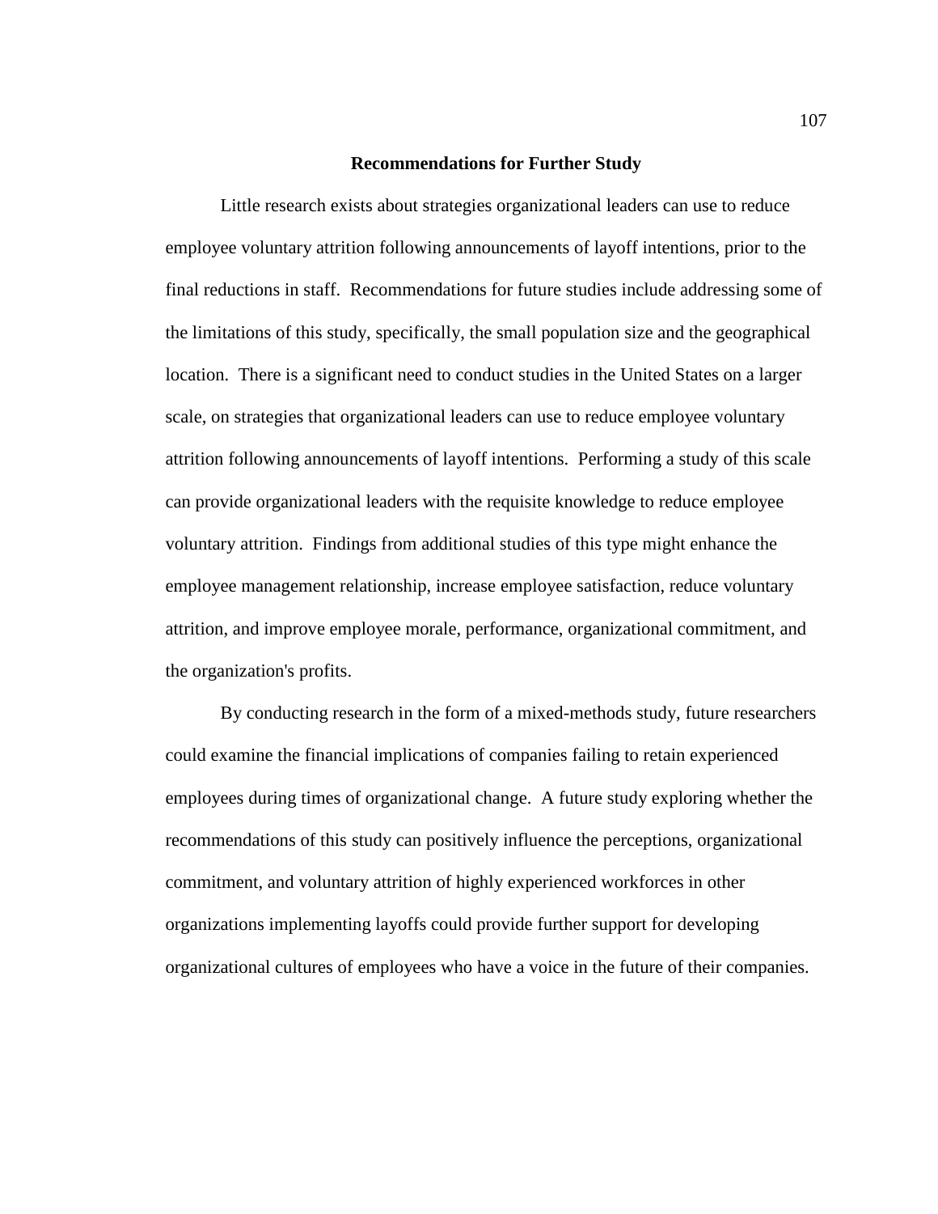## Recommendations for Further Study

Little research exists about strategies organizational leaders can use to reduce employee voluntary attrition following announcements of layoff intentions, prior to the final reductions in staff. Recommendations for future studies include addressing some of the limitations of this study, specifically, the small population size and the geographical location. There is a significant need to conduct studies in the United States on a larger scale, on strategies that organizational leaders can use to reduce employee voluntary attrition following announcements of layoff intentions. Performing a study of this scale can provide organizational leaders with the requisite knowledge to reduce employee voluntary attrition. Findings from additional studies of this type might enhance the employee management relationship, increase employee satisfaction, reduce voluntary attrition, and improve employee morale, performance, organizational commitment, and the organization's profits.

By conducting research in the form of a mixed-methods study, future researchers could examine the financial implications of companies failing to retain experienced employees during times of organizational change. A future study exploring whether the recommendations of this study can positively influence the perceptions, organizational commitment, and voluntary attrition of highly experienced workforces in other organizations implementing layoffs could provide further support for developing organizational cultures of employees who have a voice in the future of their companies.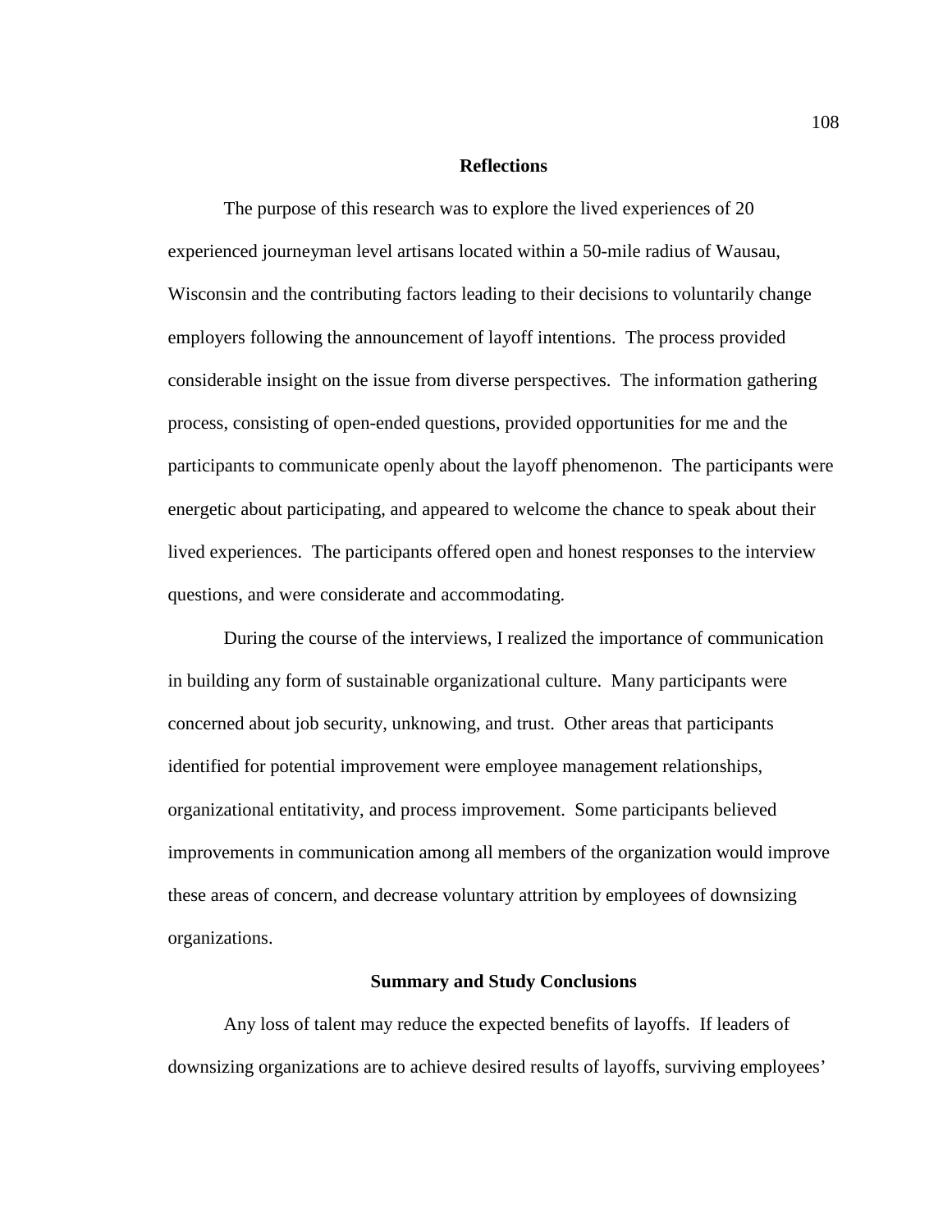## Reflections

The purpose of this research was to explore the lived experiences of 20 experienced journeyman level artisans located within a 50-mile radius of Wausau, Wisconsin and the contributing factors leading to their decisions to voluntarily change employers following the announcement of layoff intentions. The process provided considerable insight on the issue from diverse perspectives. The information gathering process, consisting of open-ended questions, provided opportunities for me and the participants to communicate openly about the layoff phenomenon. The participants were energetic about participating, and appeared to welcome the chance to speak about their lived experiences. The participants offered open and honest responses to the interview questions, and were considerate and accommodating.

During the course of the interviews, I realized the importance of communication in building any form of sustainable organizational culture. Many participants were concerned about job security, unknowing, and trust. Other areas that participants identified for potential improvement were employee management relationships, organizational entitativity, and process improvement. Some participants believed improvements in communication among all members of the organization would improve these areas of concern, and decrease voluntary attrition by employees of downsizing organizations.

## Summary and Study Conclusions

Any loss of talent may reduce the expected benefits of layoffs. If leaders of downsizing organizations are to achieve desired results of layoffs, surviving employees'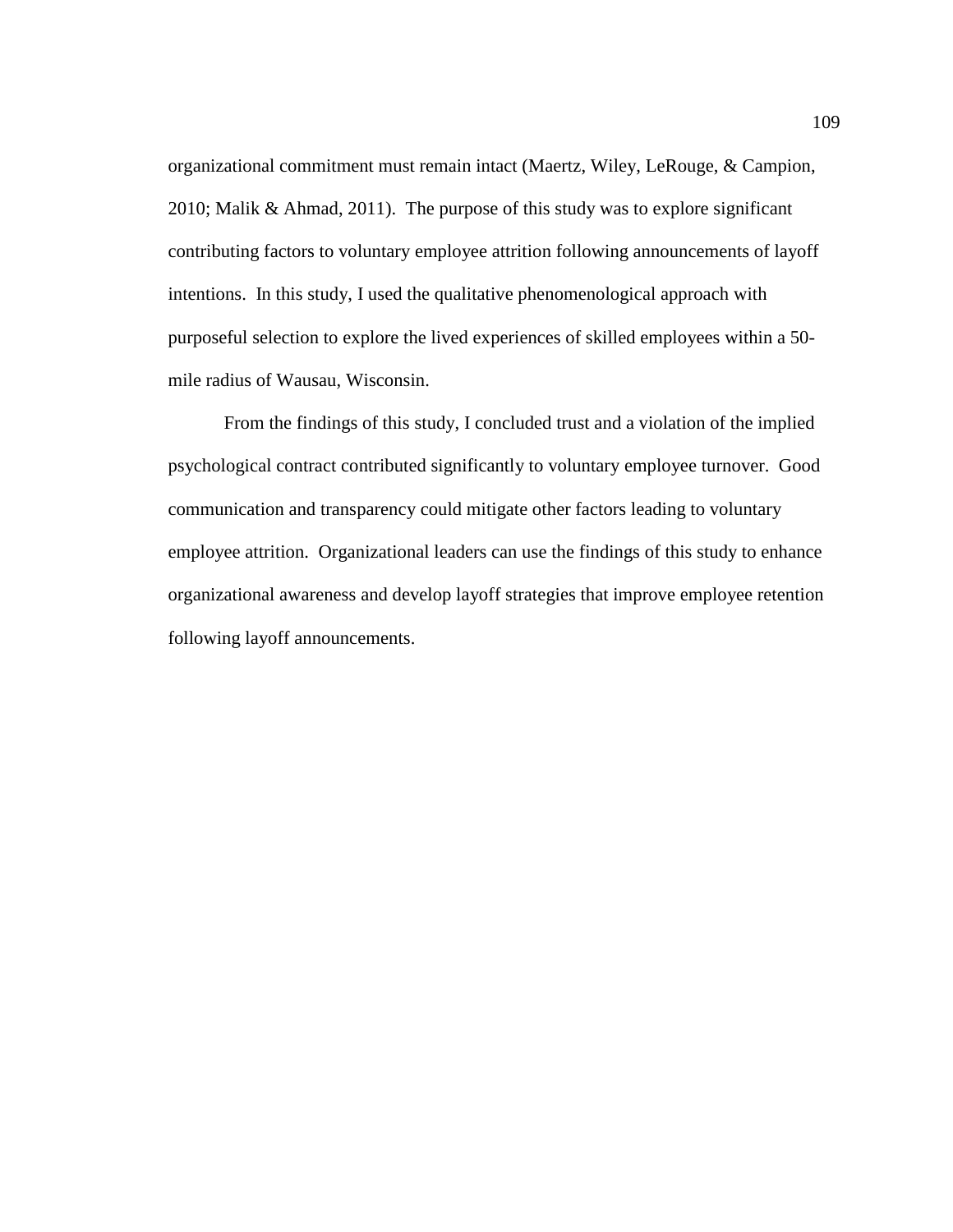organizational commitment must remain intact (Maertz, Wiley, LeRouge, & Campion, 2010; Malik & Ahmad, 2011). The purpose of this study was to explore significant contributing factors to voluntary employee attrition following announcements of layoff intentions. In this study, I used the qualitative phenomenological approach with purposeful selection to explore the lived experiences of skilled employees within a 50-mile radius of Wausau, Wisconsin.

From the findings of this study, I concluded trust and a violation of the implied psychological contract contributed significantly to voluntary employee turnover. Good communication and transparency could mitigate other factors leading to voluntary employee attrition. Organizational leaders can use the findings of this study to enhance organizational awareness and develop layoff strategies that improve employee retention following layoff announcements.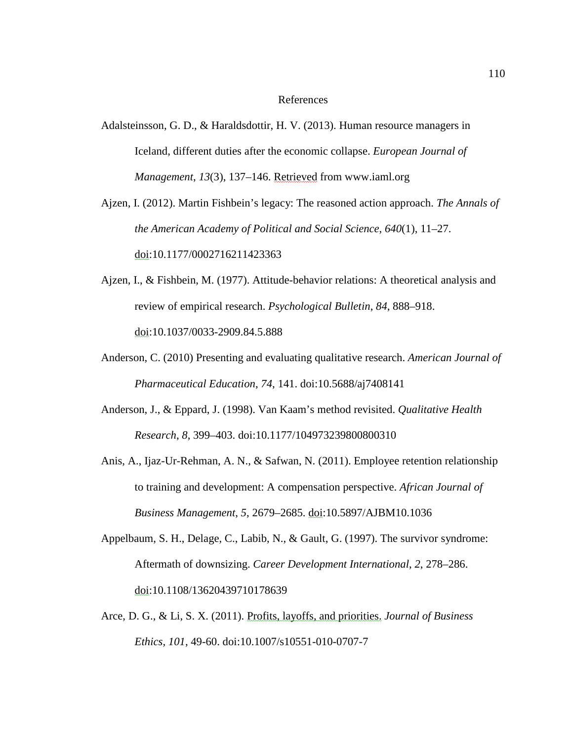# References

Adalsteinsson, G. D., & Haraldsdottir, H. V. (2013). Human resource managers in Iceland, different duties after the economic collapse. *European Journal of Management*, *13*(3), 137–146. Retrieved from www.iaml.org

Ajzen, I. (2012). Martin Fishbein's legacy: The reasoned action approach. *The Annals of the American Academy of Political and Social Science*, *640*(1), 11–27. doi:10.1177/0002716211423363

Ajzen, I., & Fishbein, M. (1977). Attitude-behavior relations: A theoretical analysis and review of empirical research. *Psychological Bulletin*, *84*, 888–918. doi:10.1037/0033-2909.84.5.888

Anderson, C. (2010) Presenting and evaluating qualitative research. *American Journal of Pharmaceutical Education*, *74*, 141. doi:10.5688/aj7408141

Anderson, J., & Eppard, J. (1998). Van Kaam's method revisited. *Qualitative Health Research*, *8*, 399–403. doi:10.1177/104973239800800310

Anis, A., Ijaz-Ur-Rehman, A. N., & Safwan, N. (2011). Employee retention relationship to training and development: A compensation perspective. *African Journal of Business Management*, *5*, 2679–2685. doi:10.5897/AJBM10.1036

Appelbaum, S. H., Delage, C., Labib, N., & Gault, G. (1997). The survivor syndrome: Aftermath of downsizing. *Career Development International*, *2*, 278–286. doi:10.1108/13620439710178639

Arce, D. G., & Li, S. X. (2011). Profits, layoffs, and priorities. *Journal of Business Ethics, 101*, 49-60. doi:10.1007/s10551-010-0707-7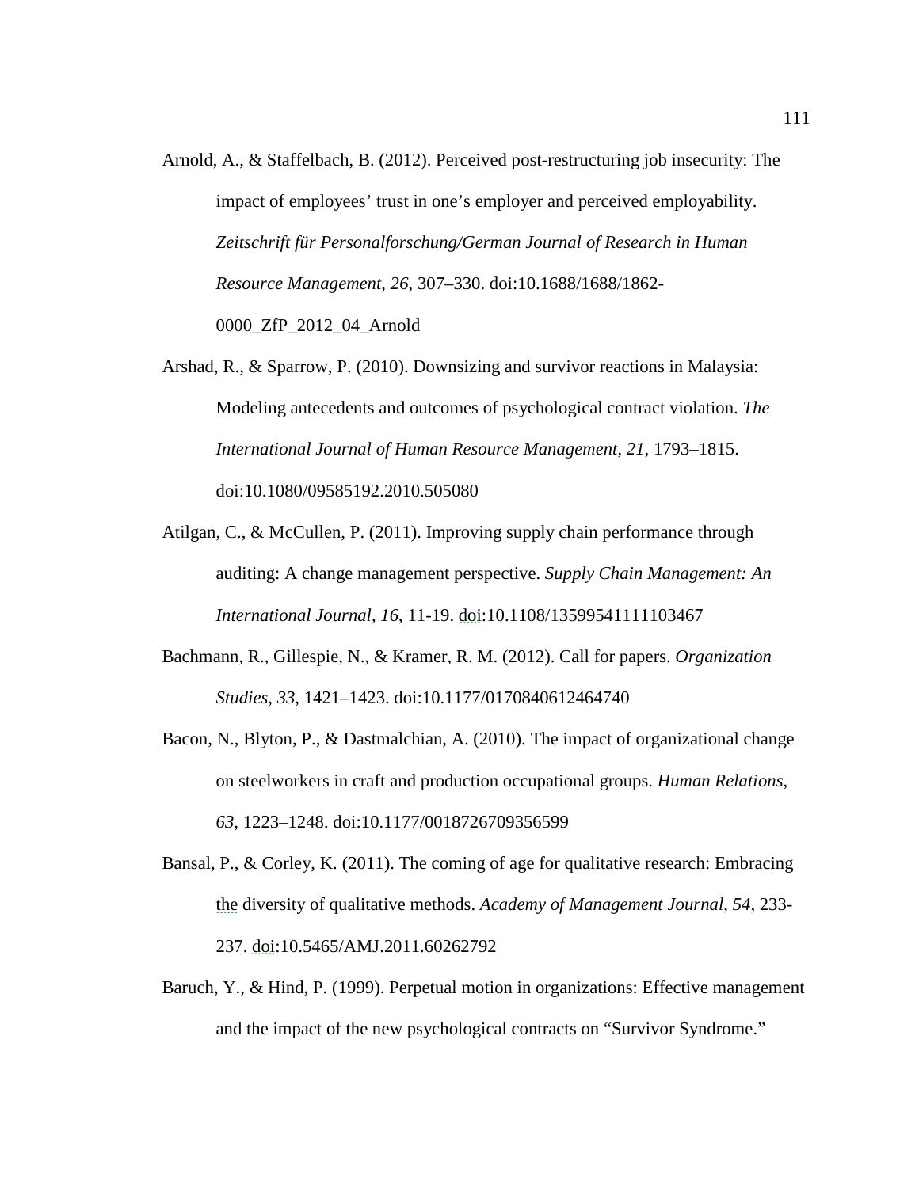Arnold, A., & Staffelbach, B. (2012). Perceived post-restructuring job insecurity: The impact of employees' trust in one's employer and perceived employability. *Zeitschrift für Personalforschung/German Journal of Research in Human Resource Management, 26,* 307–330. doi:10.1688/1688/1862-0000_ZfP_2012_04_Arnold

Arshad, R., & Sparrow, P. (2010). Downsizing and survivor reactions in Malaysia: Modeling antecedents and outcomes of psychological contract violation. *The International Journal of Human Resource Management*, *21*, 1793–1815. doi:10.1080/09585192.2010.505080

Atilgan, C., & McCullen, P. (2011). Improving supply chain performance through auditing: A change management perspective. *Supply Chain Management: An International Journal, 16*, 11-19. doi:10.1108/13599541111103467

Bachmann, R., Gillespie, N., & Kramer, R. M. (2012). Call for papers. *Organization Studies*, *33*, 1421–1423. doi:10.1177/0170840612464740

Bacon, N., Blyton, P., & Dastmalchian, A. (2010). The impact of organizational change on steelworkers in craft and production occupational groups. *Human Relations, 63*, 1223–1248. doi:10.1177/0018726709356599

Bansal, P., & Corley, K. (2011). The coming of age for qualitative research: Embracing the diversity of qualitative methods. *Academy of Management Journal*, *54*, 233-237. doi:10.5465/AMJ.2011.60262792

Baruch, Y., & Hind, P. (1999). Perpetual motion in organizations: Effective management and the impact of the new psychological contracts on "Survivor Syndrome."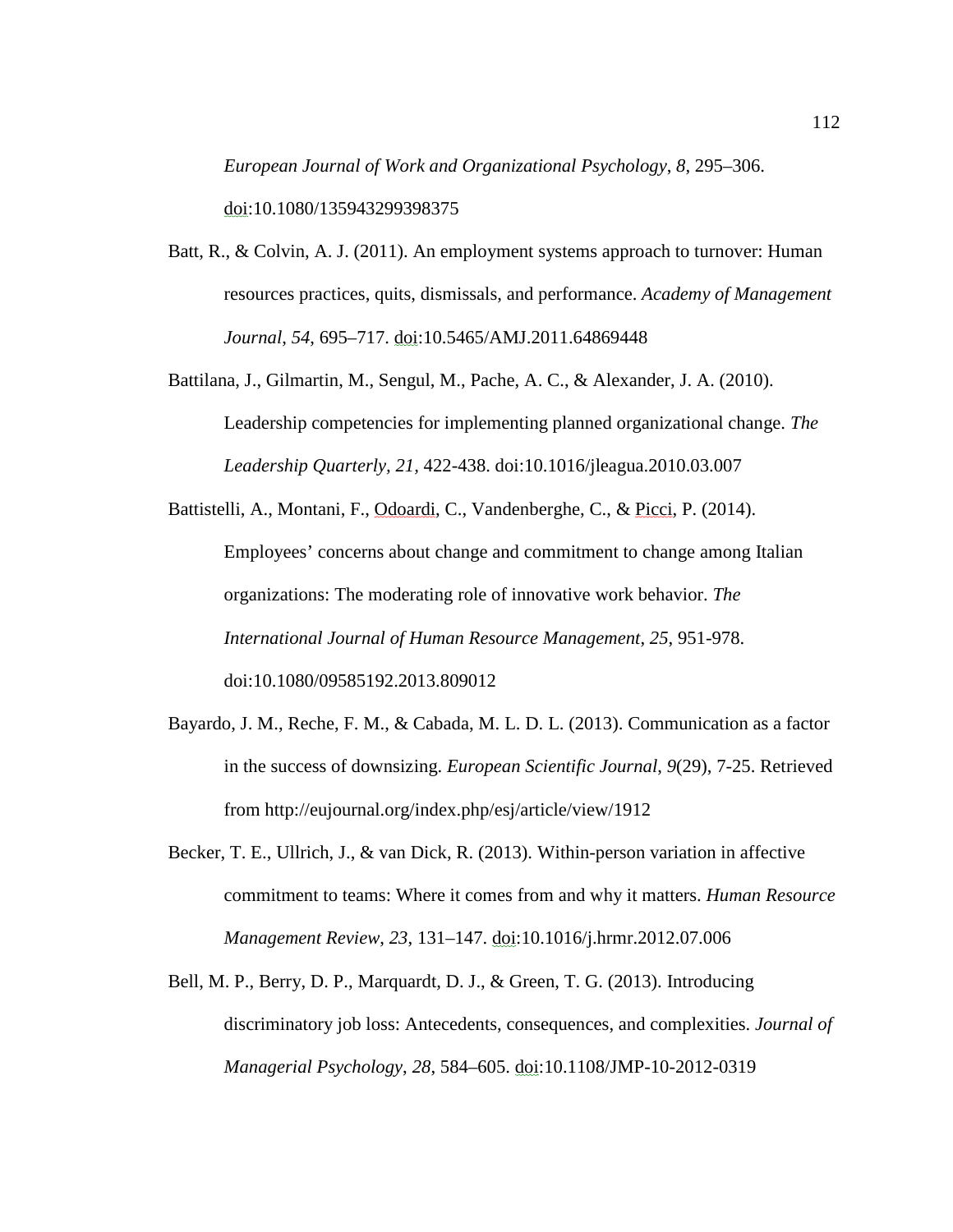*European Journal of Work and Organizational Psychology*, *8*, 295–306. doi:10.1080/135943299398375

Batt, R., & Colvin, A. J. (2011). An employment systems approach to turnover: Human resources practices, quits, dismissals, and performance. *Academy of Management Journal*, *54*, 695–717. doi:10.5465/AMJ.2011.64869448

Battilana, J., Gilmartin, M., Sengul, M., Pache, A. C., & Alexander, J. A. (2010). Leadership competencies for implementing planned organizational change. *The Leadership Quarterly, 21*, 422-438. doi:10.1016/jleagua.2010.03.007

Battistelli, A., Montani, F., Odoardi, C., Vandenberghe, C., & Picci, P. (2014). Employees' concerns about change and commitment to change among Italian organizations: The moderating role of innovative work behavior. *The International Journal of Human Resource Management*, *25*, 951-978. doi:10.1080/09585192.2013.809012

Bayardo, J. M., Reche, F. M., & Cabada, M. L. D. L. (2013). Communication as a factor in the success of downsizing. *European Scientific Journal*, *9*(29), 7-25. Retrieved from http://eujournal.org/index.php/esj/article/view/1912

Becker, T. E., Ullrich, J., & van Dick, R. (2013). Within-person variation in affective commitment to teams: Where it comes from and why it matters. *Human Resource Management Review*, *23*, 131–147. doi:10.1016/j.hrmr.2012.07.006

Bell, M. P., Berry, D. P., Marquardt, D. J., & Green, T. G. (2013). Introducing discriminatory job loss: Antecedents, consequences, and complexities. *Journal of Managerial Psychology*, *28*, 584–605. doi:10.1108/JMP-10-2012-0319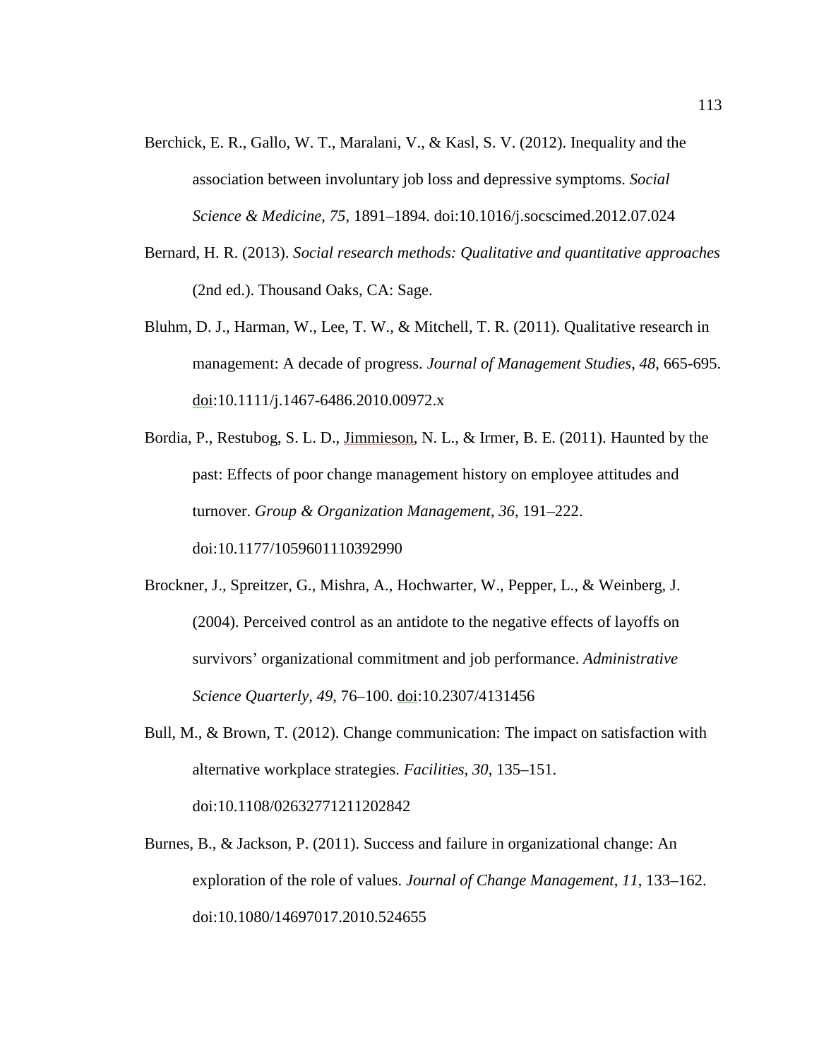Berchick, E. R., Gallo, W. T., Maralani, V., & Kasl, S. V. (2012). Inequality and the association between involuntary job loss and depressive symptoms. *Social Science & Medicine*, *75*, 1891–1894. doi:10.1016/j.socscimed.2012.07.024

Bernard, H. R. (2013). *Social research methods: Qualitative and quantitative approaches* (2nd ed.). Thousand Oaks, CA: Sage.

Bluhm, D. J., Harman, W., Lee, T. W., & Mitchell, T. R. (2011). Qualitative research in management: A decade of progress. *Journal of Management Studies*, *48*, 665-695. doi:10.1111/j.1467-6486.2010.00972.x

Bordia, P., Restubog, S. L. D., Jimmieson, N. L., & Irmer, B. E. (2011). Haunted by the past: Effects of poor change management history on employee attitudes and turnover. *Group & Organization Management*, *36*, 191–222. doi:10.1177/1059601110392990

Brockner, J., Spreitzer, G., Mishra, A., Hochwarter, W., Pepper, L., & Weinberg, J. (2004). Perceived control as an antidote to the negative effects of layoffs on survivors' organizational commitment and job performance. *Administrative Science Quarterly*, *49*, 76–100. doi:10.2307/4131456

Bull, M., & Brown, T. (2012). Change communication: The impact on satisfaction with alternative workplace strategies. *Facilities*, *30*, 135–151. doi:10.1108/02632771211202842

Burnes, B., & Jackson, P. (2011). Success and failure in organizational change: An exploration of the role of values. *Journal of Change Management*, *11*, 133–162. doi:10.1080/14697017.2010.524655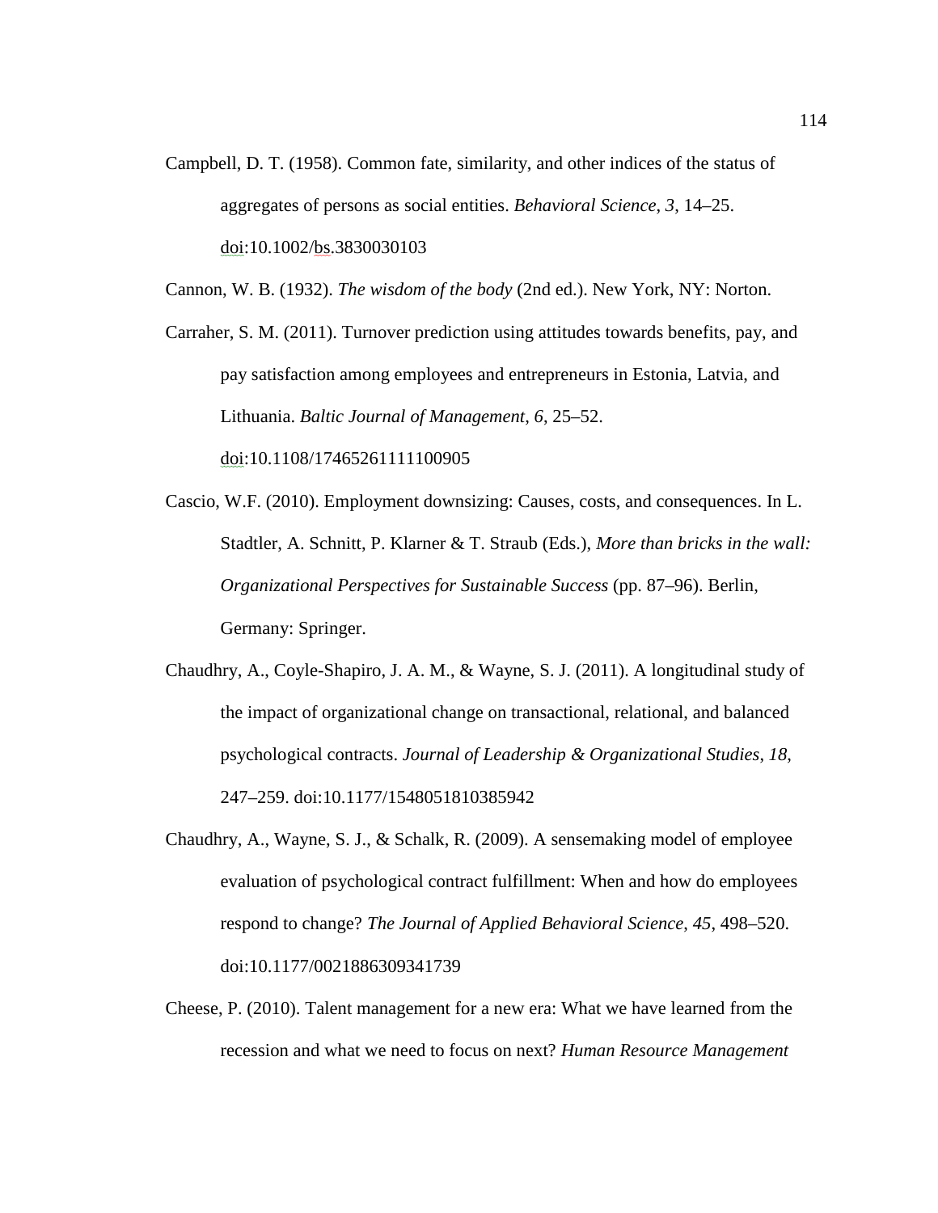Campbell, D. T. (1958). Common fate, similarity, and other indices of the status of aggregates of persons as social entities. *Behavioral Science*, *3*, 14–25. doi:10.1002/bs.3830030103

Cannon, W. B. (1932). *The wisdom of the body* (2nd ed.). New York, NY: Norton.

Carraher, S. M. (2011). Turnover prediction using attitudes towards benefits, pay, and pay satisfaction among employees and entrepreneurs in Estonia, Latvia, and Lithuania. *Baltic Journal of Management*, *6*, 25–52. doi:10.1108/17465261111100905

Cascio, W.F. (2010). Employment downsizing: Causes, costs, and consequences. In L. Stadtler, A. Schnitt, P. Klarner & T. Straub (Eds.), *More than bricks in the wall: Organizational Perspectives for Sustainable Success* (pp. 87–96). Berlin, Germany: Springer.

Chaudhry, A., Coyle-Shapiro, J. A. M., & Wayne, S. J. (2011). A longitudinal study of the impact of organizational change on transactional, relational, and balanced psychological contracts. *Journal of Leadership & Organizational Studies*, *18*, 247–259. doi:10.1177/1548051810385942

Chaudhry, A., Wayne, S. J., & Schalk, R. (2009). A sensemaking model of employee evaluation of psychological contract fulfillment: When and how do employees respond to change? *The Journal of Applied Behavioral Science*, *45*, 498–520. doi:10.1177/0021886309341739

Cheese, P. (2010). Talent management for a new era: What we have learned from the recession and what we need to focus on next? *Human Resource Management*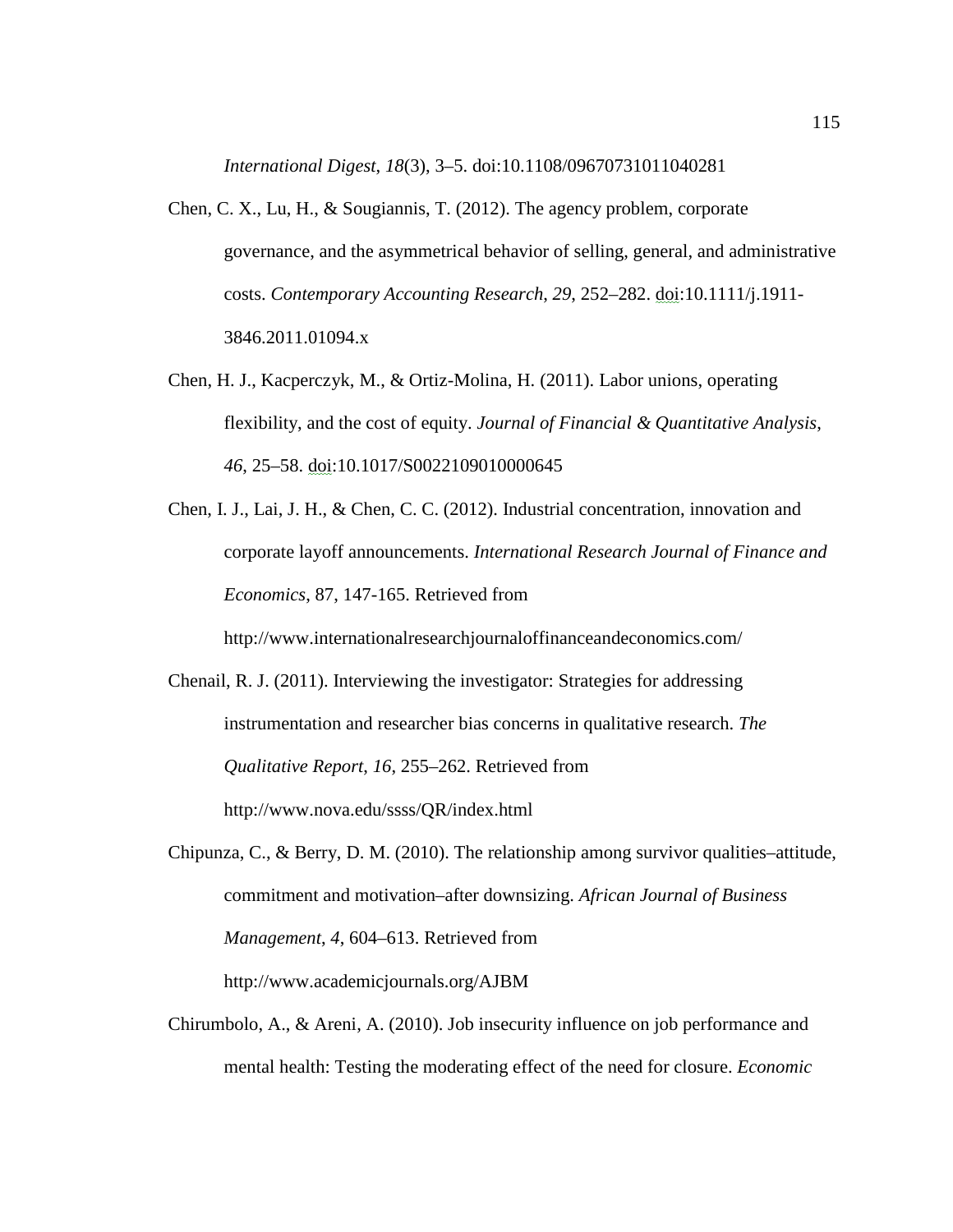*International Digest*, *18*(3), 3–5. doi:10.1108/09670731011040281

Chen, C. X., Lu, H., & Sougiannis, T. (2012). The agency problem, corporate governance, and the asymmetrical behavior of selling, general, and administrative costs. *Contemporary Accounting Research, 29*, 252–282. doi:10.1111/j.1911-3846.2011.01094.x

Chen, H. J., Kacperczyk, M., & Ortiz-Molina, H. (2011). Labor unions, operating flexibility, and the cost of equity. *Journal of Financial & Quantitative Analysis*, *46*, 25–58. doi:10.1017/S0022109010000645

Chen, I. J., Lai, J. H., & Chen, C. C. (2012). Industrial concentration, innovation and corporate layoff announcements. *International Research Journal of Finance and Economics*, 87, 147-165. Retrieved from http://www.internationalresearchjournaloffinanceandeconomics.com/

Chenail, R. J. (2011). Interviewing the investigator: Strategies for addressing instrumentation and researcher bias concerns in qualitative research. *The Qualitative Report*, *16*, 255–262. Retrieved from http://www.nova.edu/ssss/QR/index.html

Chipunza, C., & Berry, D. M. (2010). The relationship among survivor qualities–attitude, commitment and motivation–after downsizing. *African Journal of Business Management*, *4*, 604–613. Retrieved from http://www.academicjournals.org/AJBM

Chirumbolo, A., & Areni, A. (2010). Job insecurity influence on job performance and mental health: Testing the moderating effect of the need for closure. *Economic*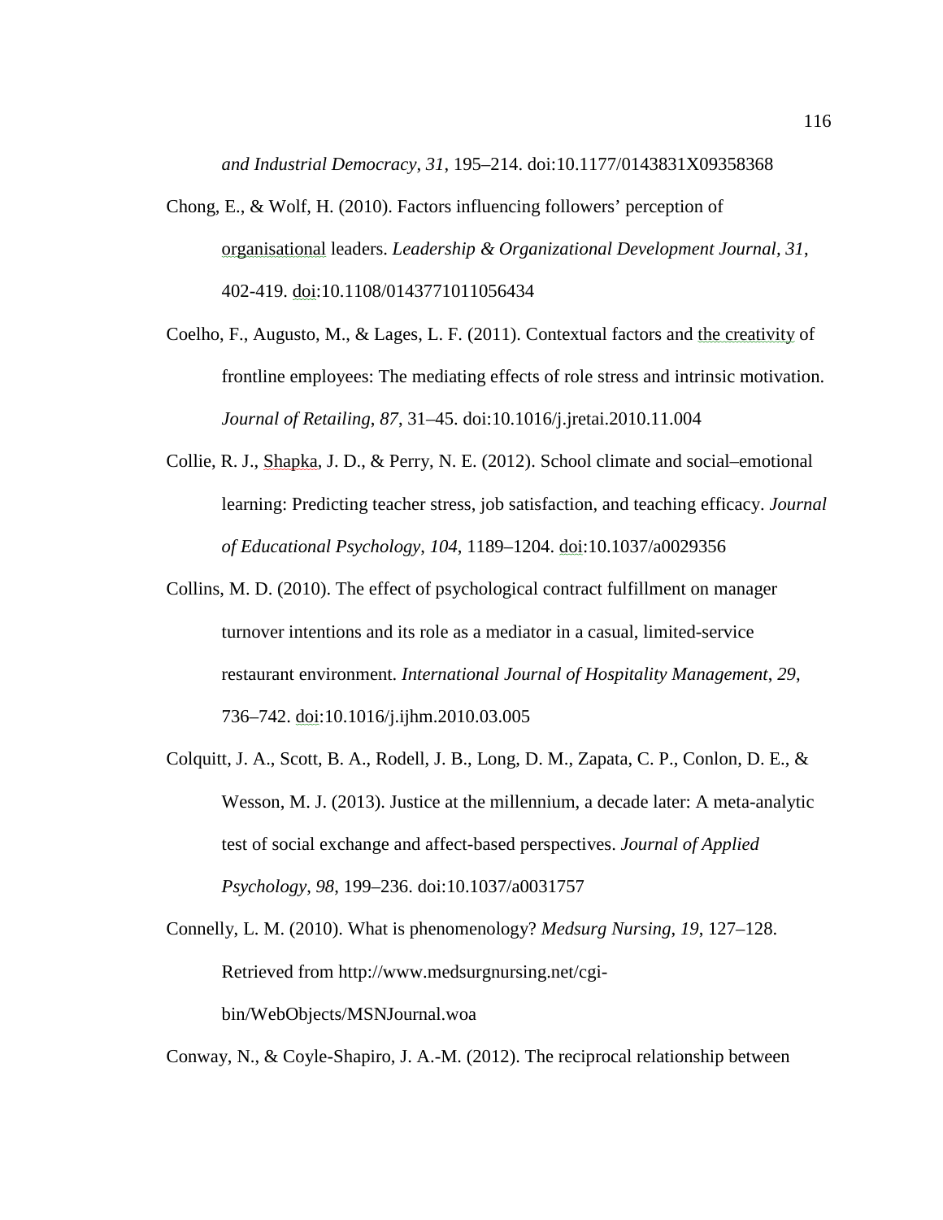*and Industrial Democracy*, *31*, 195–214. doi:10.1177/0143831X09358368

Chong, E., & Wolf, H. (2010). Factors influencing followers' perception of organisational leaders. *Leadership & Organizational Development Journal, 31*, 402-419. doi:10.1108/01437731011056434

Coelho, F., Augusto, M., & Lages, L. F. (2011). Contextual factors and the creativity of frontline employees: The mediating effects of role stress and intrinsic motivation. *Journal of Retailing*, *87*, 31–45. doi:10.1016/j.jretai.2010.11.004

Collie, R. J., Shapka, J. D., & Perry, N. E. (2012). School climate and social–emotional learning: Predicting teacher stress, job satisfaction, and teaching efficacy. *Journal of Educational Psychology*, *104*, 1189–1204. doi:10.1037/a0029356

Collins, M. D. (2010). The effect of psychological contract fulfillment on manager turnover intentions and its role as a mediator in a casual, limited-service restaurant environment. *International Journal of Hospitality Management*, *29*, 736–742. doi:10.1016/j.ijhm.2010.03.005

Colquitt, J. A., Scott, B. A., Rodell, J. B., Long, D. M., Zapata, C. P., Conlon, D. E., & Wesson, M. J. (2013). Justice at the millennium, a decade later: A meta-analytic test of social exchange and affect-based perspectives. *Journal of Applied Psychology*, *98*, 199–236. doi:10.1037/a0031757

Connelly, L. M. (2010). What is phenomenology? *Medsurg Nursing*, *19*, 127–128. Retrieved from http://www.medsurgnursing.net/cgi-bin/WebObjects/MSNJournal.woa

Conway, N., & Coyle-Shapiro, J. A.-M. (2012). The reciprocal relationship between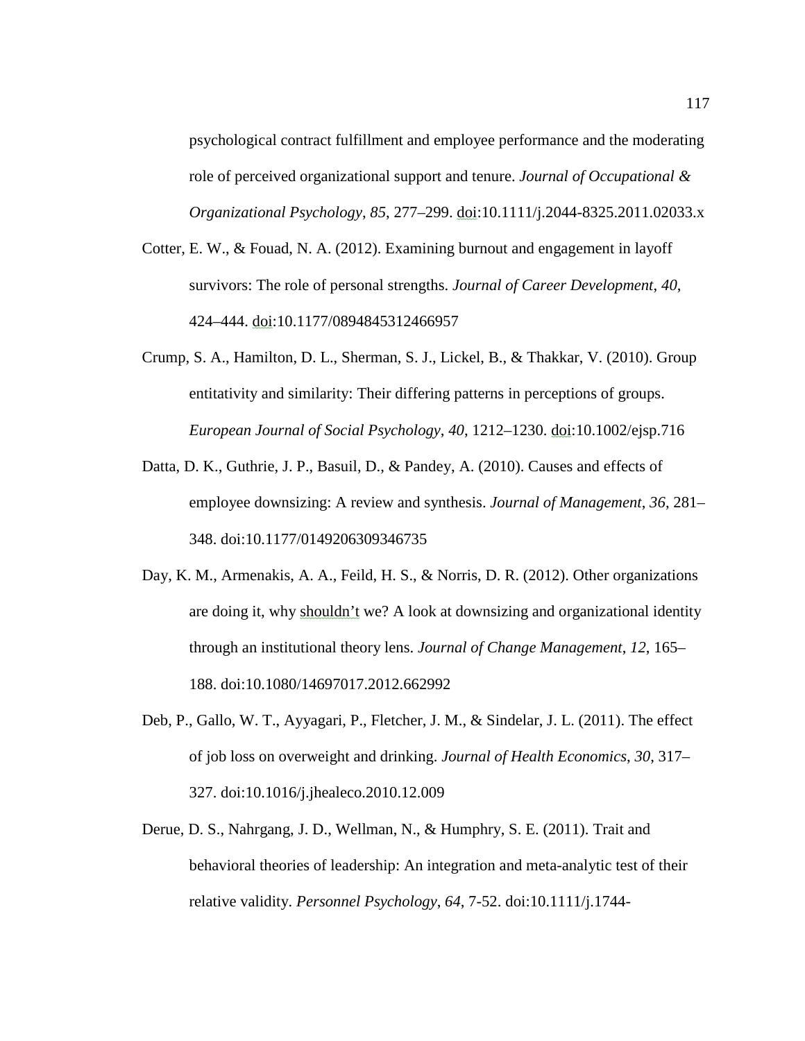psychological contract fulfillment and employee performance and the moderating role of perceived organizational support and tenure. *Journal of Occupational & Organizational Psychology*, *85*, 277–299. doi:10.1111/j.2044-8325.2011.02033.x

Cotter, E. W., & Fouad, N. A. (2012). Examining burnout and engagement in layoff survivors: The role of personal strengths. *Journal of Career Development*, *40*, 424–444. doi:10.1177/0894845312466957

Crump, S. A., Hamilton, D. L., Sherman, S. J., Lickel, B., & Thakkar, V. (2010). Group entitativity and similarity: Their differing patterns in perceptions of groups. *European Journal of Social Psychology*, *40*, 1212–1230. doi:10.1002/ejsp.716

Datta, D. K., Guthrie, J. P., Basuil, D., & Pandey, A. (2010). Causes and effects of employee downsizing: A review and synthesis. *Journal of Management*, *36*, 281–348. doi:10.1177/0149206309346735

Day, K. M., Armenakis, A. A., Feild, H. S., & Norris, D. R. (2012). Other organizations are doing it, why shouldn't we? A look at downsizing and organizational identity through an institutional theory lens. *Journal of Change Management*, *12*, 165–188. doi:10.1080/14697017.2012.662992

Deb, P., Gallo, W. T., Ayyagari, P., Fletcher, J. M., & Sindelar, J. L. (2011). The effect of job loss on overweight and drinking. *Journal of Health Economics*, *30*, 317–327. doi:10.1016/j.jhealeco.2010.12.009

Derue, D. S., Nahrgang, J. D., Wellman, N., & Humphry, S. E. (2011). Trait and behavioral theories of leadership: An integration and meta-analytic test of their relative validity. *Personnel Psychology*, *64*, 7-52. doi:10.1111/j.1744-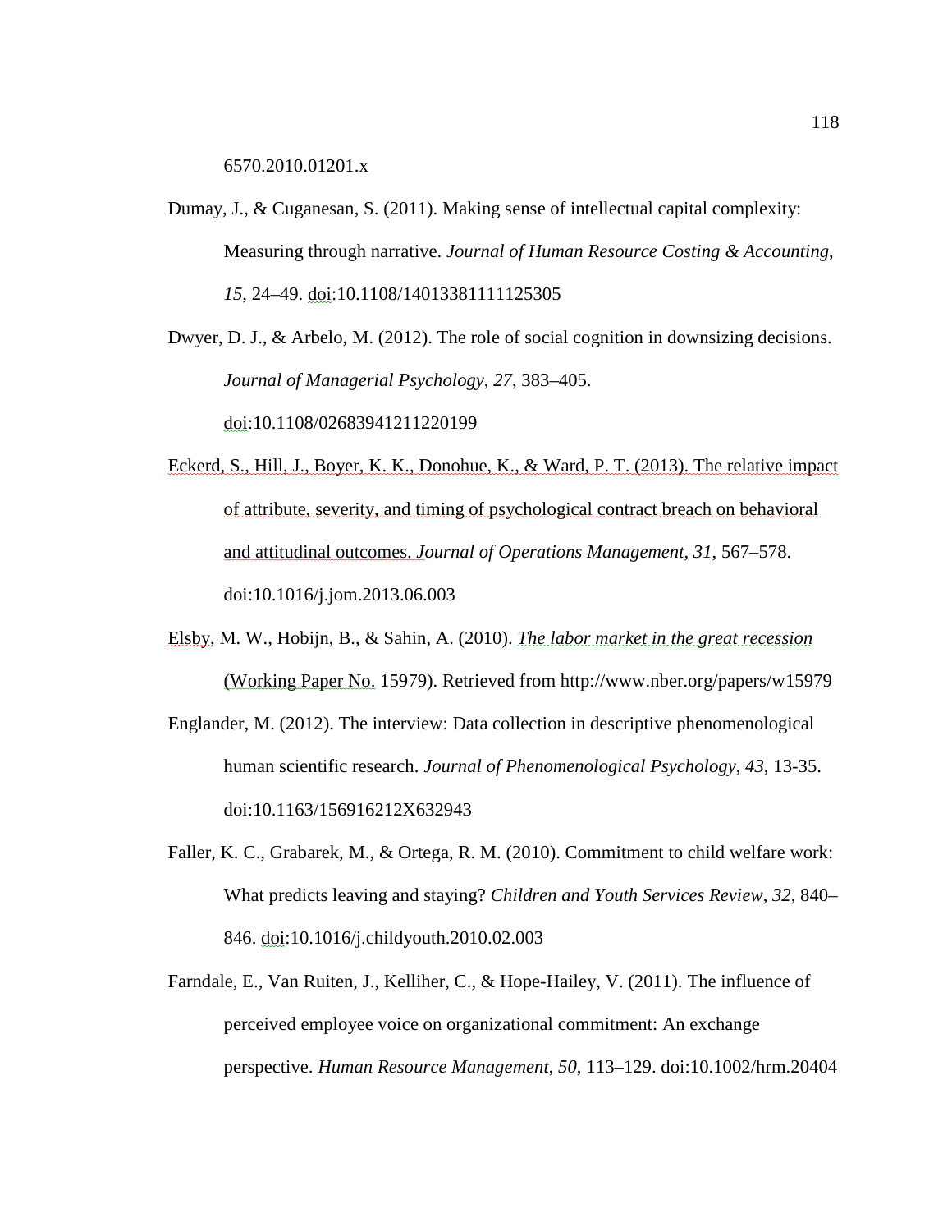6570.2010.01201.x

Dumay, J., & Cuganesan, S. (2011). Making sense of intellectual capital complexity: Measuring through narrative. *Journal of Human Resource Costing & Accounting*, *15*, 24–49. doi:10.1108/14013381111125305

Dwyer, D. J., & Arbelo, M. (2012). The role of social cognition in downsizing decisions. *Journal of Managerial Psychology*, *27*, 383–405. doi:10.1108/02683941211220199

Eckerd, S., Hill, J., Boyer, K. K., Donohue, K., & Ward, P. T. (2013). The relative impact of attribute, severity, and timing of psychological contract breach on behavioral and attitudinal outcomes. *Journal of Operations Management*, *31*, 567–578. doi:10.1016/j.jom.2013.06.003

Elsby, M. W., Hobijn, B., & Sahin, A. (2010). *The labor market in the great recession* (Working Paper No. 15979). Retrieved from http://www.nber.org/papers/w15979

Englander, M. (2012). The interview: Data collection in descriptive phenomenological human scientific research. *Journal of Phenomenological Psychology*, *43*, 13-35. doi:10.1163/156916212X632943

Faller, K. C., Grabarek, M., & Ortega, R. M. (2010). Commitment to child welfare work: What predicts leaving and staying? *Children and Youth Services Review*, *32*, 840–846. doi:10.1016/j.childyouth.2010.02.003

Farndale, E., Van Ruiten, J., Kelliher, C., & Hope-Hailey, V. (2011). The influence of perceived employee voice on organizational commitment: An exchange perspective. *Human Resource Management*, *50*, 113–129. doi:10.1002/hrm.20404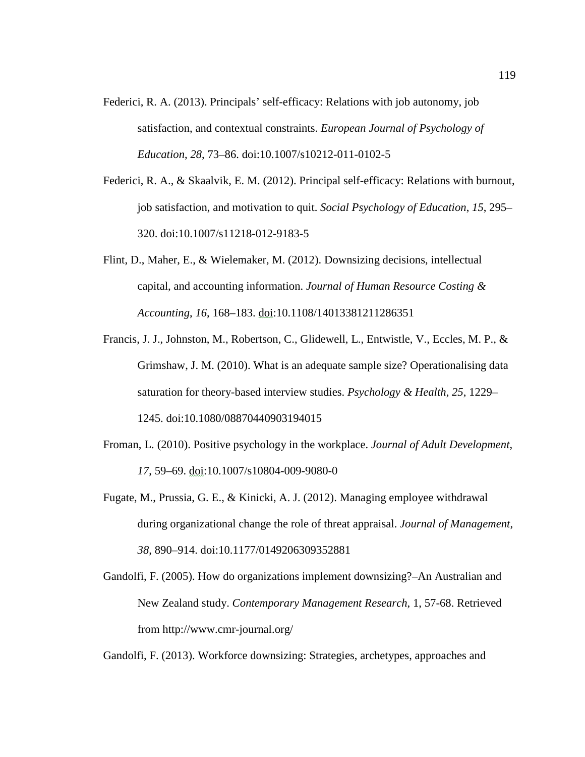Federici, R. A. (2013). Principals' self-efficacy: Relations with job autonomy, job satisfaction, and contextual constraints. *European Journal of Psychology of Education*, *28*, 73–86. doi:10.1007/s10212-011-0102-5

Federici, R. A., & Skaalvik, E. M. (2012). Principal self-efficacy: Relations with burnout, job satisfaction, and motivation to quit. *Social Psychology of Education*, *15*, 295–320. doi:10.1007/s11218-012-9183-5

Flint, D., Maher, E., & Wielemaker, M. (2012). Downsizing decisions, intellectual capital, and accounting information. *Journal of Human Resource Costing & Accounting*, *16*, 168–183. doi:10.1108/14013381211286351

Francis, J. J., Johnston, M., Robertson, C., Glidewell, L., Entwistle, V., Eccles, M. P., & Grimshaw, J. M. (2010). What is an adequate sample size? Operationalising data saturation for theory-based interview studies. *Psychology & Health*, *25*, 1229–1245. doi:10.1080/08870440903194015

Froman, L. (2010). Positive psychology in the workplace. *Journal of Adult Development*, *17*, 59–69. doi:10.1007/s10804-009-9080-0

Fugate, M., Prussia, G. E., & Kinicki, A. J. (2012). Managing employee withdrawal during organizational change the role of threat appraisal. *Journal of Management*, *38*, 890–914. doi:10.1177/0149206309352881

Gandolfi, F. (2005). How do organizations implement downsizing?–An Australian and New Zealand study. *Contemporary Management Research*, 1, 57-68. Retrieved from http://www.cmr-journal.org/

Gandolfi, F. (2013). Workforce downsizing: Strategies, archetypes, approaches and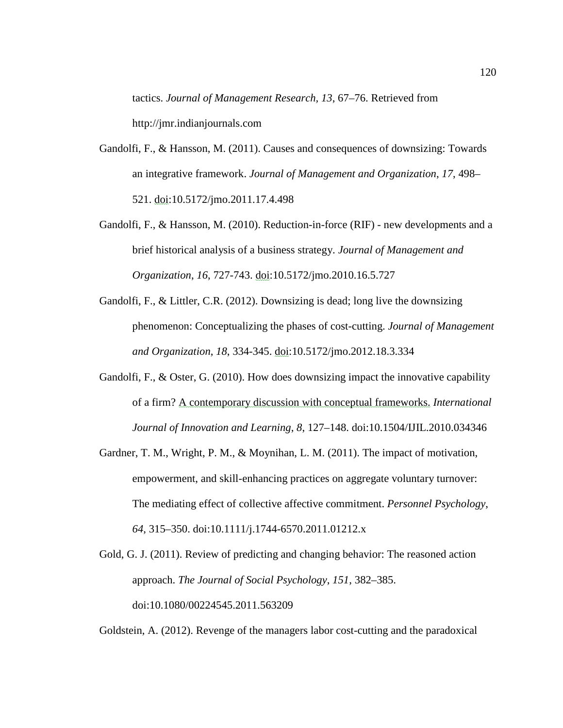tactics. *Journal of Management Research, 13*, 67–76. Retrieved from http://jmr.indianjournals.com

Gandolfi, F., & Hansson, M. (2011). Causes and consequences of downsizing: Towards an integrative framework. *Journal of Management and Organization*, *17*, 498–521. doi:10.5172/jmo.2011.17.4.498

Gandolfi, F., & Hansson, M. (2010). Reduction-in-force (RIF) - new developments and a brief historical analysis of a business strategy. *Journal of Management and Organization*, *16*, 727-743. doi:10.5172/jmo.2010.16.5.727

Gandolfi, F., & Littler, C.R. (2012). Downsizing is dead; long live the downsizing phenomenon: Conceptualizing the phases of cost-cutting. *Journal of Management and Organization*, *18*, 334-345. doi:10.5172/jmo.2012.18.3.334

Gandolfi, F., & Oster, G. (2010). How does downsizing impact the innovative capability of a firm? A contemporary discussion with conceptual frameworks. *International Journal of Innovation and Learning, 8*, 127–148. doi:10.1504/IJIL.2010.034346

Gardner, T. M., Wright, P. M., & Moynihan, L. M. (2011). The impact of motivation, empowerment, and skill-enhancing practices on aggregate voluntary turnover: The mediating effect of collective affective commitment. *Personnel Psychology*, *64*, 315–350. doi:10.1111/j.1744-6570.2011.01212.x

Gold, G. J. (2011). Review of predicting and changing behavior: The reasoned action approach. *The Journal of Social Psychology*, *151*, 382–385. doi:10.1080/00224545.2011.563209

Goldstein, A. (2012). Revenge of the managers labor cost-cutting and the paradoxical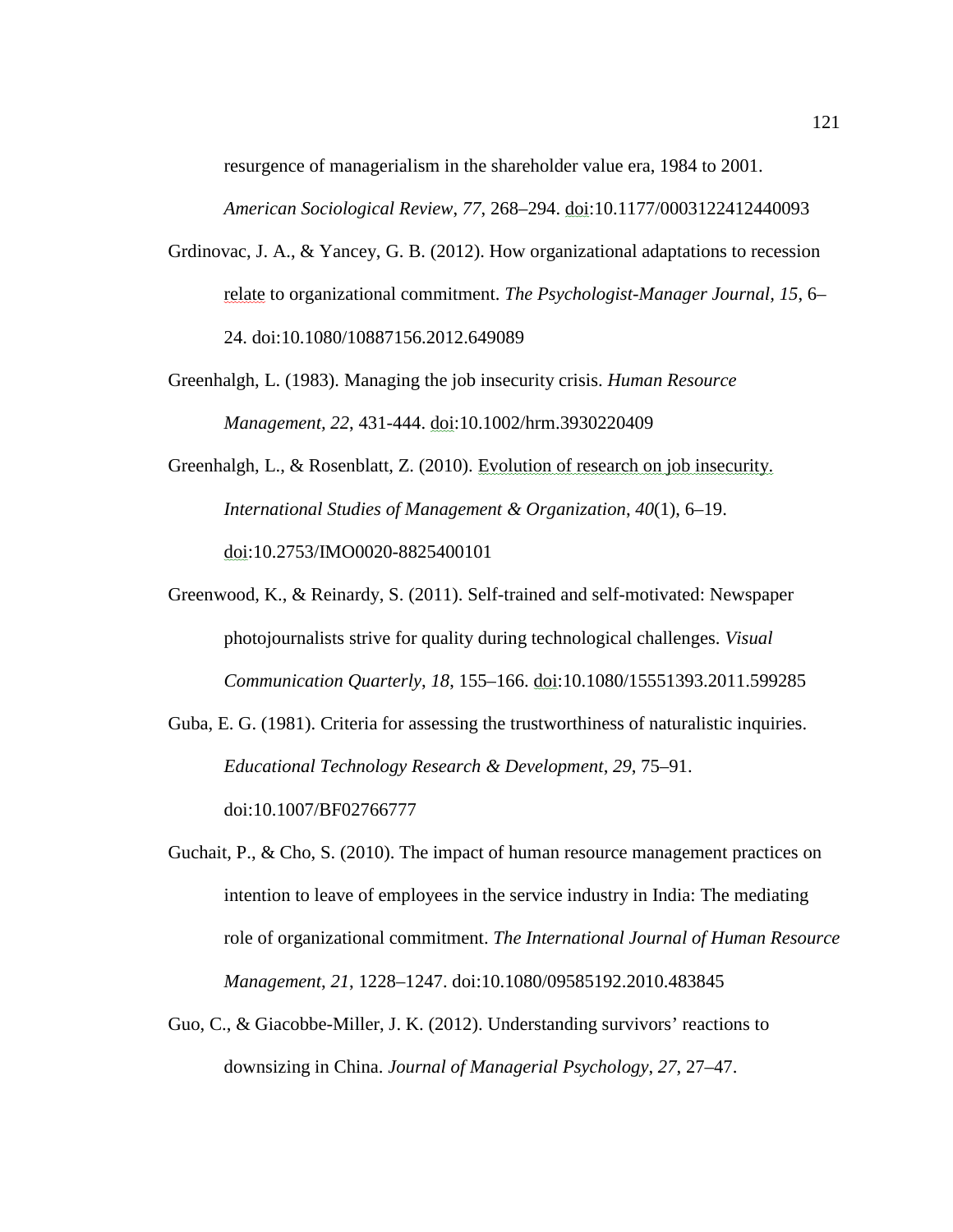resurgence of managerialism in the shareholder value era, 1984 to 2001. *American Sociological Review*, *77*, 268–294. doi:10.1177/0003122412440093

Grdinovac, J. A., & Yancey, G. B. (2012). How organizational adaptations to recession relate to organizational commitment. *The Psychologist-Manager Journal, 15*, 6–24. doi:10.1080/10887156.2012.649089

Greenhalgh, L. (1983). Managing the job insecurity crisis. *Human Resource Management, 22*, 431-444. doi:10.1002/hrm.3930220409

Greenhalgh, L., & Rosenblatt, Z. (2010). Evolution of research on job insecurity. *International Studies of Management & Organization*, *40*(1), 6–19. doi:10.2753/IMO0020-8825400101

Greenwood, K., & Reinardy, S. (2011). Self-trained and self-motivated: Newspaper photojournalists strive for quality during technological challenges. *Visual Communication Quarterly*, *18*, 155–166. doi:10.1080/15551393.2011.599285

Guba, E. G. (1981). Criteria for assessing the trustworthiness of naturalistic inquiries. *Educational Technology Research & Development*, *29*, 75–91. doi:10.1007/BF02766777

Guchait, P., & Cho, S. (2010). The impact of human resource management practices on intention to leave of employees in the service industry in India: The mediating role of organizational commitment. *The International Journal of Human Resource Management*, *21*, 1228–1247. doi:10.1080/09585192.2010.483845

Guo, C., & Giacobbe-Miller, J. K. (2012). Understanding survivors' reactions to downsizing in China. *Journal of Managerial Psychology*, *27*, 27–47.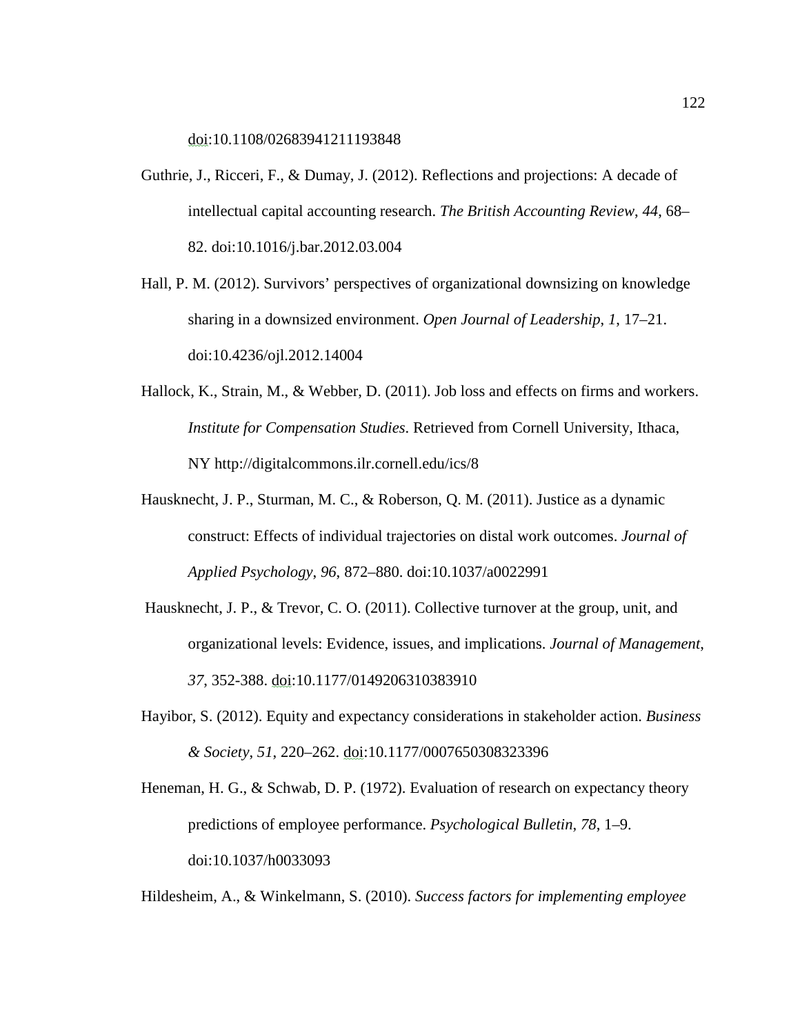doi:10.1108/02683941211193848

Guthrie, J., Ricceri, F., & Dumay, J. (2012). Reflections and projections: A decade of intellectual capital accounting research. *The British Accounting Review*, *44*, 68–82. doi:10.1016/j.bar.2012.03.004

Hall, P. M. (2012). Survivors' perspectives of organizational downsizing on knowledge sharing in a downsized environment. *Open Journal of Leadership*, *1*, 17–21. doi:10.4236/ojl.2012.14004

Hallock, K., Strain, M., & Webber, D. (2011). Job loss and effects on firms and workers. *Institute for Compensation Studies*. Retrieved from Cornell University, Ithaca, NY http://digitalcommons.ilr.cornell.edu/ics/8

Hausknecht, J. P., Sturman, M. C., & Roberson, Q. M. (2011). Justice as a dynamic construct: Effects of individual trajectories on distal work outcomes. *Journal of Applied Psychology*, *96*, 872–880. doi:10.1037/a0022991

Hausknecht, J. P., & Trevor, C. O. (2011). Collective turnover at the group, unit, and organizational levels: Evidence, issues, and implications. *Journal of Management*, *37*, 352-388. doi:10.1177/0149206310383910

Hayibor, S. (2012). Equity and expectancy considerations in stakeholder action. *Business & Society*, *51*, 220–262. doi:10.1177/0007650308323396

Heneman, H. G., & Schwab, D. P. (1972). Evaluation of research on expectancy theory predictions of employee performance. *Psychological Bulletin*, *78*, 1–9. doi:10.1037/h0033093

Hildesheim, A., & Winkelmann, S. (2010). *Success factors for implementing employee*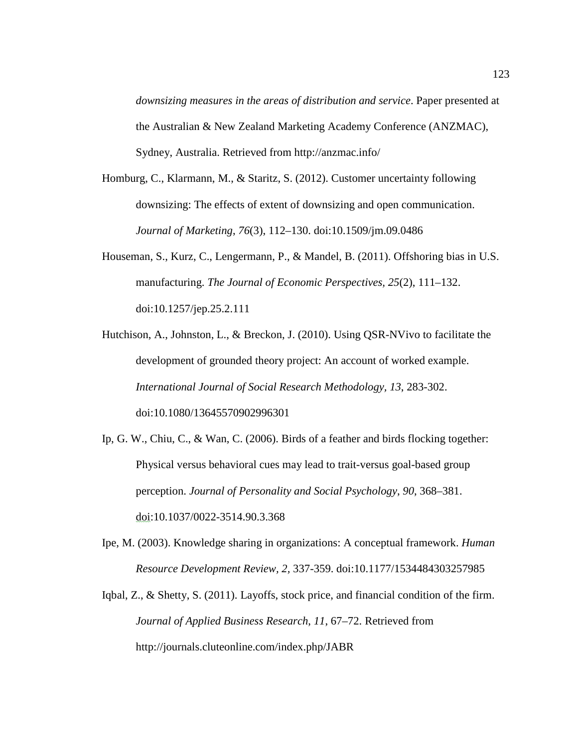*downsizing measures in the areas of distribution and service*. Paper presented at the Australian & New Zealand Marketing Academy Conference (ANZMAC), Sydney, Australia. Retrieved from http://anzmac.info/

Homburg, C., Klarmann, M., & Staritz, S. (2012). Customer uncertainty following downsizing: The effects of extent of downsizing and open communication. *Journal of Marketing*, *76*(3), 112–130. doi:10.1509/jm.09.0486

Houseman, S., Kurz, C., Lengermann, P., & Mandel, B. (2011). Offshoring bias in U.S. manufacturing. *The Journal of Economic Perspectives, 25*(2), 111–132. doi:10.1257/jep.25.2.111

Hutchison, A., Johnston, L., & Breckon, J. (2010). Using QSR-NVivo to facilitate the development of grounded theory project: An account of worked example. *International Journal of Social Research Methodology, 13*, 283-302. doi:10.1080/13645570902996301

Ip, G. W., Chiu, C., & Wan, C. (2006). Birds of a feather and birds flocking together: Physical versus behavioral cues may lead to trait-versus goal-based group perception. *Journal of Personality and Social Psychology*, *90*, 368–381. doi:10.1037/0022-3514.90.3.368

Ipe, M. (2003). Knowledge sharing in organizations: A conceptual framework. *Human Resource Development Review, 2*, 337-359. doi:10.1177/1534484303257985

Iqbal, Z., & Shetty, S. (2011). Layoffs, stock price, and financial condition of the firm. *Journal of Applied Business Research*, *11*, 67–72. Retrieved from http://journals.cluteonline.com/index.php/JABR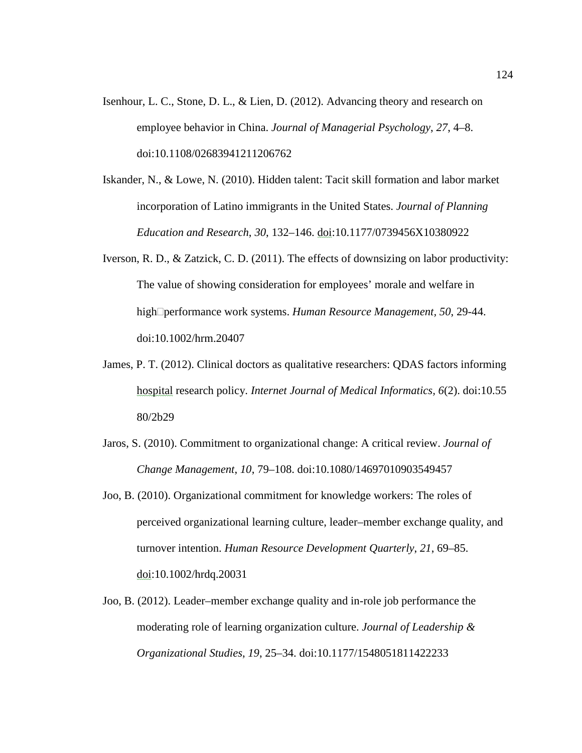Isenhour, L. C., Stone, D. L., & Lien, D. (2012). Advancing theory and research on employee behavior in China. *Journal of Managerial Psychology*, *27*, 4–8. doi:10.1108/02683941211206762

Iskander, N., & Lowe, N. (2010). Hidden talent: Tacit skill formation and labor market incorporation of Latino immigrants in the United States. *Journal of Planning Education and Research*, *30*, 132–146. doi:10.1177/0739456X10380922

Iverson, R. D., & Zatzick, C. D. (2011). The effects of downsizing on labor productivity: The value of showing consideration for employees' morale and welfare in high□performance work systems. *Human Resource Management*, *50*, 29-44. doi:10.1002/hrm.20407

James, P. T. (2012). Clinical doctors as qualitative researchers: QDAS factors informing hospital research policy. *Internet Journal of Medical Informatics*, *6*(2). doi:10.55 80/2b29

Jaros, S. (2010). Commitment to organizational change: A critical review. *Journal of Change Management*, *10*, 79–108. doi:10.1080/14697010903549457

Joo, B. (2010). Organizational commitment for knowledge workers: The roles of perceived organizational learning culture, leader–member exchange quality, and turnover intention. *Human Resource Development Quarterly*, *21*, 69–85. doi:10.1002/hrdq.20031

Joo, B. (2012). Leader–member exchange quality and in-role job performance the moderating role of learning organization culture. *Journal of Leadership & Organizational Studies*, *19*, 25–34. doi:10.1177/1548051811422233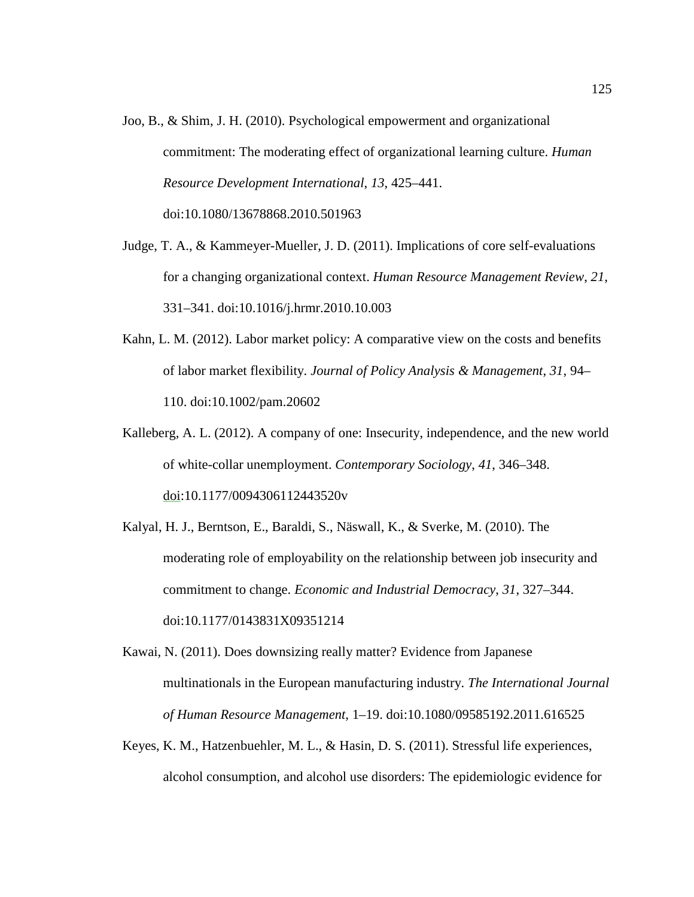Joo, B., & Shim, J. H. (2010). Psychological empowerment and organizational commitment: The moderating effect of organizational learning culture. *Human Resource Development International*, *13*, 425–441. doi:10.1080/13678868.2010.501963

Judge, T. A., & Kammeyer-Mueller, J. D. (2011). Implications of core self-evaluations for a changing organizational context. *Human Resource Management Review*, *21*, 331–341. doi:10.1016/j.hrmr.2010.10.003

Kahn, L. M. (2012). Labor market policy: A comparative view on the costs and benefits of labor market flexibility. *Journal of Policy Analysis & Management*, *31*, 94–110. doi:10.1002/pam.20602

Kalleberg, A. L. (2012). A company of one: Insecurity, independence, and the new world of white-collar unemployment. *Contemporary Sociology*, *41*, 346–348. doi:10.1177/0094306112443520v

Kalyal, H. J., Berntson, E., Baraldi, S., Näswall, K., & Sverke, M. (2010). The moderating role of employability on the relationship between job insecurity and commitment to change. *Economic and Industrial Democracy*, *31*, 327–344. doi:10.1177/0143831X09351214

Kawai, N. (2011). Does downsizing really matter? Evidence from Japanese multinationals in the European manufacturing industry. *The International Journal of Human Resource Management*, 1–19. doi:10.1080/09585192.2011.616525

Keyes, K. M., Hatzenbuehler, M. L., & Hasin, D. S. (2011). Stressful life experiences, alcohol consumption, and alcohol use disorders: The epidemiologic evidence for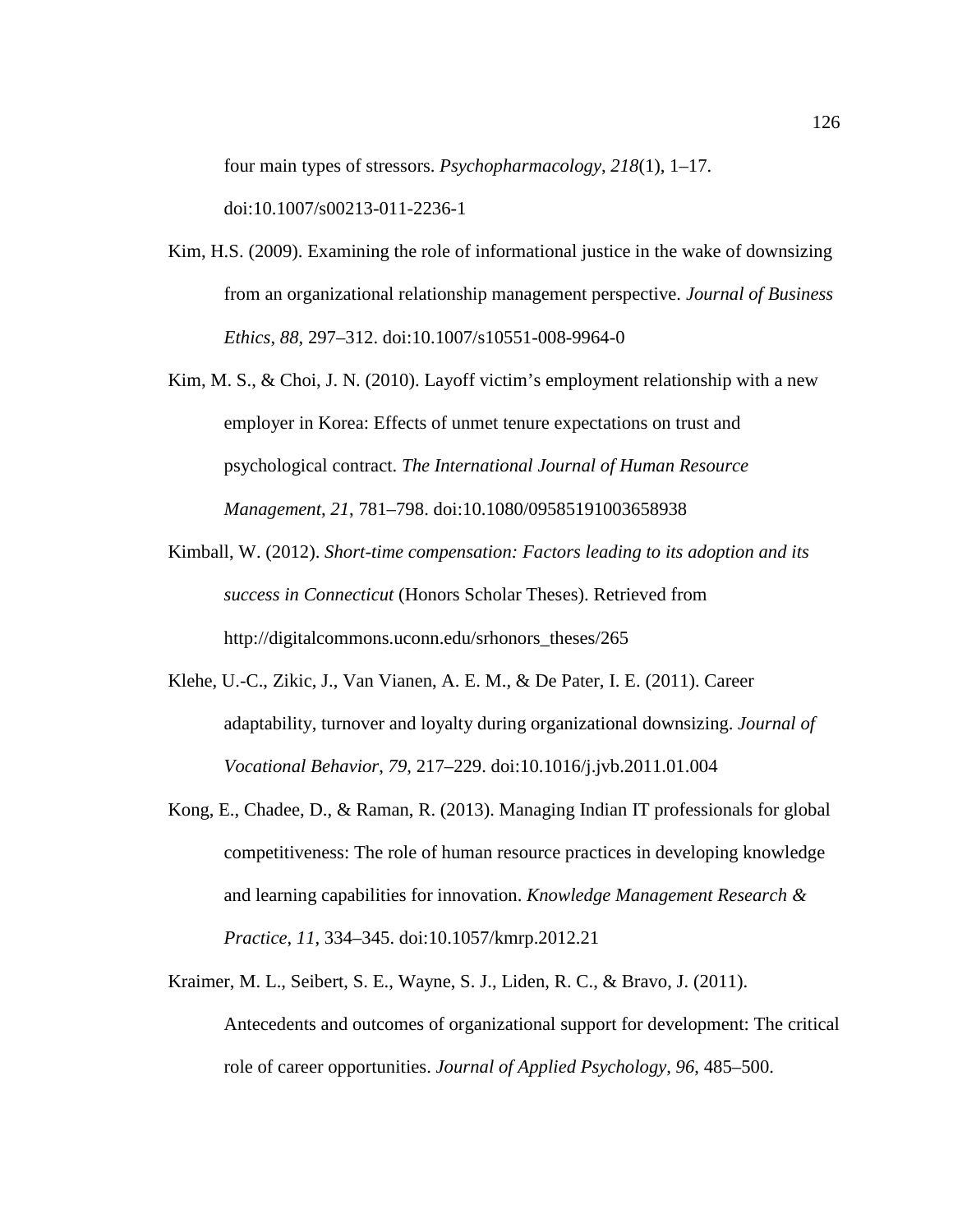four main types of stressors. *Psychopharmacology*, *218*(1), 1–17. doi:10.1007/s00213-011-2236-1

Kim, H.S. (2009). Examining the role of informational justice in the wake of downsizing from an organizational relationship management perspective. *Journal of Business Ethics*, *88*, 297–312. doi:10.1007/s10551-008-9964-0

Kim, M. S., & Choi, J. N. (2010). Layoff victim's employment relationship with a new employer in Korea: Effects of unmet tenure expectations on trust and psychological contract. *The International Journal of Human Resource Management*, *21*, 781–798. doi:10.1080/09585191003658938

Kimball, W. (2012). *Short-time compensation: Factors leading to its adoption and its success in Connecticut* (Honors Scholar Theses). Retrieved from http://digitalcommons.uconn.edu/srhonors_theses/265

Klehe, U.-C., Zikic, J., Van Vianen, A. E. M., & De Pater, I. E. (2011). Career adaptability, turnover and loyalty during organizational downsizing. *Journal of Vocational Behavior*, *79*, 217–229. doi:10.1016/j.jvb.2011.01.004

Kong, E., Chadee, D., & Raman, R. (2013). Managing Indian IT professionals for global competitiveness: The role of human resource practices in developing knowledge and learning capabilities for innovation. *Knowledge Management Research & Practice*, *11*, 334–345. doi:10.1057/kmrp.2012.21

Kraimer, M. L., Seibert, S. E., Wayne, S. J., Liden, R. C., & Bravo, J. (2011). Antecedents and outcomes of organizational support for development: The critical role of career opportunities. *Journal of Applied Psychology*, *96*, 485–500.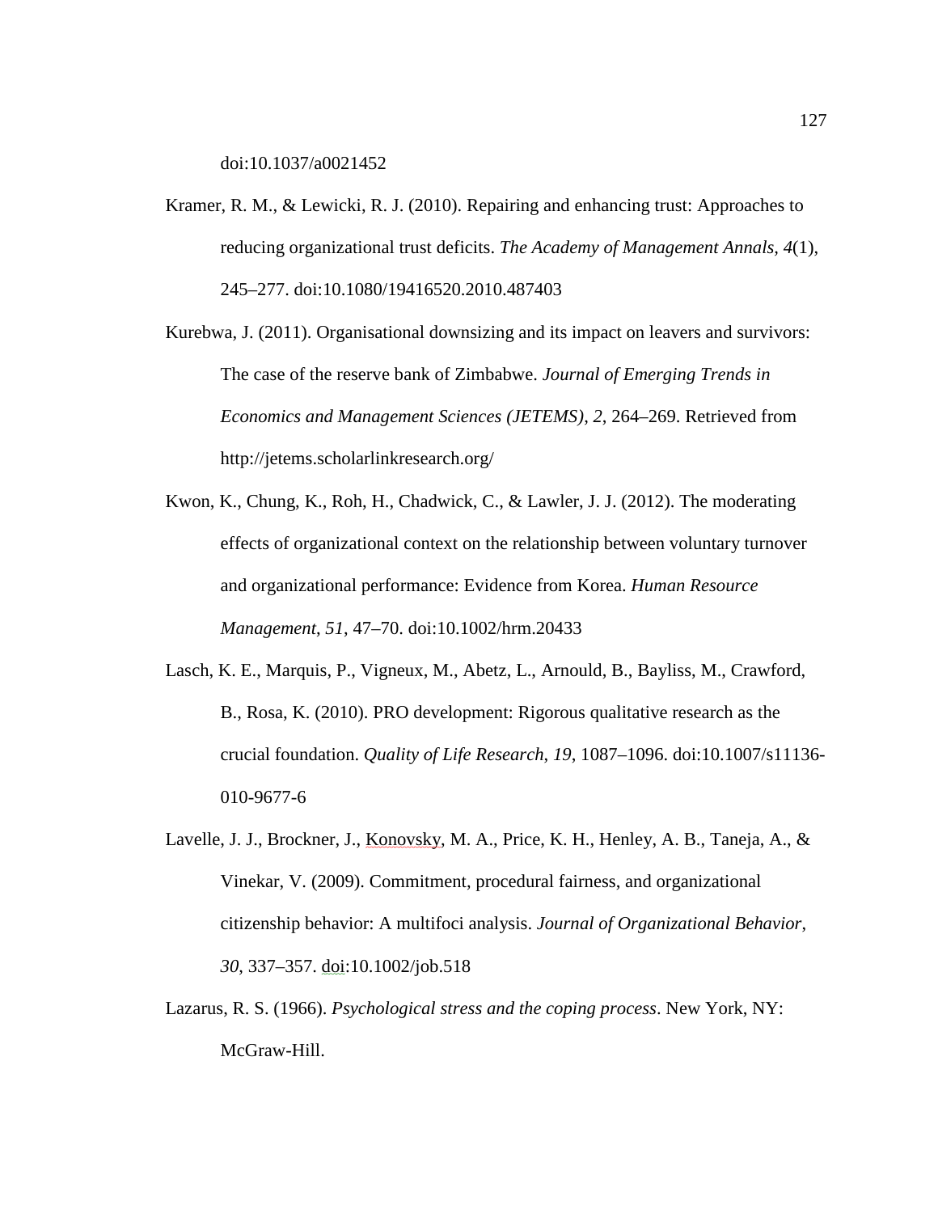doi:10.1037/a0021452

Kramer, R. M., & Lewicki, R. J. (2010). Repairing and enhancing trust: Approaches to reducing organizational trust deficits. *The Academy of Management Annals, 4*(1), 245–277. doi:10.1080/19416520.2010.487403

Kurebwa, J. (2011). Organisational downsizing and its impact on leavers and survivors: The case of the reserve bank of Zimbabwe. *Journal of Emerging Trends in Economics and Management Sciences (JETEMS), 2*, 264–269. Retrieved from http://jetems.scholarlinkresearch.org/

Kwon, K., Chung, K., Roh, H., Chadwick, C., & Lawler, J. J. (2012). The moderating effects of organizational context on the relationship between voluntary turnover and organizational performance: Evidence from Korea. *Human Resource Management*, *51*, 47–70. doi:10.1002/hrm.20433

Lasch, K. E., Marquis, P., Vigneux, M., Abetz, L., Arnould, B., Bayliss, M., Crawford, B., Rosa, K. (2010). PRO development: Rigorous qualitative research as the crucial foundation. *Quality of Life Research*, *19*, 1087–1096. doi:10.1007/s11136-010-9677-6

Lavelle, J. J., Brockner, J., Konovsky, M. A., Price, K. H., Henley, A. B., Taneja, A., & Vinekar, V. (2009). Commitment, procedural fairness, and organizational citizenship behavior: A multifoci analysis. *Journal of Organizational Behavior*, *30*, 337–357. doi:10.1002/job.518

Lazarus, R. S. (1966). *Psychological stress and the coping process*. New York, NY: McGraw-Hill.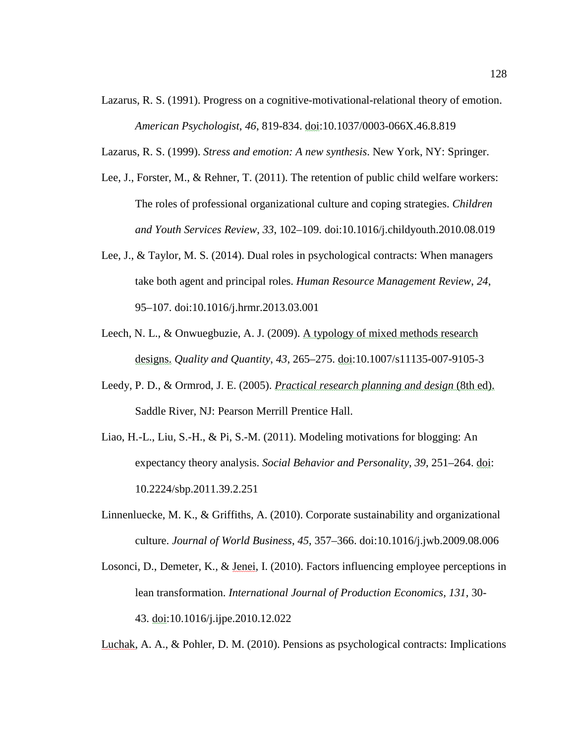Lazarus, R. S. (1991). Progress on a cognitive-motivational-relational theory of emotion. *American Psychologist*, *46*, 819-834. doi:10.1037/0003-066X.46.8.819

Lazarus, R. S. (1999). *Stress and emotion: A new synthesis*. New York, NY: Springer.

Lee, J., Forster, M., & Rehner, T. (2011). The retention of public child welfare workers: The roles of professional organizational culture and coping strategies. *Children and Youth Services Review*, *33*, 102–109. doi:10.1016/j.childyouth.2010.08.019

Lee, J., & Taylor, M. S. (2014). Dual roles in psychological contracts: When managers take both agent and principal roles. *Human Resource Management Review*, *24*, 95–107. doi:10.1016/j.hrmr.2013.03.001

Leech, N. L., & Onwuegbuzie, A. J. (2009). A typology of mixed methods research designs. *Quality and Quantity*, *43*, 265–275. doi:10.1007/s11135-007-9105-3

Leedy, P. D., & Ormrod, J. E. (2005). *Practical research planning and design* (8th ed). Saddle River, NJ: Pearson Merrill Prentice Hall.

Liao, H.-L., Liu, S.-H., & Pi, S.-M. (2011). Modeling motivations for blogging: An expectancy theory analysis. *Social Behavior and Personality*, *39*, 251–264. doi: 10.2224/sbp.2011.39.2.251

Linnenluecke, M. K., & Griffiths, A. (2010). Corporate sustainability and organizational culture. *Journal of World Business*, *45*, 357–366. doi:10.1016/j.jwb.2009.08.006

Losonci, D., Demeter, K., & Jenei, I. (2010). Factors influencing employee perceptions in lean transformation. *International Journal of Production Economics*, *131*, 30-43. doi:10.1016/j.ijpe.2010.12.022

Luchak, A. A., & Pohler, D. M. (2010). Pensions as psychological contracts: Implications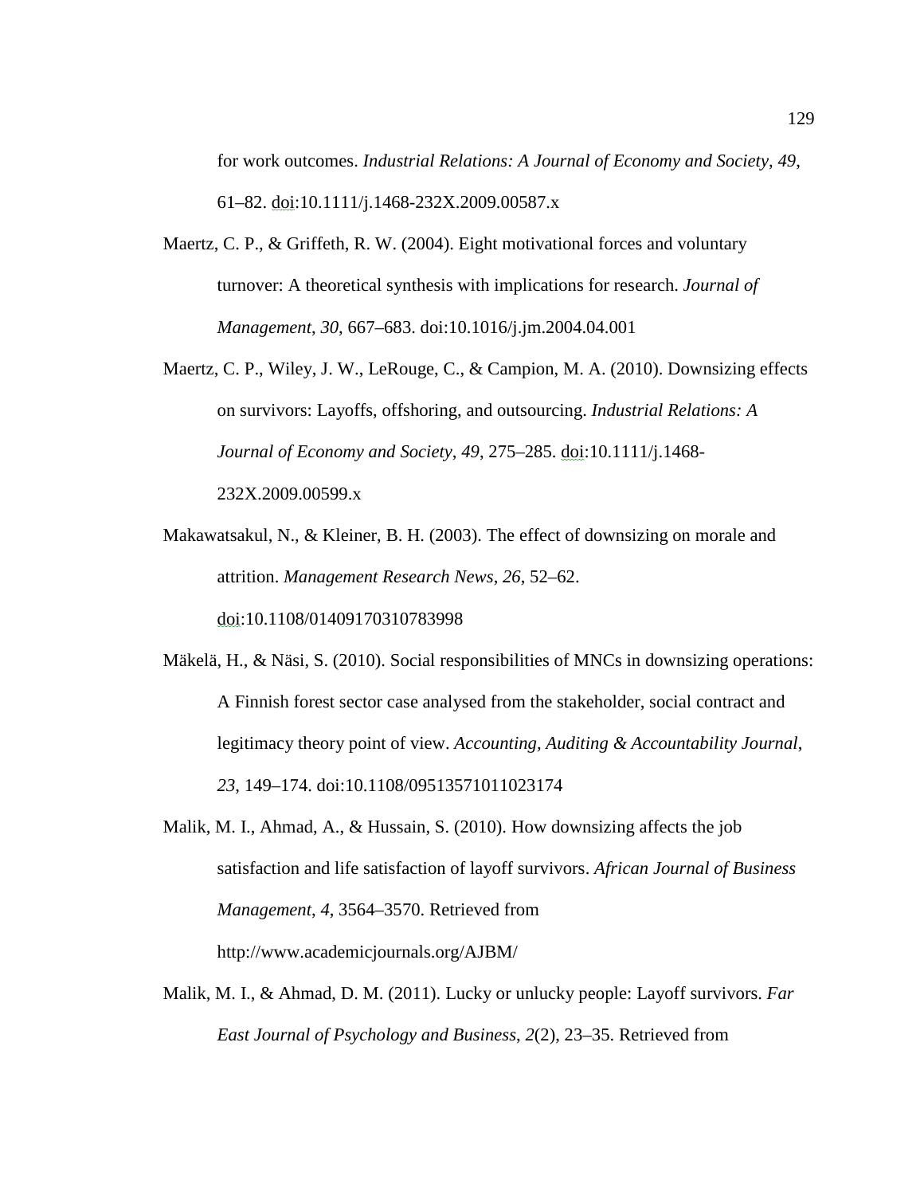for work outcomes. *Industrial Relations: A Journal of Economy and Society*, *49*, 61–82. doi:10.1111/j.1468-232X.2009.00587.x

Maertz, C. P., & Griffeth, R. W. (2004). Eight motivational forces and voluntary turnover: A theoretical synthesis with implications for research. *Journal of Management*, *30*, 667–683. doi:10.1016/j.jm.2004.04.001

Maertz, C. P., Wiley, J. W., LeRouge, C., & Campion, M. A. (2010). Downsizing effects on survivors: Layoffs, offshoring, and outsourcing. *Industrial Relations: A Journal of Economy and Society*, *49*, 275–285. doi:10.1111/j.1468-232X.2009.00599.x

Makawatsakul, N., & Kleiner, B. H. (2003). The effect of downsizing on morale and attrition. *Management Research News*, *26*, 52–62. doi:10.1108/01409170310783998

Mäkelä, H., & Näsi, S. (2010). Social responsibilities of MNCs in downsizing operations: A Finnish forest sector case analysed from the stakeholder, social contract and legitimacy theory point of view. *Accounting, Auditing & Accountability Journal*, *23*, 149–174. doi:10.1108/09513571011023174

Malik, M. I., Ahmad, A., & Hussain, S. (2010). How downsizing affects the job satisfaction and life satisfaction of layoff survivors. *African Journal of Business Management*, *4*, 3564–3570. Retrieved from http://www.academicjournals.org/AJBM/

Malik, M. I., & Ahmad, D. M. (2011). Lucky or unlucky people: Layoff survivors. *Far East Journal of Psychology and Business*, *2*(2), 23–35. Retrieved from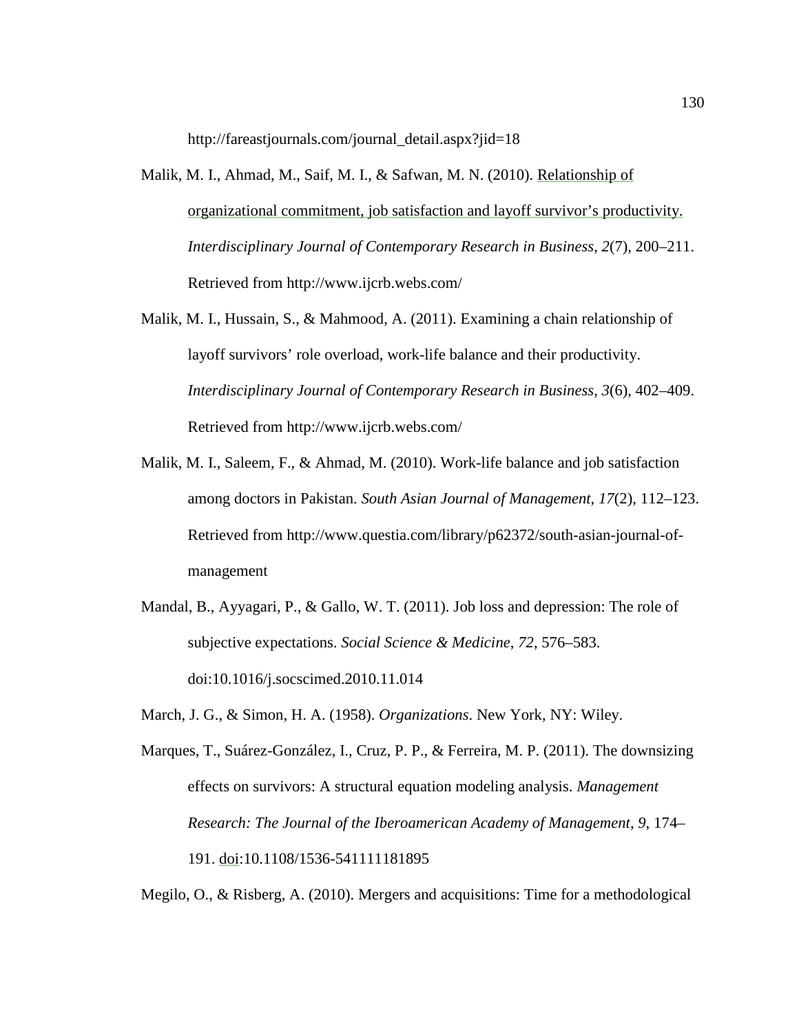http://fareastjournals.com/journal_detail.aspx?jid=18

Malik, M. I., Ahmad, M., Saif, M. I., & Safwan, M. N. (2010). Relationship of organizational commitment, job satisfaction and layoff survivor's productivity. *Interdisciplinary Journal of Contemporary Research in Business*, *2*(7), 200–211. Retrieved from http://www.ijcrb.webs.com/

Malik, M. I., Hussain, S., & Mahmood, A. (2011). Examining a chain relationship of layoff survivors' role overload, work-life balance and their productivity. *Interdisciplinary Journal of Contemporary Research in Business*, *3*(6), 402–409. Retrieved from http://www.ijcrb.webs.com/

Malik, M. I., Saleem, F., & Ahmad, M. (2010). Work-life balance and job satisfaction among doctors in Pakistan. *South Asian Journal of Management*, *17*(2), 112–123. Retrieved from http://www.questia.com/library/p62372/south-asian-journal-of-management

Mandal, B., Ayyagari, P., & Gallo, W. T. (2011). Job loss and depression: The role of subjective expectations. *Social Science & Medicine*, *72*, 576–583. doi:10.1016/j.socscimed.2010.11.014

March, J. G., & Simon, H. A. (1958). *Organizations*. New York, NY: Wiley.

Marques, T., Suárez-González, I., Cruz, P. P., & Ferreira, M. P. (2011). The downsizing effects on survivors: A structural equation modeling analysis. *Management Research: The Journal of the Iberoamerican Academy of Management*, *9*, 174–191. doi:10.1108/1536-541111181895

Megilo, O., & Risberg, A. (2010). Mergers and acquisitions: Time for a methodological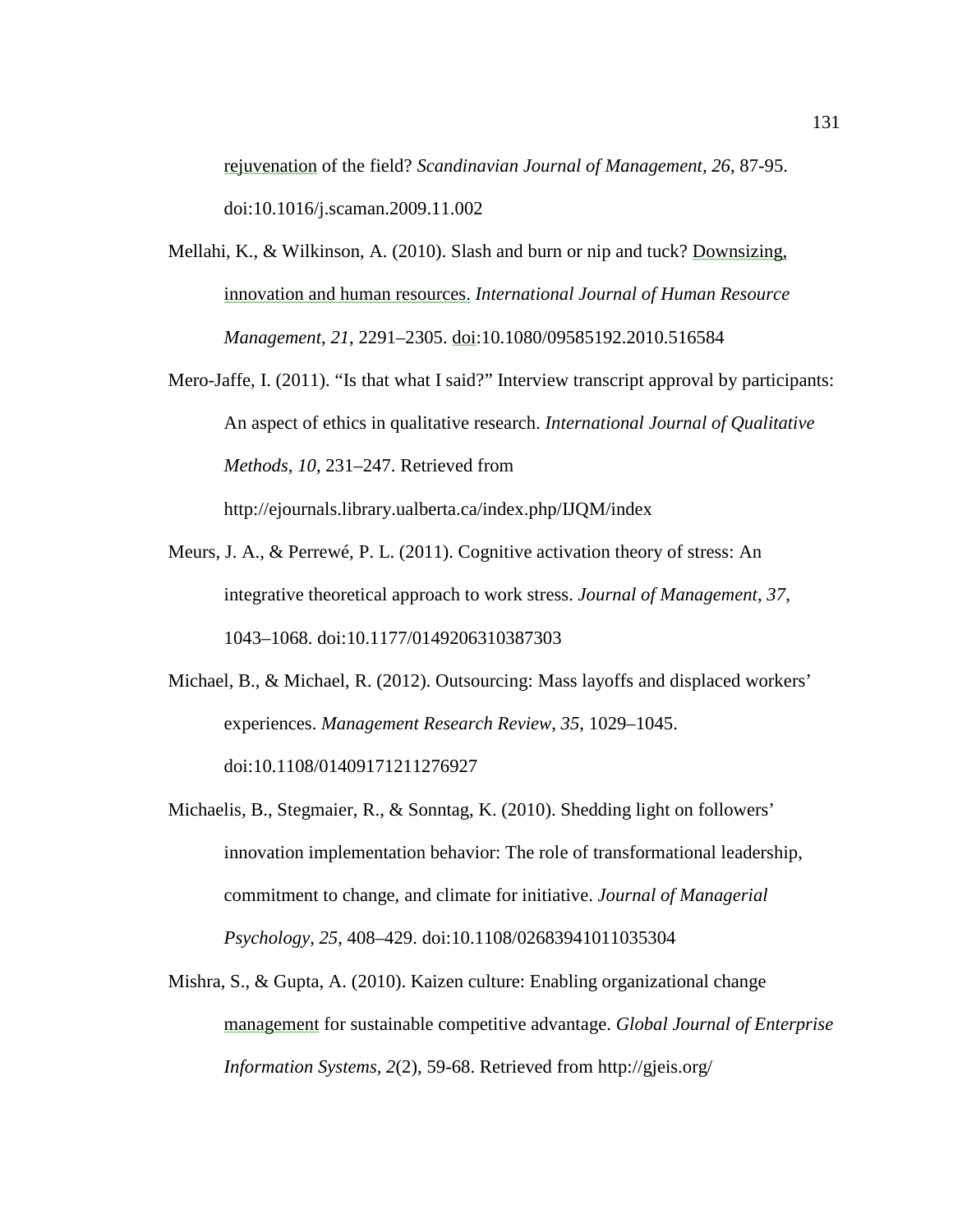rejuvenation of the field? *Scandinavian Journal of Management, 26*, 87-95. doi:10.1016/j.scaman.2009.11.002

Mellahi, K., & Wilkinson, A. (2010). Slash and burn or nip and tuck? Downsizing, innovation and human resources. *International Journal of Human Resource Management*, *21*, 2291–2305. doi:10.1080/09585192.2010.516584

Mero-Jaffe, I. (2011). "Is that what I said?" Interview transcript approval by participants: An aspect of ethics in qualitative research. *International Journal of Qualitative Methods*, *10*, 231–247. Retrieved from http://ejournals.library.ualberta.ca/index.php/IJQM/index

Meurs, J. A., & Perrewé, P. L. (2011). Cognitive activation theory of stress: An integrative theoretical approach to work stress. *Journal of Management*, *37*, 1043–1068. doi:10.1177/0149206310387303

Michael, B., & Michael, R. (2012). Outsourcing: Mass layoffs and displaced workers' experiences. *Management Research Review*, *35*, 1029–1045. doi:10.1108/01409171211276927

Michaelis, B., Stegmaier, R., & Sonntag, K. (2010). Shedding light on followers' innovation implementation behavior: The role of transformational leadership, commitment to change, and climate for initiative. *Journal of Managerial Psychology*, *25*, 408–429. doi:10.1108/02683941011035304

Mishra, S., & Gupta, A. (2010). Kaizen culture: Enabling organizational change management for sustainable competitive advantage. *Global Journal of Enterprise Information Systems, 2*(2), 59-68. Retrieved from http://gjeis.org/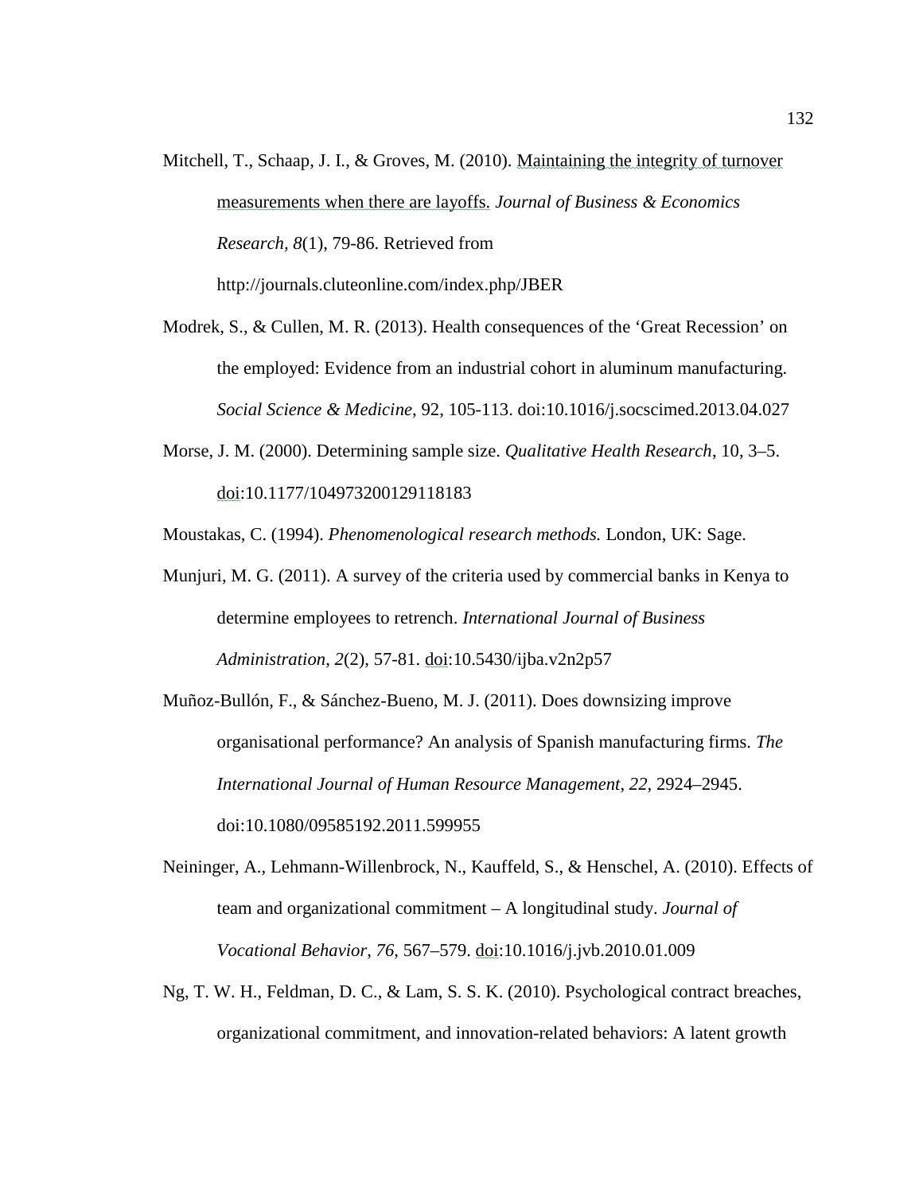Mitchell, T., Schaap, J. I., & Groves, M. (2010). Maintaining the integrity of turnover measurements when there are layoffs. *Journal of Business & Economics Research, 8*(1), 79-86. Retrieved from http://journals.cluteonline.com/index.php/JBER

Modrek, S., & Cullen, M. R. (2013). Health consequences of the 'Great Recession' on the employed: Evidence from an industrial cohort in aluminum manufacturing. *Social Science & Medicine*, 92, 105-113. doi:10.1016/j.socscimed.2013.04.027

Morse, J. M. (2000). Determining sample size. *Qualitative Health Research*, 10, 3–5. doi:10.1177/104973200129118183

Moustakas, C. (1994). *Phenomenological research methods.* London, UK: Sage.

Munjuri, M. G. (2011). A survey of the criteria used by commercial banks in Kenya to determine employees to retrench. *International Journal of Business Administration*, *2*(2), 57-81. doi:10.5430/ijba.v2n2p57

Muñoz-Bullón, F., & Sánchez-Bueno, M. J. (2011). Does downsizing improve organisational performance? An analysis of Spanish manufacturing firms. *The International Journal of Human Resource Management*, *22*, 2924–2945. doi:10.1080/09585192.2011.599955

Neininger, A., Lehmann-Willenbrock, N., Kauffeld, S., & Henschel, A. (2010). Effects of team and organizational commitment – A longitudinal study. *Journal of Vocational Behavior*, *76*, 567–579. doi:10.1016/j.jvb.2010.01.009

Ng, T. W. H., Feldman, D. C., & Lam, S. S. K. (2010). Psychological contract breaches, organizational commitment, and innovation-related behaviors: A latent growth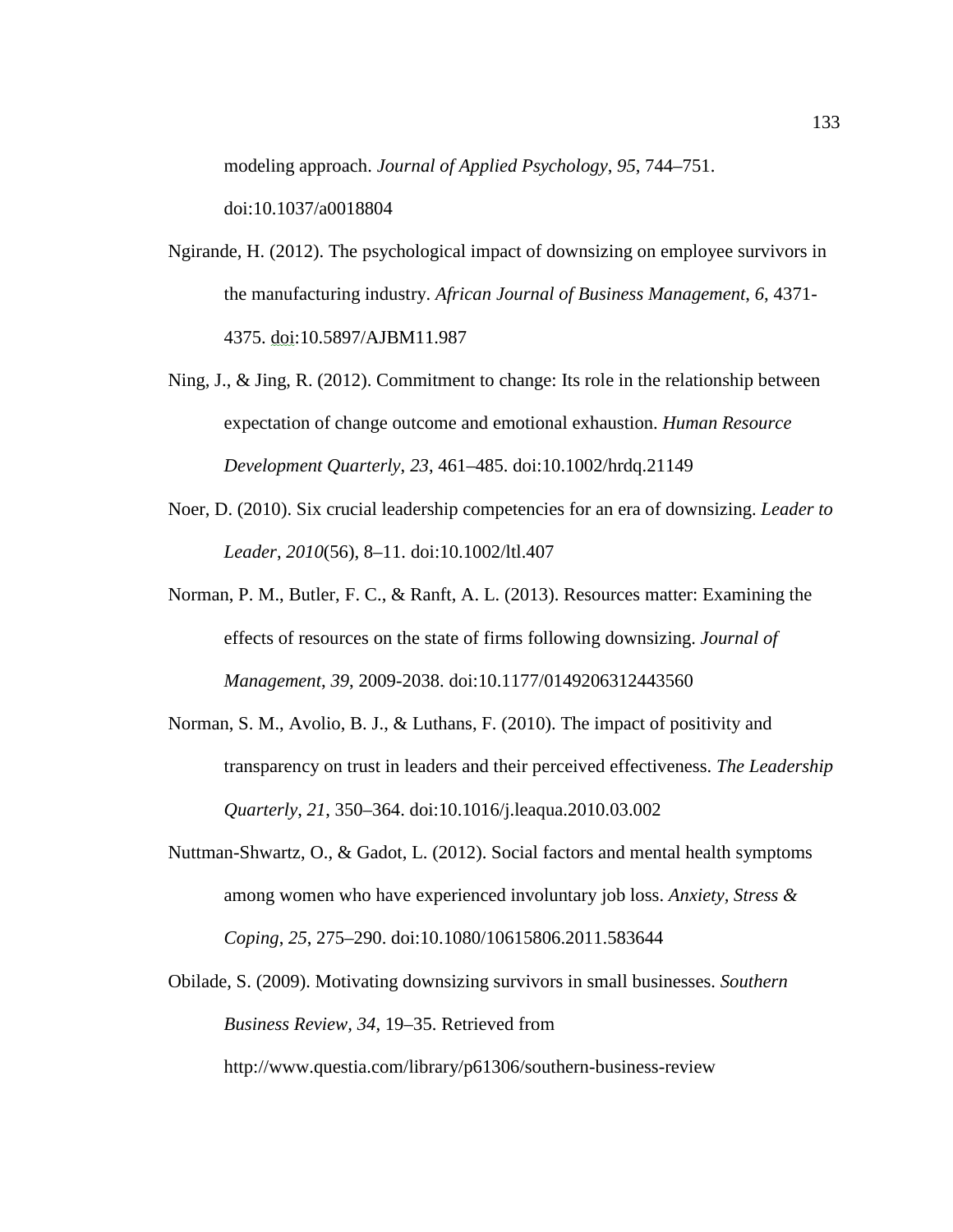modeling approach. *Journal of Applied Psychology*, *95*, 744–751. doi:10.1037/a0018804

Ngirande, H. (2012). The psychological impact of downsizing on employee survivors in the manufacturing industry. *African Journal of Business Management*, *6*, 4371-4375. doi:10.5897/AJBM11.987

Ning, J., & Jing, R. (2012). Commitment to change: Its role in the relationship between expectation of change outcome and emotional exhaustion. *Human Resource Development Quarterly*, *23*, 461–485. doi:10.1002/hrdq.21149

Noer, D. (2010). Six crucial leadership competencies for an era of downsizing. *Leader to Leader*, *2010*(56), 8–11. doi:10.1002/ltl.407

Norman, P. M., Butler, F. C., & Ranft, A. L. (2013). Resources matter: Examining the effects of resources on the state of firms following downsizing. *Journal of Management*, *39*, 2009-2038. doi:10.1177/0149206312443560

Norman, S. M., Avolio, B. J., & Luthans, F. (2010). The impact of positivity and transparency on trust in leaders and their perceived effectiveness. *The Leadership Quarterly*, *21*, 350–364. doi:10.1016/j.leaqua.2010.03.002

Nuttman-Shwartz, O., & Gadot, L. (2012). Social factors and mental health symptoms among women who have experienced involuntary job loss. *Anxiety, Stress & Coping*, *25*, 275–290. doi:10.1080/10615806.2011.583644

Obilade, S. (2009). Motivating downsizing survivors in small businesses. *Southern Business Review, 34*, 19–35. Retrieved from http://www.questia.com/library/p61306/southern-business-review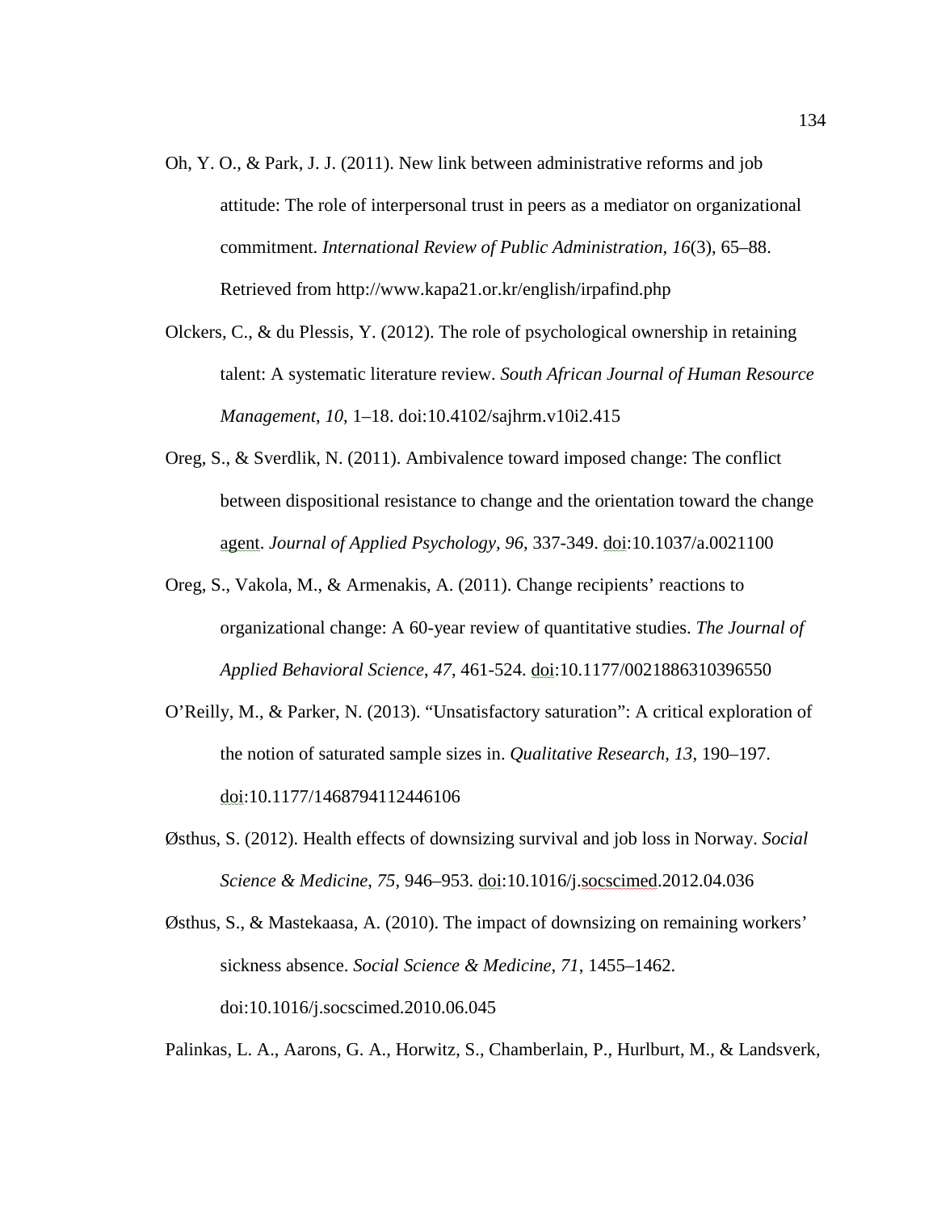Oh, Y. O., & Park, J. J. (2011). New link between administrative reforms and job attitude: The role of interpersonal trust in peers as a mediator on organizational commitment. *International Review of Public Administration*, *16*(3), 65–88. Retrieved from http://www.kapa21.or.kr/english/irpafind.php

Olckers, C., & du Plessis, Y. (2012). The role of psychological ownership in retaining talent: A systematic literature review. *South African Journal of Human Resource Management*, *10*, 1–18. doi:10.4102/sajhrm.v10i2.415

Oreg, S., & Sverdlik, N. (2011). Ambivalence toward imposed change: The conflict between dispositional resistance to change and the orientation toward the change agent. *Journal of Applied Psychology, 96*, 337-349. doi:10.1037/a.0021100

Oreg, S., Vakola, M., & Armenakis, A. (2011). Change recipients' reactions to organizational change: A 60-year review of quantitative studies. *The Journal of Applied Behavioral Science*, *47*, 461-524. doi:10.1177/0021886310396550

O'Reilly, M., & Parker, N. (2013). "Unsatisfactory saturation": A critical exploration of the notion of saturated sample sizes in. *Qualitative Research*, *13*, 190–197. doi:10.1177/1468794112446106

Østhus, S. (2012). Health effects of downsizing survival and job loss in Norway. *Social Science & Medicine*, *75*, 946–953. doi:10.1016/j.socscimed.2012.04.036

Østhus, S., & Mastekaasa, A. (2010). The impact of downsizing on remaining workers' sickness absence. *Social Science & Medicine*, *71*, 1455–1462. doi:10.1016/j.socscimed.2010.06.045

Palinkas, L. A., Aarons, G. A., Horwitz, S., Chamberlain, P., Hurlburt, M., & Landsverk,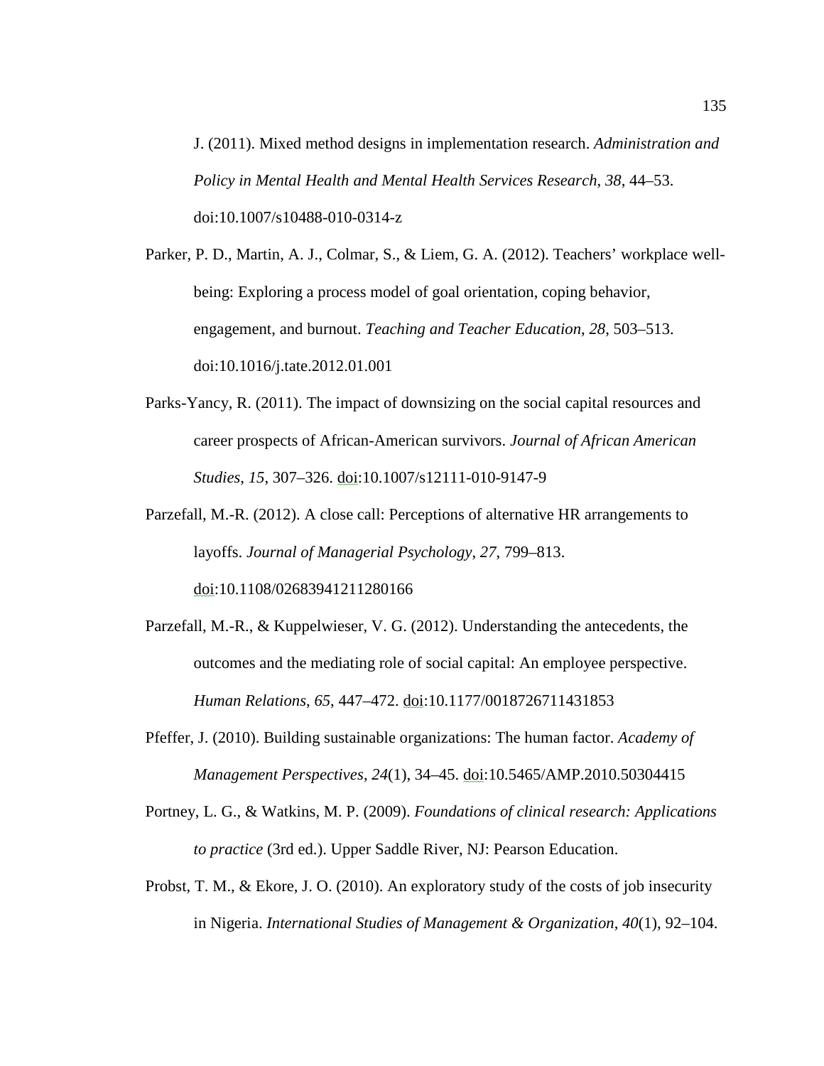J. (2011). Mixed method designs in implementation research. *Administration and Policy in Mental Health and Mental Health Services Research*, *38*, 44–53. doi:10.1007/s10488-010-0314-z

Parker, P. D., Martin, A. J., Colmar, S., & Liem, G. A. (2012). Teachers' workplace well-being: Exploring a process model of goal orientation, coping behavior, engagement, and burnout. *Teaching and Teacher Education*, *28*, 503–513. doi:10.1016/j.tate.2012.01.001

Parks-Yancy, R. (2011). The impact of downsizing on the social capital resources and career prospects of African-American survivors. *Journal of African American Studies*, *15*, 307–326. doi:10.1007/s12111-010-9147-9

Parzefall, M.-R. (2012). A close call: Perceptions of alternative HR arrangements to layoffs. *Journal of Managerial Psychology*, *27*, 799–813. doi:10.1108/02683941211280166

Parzefall, M.-R., & Kuppelwieser, V. G. (2012). Understanding the antecedents, the outcomes and the mediating role of social capital: An employee perspective. *Human Relations*, *65*, 447–472. doi:10.1177/0018726711431853

Pfeffer, J. (2010). Building sustainable organizations: The human factor. *Academy of Management Perspectives*, *24*(1), 34–45. doi:10.5465/AMP.2010.50304415

Portney, L. G., & Watkins, M. P. (2009). *Foundations of clinical research: Applications to practice* (3rd ed.). Upper Saddle River, NJ: Pearson Education.

Probst, T. M., & Ekore, J. O. (2010). An exploratory study of the costs of job insecurity in Nigeria. *International Studies of Management & Organization*, *40*(1), 92–104.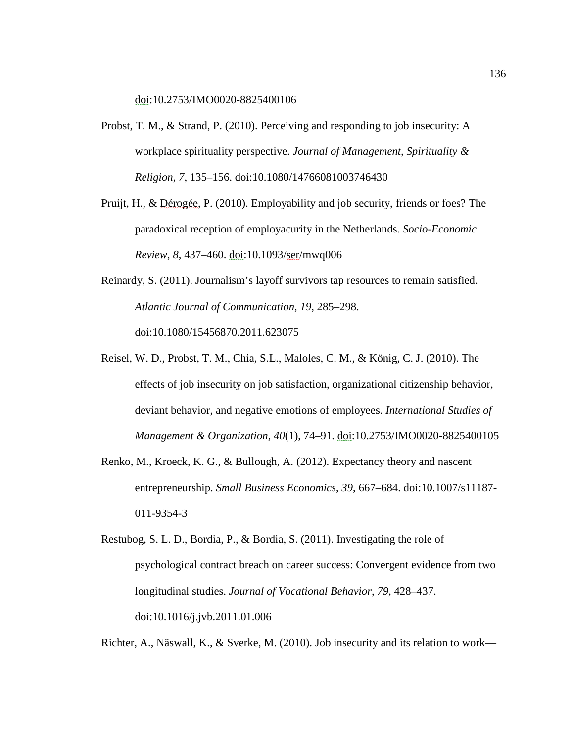doi:10.2753/IMO0020-8825400106

Probst, T. M., & Strand, P. (2010). Perceiving and responding to job insecurity: A workplace spirituality perspective. *Journal of Management, Spirituality & Religion*, *7*, 135–156. doi:10.1080/14766081003746430

Pruijt, H., & Dérogée, P. (2010). Employability and job security, friends or foes? The paradoxical reception of employacurity in the Netherlands. *Socio-Economic Review*, *8*, 437–460. doi:10.1093/ser/mwq006

Reinardy, S. (2011). Journalism's layoff survivors tap resources to remain satisfied. *Atlantic Journal of Communication*, *19*, 285–298. doi:10.1080/15456870.2011.623075

Reisel, W. D., Probst, T. M., Chia, S.L., Maloles, C. M., & König, C. J. (2010). The effects of job insecurity on job satisfaction, organizational citizenship behavior, deviant behavior, and negative emotions of employees. *International Studies of Management & Organization*, *40*(1), 74–91. doi:10.2753/IMO0020-8825400105

Renko, M., Kroeck, K. G., & Bullough, A. (2012). Expectancy theory and nascent entrepreneurship. *Small Business Economics*, *39*, 667–684. doi:10.1007/s11187-011-9354-3

Restubog, S. L. D., Bordia, P., & Bordia, S. (2011). Investigating the role of psychological contract breach on career success: Convergent evidence from two longitudinal studies. *Journal of Vocational Behavior*, *79*, 428–437. doi:10.1016/j.jvb.2011.01.006

Richter, A., Näswall, K., & Sverke, M. (2010). Job insecurity and its relation to work—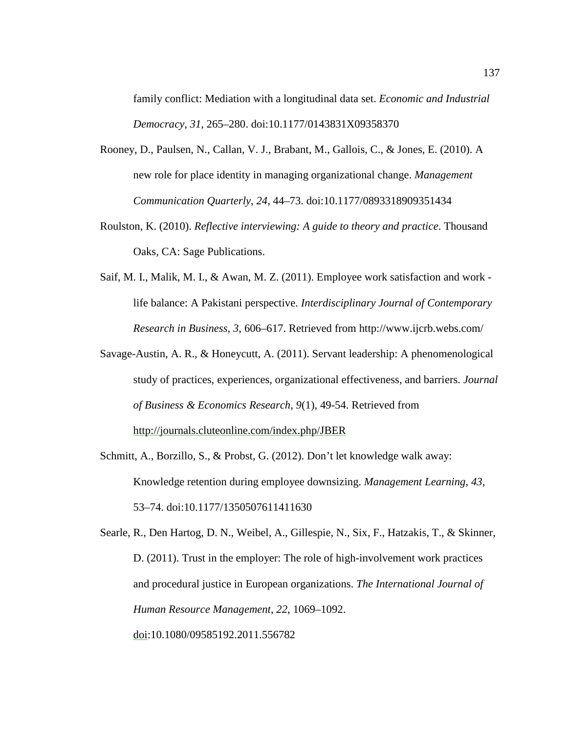family conflict: Mediation with a longitudinal data set. *Economic and Industrial Democracy*, *31*, 265–280. doi:10.1177/0143831X09358370

Rooney, D., Paulsen, N., Callan, V. J., Brabant, M., Gallois, C., & Jones, E. (2010). A new role for place identity in managing organizational change. *Management Communication Quarterly*, *24*, 44–73. doi:10.1177/0893318909351434

Roulston, K. (2010). *Reflective interviewing: A guide to theory and practice*. Thousand Oaks, CA: Sage Publications.

Saif, M. I., Malik, M. I., & Awan, M. Z. (2011). Employee work satisfaction and work - life balance: A Pakistani perspective. *Interdisciplinary Journal of Contemporary Research in Business*, *3*, 606–617. Retrieved from http://www.ijcrb.webs.com/

Savage-Austin, A. R., & Honeycutt, A. (2011). Servant leadership: A phenomenological study of practices, experiences, organizational effectiveness, and barriers. *Journal of Business & Economics Research, 9*(1), 49-54. Retrieved from http://journals.cluteonline.com/index.php/JBER

Schmitt, A., Borzillo, S., & Probst, G. (2012). Don't let knowledge walk away: Knowledge retention during employee downsizing. *Management Learning*, *43*, 53–74. doi:10.1177/1350507611411630

Searle, R., Den Hartog, D. N., Weibel, A., Gillespie, N., Six, F., Hatzakis, T., & Skinner, D. (2011). Trust in the employer: The role of high-involvement work practices and procedural justice in European organizations. *The International Journal of Human Resource Management*, *22*, 1069–1092. doi:10.1080/09585192.2011.556782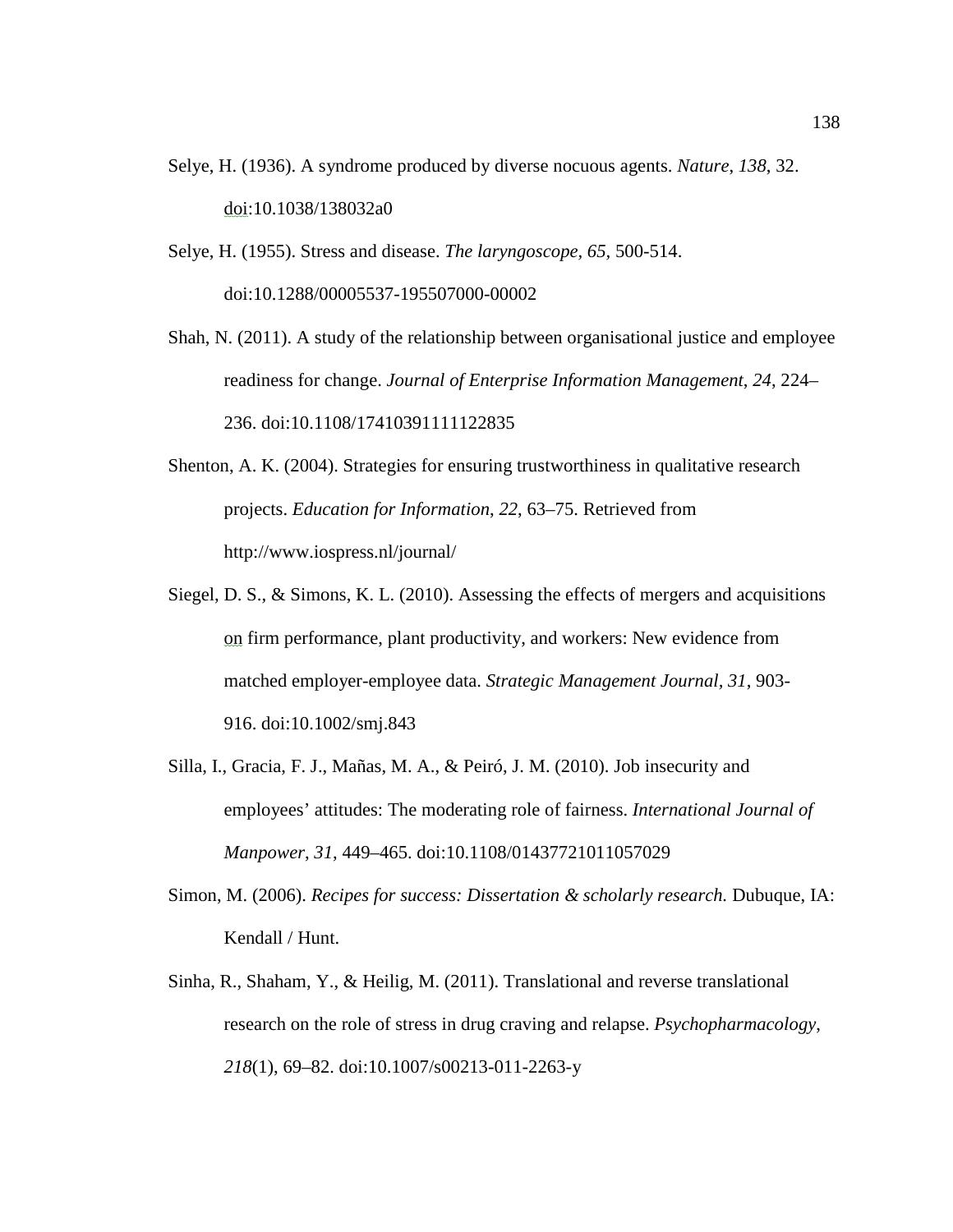Selye, H. (1936). A syndrome produced by diverse nocuous agents. *Nature*, *138*, 32. doi:10.1038/138032a0

Selye, H. (1955). Stress and disease. *The laryngoscope, 65*, 500-514. doi:10.1288/00005537-195507000-00002

Shah, N. (2011). A study of the relationship between organisational justice and employee readiness for change. *Journal of Enterprise Information Management*, *24*, 224–236. doi:10.1108/17410391111122835

Shenton, A. K. (2004). Strategies for ensuring trustworthiness in qualitative research projects. *Education for Information*, *22*, 63–75. Retrieved from http://www.iospress.nl/journal/

Siegel, D. S., & Simons, K. L. (2010). Assessing the effects of mergers and acquisitions on firm performance, plant productivity, and workers: New evidence from matched employer-employee data. *Strategic Management Journal, 31*, 903-916. doi:10.1002/smj.843

Silla, I., Gracia, F. J., Mañas, M. A., & Peiró, J. M. (2010). Job insecurity and employees' attitudes: The moderating role of fairness. *International Journal of Manpower*, *31*, 449–465. doi:10.1108/01437721011057029

Simon, M. (2006). *Recipes for success: Dissertation & scholarly research.* Dubuque, IA: Kendall / Hunt.

Sinha, R., Shaham, Y., & Heilig, M. (2011). Translational and reverse translational research on the role of stress in drug craving and relapse. *Psychopharmacology*, *218*(1), 69–82. doi:10.1007/s00213-011-2263-y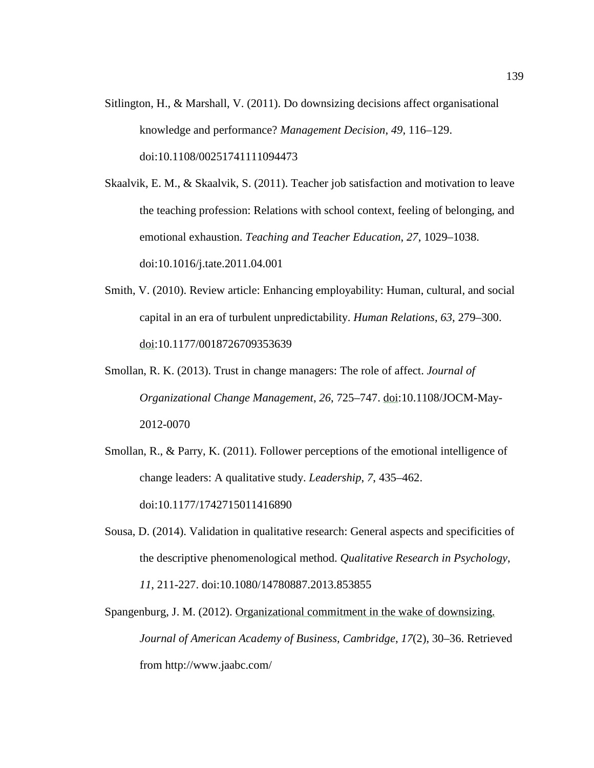Sitlington, H., & Marshall, V. (2011). Do downsizing decisions affect organisational knowledge and performance? *Management Decision*, *49*, 116–129. doi:10.1108/00251741111094473

Skaalvik, E. M., & Skaalvik, S. (2011). Teacher job satisfaction and motivation to leave the teaching profession: Relations with school context, feeling of belonging, and emotional exhaustion. *Teaching and Teacher Education*, *27*, 1029–1038. doi:10.1016/j.tate.2011.04.001

Smith, V. (2010). Review article: Enhancing employability: Human, cultural, and social capital in an era of turbulent unpredictability. *Human Relations*, *63*, 279–300. doi:10.1177/0018726709353639

Smollan, R. K. (2013). Trust in change managers: The role of affect. *Journal of Organizational Change Management*, *26*, 725–747. doi:10.1108/JOCM-May-2012-0070

Smollan, R., & Parry, K. (2011). Follower perceptions of the emotional intelligence of change leaders: A qualitative study. *Leadership*, *7*, 435–462. doi:10.1177/1742715011416890

Sousa, D. (2014). Validation in qualitative research: General aspects and specificities of the descriptive phenomenological method. *Qualitative Research in Psychology*, *11*, 211-227. doi:10.1080/14780887.2013.853855

Spangenburg, J. M. (2012). Organizational commitment in the wake of downsizing. *Journal of American Academy of Business, Cambridge*, *17*(2), 30–36. Retrieved from http://www.jaabc.com/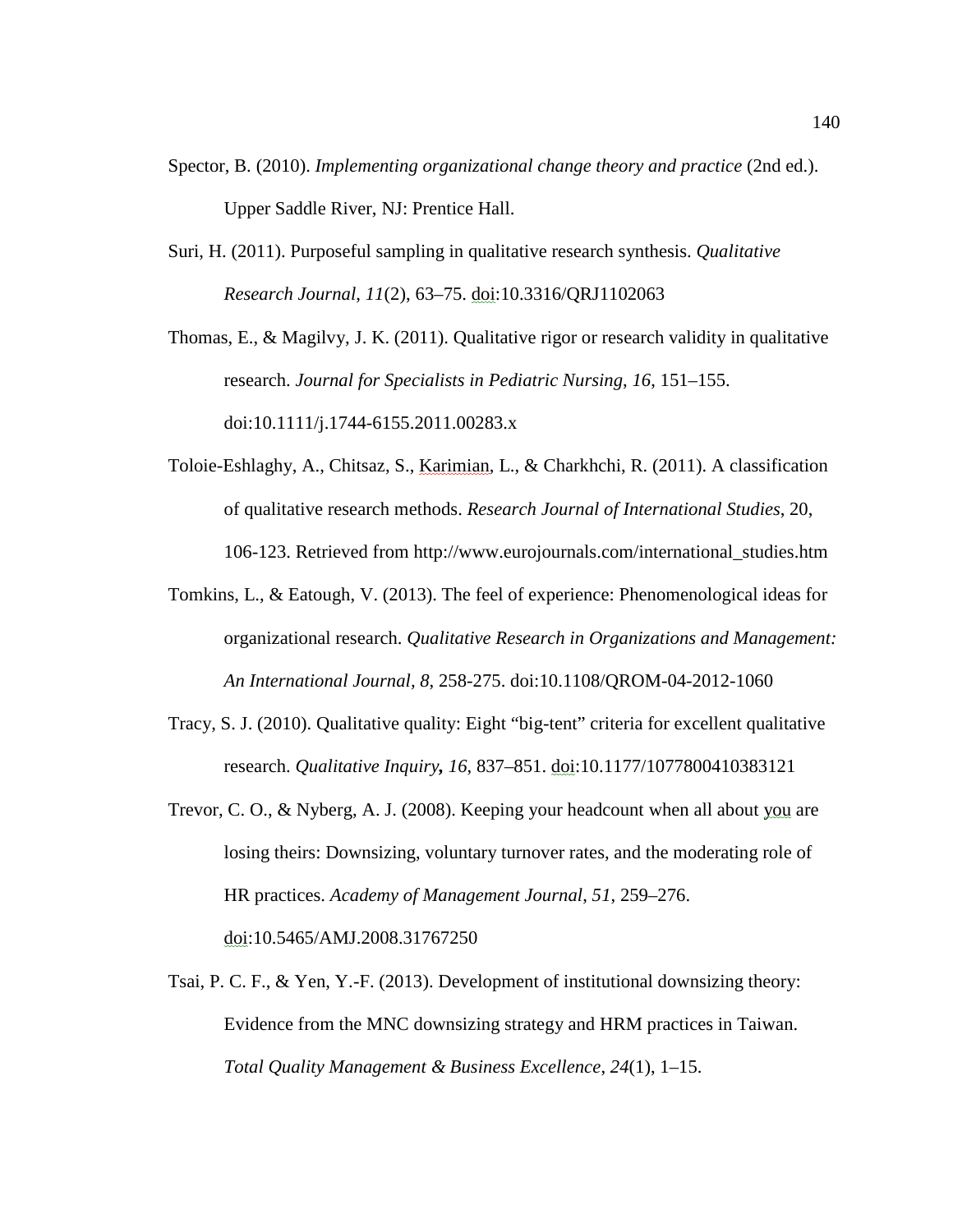Spector, B. (2010). *Implementing organizational change theory and practice* (2nd ed.). Upper Saddle River, NJ: Prentice Hall.

Suri, H. (2011). Purposeful sampling in qualitative research synthesis. *Qualitative Research Journal, 11*(2), 63–75. doi:10.3316/QRJ1102063

Thomas, E., & Magilvy, J. K. (2011). Qualitative rigor or research validity in qualitative research. *Journal for Specialists in Pediatric Nursing*, *16*, 151–155. doi:10.1111/j.1744-6155.2011.00283.x

Toloie-Eshlaghy, A., Chitsaz, S., Karimian, L., & Charkhchi, R. (2011). A classification of qualitative research methods. *Research Journal of International Studies,* 20, 106-123. Retrieved from http://www.eurojournals.com/international_studies.htm

Tomkins, L., & Eatough, V. (2013). The feel of experience: Phenomenological ideas for organizational research. *Qualitative Research in Organizations and Management: An International Journal, 8*, 258-275. doi:10.1108/QROM-04-2012-1060

Tracy, S. J. (2010). Qualitative quality: Eight "big-tent" criteria for excellent qualitative research. *Qualitative Inquiry***,** *16*, 837–851. doi:10.1177/1077800410383121

Trevor, C. O., & Nyberg, A. J. (2008). Keeping your headcount when all about you are losing theirs: Downsizing, voluntary turnover rates, and the moderating role of HR practices. *Academy of Management Journal*, *51*, 259–276. doi:10.5465/AMJ.2008.31767250

Tsai, P. C. F., & Yen, Y.-F. (2013). Development of institutional downsizing theory: Evidence from the MNC downsizing strategy and HRM practices in Taiwan. *Total Quality Management & Business Excellence*, *24*(1), 1–15.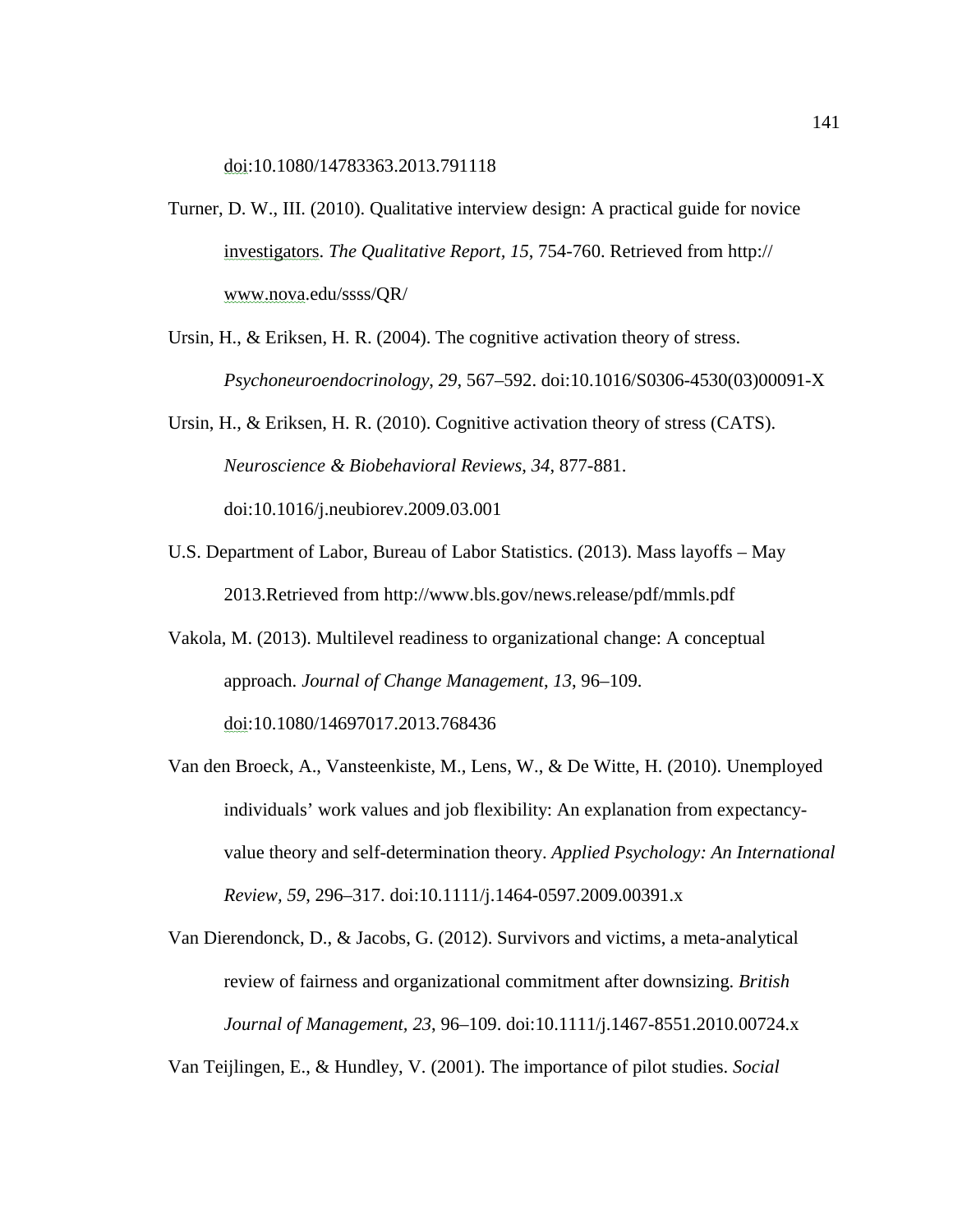doi:10.1080/14783363.2013.791118

Turner, D. W., III. (2010). Qualitative interview design: A practical guide for novice investigators. *The Qualitative Report, 15*, 754-760. Retrieved from http:// www.nova.edu/ssss/QR/

Ursin, H., & Eriksen, H. R. (2004). The cognitive activation theory of stress. *Psychoneuroendocrinology*, *29*, 567–592. doi:10.1016/S0306-4530(03)00091-X

Ursin, H., & Eriksen, H. R. (2010). Cognitive activation theory of stress (CATS). *Neuroscience & Biobehavioral Reviews*, *34*, 877-881. doi:10.1016/j.neubiorev.2009.03.001

U.S. Department of Labor, Bureau of Labor Statistics. (2013). Mass layoffs – May 2013.Retrieved from http://www.bls.gov/news.release/pdf/mmls.pdf

Vakola, M. (2013). Multilevel readiness to organizational change: A conceptual approach. *Journal of Change Management*, *13*, 96–109. doi:10.1080/14697017.2013.768436

Van den Broeck, A., Vansteenkiste, M., Lens, W., & De Witte, H. (2010). Unemployed individuals' work values and job flexibility: An explanation from expectancy-value theory and self-determination theory. *Applied Psychology: An International Review*, *59*, 296–317. doi:10.1111/j.1464-0597.2009.00391.x

Van Dierendonck, D., & Jacobs, G. (2012). Survivors and victims, a meta-analytical review of fairness and organizational commitment after downsizing. *British Journal of Management*, *23*, 96–109. doi:10.1111/j.1467-8551.2010.00724.x

Van Teijlingen, E., & Hundley, V. (2001). The importance of pilot studies. *Social*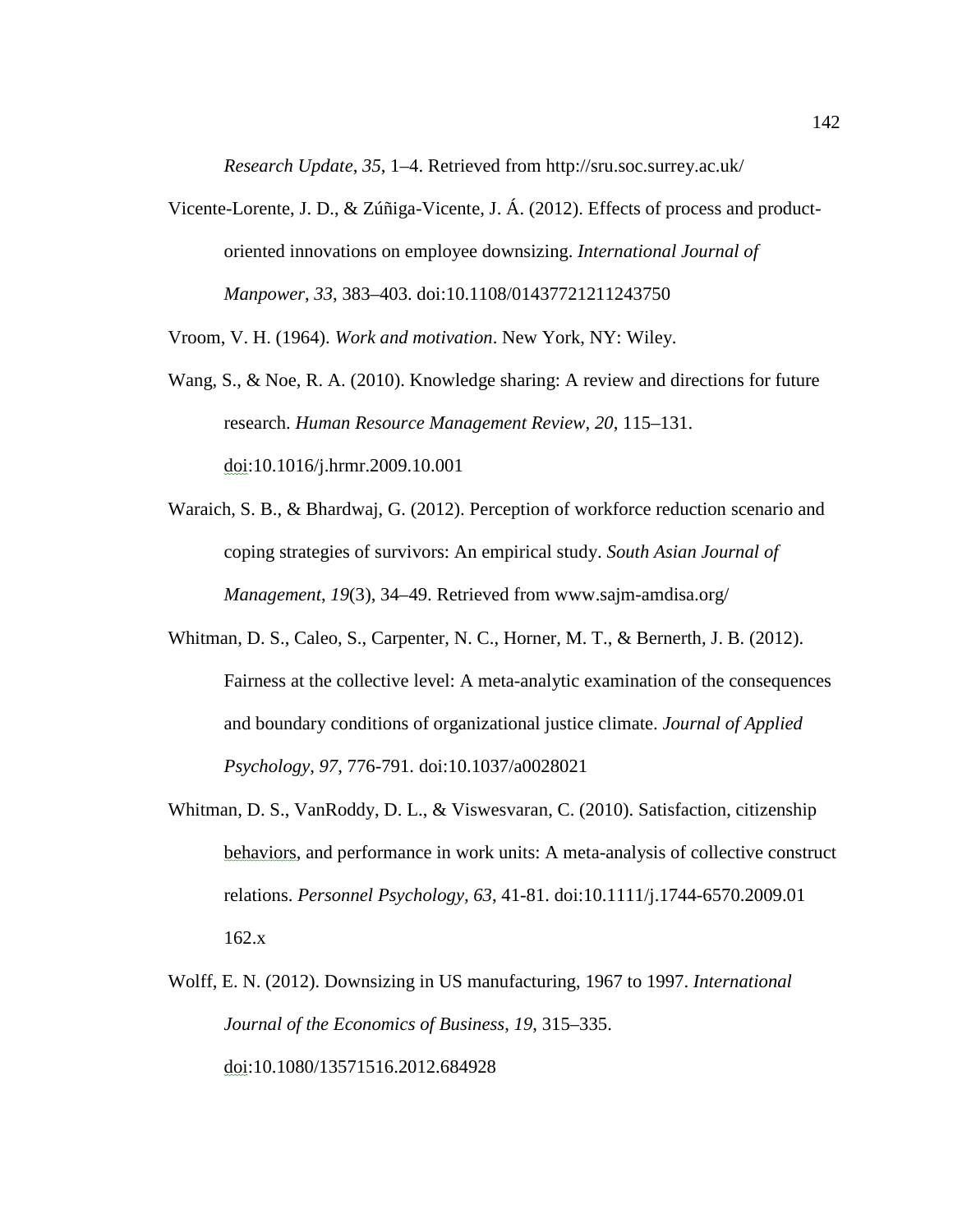*Research Update*, *35*, 1–4. Retrieved from http://sru.soc.surrey.ac.uk/

Vicente-Lorente, J. D., & Zúñiga-Vicente, J. Á. (2012). Effects of process and product-oriented innovations on employee downsizing. *International Journal of Manpower*, *33*, 383–403. doi:10.1108/01437721211243750

Vroom, V. H. (1964). *Work and motivation*. New York, NY: Wiley.

Wang, S., & Noe, R. A. (2010). Knowledge sharing: A review and directions for future research. *Human Resource Management Review*, *20*, 115–131. doi:10.1016/j.hrmr.2009.10.001

Waraich, S. B., & Bhardwaj, G. (2012). Perception of workforce reduction scenario and coping strategies of survivors: An empirical study. *South Asian Journal of Management*, *19*(3), 34–49. Retrieved from www.sajm-amdisa.org/

Whitman, D. S., Caleo, S., Carpenter, N. C., Horner, M. T., & Bernerth, J. B. (2012). Fairness at the collective level: A meta-analytic examination of the consequences and boundary conditions of organizational justice climate. *Journal of Applied Psychology*, *97*, 776-791. doi:10.1037/a0028021

Whitman, D. S., VanRoddy, D. L., & Viswesvaran, C. (2010). Satisfaction, citizenship behaviors, and performance in work units: A meta-analysis of collective construct relations. *Personnel Psychology, 63*, 41-81. doi:10.1111/j.1744-6570.2009.01 162.x

Wolff, E. N. (2012). Downsizing in US manufacturing, 1967 to 1997. *International Journal of the Economics of Business*, *19*, 315–335. doi:10.1080/13571516.2012.684928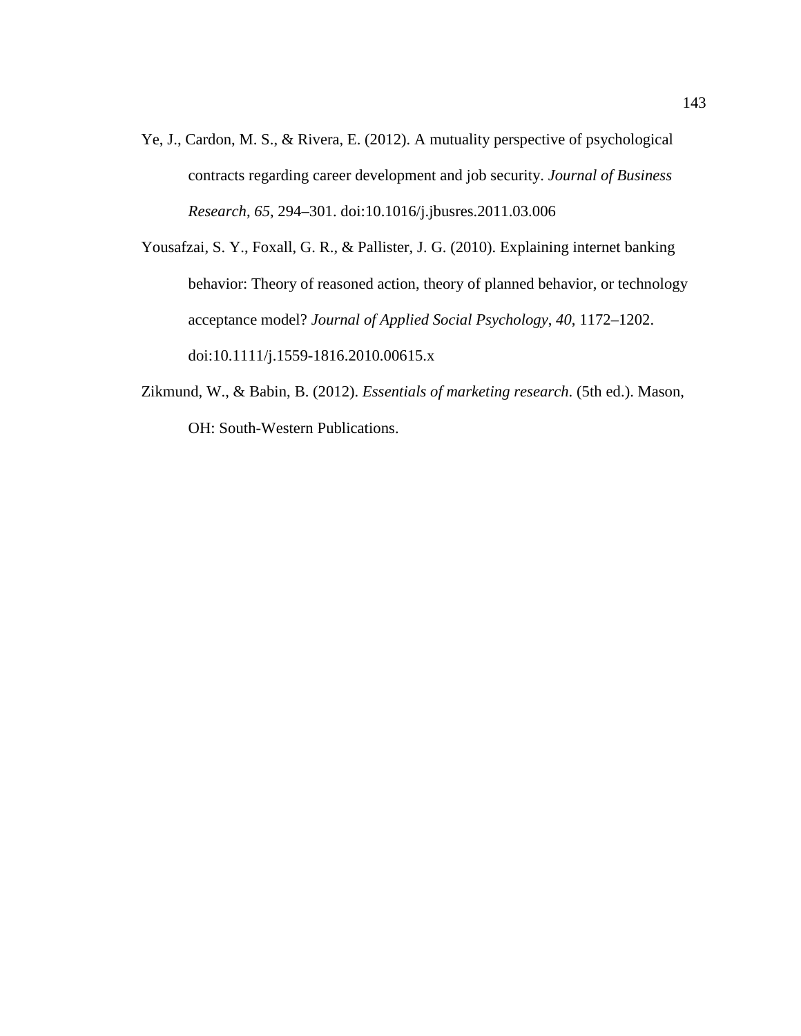Ye, J., Cardon, M. S., & Rivera, E. (2012). A mutuality perspective of psychological contracts regarding career development and job security. *Journal of Business Research*, *65*, 294–301. doi:10.1016/j.jbusres.2011.03.006

Yousafzai, S. Y., Foxall, G. R., & Pallister, J. G. (2010). Explaining internet banking behavior: Theory of reasoned action, theory of planned behavior, or technology acceptance model? *Journal of Applied Social Psychology*, *40*, 1172–1202. doi:10.1111/j.1559-1816.2010.00615.x

Zikmund, W., & Babin, B. (2012). *Essentials of marketing research*. (5th ed.). Mason, OH: South-Western Publications.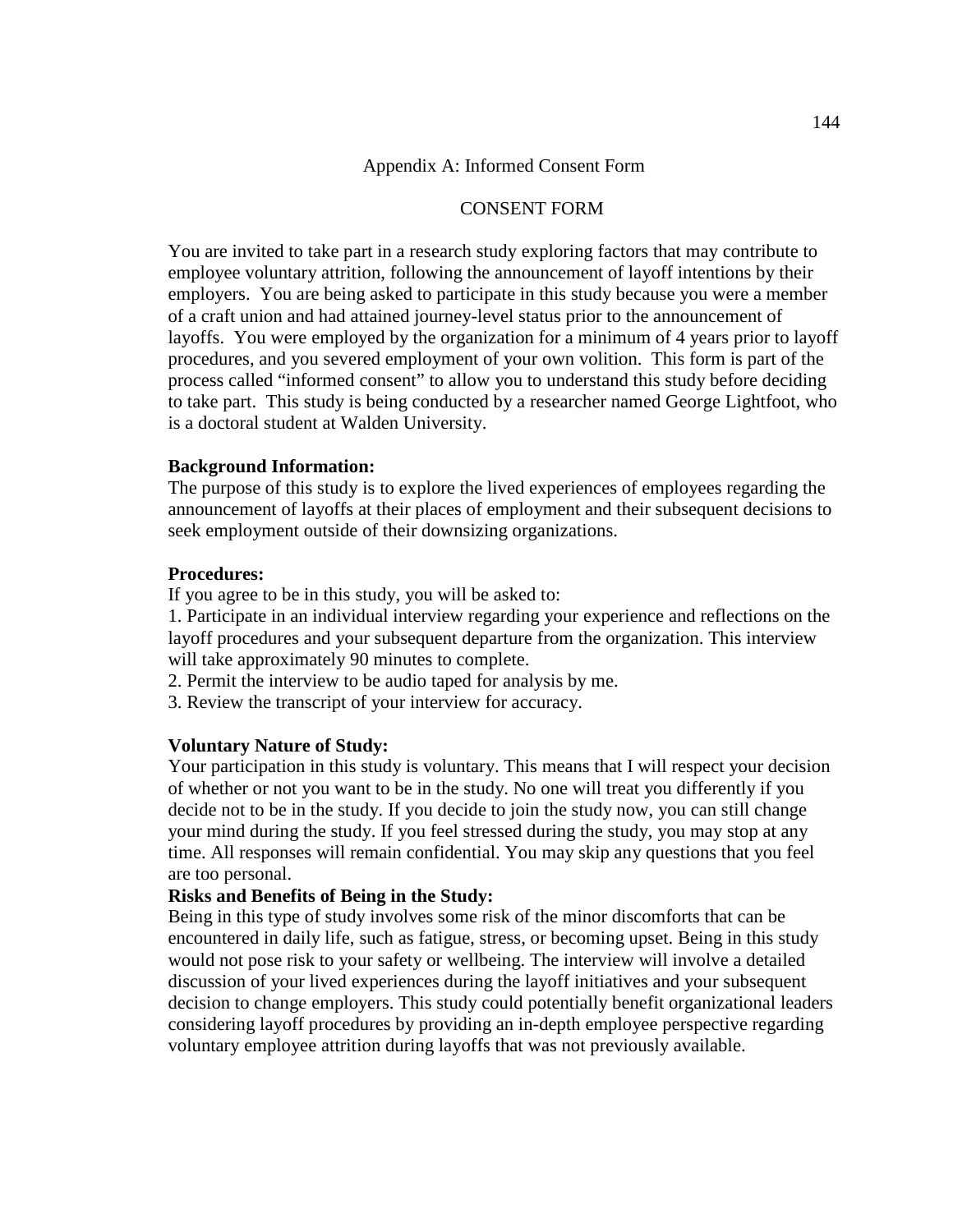# Appendix A: Informed Consent Form

## CONSENT FORM

You are invited to take part in a research study exploring factors that may contribute to employee voluntary attrition, following the announcement of layoff intentions by their employers. You are being asked to participate in this study because you were a member of a craft union and had attained journey-level status prior to the announcement of layoffs. You were employed by the organization for a minimum of 4 years prior to layoff procedures, and you severed employment of your own volition. This form is part of the process called "informed consent" to allow you to understand this study before deciding to take part. This study is being conducted by a researcher named George Lightfoot, who is a doctoral student at Walden University.

**Background Information:**
The purpose of this study is to explore the lived experiences of employees regarding the announcement of layoffs at their places of employment and their subsequent decisions to seek employment outside of their downsizing organizations.

**Procedures:**
If you agree to be in this study, you will be asked to:
1. Participate in an individual interview regarding your experience and reflections on the layoff procedures and your subsequent departure from the organization. This interview will take approximately 90 minutes to complete.
2. Permit the interview to be audio taped for analysis by me.
3. Review the transcript of your interview for accuracy.

**Voluntary Nature of Study:**
Your participation in this study is voluntary. This means that I will respect your decision of whether or not you want to be in the study. No one will treat you differently if you decide not to be in the study. If you decide to join the study now, you can still change your mind during the study. If you feel stressed during the study, you may stop at any time. All responses will remain confidential. You may skip any questions that you feel are too personal.

**Risks and Benefits of Being in the Study:**
Being in this type of study involves some risk of the minor discomforts that can be encountered in daily life, such as fatigue, stress, or becoming upset. Being in this study would not pose risk to your safety or wellbeing. The interview will involve a detailed discussion of your lived experiences during the layoff initiatives and your subsequent decision to change employers. This study could potentially benefit organizational leaders considering layoff procedures by providing an in-depth employee perspective regarding voluntary employee attrition during layoffs that was not previously available.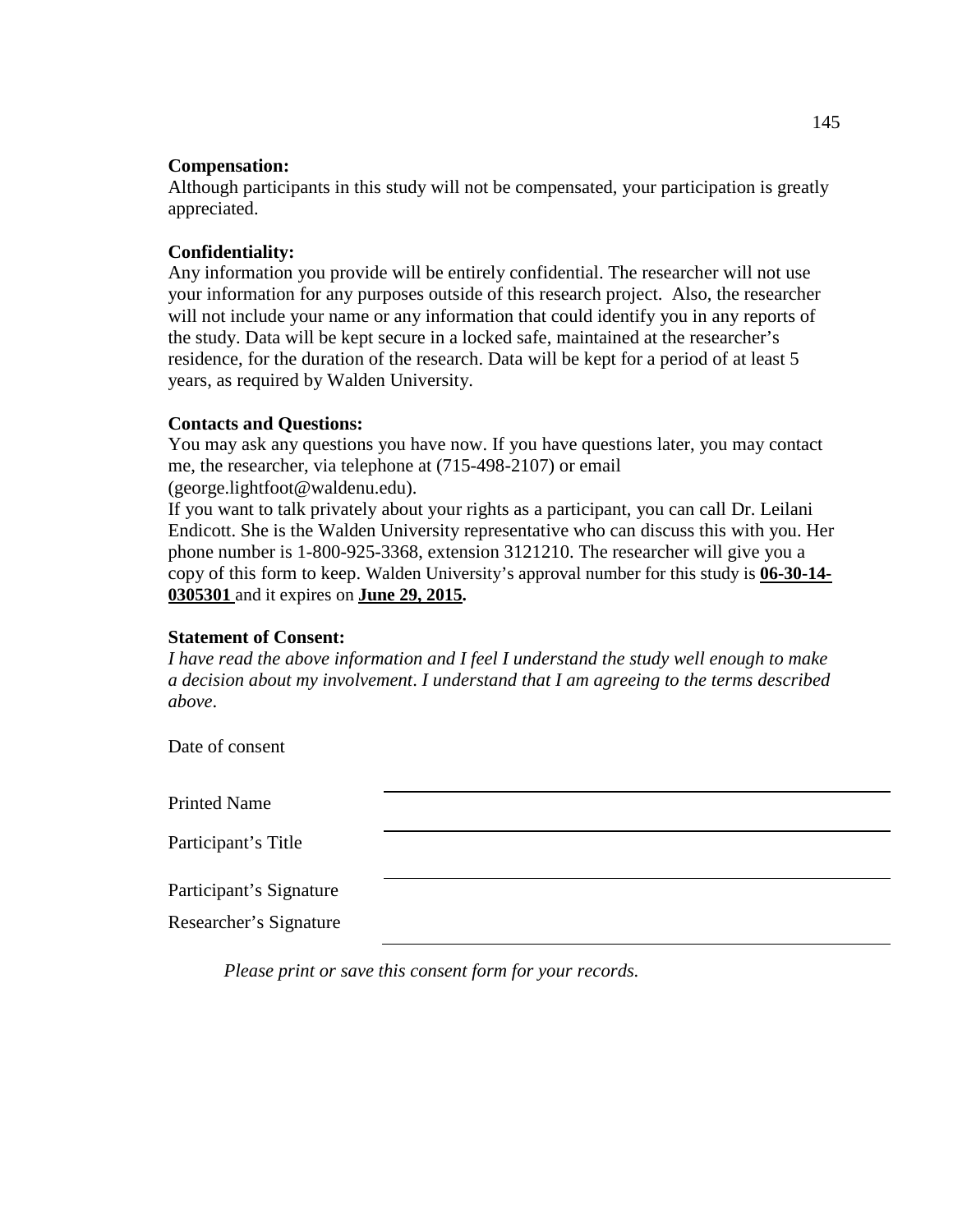**Compensation:**
Although participants in this study will not be compensated, your participation is greatly appreciated.

**Confidentiality:**
Any information you provide will be entirely confidential. The researcher will not use your information for any purposes outside of this research project. Also, the researcher will not include your name or any information that could identify you in any reports of the study. Data will be kept secure in a locked safe, maintained at the researcher's residence, for the duration of the research. Data will be kept for a period of at least 5 years, as required by Walden University.

**Contacts and Questions:**
You may ask any questions you have now. If you have questions later, you may contact me, the researcher, via telephone at (715-498-2107) or email (george.lightfoot@waldenu.edu).
If you want to talk privately about your rights as a participant, you can call Dr. Leilani Endicott. She is the Walden University representative who can discuss this with you. Her phone number is 1-800-925-3368, extension 3121210. The researcher will give you a copy of this form to keep. Walden University's approval number for this study is **06-30-14-0305301** and it expires on **June 29, 2015.**

**Statement of Consent:**
*I have read the above information and I feel I understand the study well enough to make a decision about my involvement. I understand that I am agreeing to the terms described above.*

Date of consent

Printed Name \_\_\_\_\_\_\_\_\_\_\_\_\_\_\_\_\_\_\_\_\_\_\_\_\_\_\_\_\_\_

Participant's Title \_\_\_\_\_\_\_\_\_\_\_\_\_\_\_\_\_\_\_\_\_\_\_\_\_\_\_\_\_\_

Participant's Signature \_\_\_\_\_\_\_\_\_\_\_\_\_\_\_\_\_\_\_\_\_\_\_\_\_\_\_\_\_\_

Researcher's Signature \_\_\_\_\_\_\_\_\_\_\_\_\_\_\_\_\_\_\_\_\_\_\_\_\_\_\_\_\_\_

*Please print or save this consent form for your records.*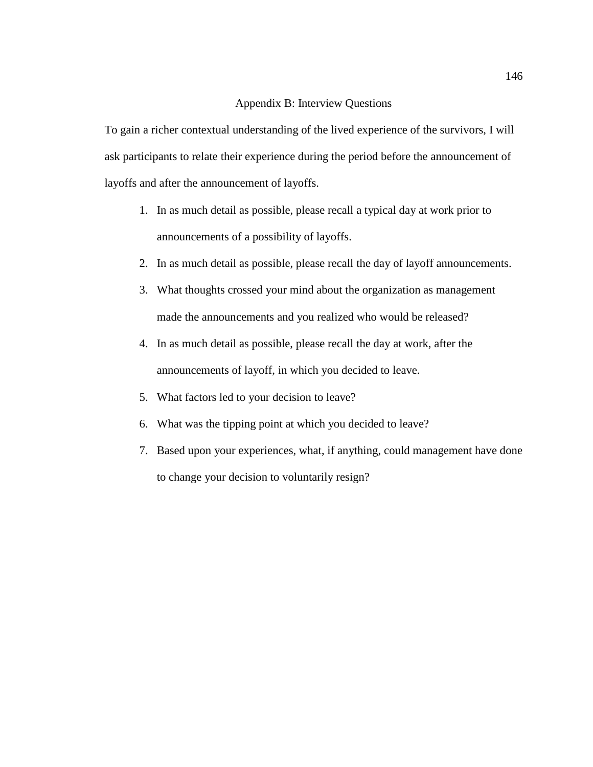# Appendix B: Interview Questions

To gain a richer contextual understanding of the lived experience of the survivors, I will ask participants to relate their experience during the period before the announcement of layoffs and after the announcement of layoffs.

1. In as much detail as possible, please recall a typical day at work prior to announcements of a possibility of layoffs.
2. In as much detail as possible, please recall the day of layoff announcements.
3. What thoughts crossed your mind about the organization as management made the announcements and you realized who would be released?
4. In as much detail as possible, please recall the day at work, after the announcements of layoff, in which you decided to leave.
5. What factors led to your decision to leave?
6. What was the tipping point at which you decided to leave?
7. Based upon your experiences, what, if anything, could management have done to change your decision to voluntarily resign?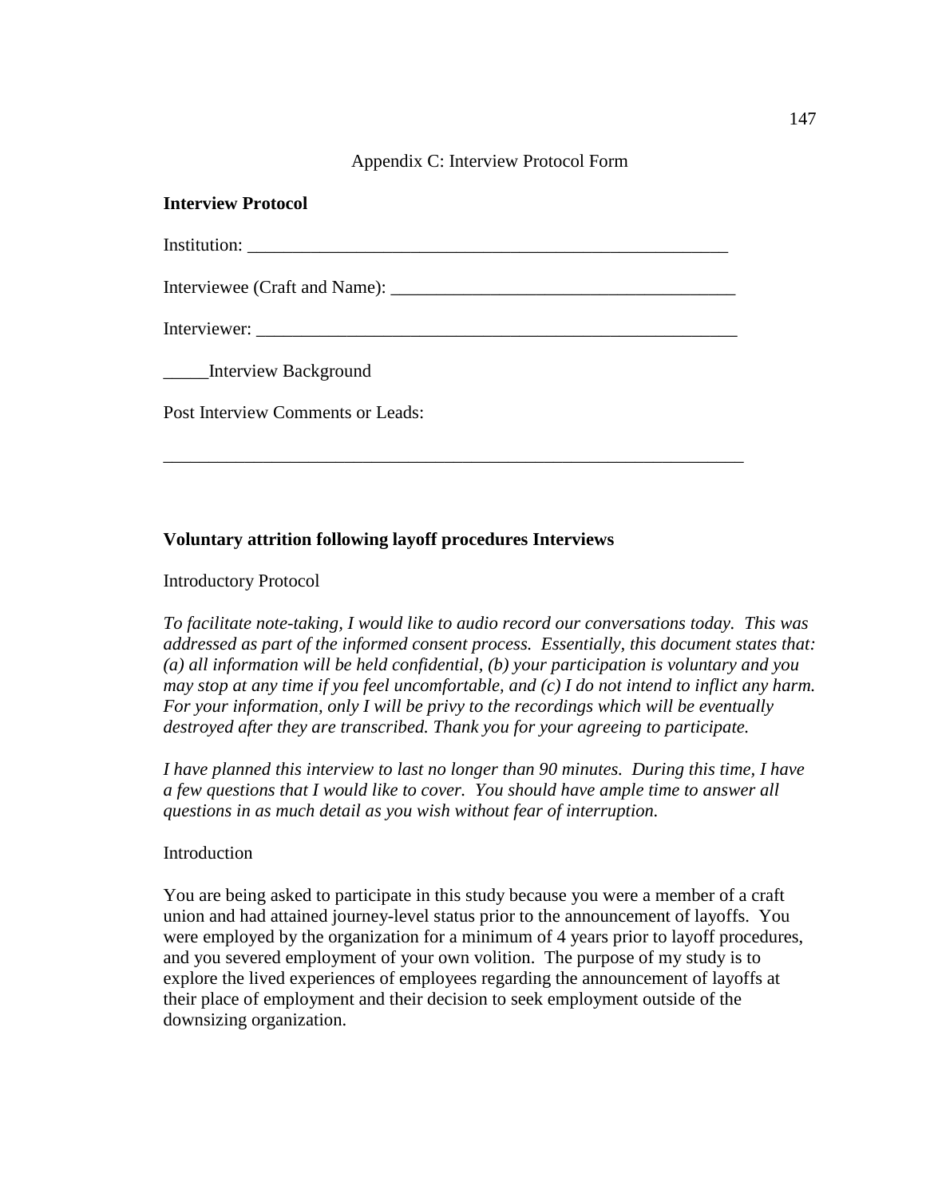Appendix C: Interview Protocol Form

**Interview Protocol**

Institution: _______________________________________________________

Interviewee (Craft and Name): ______________________________________

Interviewer: _______________________________________________________

_____Interview Background

Post Interview Comments or Leads:

_________________________________________________________________

**Voluntary attrition following layoff procedures Interviews**

Introductory Protocol

*To facilitate note-taking, I would like to audio record our conversations today. This was addressed as part of the informed consent process. Essentially, this document states that: (a) all information will be held confidential, (b) your participation is voluntary and you may stop at any time if you feel uncomfortable, and (c) I do not intend to inflict any harm. For your information, only I will be privy to the recordings which will be eventually destroyed after they are transcribed. Thank you for your agreeing to participate.*

*I have planned this interview to last no longer than 90 minutes. During this time, I have a few questions that I would like to cover. You should have ample time to answer all questions in as much detail as you wish without fear of interruption.*

Introduction

You are being asked to participate in this study because you were a member of a craft union and had attained journey-level status prior to the announcement of layoffs. You were employed by the organization for a minimum of 4 years prior to layoff procedures, and you severed employment of your own volition. The purpose of my study is to explore the lived experiences of employees regarding the announcement of layoffs at their place of employment and their decision to seek employment outside of the downsizing organization.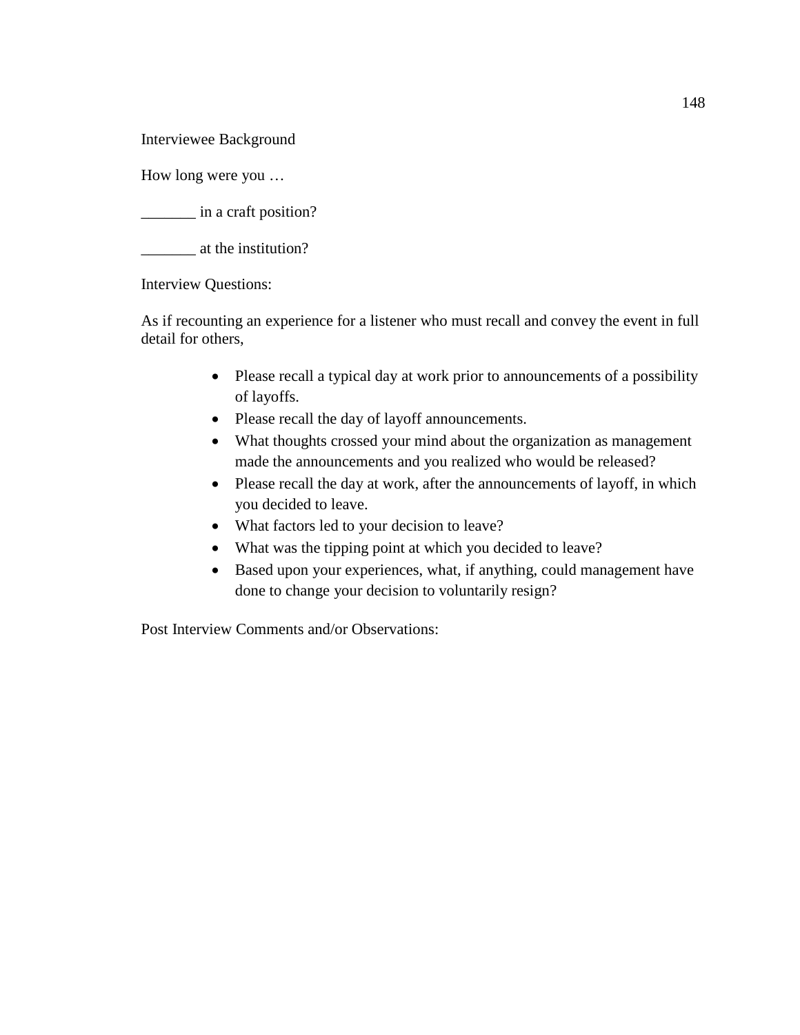Interviewee Background

How long were you …

_______ in a craft position?

_______ at the institution?

Interview Questions:

As if recounting an experience for a listener who must recall and convey the event in full detail for others,

- Please recall a typical day at work prior to announcements of a possibility of layoffs.
- Please recall the day of layoff announcements.
- What thoughts crossed your mind about the organization as management made the announcements and you realized who would be released?
- Please recall the day at work, after the announcements of layoff, in which you decided to leave.
- What factors led to your decision to leave?
- What was the tipping point at which you decided to leave?
- Based upon your experiences, what, if anything, could management have done to change your decision to voluntarily resign?

Post Interview Comments and/or Observations: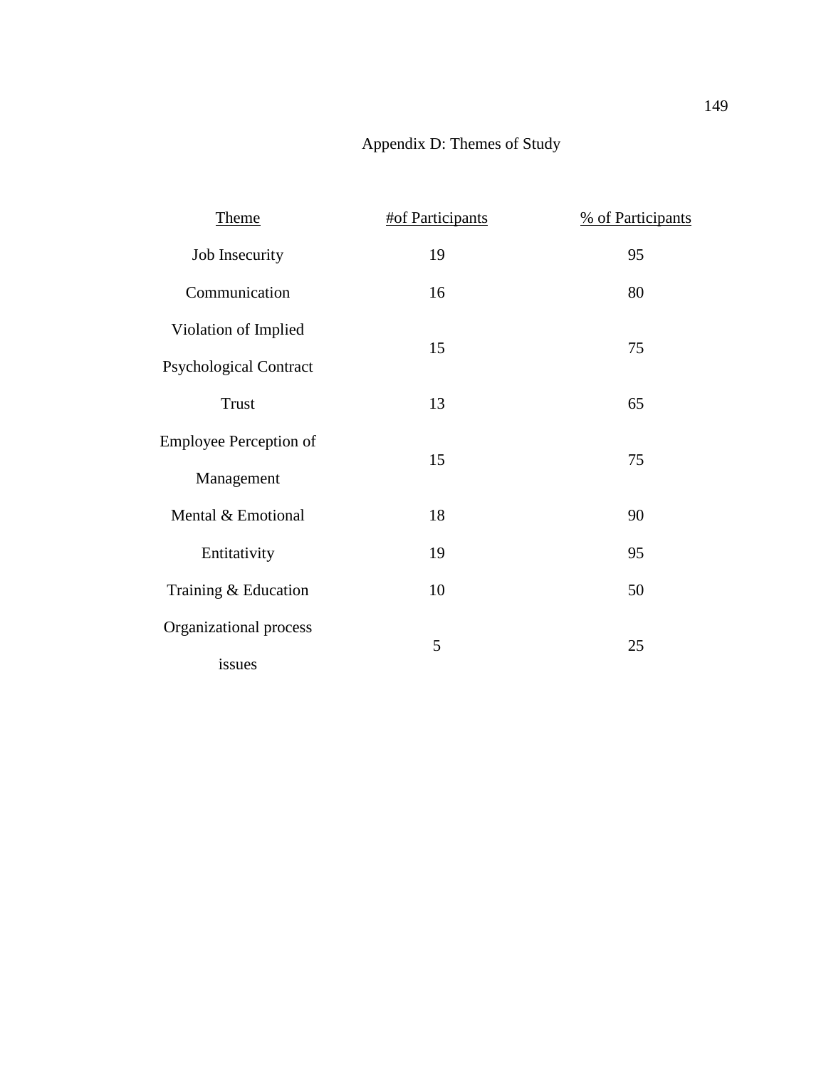# Appendix D: Themes of Study

| Theme | #of Participants | % of Participants |
|---|---|---|
| Job Insecurity | 19 | 95 |
| Communication | 16 | 80 |
| Violation of Implied Psychological Contract | 15 | 75 |
| Trust | 13 | 65 |
| Employee Perception of Management | 15 | 75 |
| Mental & Emotional | 18 | 90 |
| Entitativity | 19 | 95 |
| Training & Education | 10 | 50 |
| Organizational process issues | 5 | 25 |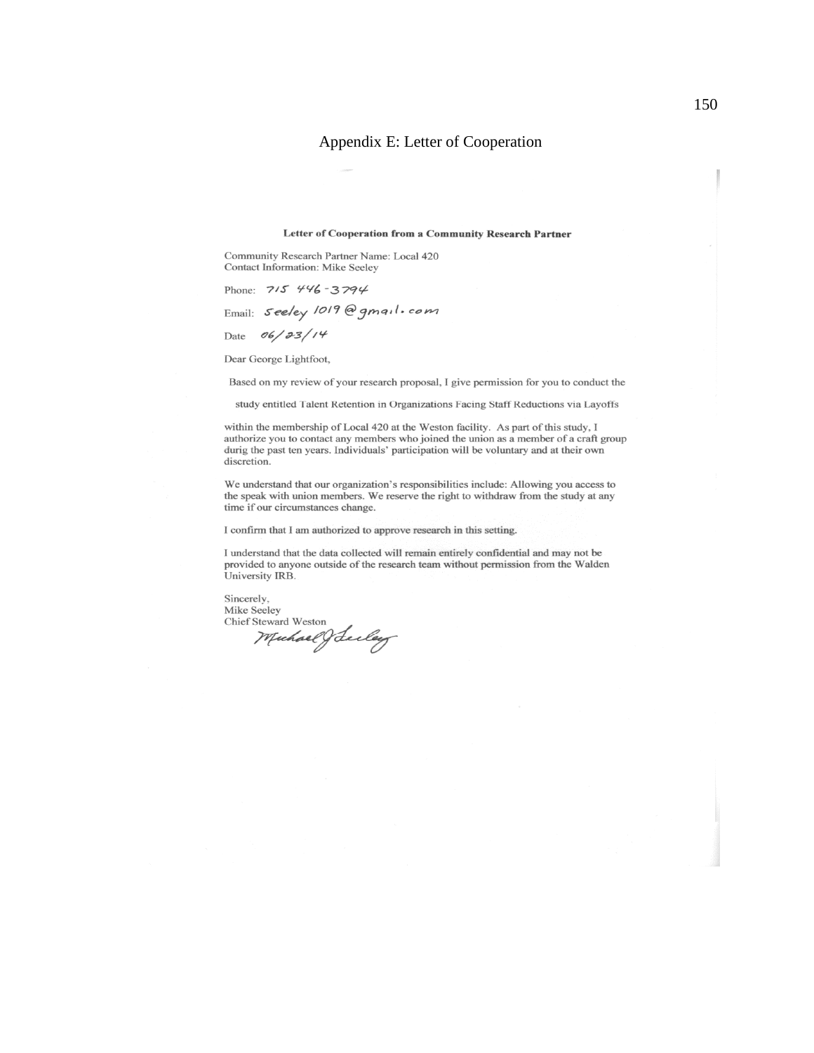# Appendix E: Letter of Cooperation

**Letter of Cooperation from a Community Research Partner**

Community Research Partner Name: Local 420
Contact Information: Mike Seeley

Phone: 715 446-3794

Email: seeley 1019@gmail.com

Date 06/23/14

Dear George Lightfoot,

Based on my review of your research proposal, I give permission for you to conduct the study entitled Talent Retention in Organizations Facing Staff Reductions via Layoffs within the membership of Local 420 at the Weston facility. As part of this study, I authorize you to contact any members who joined the union as a member of a craft group durig the past ten years. Individuals' participation will be voluntary and at their own discretion.

We understand that our organization's responsibilities include: Allowing you access to the speak with union members. We reserve the right to withdraw from the study at any time if our circumstances change.

I confirm that I am authorized to approve research in this setting.

I understand that the data collected will remain entirely confidential and may not be provided to anyone outside of the research team without permission from the Walden University IRB.

Sincerely,
Mike Seeley
Chief Steward Weston
Michael J Seeley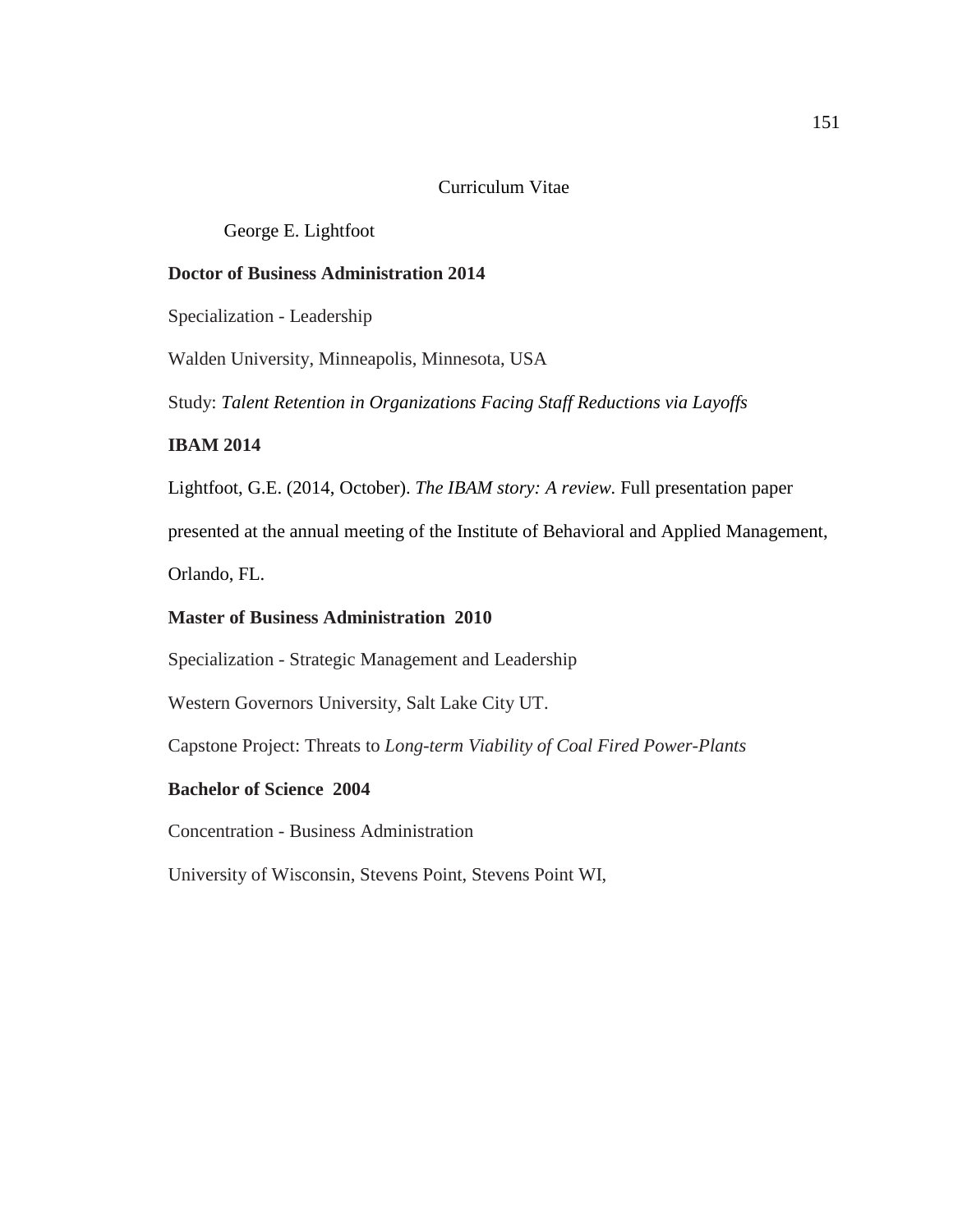# Curriculum Vitae

George E. Lightfoot

**Doctor of Business Administration 2014**

Specialization - Leadership

Walden University, Minneapolis, Minnesota, USA

Study: *Talent Retention in Organizations Facing Staff Reductions via Layoffs*

**IBAM 2014**

Lightfoot, G.E. (2014, October). *The IBAM story: A review.* Full presentation paper presented at the annual meeting of the Institute of Behavioral and Applied Management, Orlando, FL.

**Master of Business Administration 2010**

Specialization - Strategic Management and Leadership

Western Governors University, Salt Lake City UT.

Capstone Project: Threats to *Long-term Viability of Coal Fired Power-Plants*

**Bachelor of Science 2004**

Concentration - Business Administration

University of Wisconsin, Stevens Point, Stevens Point WI,